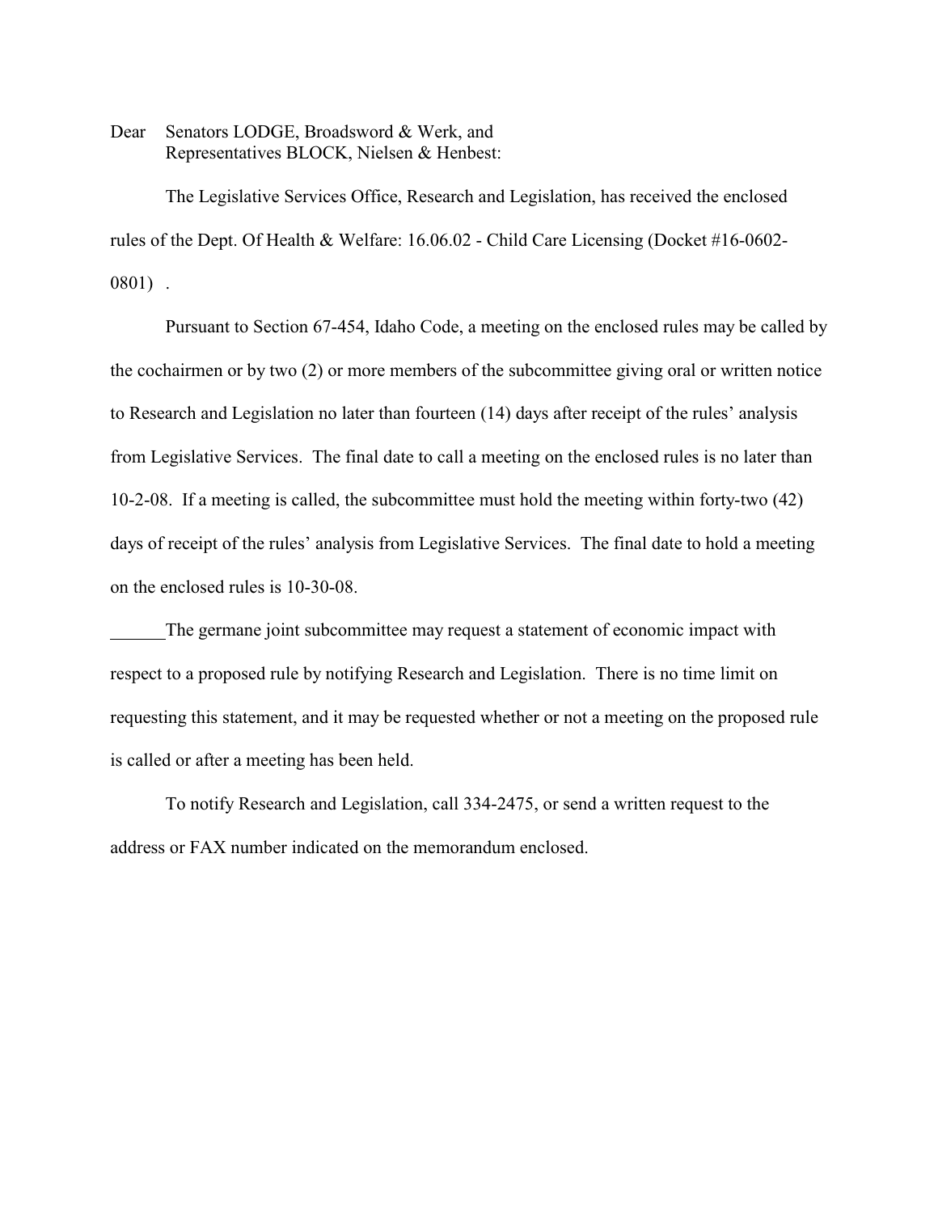Dear Senators LODGE, Broadsword & Werk, and
Representatives BLOCK, Nielsen & Henbest:

The Legislative Services Office, Research and Legislation, has received the enclosed rules of the Dept. Of Health & Welfare: 16.06.02 - Child Care Licensing (Docket #16-0602-0801) .

Pursuant to Section 67-454, Idaho Code, a meeting on the enclosed rules may be called by the cochairmen or by two (2) or more members of the subcommittee giving oral or written notice to Research and Legislation no later than fourteen (14) days after receipt of the rules' analysis from Legislative Services. The final date to call a meeting on the enclosed rules is no later than 10-2-08. If a meeting is called, the subcommittee must hold the meeting within forty-two (42) days of receipt of the rules' analysis from Legislative Services. The final date to hold a meeting on the enclosed rules is 10-30-08.

______The germane joint subcommittee may request a statement of economic impact with respect to a proposed rule by notifying Research and Legislation. There is no time limit on requesting this statement, and it may be requested whether or not a meeting on the proposed rule is called or after a meeting has been held.

To notify Research and Legislation, call 334-2475, or send a written request to the address or FAX number indicated on the memorandum enclosed.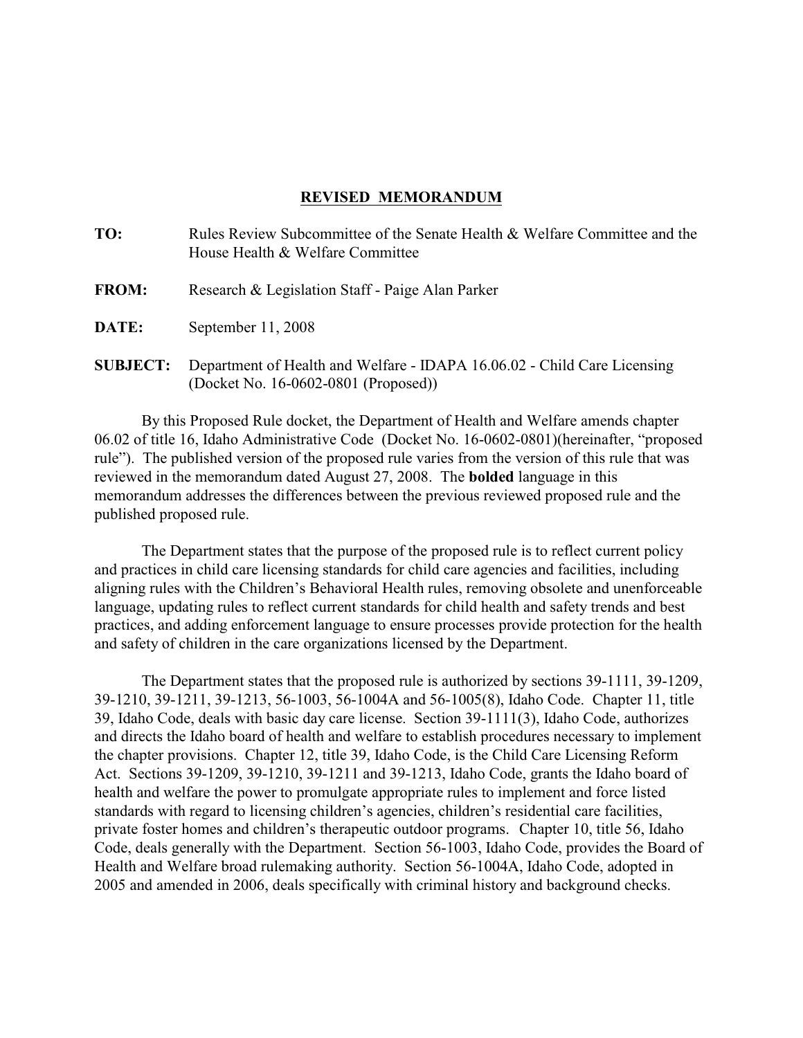## REVISED MEMORANDUM

**TO:** Rules Review Subcommittee of the Senate Health & Welfare Committee and the House Health & Welfare Committee

**FROM:** Research & Legislation Staff - Paige Alan Parker

**DATE:** September 11, 2008

**SUBJECT:** Department of Health and Welfare - IDAPA 16.06.02 - Child Care Licensing (Docket No. 16-0602-0801 (Proposed))

By this Proposed Rule docket, the Department of Health and Welfare amends chapter 06.02 of title 16, Idaho Administrative Code (Docket No. 16-0602-0801)(hereinafter, "proposed rule"). The published version of the proposed rule varies from the version of this rule that was reviewed in the memorandum dated August 27, 2008. The **bolded** language in this memorandum addresses the differences between the previous reviewed proposed rule and the published proposed rule.

The Department states that the purpose of the proposed rule is to reflect current policy and practices in child care licensing standards for child care agencies and facilities, including aligning rules with the Children's Behavioral Health rules, removing obsolete and unenforceable language, updating rules to reflect current standards for child health and safety trends and best practices, and adding enforcement language to ensure processes provide protection for the health and safety of children in the care organizations licensed by the Department.

The Department states that the proposed rule is authorized by sections 39-1111, 39-1209, 39-1210, 39-1211, 39-1213, 56-1003, 56-1004A and 56-1005(8), Idaho Code. Chapter 11, title 39, Idaho Code, deals with basic day care license. Section 39-1111(3), Idaho Code, authorizes and directs the Idaho board of health and welfare to establish procedures necessary to implement the chapter provisions. Chapter 12, title 39, Idaho Code, is the Child Care Licensing Reform Act. Sections 39-1209, 39-1210, 39-1211 and 39-1213, Idaho Code, grants the Idaho board of health and welfare the power to promulgate appropriate rules to implement and force listed standards with regard to licensing children's agencies, children's residential care facilities, private foster homes and children's therapeutic outdoor programs. Chapter 10, title 56, Idaho Code, deals generally with the Department. Section 56-1003, Idaho Code, provides the Board of Health and Welfare broad rulemaking authority. Section 56-1004A, Idaho Code, adopted in 2005 and amended in 2006, deals specifically with criminal history and background checks.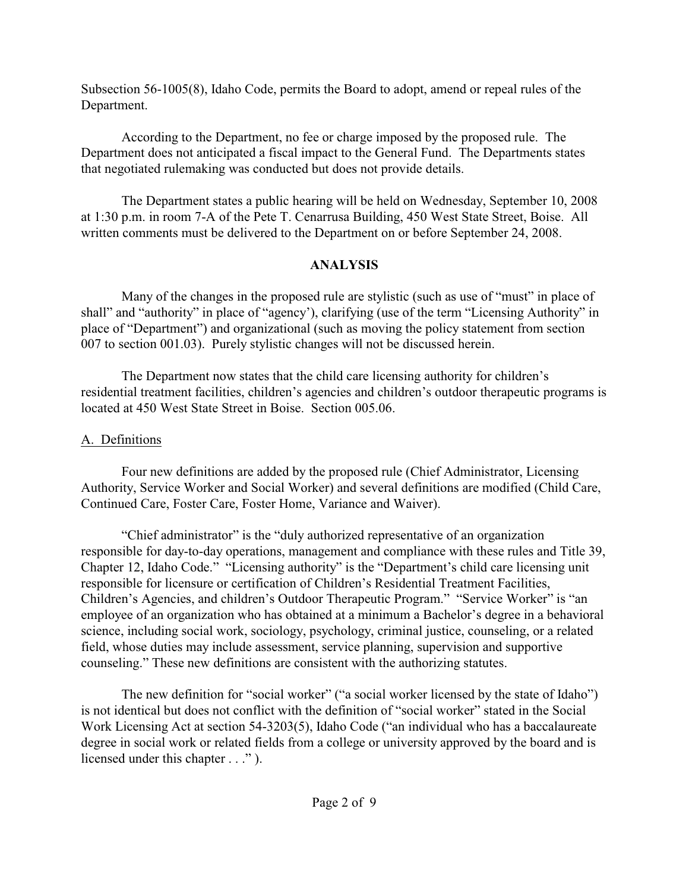Subsection 56-1005(8), Idaho Code, permits the Board to adopt, amend or repeal rules of the Department.

According to the Department, no fee or charge imposed by the proposed rule. The Department does not anticipated a fiscal impact to the General Fund. The Departments states that negotiated rulemaking was conducted but does not provide details.

The Department states a public hearing will be held on Wednesday, September 10, 2008 at 1:30 p.m. in room 7-A of the Pete T. Cenarrusa Building, 450 West State Street, Boise. All written comments must be delivered to the Department on or before September 24, 2008.

**ANALYSIS**

Many of the changes in the proposed rule are stylistic (such as use of "must" in place of shall" and "authority" in place of "agency'), clarifying (use of the term "Licensing Authority" in place of "Department") and organizational (such as moving the policy statement from section 007 to section 001.03). Purely stylistic changes will not be discussed herein.

The Department now states that the child care licensing authority for children's residential treatment facilities, children's agencies and children's outdoor therapeutic programs is located at 450 West State Street in Boise. Section 005.06.

A. Definitions

Four new definitions are added by the proposed rule (Chief Administrator, Licensing Authority, Service Worker and Social Worker) and several definitions are modified (Child Care, Continued Care, Foster Care, Foster Home, Variance and Waiver).

"Chief administrator" is the "duly authorized representative of an organization responsible for day-to-day operations, management and compliance with these rules and Title 39, Chapter 12, Idaho Code." "Licensing authority" is the "Department's child care licensing unit responsible for licensure or certification of Children's Residential Treatment Facilities, Children's Agencies, and children's Outdoor Therapeutic Program." "Service Worker" is "an employee of an organization who has obtained at a minimum a Bachelor's degree in a behavioral science, including social work, sociology, psychology, criminal justice, counseling, or a related field, whose duties may include assessment, service planning, supervision and supportive counseling." These new definitions are consistent with the authorizing statutes.

The new definition for "social worker" ("a social worker licensed by the state of Idaho") is not identical but does not conflict with the definition of "social worker" stated in the Social Work Licensing Act at section 54-3203(5), Idaho Code ("an individual who has a baccalaureate degree in social work or related fields from a college or university approved by the board and is licensed under this chapter . . ." ).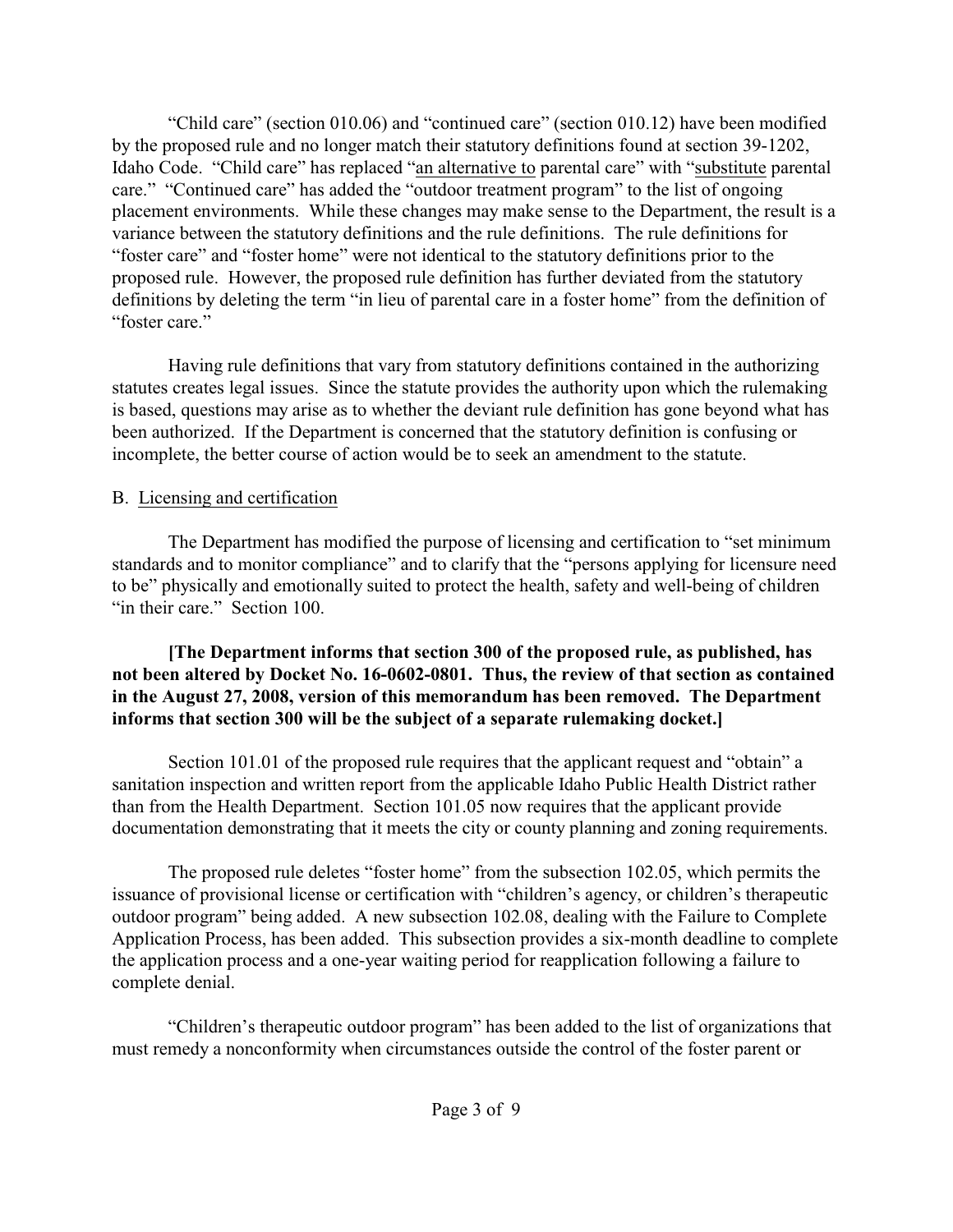"Child care" (section 010.06) and "continued care" (section 010.12) have been modified by the proposed rule and no longer match their statutory definitions found at section 39-1202, Idaho Code. "Child care" has replaced "an alternative to parental care" with "substitute parental care." "Continued care" has added the "outdoor treatment program" to the list of ongoing placement environments. While these changes may make sense to the Department, the result is a variance between the statutory definitions and the rule definitions. The rule definitions for "foster care" and "foster home" were not identical to the statutory definitions prior to the proposed rule. However, the proposed rule definition has further deviated from the statutory definitions by deleting the term "in lieu of parental care in a foster home" from the definition of "foster care."

Having rule definitions that vary from statutory definitions contained in the authorizing statutes creates legal issues. Since the statute provides the authority upon which the rulemaking is based, questions may arise as to whether the deviant rule definition has gone beyond what has been authorized. If the Department is concerned that the statutory definition is confusing or incomplete, the better course of action would be to seek an amendment to the statute.

B. Licensing and certification

The Department has modified the purpose of licensing and certification to "set minimum standards and to monitor compliance" and to clarify that the "persons applying for licensure need to be" physically and emotionally suited to protect the health, safety and well-being of children "in their care." Section 100.

**[The Department informs that section 300 of the proposed rule, as published, has not been altered by Docket No. 16-0602-0801. Thus, the review of that section as contained in the August 27, 2008, version of this memorandum has been removed. The Department informs that section 300 will be the subject of a separate rulemaking docket.]**

Section 101.01 of the proposed rule requires that the applicant request and "obtain" a sanitation inspection and written report from the applicable Idaho Public Health District rather than from the Health Department. Section 101.05 now requires that the applicant provide documentation demonstrating that it meets the city or county planning and zoning requirements.

The proposed rule deletes "foster home" from the subsection 102.05, which permits the issuance of provisional license or certification with "children's agency, or children's therapeutic outdoor program" being added. A new subsection 102.08, dealing with the Failure to Complete Application Process, has been added. This subsection provides a six-month deadline to complete the application process and a one-year waiting period for reapplication following a failure to complete denial.

"Children's therapeutic outdoor program" has been added to the list of organizations that must remedy a nonconformity when circumstances outside the control of the foster parent or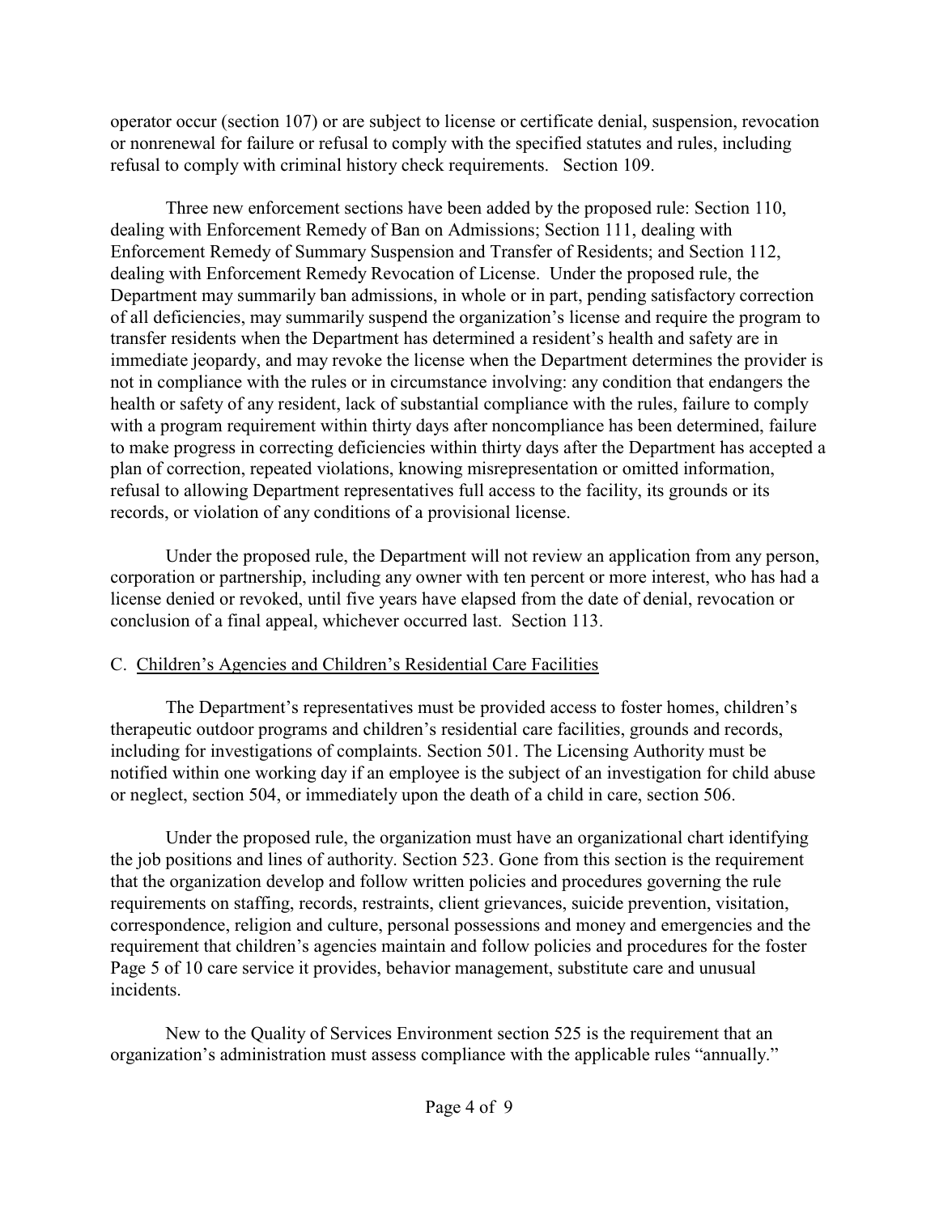operator occur (section 107) or are subject to license or certificate denial, suspension, revocation or nonrenewal for failure or refusal to comply with the specified statutes and rules, including refusal to comply with criminal history check requirements. Section 109.

Three new enforcement sections have been added by the proposed rule: Section 110, dealing with Enforcement Remedy of Ban on Admissions; Section 111, dealing with Enforcement Remedy of Summary Suspension and Transfer of Residents; and Section 112, dealing with Enforcement Remedy Revocation of License. Under the proposed rule, the Department may summarily ban admissions, in whole or in part, pending satisfactory correction of all deficiencies, may summarily suspend the organization's license and require the program to transfer residents when the Department has determined a resident's health and safety are in immediate jeopardy, and may revoke the license when the Department determines the provider is not in compliance with the rules or in circumstance involving: any condition that endangers the health or safety of any resident, lack of substantial compliance with the rules, failure to comply with a program requirement within thirty days after noncompliance has been determined, failure to make progress in correcting deficiencies within thirty days after the Department has accepted a plan of correction, repeated violations, knowing misrepresentation or omitted information, refusal to allowing Department representatives full access to the facility, its grounds or its records, or violation of any conditions of a provisional license.

Under the proposed rule, the Department will not review an application from any person, corporation or partnership, including any owner with ten percent or more interest, who has had a license denied or revoked, until five years have elapsed from the date of denial, revocation or conclusion of a final appeal, whichever occurred last. Section 113.

C. Children's Agencies and Children's Residential Care Facilities

The Department's representatives must be provided access to foster homes, children's therapeutic outdoor programs and children's residential care facilities, grounds and records, including for investigations of complaints. Section 501. The Licensing Authority must be notified within one working day if an employee is the subject of an investigation for child abuse or neglect, section 504, or immediately upon the death of a child in care, section 506.

Under the proposed rule, the organization must have an organizational chart identifying the job positions and lines of authority. Section 523. Gone from this section is the requirement that the organization develop and follow written policies and procedures governing the rule requirements on staffing, records, restraints, client grievances, suicide prevention, visitation, correspondence, religion and culture, personal possessions and money and emergencies and the requirement that children's agencies maintain and follow policies and procedures for the foster Page 5 of 10 care service it provides, behavior management, substitute care and unusual incidents.

New to the Quality of Services Environment section 525 is the requirement that an organization's administration must assess compliance with the applicable rules "annually."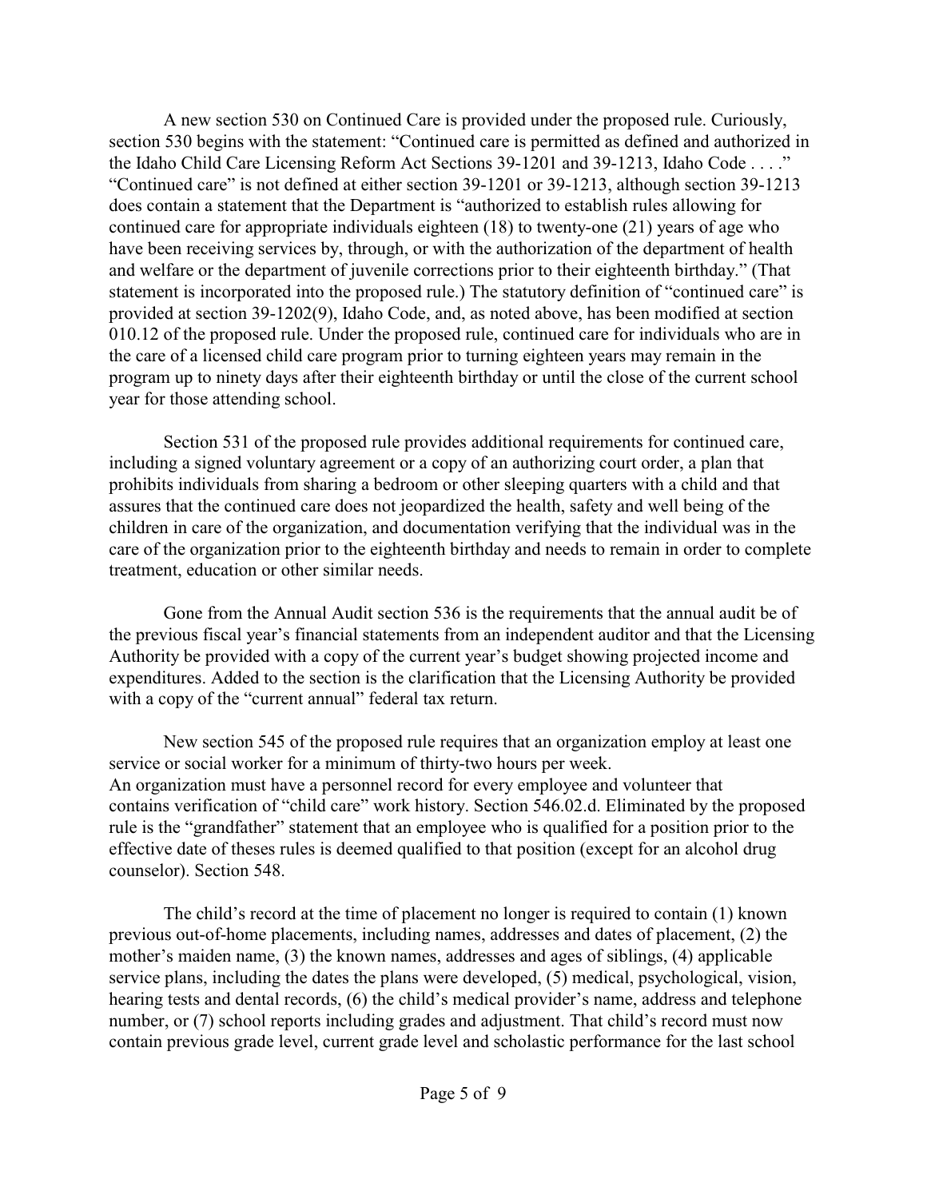A new section 530 on Continued Care is provided under the proposed rule. Curiously, section 530 begins with the statement: "Continued care is permitted as defined and authorized in the Idaho Child Care Licensing Reform Act Sections 39-1201 and 39-1213, Idaho Code . . . ." "Continued care" is not defined at either section 39-1201 or 39-1213, although section 39-1213 does contain a statement that the Department is "authorized to establish rules allowing for continued care for appropriate individuals eighteen (18) to twenty-one (21) years of age who have been receiving services by, through, or with the authorization of the department of health and welfare or the department of juvenile corrections prior to their eighteenth birthday." (That statement is incorporated into the proposed rule.) The statutory definition of "continued care" is provided at section 39-1202(9), Idaho Code, and, as noted above, has been modified at section 010.12 of the proposed rule. Under the proposed rule, continued care for individuals who are in the care of a licensed child care program prior to turning eighteen years may remain in the program up to ninety days after their eighteenth birthday or until the close of the current school year for those attending school.

Section 531 of the proposed rule provides additional requirements for continued care, including a signed voluntary agreement or a copy of an authorizing court order, a plan that prohibits individuals from sharing a bedroom or other sleeping quarters with a child and that assures that the continued care does not jeopardized the health, safety and well being of the children in care of the organization, and documentation verifying that the individual was in the care of the organization prior to the eighteenth birthday and needs to remain in order to complete treatment, education or other similar needs.

Gone from the Annual Audit section 536 is the requirements that the annual audit be of the previous fiscal year's financial statements from an independent auditor and that the Licensing Authority be provided with a copy of the current year's budget showing projected income and expenditures. Added to the section is the clarification that the Licensing Authority be provided with a copy of the "current annual" federal tax return.

New section 545 of the proposed rule requires that an organization employ at least one service or social worker for a minimum of thirty-two hours per week.
An organization must have a personnel record for every employee and volunteer that contains verification of "child care" work history. Section 546.02.d. Eliminated by the proposed rule is the "grandfather" statement that an employee who is qualified for a position prior to the effective date of theses rules is deemed qualified to that position (except for an alcohol drug counselor). Section 548.

The child's record at the time of placement no longer is required to contain (1) known previous out-of-home placements, including names, addresses and dates of placement, (2) the mother's maiden name, (3) the known names, addresses and ages of siblings, (4) applicable service plans, including the dates the plans were developed, (5) medical, psychological, vision, hearing tests and dental records, (6) the child's medical provider's name, address and telephone number, or (7) school reports including grades and adjustment. That child's record must now contain previous grade level, current grade level and scholastic performance for the last school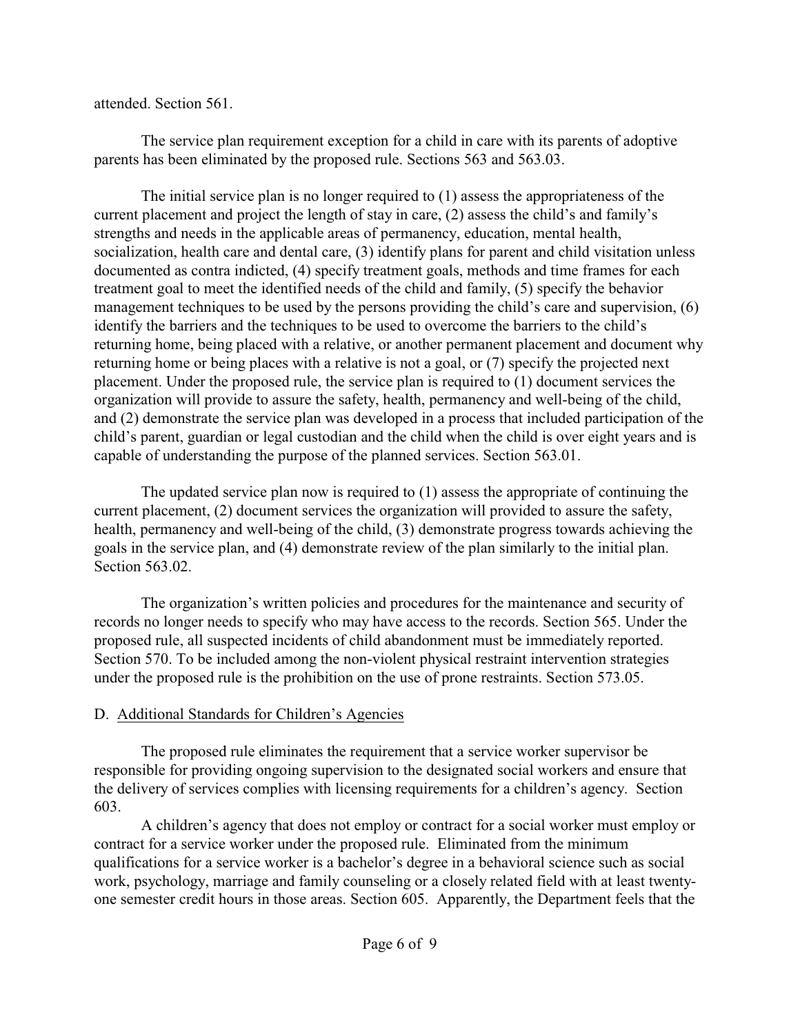attended. Section 561.

The service plan requirement exception for a child in care with its parents of adoptive parents has been eliminated by the proposed rule. Sections 563 and 563.03.

The initial service plan is no longer required to (1) assess the appropriateness of the current placement and project the length of stay in care, (2) assess the child's and family's strengths and needs in the applicable areas of permanency, education, mental health, socialization, health care and dental care, (3) identify plans for parent and child visitation unless documented as contra indicted, (4) specify treatment goals, methods and time frames for each treatment goal to meet the identified needs of the child and family, (5) specify the behavior management techniques to be used by the persons providing the child's care and supervision, (6) identify the barriers and the techniques to be used to overcome the barriers to the child's returning home, being placed with a relative, or another permanent placement and document why returning home or being places with a relative is not a goal, or (7) specify the projected next placement. Under the proposed rule, the service plan is required to (1) document services the organization will provide to assure the safety, health, permanency and well-being of the child, and (2) demonstrate the service plan was developed in a process that included participation of the child's parent, guardian or legal custodian and the child when the child is over eight years and is capable of understanding the purpose of the planned services. Section 563.01.

The updated service plan now is required to (1) assess the appropriate of continuing the current placement, (2) document services the organization will provided to assure the safety, health, permanency and well-being of the child, (3) demonstrate progress towards achieving the goals in the service plan, and (4) demonstrate review of the plan similarly to the initial plan. Section 563.02.

The organization's written policies and procedures for the maintenance and security of records no longer needs to specify who may have access to the records. Section 565. Under the proposed rule, all suspected incidents of child abandonment must be immediately reported. Section 570. To be included among the non-violent physical restraint intervention strategies under the proposed rule is the prohibition on the use of prone restraints. Section 573.05.

D. Additional Standards for Children's Agencies

The proposed rule eliminates the requirement that a service worker supervisor be responsible for providing ongoing supervision to the designated social workers and ensure that the delivery of services complies with licensing requirements for a children's agency. Section 603.

A children's agency that does not employ or contract for a social worker must employ or contract for a service worker under the proposed rule. Eliminated from the minimum qualifications for a service worker is a bachelor's degree in a behavioral science such as social work, psychology, marriage and family counseling or a closely related field with at least twenty-one semester credit hours in those areas. Section 605. Apparently, the Department feels that the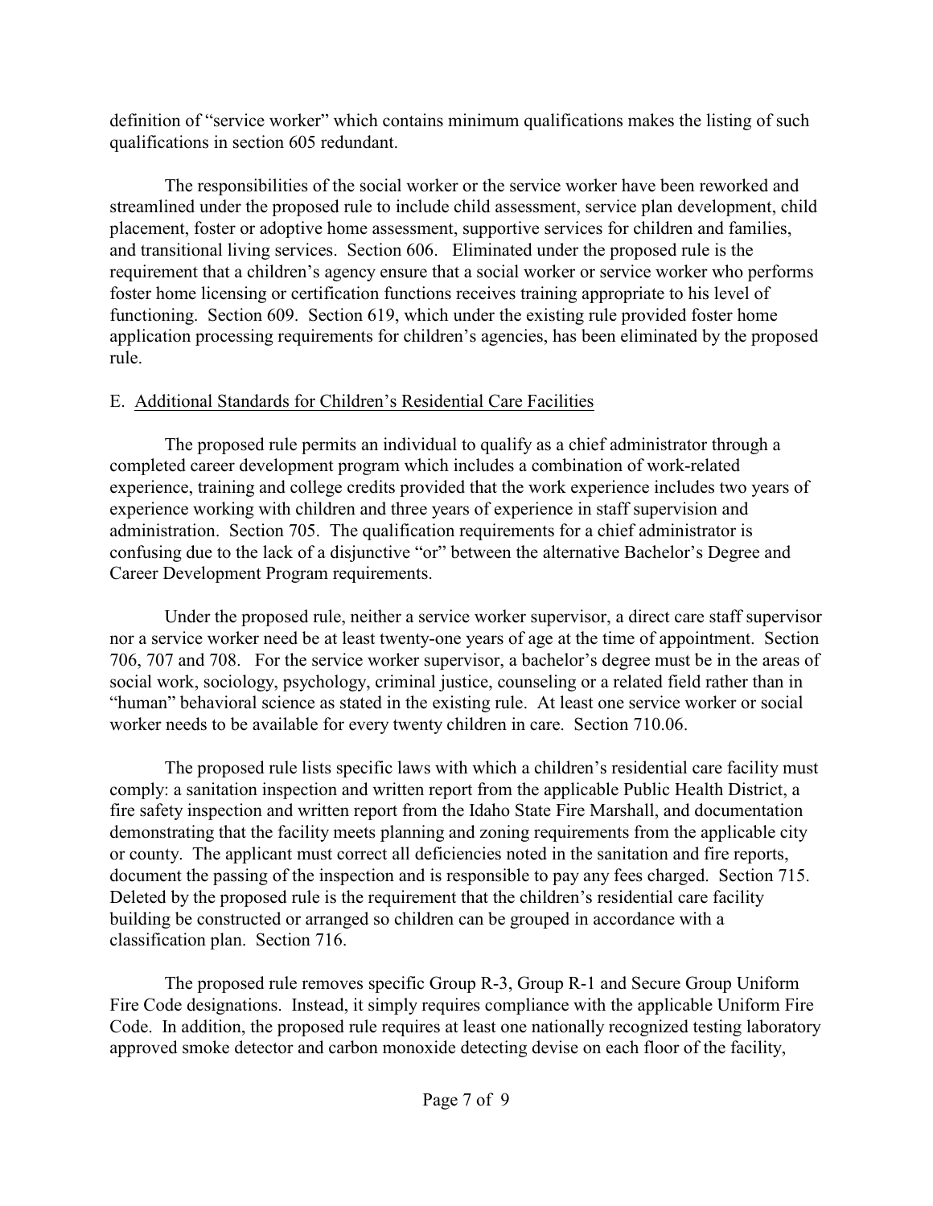definition of "service worker" which contains minimum qualifications makes the listing of such qualifications in section 605 redundant.

The responsibilities of the social worker or the service worker have been reworked and streamlined under the proposed rule to include child assessment, service plan development, child placement, foster or adoptive home assessment, supportive services for children and families, and transitional living services. Section 606. Eliminated under the proposed rule is the requirement that a children's agency ensure that a social worker or service worker who performs foster home licensing or certification functions receives training appropriate to his level of functioning. Section 609. Section 619, which under the existing rule provided foster home application processing requirements for children's agencies, has been eliminated by the proposed rule.

E. Additional Standards for Children's Residential Care Facilities

The proposed rule permits an individual to qualify as a chief administrator through a completed career development program which includes a combination of work-related experience, training and college credits provided that the work experience includes two years of experience working with children and three years of experience in staff supervision and administration. Section 705. The qualification requirements for a chief administrator is confusing due to the lack of a disjunctive "or" between the alternative Bachelor's Degree and Career Development Program requirements.

Under the proposed rule, neither a service worker supervisor, a direct care staff supervisor nor a service worker need be at least twenty-one years of age at the time of appointment. Section 706, 707 and 708. For the service worker supervisor, a bachelor's degree must be in the areas of social work, sociology, psychology, criminal justice, counseling or a related field rather than in "human" behavioral science as stated in the existing rule. At least one service worker or social worker needs to be available for every twenty children in care. Section 710.06.

The proposed rule lists specific laws with which a children's residential care facility must comply: a sanitation inspection and written report from the applicable Public Health District, a fire safety inspection and written report from the Idaho State Fire Marshall, and documentation demonstrating that the facility meets planning and zoning requirements from the applicable city or county. The applicant must correct all deficiencies noted in the sanitation and fire reports, document the passing of the inspection and is responsible to pay any fees charged. Section 715. Deleted by the proposed rule is the requirement that the children's residential care facility building be constructed or arranged so children can be grouped in accordance with a classification plan. Section 716.

The proposed rule removes specific Group R-3, Group R-1 and Secure Group Uniform Fire Code designations. Instead, it simply requires compliance with the applicable Uniform Fire Code. In addition, the proposed rule requires at least one nationally recognized testing laboratory approved smoke detector and carbon monoxide detecting devise on each floor of the facility,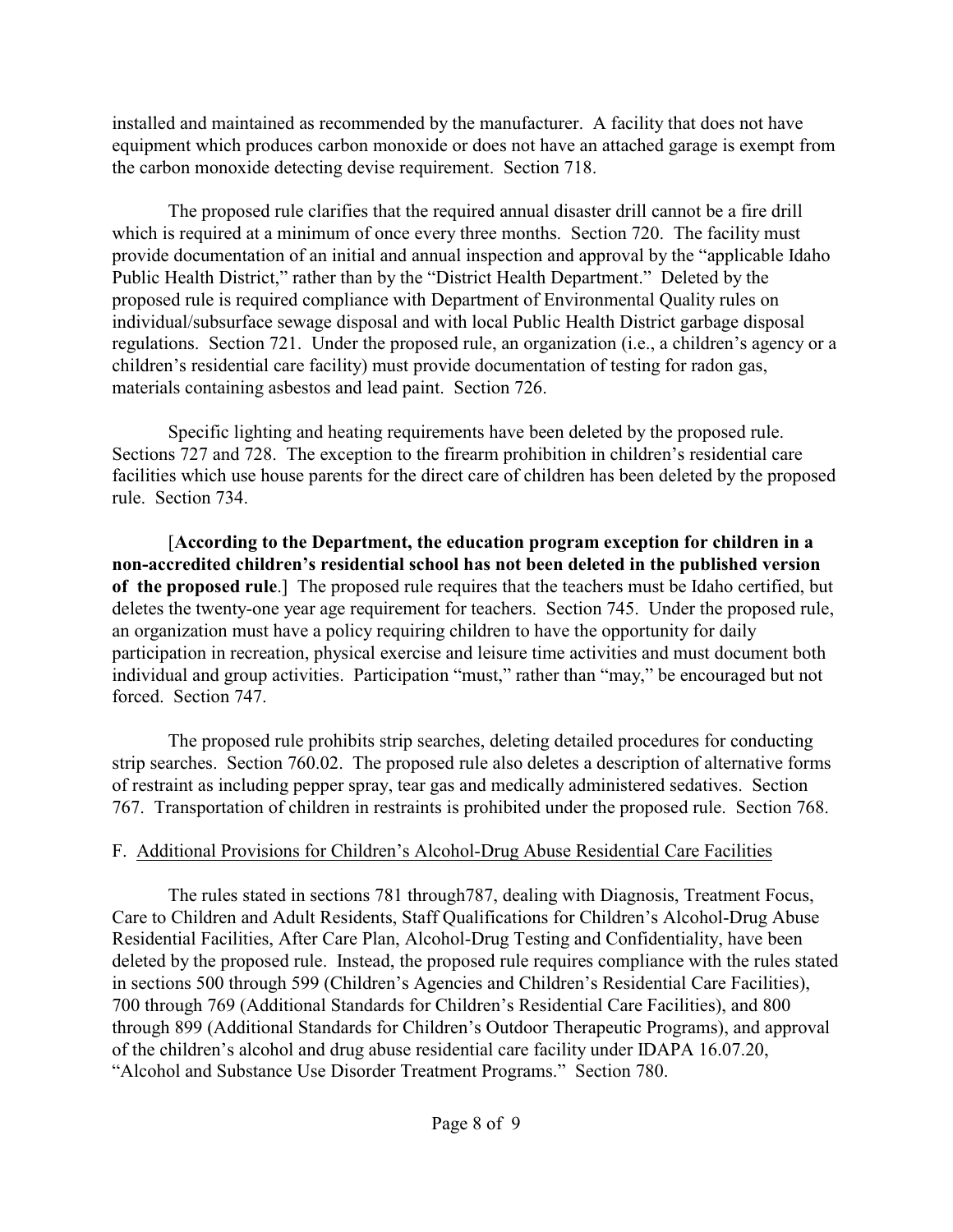installed and maintained as recommended by the manufacturer. A facility that does not have equipment which produces carbon monoxide or does not have an attached garage is exempt from the carbon monoxide detecting devise requirement. Section 718.

The proposed rule clarifies that the required annual disaster drill cannot be a fire drill which is required at a minimum of once every three months. Section 720. The facility must provide documentation of an initial and annual inspection and approval by the "applicable Idaho Public Health District," rather than by the "District Health Department." Deleted by the proposed rule is required compliance with Department of Environmental Quality rules on individual/subsurface sewage disposal and with local Public Health District garbage disposal regulations. Section 721. Under the proposed rule, an organization (i.e., a children's agency or a children's residential care facility) must provide documentation of testing for radon gas, materials containing asbestos and lead paint. Section 726.

Specific lighting and heating requirements have been deleted by the proposed rule. Sections 727 and 728. The exception to the firearm prohibition in children's residential care facilities which use house parents for the direct care of children has been deleted by the proposed rule. Section 734.

[**According to the Department, the education program exception for children in a non-accredited children's residential school has not been deleted in the published version of the proposed rule**.] The proposed rule requires that the teachers must be Idaho certified, but deletes the twenty-one year age requirement for teachers. Section 745. Under the proposed rule, an organization must have a policy requiring children to have the opportunity for daily participation in recreation, physical exercise and leisure time activities and must document both individual and group activities. Participation "must," rather than "may," be encouraged but not forced. Section 747.

The proposed rule prohibits strip searches, deleting detailed procedures for conducting strip searches. Section 760.02. The proposed rule also deletes a description of alternative forms of restraint as including pepper spray, tear gas and medically administered sedatives. Section 767. Transportation of children in restraints is prohibited under the proposed rule. Section 768.

F. Additional Provisions for Children's Alcohol-Drug Abuse Residential Care Facilities

The rules stated in sections 781 through787, dealing with Diagnosis, Treatment Focus, Care to Children and Adult Residents, Staff Qualifications for Children's Alcohol-Drug Abuse Residential Facilities, After Care Plan, Alcohol-Drug Testing and Confidentiality, have been deleted by the proposed rule. Instead, the proposed rule requires compliance with the rules stated in sections 500 through 599 (Children's Agencies and Children's Residential Care Facilities), 700 through 769 (Additional Standards for Children's Residential Care Facilities), and 800 through 899 (Additional Standards for Children's Outdoor Therapeutic Programs), and approval of the children's alcohol and drug abuse residential care facility under IDAPA 16.07.20, "Alcohol and Substance Use Disorder Treatment Programs." Section 780.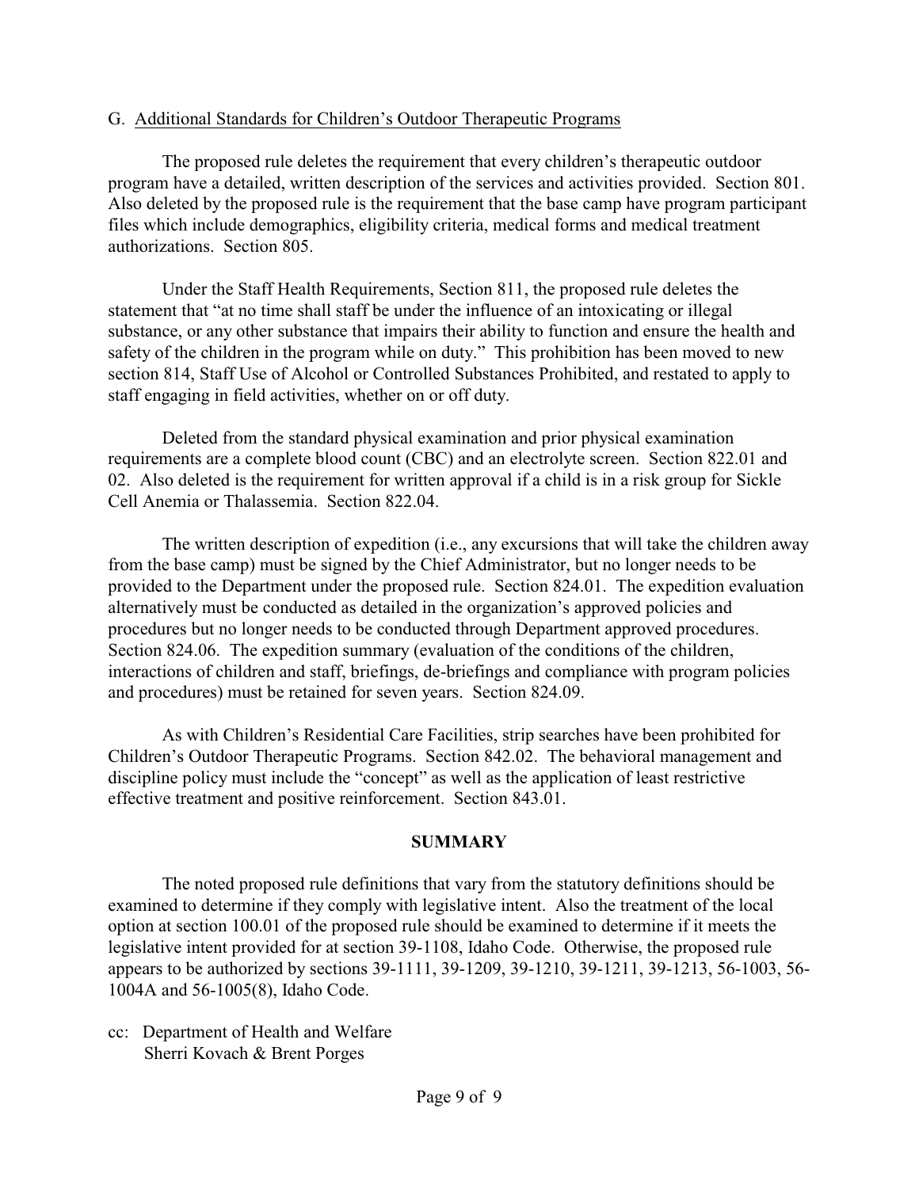G. Additional Standards for Children's Outdoor Therapeutic Programs

The proposed rule deletes the requirement that every children's therapeutic outdoor program have a detailed, written description of the services and activities provided. Section 801. Also deleted by the proposed rule is the requirement that the base camp have program participant files which include demographics, eligibility criteria, medical forms and medical treatment authorizations. Section 805.

Under the Staff Health Requirements, Section 811, the proposed rule deletes the statement that "at no time shall staff be under the influence of an intoxicating or illegal substance, or any other substance that impairs their ability to function and ensure the health and safety of the children in the program while on duty." This prohibition has been moved to new section 814, Staff Use of Alcohol or Controlled Substances Prohibited, and restated to apply to staff engaging in field activities, whether on or off duty.

Deleted from the standard physical examination and prior physical examination requirements are a complete blood count (CBC) and an electrolyte screen. Section 822.01 and 02. Also deleted is the requirement for written approval if a child is in a risk group for Sickle Cell Anemia or Thalassemia. Section 822.04.

The written description of expedition (i.e., any excursions that will take the children away from the base camp) must be signed by the Chief Administrator, but no longer needs to be provided to the Department under the proposed rule. Section 824.01. The expedition evaluation alternatively must be conducted as detailed in the organization's approved policies and procedures but no longer needs to be conducted through Department approved procedures. Section 824.06. The expedition summary (evaluation of the conditions of the children, interactions of children and staff, briefings, de-briefings and compliance with program policies and procedures) must be retained for seven years. Section 824.09.

As with Children's Residential Care Facilities, strip searches have been prohibited for Children's Outdoor Therapeutic Programs. Section 842.02. The behavioral management and discipline policy must include the "concept" as well as the application of least restrictive effective treatment and positive reinforcement. Section 843.01.

**SUMMARY**

The noted proposed rule definitions that vary from the statutory definitions should be examined to determine if they comply with legislative intent. Also the treatment of the local option at section 100.01 of the proposed rule should be examined to determine if it meets the legislative intent provided for at section 39-1108, Idaho Code. Otherwise, the proposed rule appears to be authorized by sections 39-1111, 39-1209, 39-1210, 39-1211, 39-1213, 56-1003, 56-1004A and 56-1005(8), Idaho Code.

cc: Department of Health and Welfare
Sherri Kovach & Brent Porges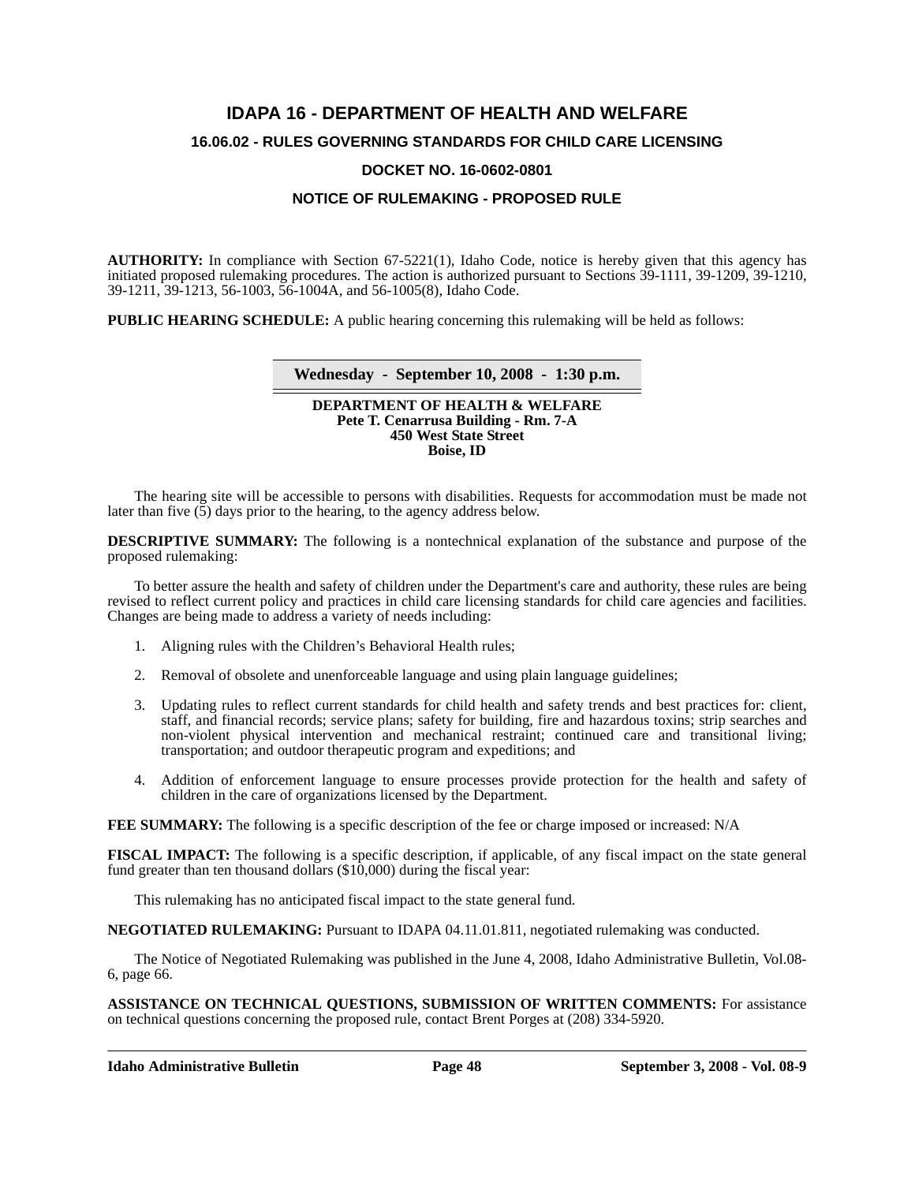# IDAPA 16 - DEPARTMENT OF HEALTH AND WELFARE

## 16.06.02 - RULES GOVERNING STANDARDS FOR CHILD CARE LICENSING

## DOCKET NO. 16-0602-0801

## NOTICE OF RULEMAKING - PROPOSED RULE

**AUTHORITY:** In compliance with Section 67-5221(1), Idaho Code, notice is hereby given that this agency has initiated proposed rulemaking procedures. The action is authorized pursuant to Sections 39-1111, 39-1209, 39-1210, 39-1211, 39-1213, 56-1003, 56-1004A, and 56-1005(8), Idaho Code.

**PUBLIC HEARING SCHEDULE:** A public hearing concerning this rulemaking will be held as follows:

**Wednesday - September 10, 2008 - 1:30 p.m.**

**DEPARTMENT OF HEALTH & WELFARE**
**Pete T. Cenarrusa Building - Rm. 7-A**
**450 West State Street**
**Boise, ID**

The hearing site will be accessible to persons with disabilities. Requests for accommodation must be made not later than five (5) days prior to the hearing, to the agency address below.

**DESCRIPTIVE SUMMARY:** The following is a nontechnical explanation of the substance and purpose of the proposed rulemaking:

To better assure the health and safety of children under the Department's care and authority, these rules are being revised to reflect current policy and practices in child care licensing standards for child care agencies and facilities. Changes are being made to address a variety of needs including:

1. Aligning rules with the Children's Behavioral Health rules;
2. Removal of obsolete and unenforceable language and using plain language guidelines;
3. Updating rules to reflect current standards for child health and safety trends and best practices for: client, staff, and financial records; service plans; safety for building, fire and hazardous toxins; strip searches and non-violent physical intervention and mechanical restraint; continued care and transitional living; transportation; and outdoor therapeutic program and expeditions; and
4. Addition of enforcement language to ensure processes provide protection for the health and safety of children in the care of organizations licensed by the Department.

**FEE SUMMARY:** The following is a specific description of the fee or charge imposed or increased: N/A

**FISCAL IMPACT:** The following is a specific description, if applicable, of any fiscal impact on the state general fund greater than ten thousand dollars ($10,000) during the fiscal year:

This rulemaking has no anticipated fiscal impact to the state general fund.

**NEGOTIATED RULEMAKING:** Pursuant to IDAPA 04.11.01.811, negotiated rulemaking was conducted.

The Notice of Negotiated Rulemaking was published in the June 4, 2008, Idaho Administrative Bulletin, Vol.08-6, page 66.

**ASSISTANCE ON TECHNICAL QUESTIONS, SUBMISSION OF WRITTEN COMMENTS:** For assistance on technical questions concerning the proposed rule, contact Brent Porges at (208) 334-5920.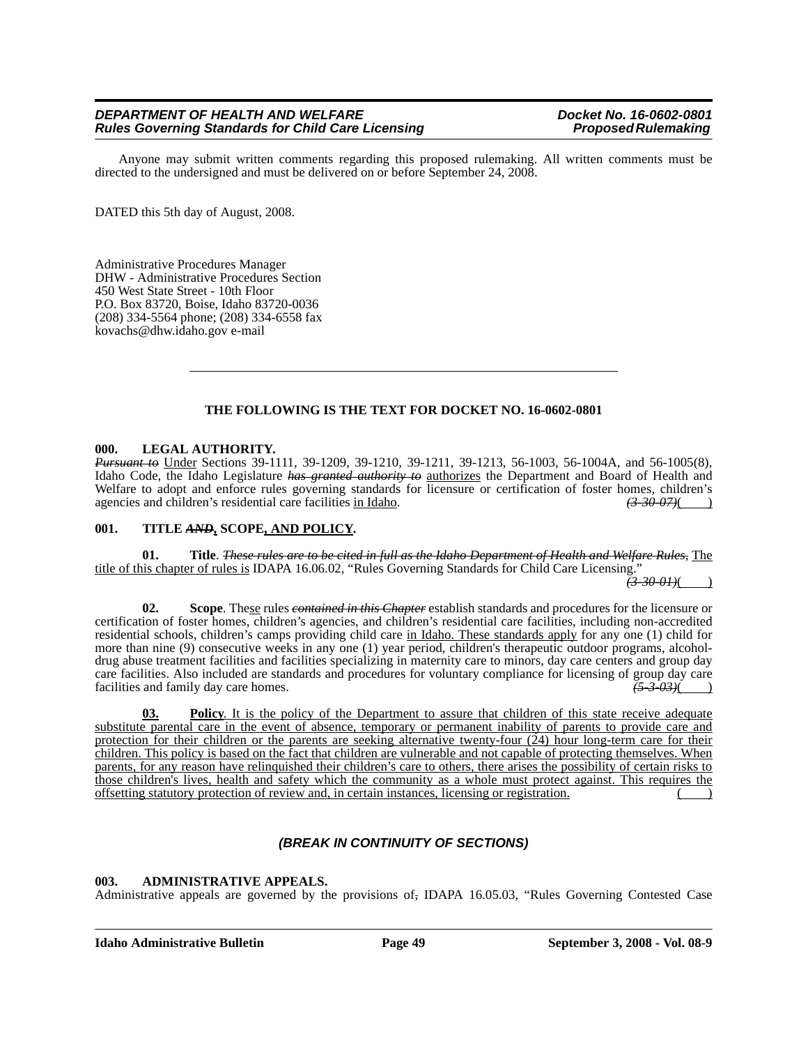Anyone may submit written comments regarding this proposed rulemaking. All written comments must be directed to the undersigned and must be delivered on or before September 24, 2008.

DATED this 5th day of August, 2008.

Administrative Procedures Manager
DHW - Administrative Procedures Section
450 West State Street - 10th Floor
P.O. Box 83720, Boise, Idaho 83720-0036
(208) 334-5564 phone; (208) 334-6558 fax
kovachs@dhw.idaho.gov e-mail

---

**THE FOLLOWING IS THE TEXT FOR DOCKET NO. 16-0602-0801**

**000. LEGAL AUTHORITY.**

~~*Pursuant to*~~ Under Sections 39-1111, 39-1209, 39-1210, 39-1211, 39-1213, 56-1003, 56-1004A, and 56-1005(8), Idaho Code, the Idaho Legislature ~~*has granted authority to*~~ authorizes the Department and Board of Health and Welfare to adopt and enforce rules governing standards for licensure or certification of foster homes, children's agencies and children's residential care facilities in Idaho. ~~*(3-30-07)*~~( )

**001. TITLE ~~*AND*~~, SCOPE, AND POLICY.**

**01. Title**. ~~*These rules are to be cited in full as the Idaho Department of Health and Welfare Rules*~~, The title of this chapter of rules is IDAPA 16.06.02, "Rules Governing Standards for Child Care Licensing." ~~*(3-30-01)*~~( )

**02. Scope**. These rules ~~*contained in this Chapter*~~ establish standards and procedures for the licensure or certification of foster homes, children's agencies, and children's residential care facilities, including non-accredited residential schools, children's camps providing child care in Idaho. These standards apply for any one (1) child for more than nine (9) consecutive weeks in any one (1) year period, children's therapeutic outdoor programs, alcohol-drug abuse treatment facilities and facilities specializing in maternity care to minors, day care centers and group day care facilities. Also included are standards and procedures for voluntary compliance for licensing of group day care facilities and family day care homes. ~~*(5-3-03)*~~( )

**03. Policy**. It is the policy of the Department to assure that children of this state receive adequate substitute parental care in the event of absence, temporary or permanent inability of parents to provide care and protection for their children or the parents are seeking alternative twenty-four (24) hour long-term care for their children. This policy is based on the fact that children are vulnerable and not capable of protecting themselves. When parents, for any reason have relinquished their children's care to others, there arises the possibility of certain risks to those children's lives, health and safety which the community as a whole must protect against. This requires the offsetting statutory protection of review and, in certain instances, licensing or registration. ( )

***(BREAK IN CONTINUITY OF SECTIONS)***

**003. ADMINISTRATIVE APPEALS.**

Administrative appeals are governed by the provisions of~~,~~ IDAPA 16.05.03, "Rules Governing Contested Case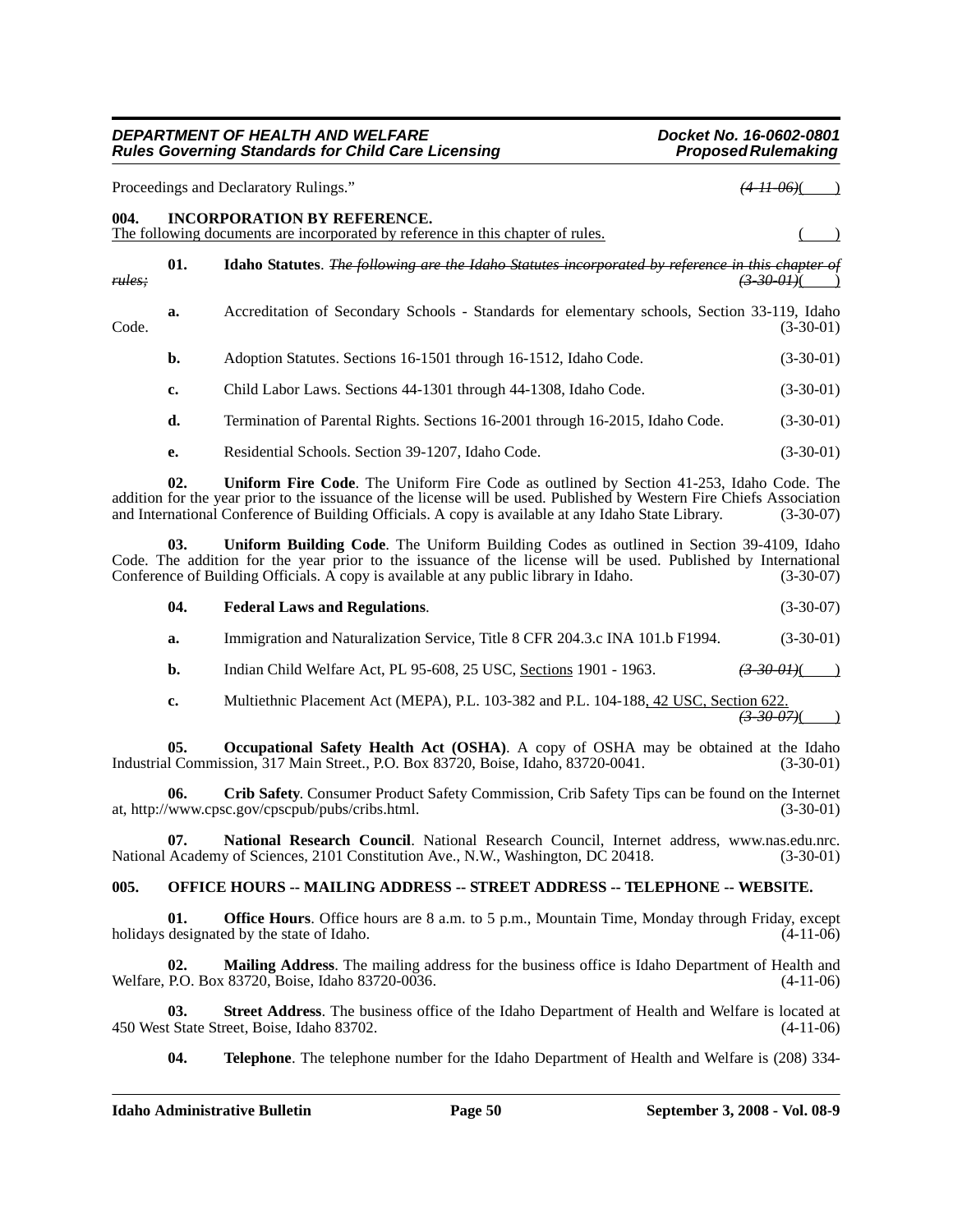Proceedings and Declaratory Rulings." ~~(4-11-06)~~( )

**004. INCORPORATION BY REFERENCE.**
<u>The following documents are incorporated by reference in this chapter of rules.</u> ( )

**01. Idaho Statutes**. ~~*The following are the Idaho Statutes incorporated by reference in this chapter of rules;*~~ ~~(3-30-01)~~( )

**a.** Accreditation of Secondary Schools - Standards for elementary schools, Section 33-119, Idaho Code. (3-30-01)

**b.** Adoption Statutes. Sections 16-1501 through 16-1512, Idaho Code. (3-30-01)

**c.** Child Labor Laws. Sections 44-1301 through 44-1308, Idaho Code. (3-30-01)

**d.** Termination of Parental Rights. Sections 16-2001 through 16-2015, Idaho Code. (3-30-01)

**e.** Residential Schools. Section 39-1207, Idaho Code. (3-30-01)

**02. Uniform Fire Code**. The Uniform Fire Code as outlined by Section 41-253, Idaho Code. The addition for the year prior to the issuance of the license will be used. Published by Western Fire Chiefs Association and International Conference of Building Officials. A copy is available at any Idaho State Library. (3-30-07)

**03. Uniform Building Code**. The Uniform Building Codes as outlined in Section 39-4109, Idaho Code. The addition for the year prior to the issuance of the license will be used. Published by International Conference of Building Officials. A copy is available at any public library in Idaho. (3-30-07)

**04. Federal Laws and Regulations**. (3-30-07)

**a.** Immigration and Naturalization Service, Title 8 CFR 204.3.c INA 101.b F1994. (3-30-01)

**b.** Indian Child Welfare Act, PL 95-608, 25 USC, <u>Sections</u> 1901 - 1963. ~~(3-30-01)~~( )

**c.** Multiethnic Placement Act (MEPA), P.L. 103-382 and P.L. 104-188<u>, 42 USC, Section 622.</u> ~~(3-30-07)~~( )

**05. Occupational Safety Health Act (OSHA)**. A copy of OSHA may be obtained at the Idaho Industrial Commission, 317 Main Street., P.O. Box 83720, Boise, Idaho, 83720-0041. (3-30-01)

**06. Crib Safety**. Consumer Product Safety Commission, Crib Safety Tips can be found on the Internet at, http://www.cpsc.gov/cpscpub/pubs/cribs.html. (3-30-01)

**07. National Research Council**. National Research Council, Internet address, www.nas.edu.nrc. National Academy of Sciences, 2101 Constitution Ave., N.W., Washington, DC 20418. (3-30-01)

**005. OFFICE HOURS -- MAILING ADDRESS -- STREET ADDRESS -- TELEPHONE -- WEBSITE.**

**01. Office Hours**. Office hours are 8 a.m. to 5 p.m., Mountain Time, Monday through Friday, except holidays designated by the state of Idaho. (4-11-06)

**02. Mailing Address**. The mailing address for the business office is Idaho Department of Health and Welfare, P.O. Box 83720, Boise, Idaho 83720-0036. (4-11-06)

**03. Street Address**. The business office of the Idaho Department of Health and Welfare is located at 450 West State Street, Boise, Idaho 83702. (4-11-06)

**04. Telephone**. The telephone number for the Idaho Department of Health and Welfare is (208) 334-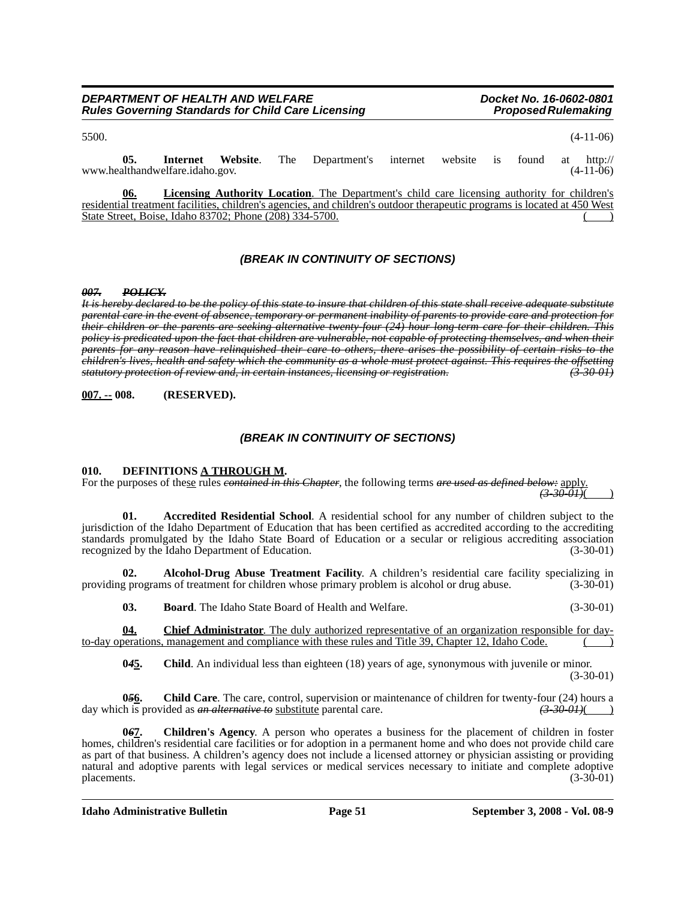5500. (4-11-06)

**05. Internet Website**. The Department's internet website is found at http://www.healthandwelfare.idaho.gov. (4-11-06)

<u>**06. Licensing Authority Location**. The Department's child care licensing authority for children's residential treatment facilities, children's agencies, and children's outdoor therapeutic programs is located at 450 West State Street, Boise, Idaho 83702; Phone (208) 334-5700.</u> (    )

### *(BREAK IN CONTINUITY OF SECTIONS)*

~~***007. POLICY.***~~

~~***It is hereby declared to be the policy of this state to insure that children of this state shall receive adequate substitute parental care in the event of absence, temporary or permanent inability of parents to provide care and protection for their children or the parents are seeking alternative twenty-four (24) hour long-term care for their children. This policy is predicated upon the fact that children are vulnerable, not capable of protecting themselves, and when their parents for any reason have relinquished their care to others, there arises the possibility of certain risks to the children's lives, health and safety which the community as a whole must protect against. This requires the offsetting statutory protection of review and, in certain instances, licensing or registration.*** (3-30-01)~~

**<u>007. --</u> 008. (RESERVED).**

### *(BREAK IN CONTINUITY OF SECTIONS)*

**010. DEFINITIONS <u>A THROUGH M</u>.**

For the purposes of the<u>se</u> rules ~~*contained in this Chapter*~~, the following terms ~~*are used as defined below:*~~ <u>apply.</u> ~~*(3-30-01)*~~(    )

**01. Accredited Residential School**. A residential school for any number of children subject to the jurisdiction of the Idaho Department of Education that has been certified as accredited according to the accrediting standards promulgated by the Idaho State Board of Education or a secular or religious accrediting association recognized by the Idaho Department of Education. (3-30-01)

**02. Alcohol-Drug Abuse Treatment Facility**. A children's residential care facility specializing in providing programs of treatment for children whose primary problem is alcohol or drug abuse. (3-30-01)

**03. Board**. The Idaho State Board of Health and Welfare. (3-30-01)

<u>**04. Chief Administrator**. The duly authorized representative of an organization responsible for day-to-day operations, management and compliance with these rules and Title 39, Chapter 12, Idaho Code.</u> (    )

**0~~*4*~~<u>5</u>. Child**. An individual less than eighteen (18) years of age, synonymous with juvenile or minor. (3-30-01)

**0~~*5*~~<u>6</u>. Child Care**. The care, control, supervision or maintenance of children for twenty-four (24) hours a day which is provided as ~~***an alternative to***~~ <u>substitute</u> parental care. ~~*(3-30-01)*~~(    )

**0~~*6*~~<u>7</u>. Children's Agency**. A person who operates a business for the placement of children in foster homes, children's residential care facilities or for adoption in a permanent home and who does not provide child care as part of that business. A children's agency does not include a licensed attorney or physician assisting or providing natural and adoptive parents with legal services or medical services necessary to initiate and complete adoptive placements. (3-30-01)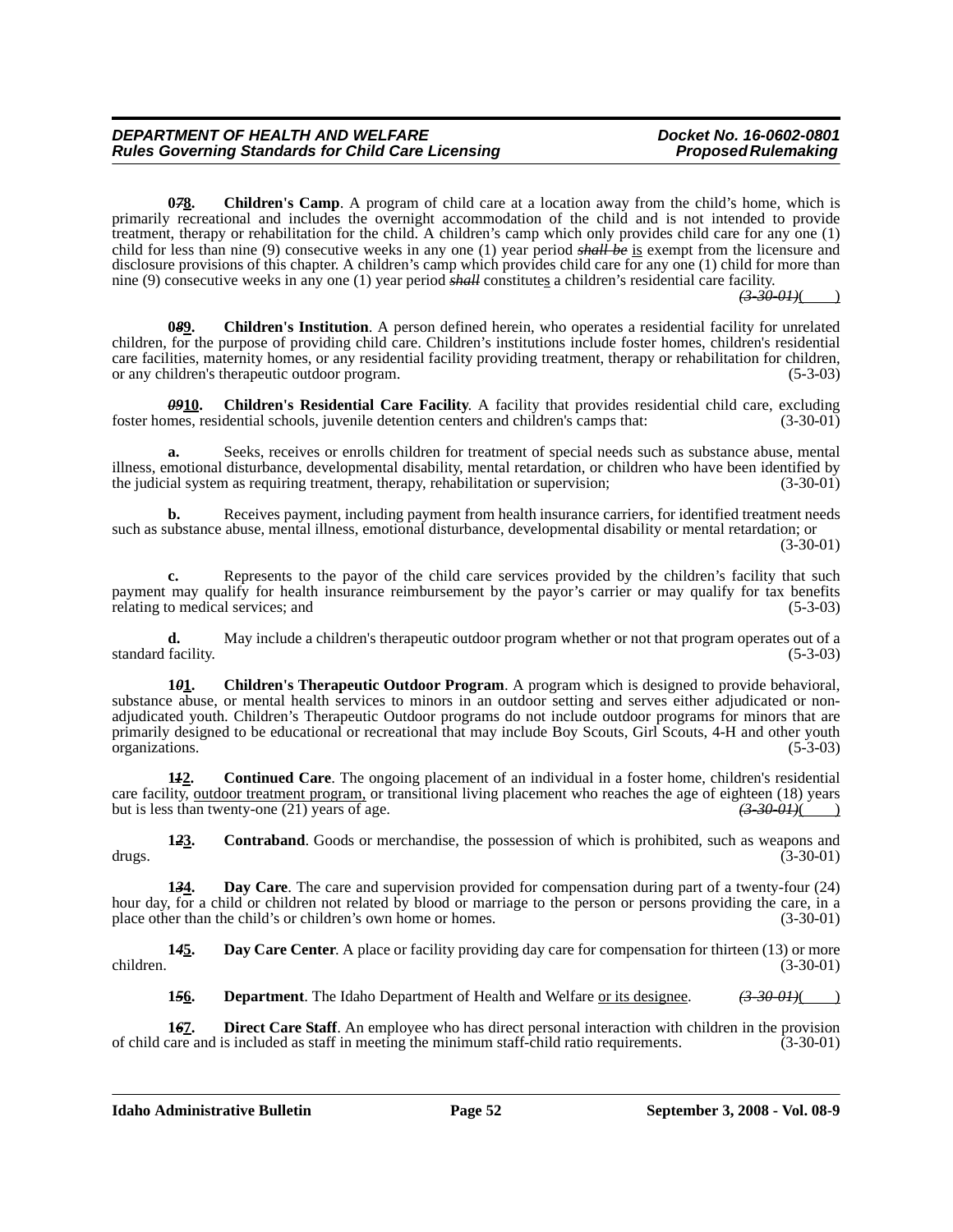**0~~7~~8. Children's Camp**. A program of child care at a location away from the child's home, which is primarily recreational and includes the overnight accommodation of the child and is not intended to provide treatment, therapy or rehabilitation for the child. A children's camp which only provides child care for any one (1) child for less than nine (9) consecutive weeks in any one (1) year period ~~*shall be*~~ <u>is</u> exempt from the licensure and disclosure provisions of this chapter. A children's camp which provides child care for any one (1) child for more than nine (9) consecutive weeks in any one (1) year period ~~*shall*~~ constitute<u>s</u> a children's residential care facility. ~~*(3-30-01)*~~(    )

**0~~8~~9. Children's Institution**. A person defined herein, who operates a residential facility for unrelated children, for the purpose of providing child care. Children's institutions include foster homes, children's residential care facilities, maternity homes, or any residential facility providing treatment, therapy or rehabilitation for children, or any children's therapeutic outdoor program. (5-3-03)

~~*09*~~**10. Children's Residential Care Facility**. A facility that provides residential child care, excluding foster homes, residential schools, juvenile detention centers and children's camps that: (3-30-01)

**a.** Seeks, receives or enrolls children for treatment of special needs such as substance abuse, mental illness, emotional disturbance, developmental disability, mental retardation, or children who have been identified by the judicial system as requiring treatment, therapy, rehabilitation or supervision; (3-30-01)

**b.** Receives payment, including payment from health insurance carriers, for identified treatment needs such as substance abuse, mental illness, emotional disturbance, developmental disability or mental retardation; or (3-30-01)

**c.** Represents to the payor of the child care services provided by the children's facility that such payment may qualify for health insurance reimbursement by the payor's carrier or may qualify for tax benefits relating to medical services; and (5-3-03)

**d.** May include a children's therapeutic outdoor program whether or not that program operates out of a standard facility. (5-3-03)

**1~~0~~1. Children's Therapeutic Outdoor Program**. A program which is designed to provide behavioral, substance abuse, or mental health services to minors in an outdoor setting and serves either adjudicated or non-adjudicated youth. Children's Therapeutic Outdoor programs do not include outdoor programs for minors that are primarily designed to be educational or recreational that may include Boy Scouts, Girl Scouts, 4-H and other youth organizations. (5-3-03)

**1~~1~~2. Continued Care**. The ongoing placement of an individual in a foster home, children's residential care facility, <u>outdoor treatment program,</u> or transitional living placement who reaches the age of eighteen (18) years but is less than twenty-one (21) years of age. ~~*(3-30-01)*~~(    )

**1~~2~~3. Contraband**. Goods or merchandise, the possession of which is prohibited, such as weapons and drugs. (3-30-01)

**1~~3~~4. Day Care**. The care and supervision provided for compensation during part of a twenty-four (24) hour day, for a child or children not related by blood or marriage to the person or persons providing the care, in a place other than the child's or children's own home or homes. (3-30-01)

**1~~4~~5. Day Care Center**. A place or facility providing day care for compensation for thirteen (13) or more children. (3-30-01)

**1~~5~~6. Department**. The Idaho Department of Health and Welfare <u>or its designee</u>. ~~*(3-30-01)*~~(    )

**1~~6~~7. Direct Care Staff**. An employee who has direct personal interaction with children in the provision of child care and is included as staff in meeting the minimum staff-child ratio requirements. (3-30-01)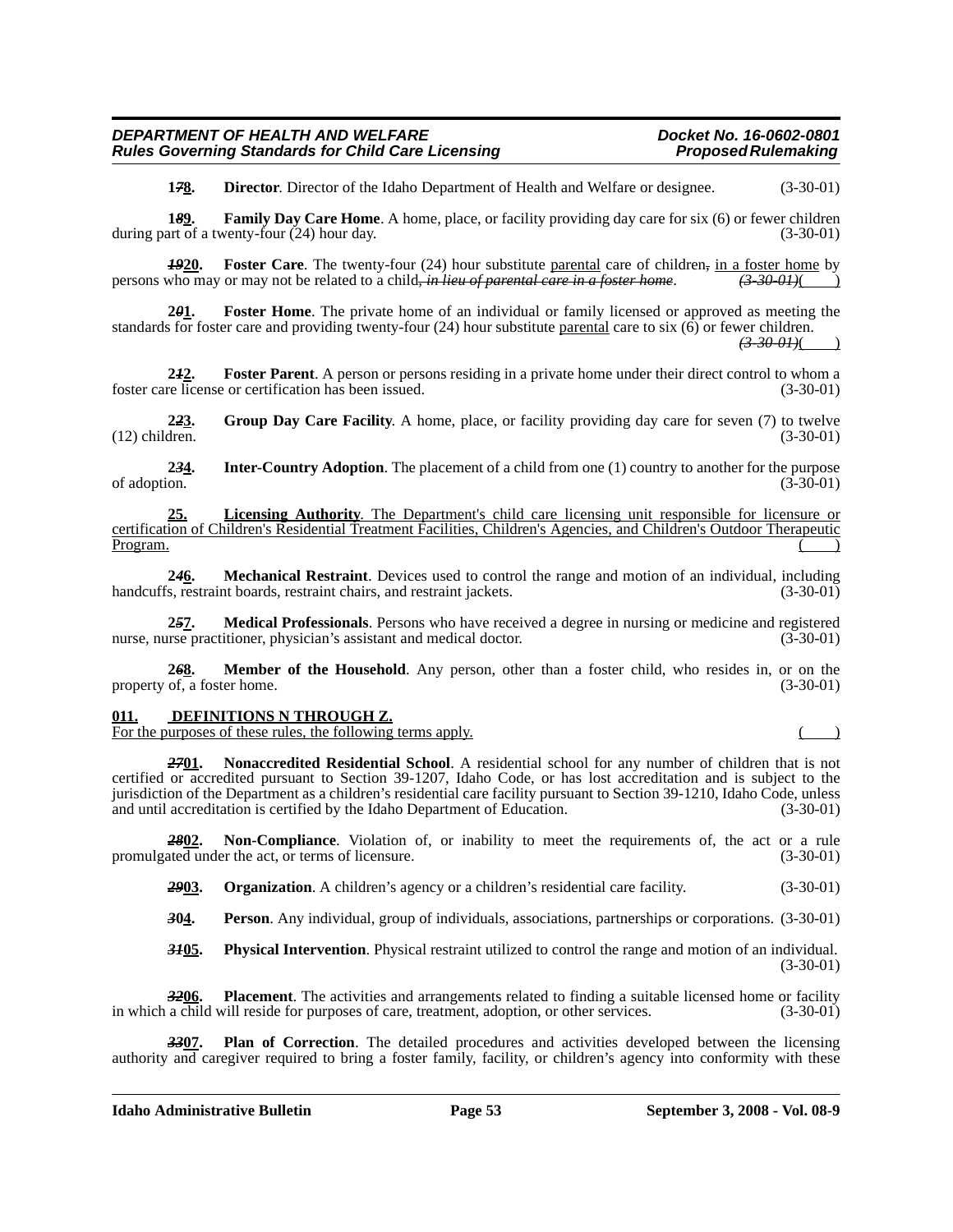**178.** **Director**. Director of the Idaho Department of Health and Welfare or designee. (3-30-01)

**189.** **Family Day Care Home**. A home, place, or facility providing day care for six (6) or fewer children during part of a twenty-four (24) hour day. (3-30-01)

**1920.** **Foster Care**. The twenty-four (24) hour substitute parental care of children, in a foster home by persons who may or may not be related to a child, *in lieu of parental care in a foster home*. *(3-30-01)*( )

**201.** **Foster Home**. The private home of an individual or family licensed or approved as meeting the standards for foster care and providing twenty-four (24) hour substitute parental care to six (6) or fewer children. *(3-30-01)*( )

**212.** **Foster Parent**. A person or persons residing in a private home under their direct control to whom a foster care license or certification has been issued. (3-30-01)

**223.** **Group Day Care Facility**. A home, place, or facility providing day care for seven (7) to twelve (12) children. (3-30-01)

**234.** **Inter-Country Adoption**. The placement of a child from one (1) country to another for the purpose of adoption. (3-30-01)

**25.** **Licensing Authority**. The Department's child care licensing unit responsible for licensure or certification of Children's Residential Treatment Facilities, Children's Agencies, and Children's Outdoor Therapeutic Program. ( )

**246.** **Mechanical Restraint**. Devices used to control the range and motion of an individual, including handcuffs, restraint boards, restraint chairs, and restraint jackets. (3-30-01)

**257.** **Medical Professionals**. Persons who have received a degree in nursing or medicine and registered nurse, nurse practitioner, physician's assistant and medical doctor. (3-30-01)

**268.** **Member of the Household**. Any person, other than a foster child, who resides in, or on the property of, a foster home. (3-30-01)

## 011. DEFINITIONS N THROUGH Z.

For the purposes of these rules, the following terms apply. ( )

**2701.** **Nonaccredited Residential School**. A residential school for any number of children that is not certified or accredited pursuant to Section 39-1207, Idaho Code, or has lost accreditation and is subject to the jurisdiction of the Department as a children's residential care facility pursuant to Section 39-1210, Idaho Code, unless and until accreditation is certified by the Idaho Department of Education. (3-30-01)

**2802.** **Non-Compliance**. Violation of, or inability to meet the requirements of, the act or a rule promulgated under the act, or terms of licensure. (3-30-01)

**2903.** **Organization**. A children's agency or a children's residential care facility. (3-30-01)

**304.** **Person**. Any individual, group of individuals, associations, partnerships or corporations. (3-30-01)

**3105.** **Physical Intervention**. Physical restraint utilized to control the range and motion of an individual. (3-30-01)

**3206.** **Placement**. The activities and arrangements related to finding a suitable licensed home or facility in which a child will reside for purposes of care, treatment, adoption, or other services. (3-30-01)

**3307.** **Plan of Correction**. The detailed procedures and activities developed between the licensing authority and caregiver required to bring a foster family, facility, or children's agency into conformity with these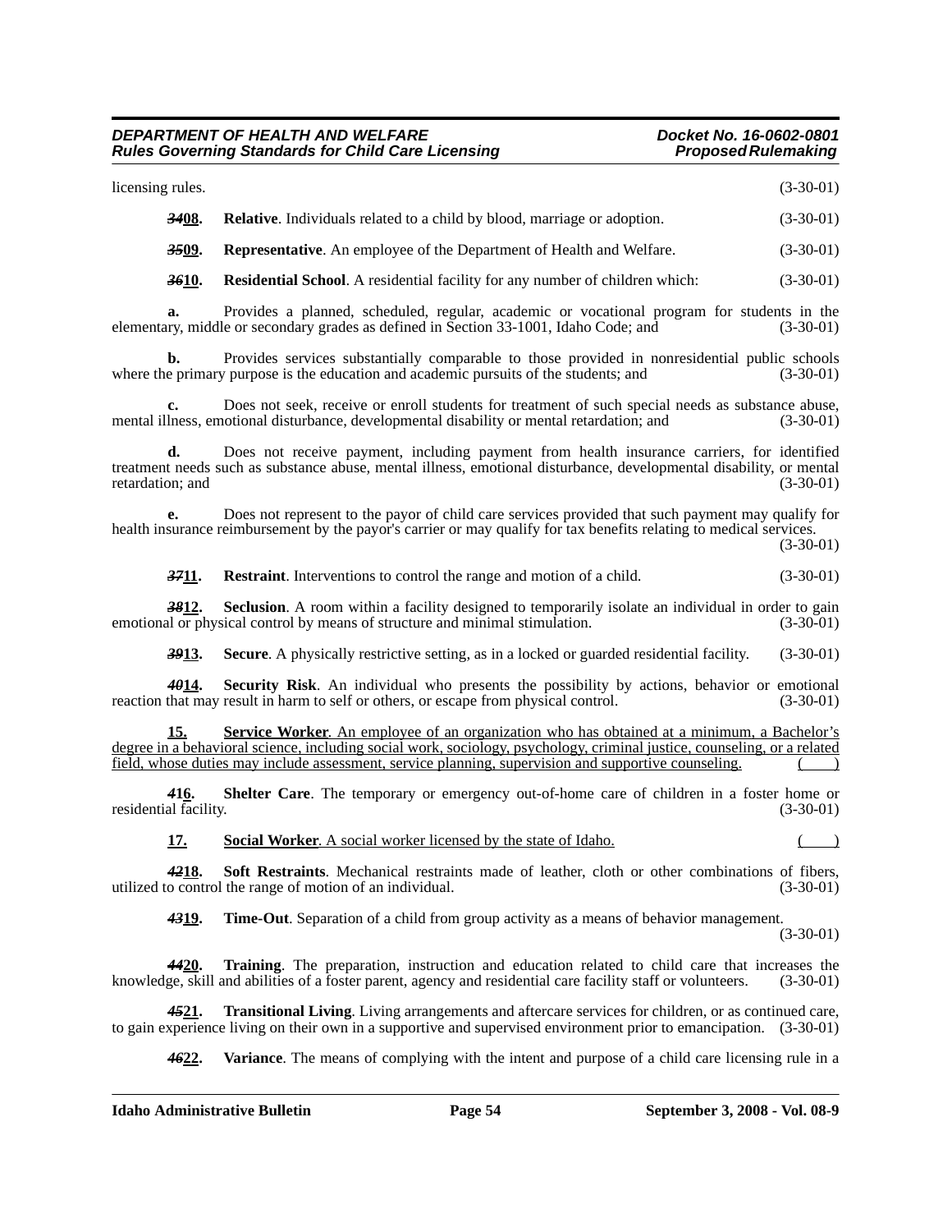licensing rules. (3-30-01)

***34*08.** **Relative**. Individuals related to a child by blood, marriage or adoption. (3-30-01)

***35*09.** **Representative**. An employee of the Department of Health and Welfare. (3-30-01)

***36*10.** **Residential School**. A residential facility for any number of children which: (3-30-01)

**a.** Provides a planned, scheduled, regular, academic or vocational program for students in the elementary, middle or secondary grades as defined in Section 33-1001, Idaho Code; and (3-30-01)

**b.** Provides services substantially comparable to those provided in nonresidential public schools where the primary purpose is the education and academic pursuits of the students; and (3-30-01)

**c.** Does not seek, receive or enroll students for treatment of such special needs as substance abuse, mental illness, emotional disturbance, developmental disability or mental retardation; and (3-30-01)

**d.** Does not receive payment, including payment from health insurance carriers, for identified treatment needs such as substance abuse, mental illness, emotional disturbance, developmental disability, or mental retardation; and (3-30-01)

**e.** Does not represent to the payor of child care services provided that such payment may qualify for health insurance reimbursement by the payor's carrier or may qualify for tax benefits relating to medical services. (3-30-01)

***37*11.** **Restraint**. Interventions to control the range and motion of a child. (3-30-01)

***38*12.** **Seclusion**. A room within a facility designed to temporarily isolate an individual in order to gain emotional or physical control by means of structure and minimal stimulation. (3-30-01)

***39*13.** **Secure**. A physically restrictive setting, as in a locked or guarded residential facility. (3-30-01)

***40*14.** **Security Risk**. An individual who presents the possibility by actions, behavior or emotional reaction that may result in harm to self or others, or escape from physical control. (3-30-01)

**15.** **Service Worker**. An employee of an organization who has obtained at a minimum, a Bachelor's degree in a behavioral science, including social work, sociology, psychology, criminal justice, counseling, or a related field, whose duties may include assessment, service planning, supervision and supportive counseling. ( )

***41*16.** **Shelter Care**. The temporary or emergency out-of-home care of children in a foster home or residential facility. (3-30-01)

**17.** **Social Worker**. A social worker licensed by the state of Idaho. ( )

***42*18.** **Soft Restraints**. Mechanical restraints made of leather, cloth or other combinations of fibers, utilized to control the range of motion of an individual. (3-30-01)

***43*19.** **Time-Out**. Separation of a child from group activity as a means of behavior management. (3-30-01)

***44*20.** **Training**. The preparation, instruction and education related to child care that increases the knowledge, skill and abilities of a foster parent, agency and residential care facility staff or volunteers. (3-30-01)

***45*21.** **Transitional Living**. Living arrangements and aftercare services for children, or as continued care, to gain experience living on their own in a supportive and supervised environment prior to emancipation. (3-30-01)

***46*22.** **Variance**. The means of complying with the intent and purpose of a child care licensing rule in a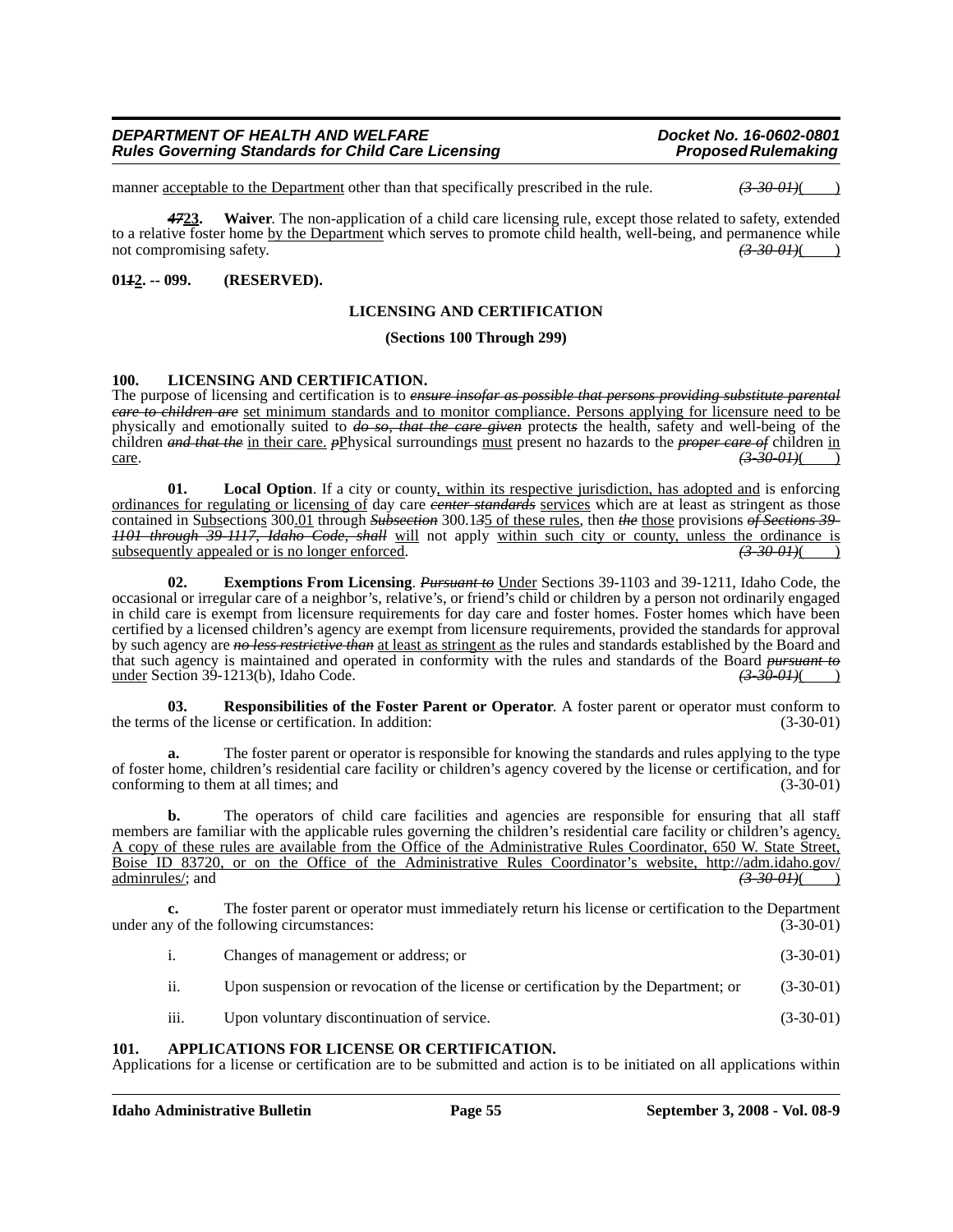manner acceptable to the Department other than that specifically prescribed in the rule. *(3-30-01)*( )

***17*23. Waiver**. The non-application of a child care licensing rule, except those related to safety, extended to a relative foster home by the Department which serves to promote child health, well-being, and permanence while not compromising safety. *(3-30-01)*( )

**01*1*2. -- 099. (RESERVED).**

**LICENSING AND CERTIFICATION**

**(Sections 100 Through 299)**

**100. LICENSING AND CERTIFICATION.**

The purpose of licensing and certification is to *ensure insofar as possible that persons providing substitute parental care to children are* set minimum standards and to monitor compliance. Persons applying for licensure need to be physically and emotionally suited to *do so, that the care given* protect*s* the health, safety and well-being of the children *and that the* in their care. *p*Physical surroundings must present no hazards to the *proper care of* children in care. *(3-30-01)*( )

**01. Local Option**. If a city or county, within its respective jurisdiction, has adopted and is enforcing ordinances for regulating or licensing of day care *center standards* services which are at least as stringent as those contained in Subsections 300.01 through *Subsection* 300.1*3*5 of these rules, then *the* those provisions *of Sections 39-1101 through 39-1117, Idaho Code, shall* will not apply within such city or county, unless the ordinance is subsequently appealed or is no longer enforced. *(3-30-01)*( )

**02. Exemptions From Licensing**. *Pursuant to* Under Sections 39-1103 and 39-1211, Idaho Code, the occasional or irregular care of a neighbor's, relative's, or friend's child or children by a person not ordinarily engaged in child care is exempt from licensure requirements for day care and foster homes. Foster homes which have been certified by a licensed children's agency are exempt from licensure requirements, provided the standards for approval by such agency are *no less restrictive than* at least as stringent as the rules and standards established by the Board and that such agency is maintained and operated in conformity with the rules and standards of the Board *pursuant to* under Section 39-1213(b), Idaho Code. *(3-30-01)*( )

**03. Responsibilities of the Foster Parent or Operator**. A foster parent or operator must conform to the terms of the license or certification. In addition: (3-30-01)

**a.** The foster parent or operator is responsible for knowing the standards and rules applying to the type of foster home, children's residential care facility or children's agency covered by the license or certification, and for conforming to them at all times; and (3-30-01)

**b.** The operators of child care facilities and agencies are responsible for ensuring that all staff members are familiar with the applicable rules governing the children's residential care facility or children's agency. A copy of these rules are available from the Office of the Administrative Rules Coordinator, 650 W. State Street, Boise ID 83720, or on the Office of the Administrative Rules Coordinator's website, http://adm.idaho.gov/adminrules/; and *(3-30-01)*( )

**c.** The foster parent or operator must immediately return his license or certification to the Department under any of the following circumstances: (3-30-01)

i. Changes of management or address; or (3-30-01)

ii. Upon suspension or revocation of the license or certification by the Department; or (3-30-01)

iii. Upon voluntary discontinuation of service. (3-30-01)

**101. APPLICATIONS FOR LICENSE OR CERTIFICATION.**

Applications for a license or certification are to be submitted and action is to be initiated on all applications within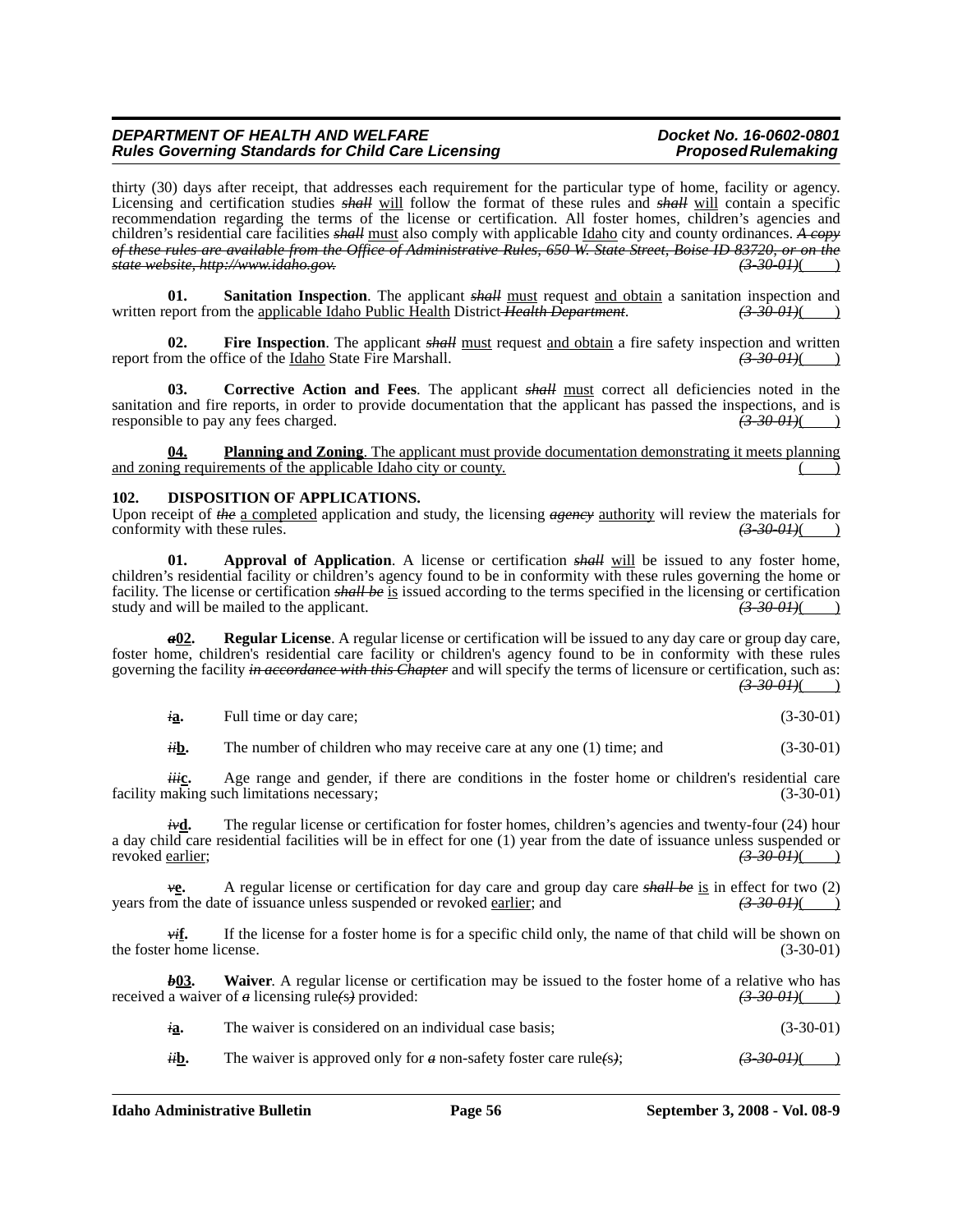thirty (30) days after receipt, that addresses each requirement for the particular type of home, facility or agency. Licensing and certification studies ~~shall~~ will follow the format of these rules and ~~shall~~ will contain a specific recommendation regarding the terms of the license or certification. All foster homes, children's agencies and children's residential care facilities ~~shall~~ must also comply with applicable Idaho city and county ordinances. ~~A copy of these rules are available from the Office of Administrative Rules, 650 W. State Street, Boise ID 83720, or on the state website, http://www.idaho.gov.~~ ~~(3-30-01)~~( )

**01. Sanitation Inspection**. The applicant ~~shall~~ must request and obtain a sanitation inspection and written report from the applicable Idaho Public Health District ~~Health Department~~. ~~(3-30-01)~~( )

**02. Fire Inspection**. The applicant ~~shall~~ must request and obtain a fire safety inspection and written report from the office of the Idaho State Fire Marshall. ~~(3-30-01)~~( )

**03. Corrective Action and Fees**. The applicant ~~shall~~ must correct all deficiencies noted in the sanitation and fire reports, in order to provide documentation that the applicant has passed the inspections, and is responsible to pay any fees charged. ~~(3-30-01)~~( )

**04. Planning and Zoning**. The applicant must provide documentation demonstrating it meets planning and zoning requirements of the applicable Idaho city or county. ( )

## 102. DISPOSITION OF APPLICATIONS.

Upon receipt of ~~the~~ a completed application and study, the licensing ~~agency~~ authority will review the materials for conformity with these rules. ~~(3-30-01)~~( )

**01. Approval of Application**. A license or certification ~~shall~~ will be issued to any foster home, children's residential facility or children's agency found to be in conformity with these rules governing the home or facility. The license or certification ~~shall be~~ is issued according to the terms specified in the licensing or certification study and will be mailed to the applicant. ~~(3-30-01)~~( )

~~a~~**02. Regular License**. A regular license or certification will be issued to any day care or group day care, foster home, children's residential care facility or children's agency found to be in conformity with these rules governing the facility ~~in accordance with this Chapter~~ and will specify the terms of licensure or certification, such as: ~~(3-30-01)~~( )

~~i~~**a.** Full time or day care; (3-30-01)

~~ii~~**b.** The number of children who may receive care at any one (1) time; and (3-30-01)

~~iii~~**c.** Age range and gender, if there are conditions in the foster home or children's residential care facility making such limitations necessary; (3-30-01)

~~iv~~**d.** The regular license or certification for foster homes, children's agencies and twenty-four (24) hour a day child care residential facilities will be in effect for one (1) year from the date of issuance unless suspended or revoked earlier; ~~(3-30-01)~~( )

~~v~~**e.** A regular license or certification for day care and group day care ~~shall be~~ is in effect for two (2) years from the date of issuance unless suspended or revoked earlier; and ~~(3-30-01)~~( )

~~vi~~**f.** If the license for a foster home is for a specific child only, the name of that child will be shown on the foster home license. (3-30-01)

~~b~~**03. Waiver**. A regular license or certification may be issued to the foster home of a relative who has received a waiver of ~~a~~ licensing rule~~(s)~~ provided: ~~(3-30-01)~~( )

~~i~~**a.** The waiver is considered on an individual case basis; (3-30-01)

~~ii~~**b.** The waiver is approved only for ~~a~~ non-safety foster care rule~~(s)~~; ~~(3-30-01)~~( )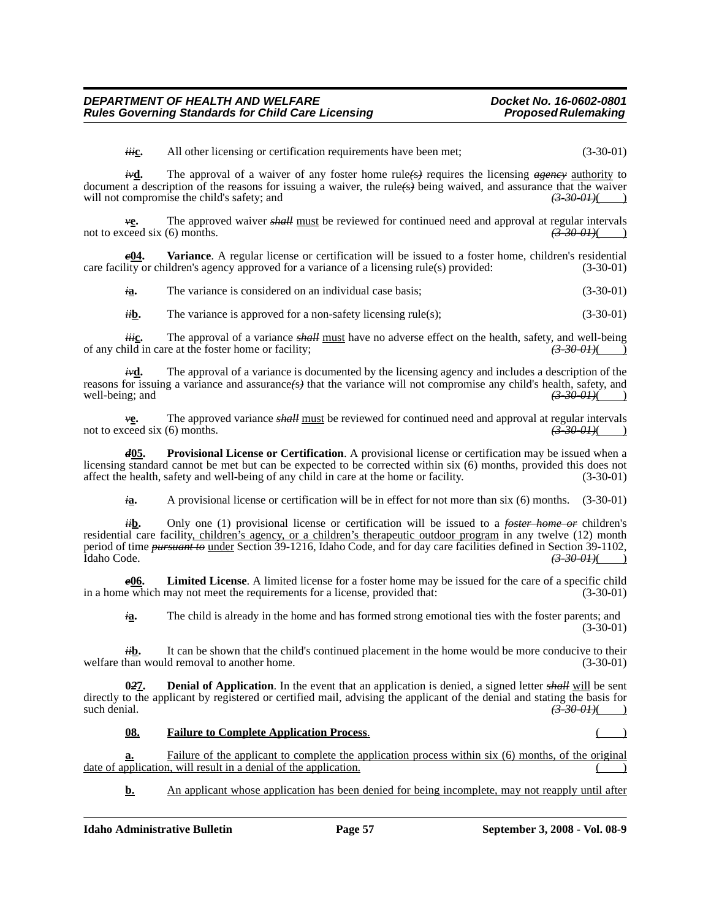*iii*__c.__ All other licensing or certification requirements have been met; (3-30-01)

*iv*__d.__ The approval of a waiver of any foster home rule*(s)* requires the licensing ~~*agency*~~ __authority__ to document a description of the reasons for issuing a waiver, the rule*(s)* being waived, and assurance that the waiver will not compromise the child's safety; and ~~*(3-30-01)*~~(____)

*v*__e.__ The approved waiver ~~*shall*~~ __must__ be reviewed for continued need and approval at regular intervals not to exceed six (6) months. ~~*(3-30-01)*~~(____)

*c*__04.__ **Variance**. A regular license or certification will be issued to a foster home, children's residential care facility or children's agency approved for a variance of a licensing rule(s) provided: (3-30-01)

*i*__a.__ The variance is considered on an individual case basis; (3-30-01)

*ii*__b.__ The variance is approved for a non-safety licensing rule(s); (3-30-01)

*iii*__c.__ The approval of a variance ~~*shall*~~ __must__ have no adverse effect on the health, safety, and well-being of any child in care at the foster home or facility; ~~*(3-30-01)*~~(____)

*iv*__d.__ The approval of a variance is documented by the licensing agency and includes a description of the reasons for issuing a variance and assurance*(s)* that the variance will not compromise any child's health, safety, and well-being; and ~~*(3-30-01)*~~(____)

*v*__e.__ The approved variance ~~*shall*~~ __must__ be reviewed for continued need and approval at regular intervals not to exceed six (6) months. ~~*(3-30-01)*~~(____)

*d*__05.__ **Provisional License or Certification**. A provisional license or certification may be issued when a licensing standard cannot be met but can be expected to be corrected within six (6) months, provided this does not affect the health, safety and well-being of any child in care at the home or facility. (3-30-01)

*i*__a.__ A provisional license or certification will be in effect for not more than six (6) months. (3-30-01)

*ii*__b.__ Only one (1) provisional license or certification will be issued to a ~~*foster home or*~~ children's residential care facility__, children's agency, or a children's therapeutic outdoor program__ in any twelve (12) month period of time ~~*pursuant to*~~ __under__ Section 39-1216, Idaho Code, and for day care facilities defined in Section 39-1102, Idaho Code. ~~*(3-30-01)*~~(____)

*e*__06.__ **Limited License**. A limited license for a foster home may be issued for the care of a specific child in a home which may not meet the requirements for a license, provided that: (3-30-01)

*i*__a.__ The child is already in the home and has formed strong emotional ties with the foster parents; and (3-30-01)

*ii*__b.__ It can be shown that the child's continued placement in the home would be more conducive to their welfare than would removal to another home. (3-30-01)

0*2*__7.__ **Denial of Application**. In the event that an application is denied, a signed letter ~~*shall*~~ __will__ be sent directly to the applicant by registered or certified mail, advising the applicant of the denial and stating the basis for such denial. ~~*(3-30-01)*~~(____)

__**08.**__ __**Failure to Complete Application Process**.__ (____)

__**a.**__ __Failure of the applicant to complete the application process within six (6) months, of the original date of application, will result in a denial of the application.__ (____)

__**b.**__ __An applicant whose application has been denied for being incomplete, may not reapply until after__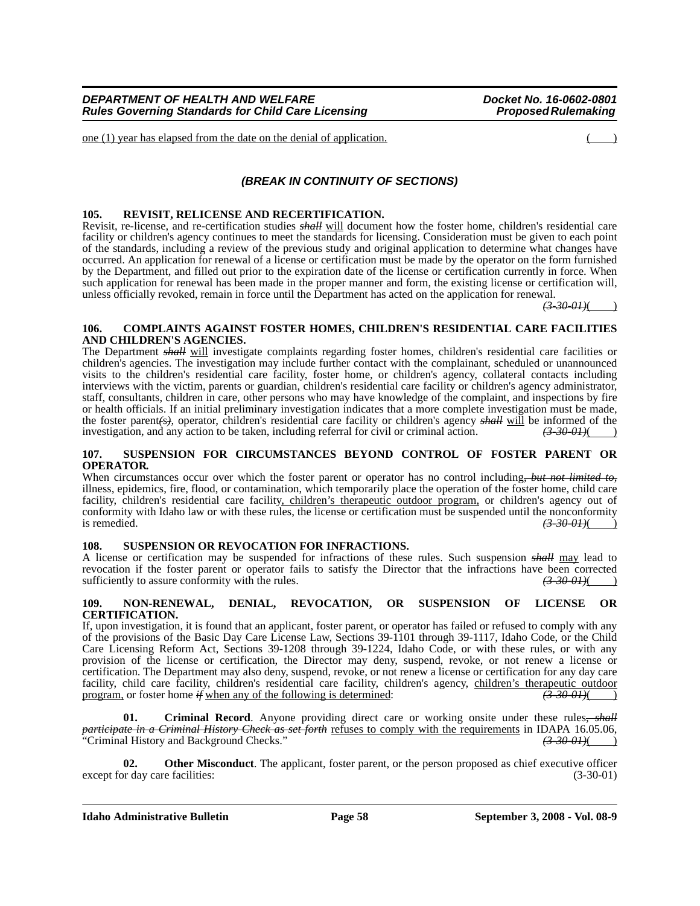one (1) year has elapsed from the date on the denial of application. ( )

### *(BREAK IN CONTINUITY OF SECTIONS)*

**105. REVISIT, RELICENSE AND RECERTIFICATION.**

Revisit, re-license, and re-certification studies ~~*shall*~~ will document how the foster home, children's residential care facility or children's agency continues to meet the standards for licensing. Consideration must be given to each point of the standards, including a review of the previous study and original application to determine what changes have occurred. An application for renewal of a license or certification must be made by the operator on the form furnished by the Department, and filled out prior to the expiration date of the license or certification currently in force. When such application for renewal has been made in the proper manner and form, the existing license or certification will, unless officially revoked, remain in force until the Department has acted on the application for renewal. ~~*(3-30-01)*~~( )

**106. COMPLAINTS AGAINST FOSTER HOMES, CHILDREN'S RESIDENTIAL CARE FACILITIES AND CHILDREN'S AGENCIES.**

The Department ~~*shall*~~ will investigate complaints regarding foster homes, children's residential care facilities or children's agencies. The investigation may include further contact with the complainant, scheduled or unannounced visits to the children's residential care facility, foster home, or children's agency, collateral contacts including interviews with the victim, parents or guardian, children's residential care facility or children's agency administrator, staff, consultants, children in care, other persons who may have knowledge of the complaint, and inspections by fire or health officials. If an initial preliminary investigation indicates that a more complete investigation must be made, the foster parent~~*(s)*~~, operator, children's residential care facility or children's agency ~~*shall*~~ will be informed of the investigation, and any action to be taken, including referral for civil or criminal action. ~~*(3-30-01)*~~( )

**107. SUSPENSION FOR CIRCUMSTANCES BEYOND CONTROL OF FOSTER PARENT OR OPERATOR.**

When circumstances occur over which the foster parent or operator has no control including~~*, but not limited to,*~~ illness, epidemics, fire, flood, or contamination, which temporarily place the operation of the foster home, child care facility, children's residential care facility, children's therapeutic outdoor program, or children's agency out of conformity with Idaho law or with these rules, the license or certification must be suspended until the nonconformity is remedied. ~~*(3-30-01)*~~( )

**108. SUSPENSION OR REVOCATION FOR INFRACTIONS.**

A license or certification may be suspended for infractions of these rules. Such suspension ~~*shall*~~ may lead to revocation if the foster parent or operator fails to satisfy the Director that the infractions have been corrected sufficiently to assure conformity with the rules. ~~*(3-30-01)*~~( )

**109. NON-RENEWAL, DENIAL, REVOCATION, OR SUSPENSION OF LICENSE OR CERTIFICATION.**

If, upon investigation, it is found that an applicant, foster parent, or operator has failed or refused to comply with any of the provisions of the Basic Day Care License Law, Sections 39-1101 through 39-1117, Idaho Code, or the Child Care Licensing Reform Act, Sections 39-1208 through 39-1224, Idaho Code, or with these rules, or with any provision of the license or certification, the Director may deny, suspend, revoke, or not renew a license or certification. The Department may also deny, suspend, revoke, or not renew a license or certification for any day care facility, child care facility, children's residential care facility, children's agency, children's therapeutic outdoor program, or foster home ~~*if*~~ when any of the following is determined: ~~*(3-30-01)*~~( )

**01. Criminal Record**. Anyone providing direct care or working onsite under these rules~~*, shall participate in a Criminal History Check as set forth*~~ refuses to comply with the requirements in IDAPA 16.05.06, "Criminal History and Background Checks." ~~*(3-30-01)*~~( )

**02. Other Misconduct**. The applicant, foster parent, or the person proposed as chief executive officer except for day care facilities: (3-30-01)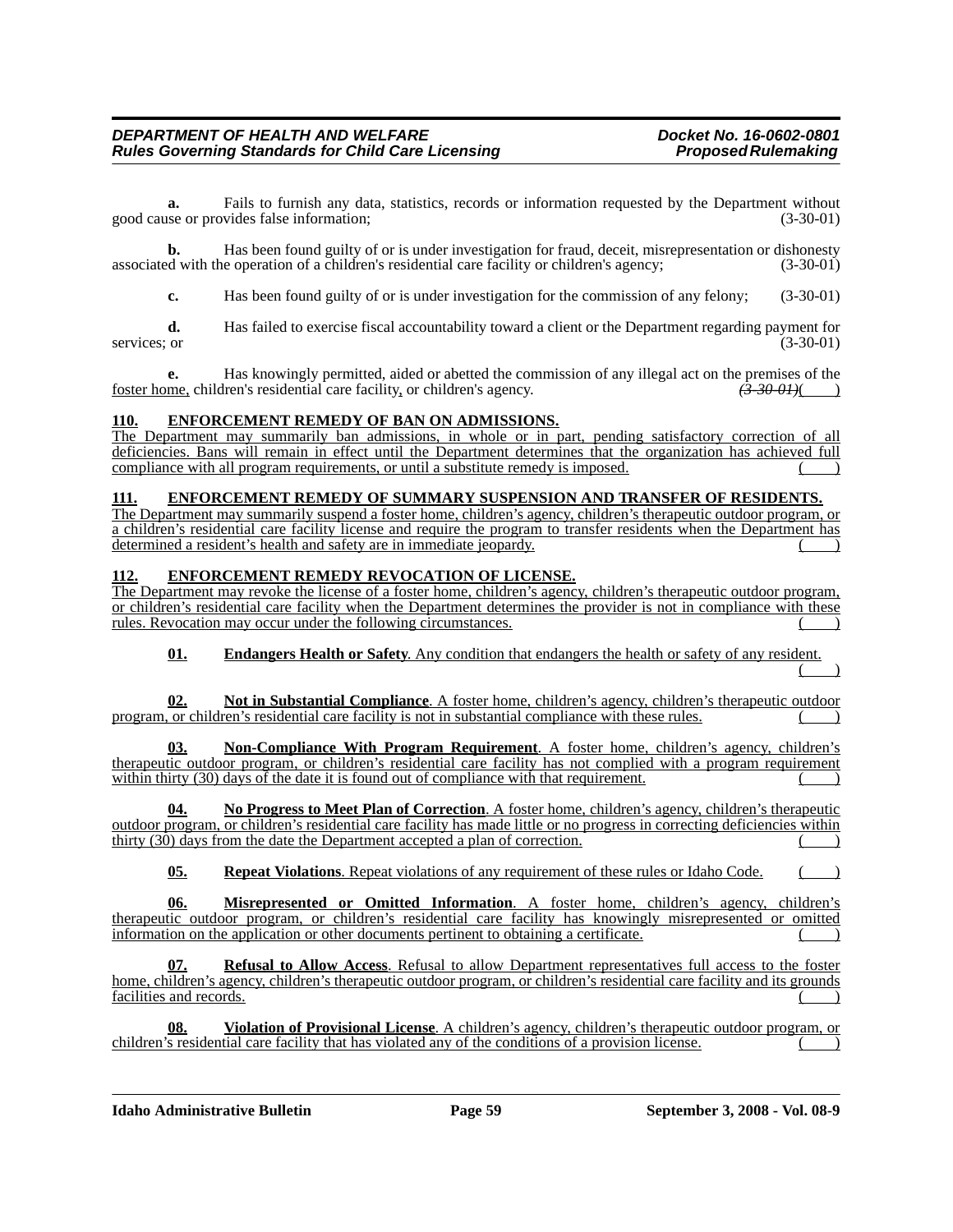**a.** Fails to furnish any data, statistics, records or information requested by the Department without good cause or provides false information; (3-30-01)

**b.** Has been found guilty of or is under investigation for fraud, deceit, misrepresentation or dishonesty associated with the operation of a children's residential care facility or children's agency; (3-30-01)

**c.** Has been found guilty of or is under investigation for the commission of any felony; (3-30-01)

**d.** Has failed to exercise fiscal accountability toward a client or the Department regarding payment for services; or (3-30-01)

**e.** Has knowingly permitted, aided or abetted the commission of any illegal act on the premises of the foster home, children's residential care facility, or children's agency. ~~(3-30-01)~~( )

**110. ENFORCEMENT REMEDY OF BAN ON ADMISSIONS.**

The Department may summarily ban admissions, in whole or in part, pending satisfactory correction of all deficiencies. Bans will remain in effect until the Department determines that the organization has achieved full compliance with all program requirements, or until a substitute remedy is imposed. ( )

**111. ENFORCEMENT REMEDY OF SUMMARY SUSPENSION AND TRANSFER OF RESIDENTS.**

The Department may summarily suspend a foster home, children's agency, children's therapeutic outdoor program, or a children's residential care facility license and require the program to transfer residents when the Department has determined a resident's health and safety are in immediate jeopardy. ( )

**112. ENFORCEMENT REMEDY REVOCATION OF LICENSE.**

The Department may revoke the license of a foster home, children's agency, children's therapeutic outdoor program, or children's residential care facility when the Department determines the provider is not in compliance with these rules. Revocation may occur under the following circumstances. ( )

**01. Endangers Health or Safety**. Any condition that endangers the health or safety of any resident. ( )

**02. Not in Substantial Compliance**. A foster home, children's agency, children's therapeutic outdoor program, or children's residential care facility is not in substantial compliance with these rules. ( )

**03. Non-Compliance With Program Requirement**. A foster home, children's agency, children's therapeutic outdoor program, or children's residential care facility has not complied with a program requirement within thirty (30) days of the date it is found out of compliance with that requirement. ( )

**04. No Progress to Meet Plan of Correction**. A foster home, children's agency, children's therapeutic outdoor program, or children's residential care facility has made little or no progress in correcting deficiencies within thirty (30) days from the date the Department accepted a plan of correction. ( )

**05. Repeat Violations**. Repeat violations of any requirement of these rules or Idaho Code. ( )

**06. Misrepresented or Omitted Information**. A foster home, children's agency, children's therapeutic outdoor program, or children's residential care facility has knowingly misrepresented or omitted information on the application or other documents pertinent to obtaining a certificate. ( )

**07. Refusal to Allow Access**. Refusal to allow Department representatives full access to the foster home, children's agency, children's therapeutic outdoor program, or children's residential care facility and its grounds facilities and records. ( )

**08. Violation of Provisional License**. A children's agency, children's therapeutic outdoor program, or children's residential care facility that has violated any of the conditions of a provision license. ( )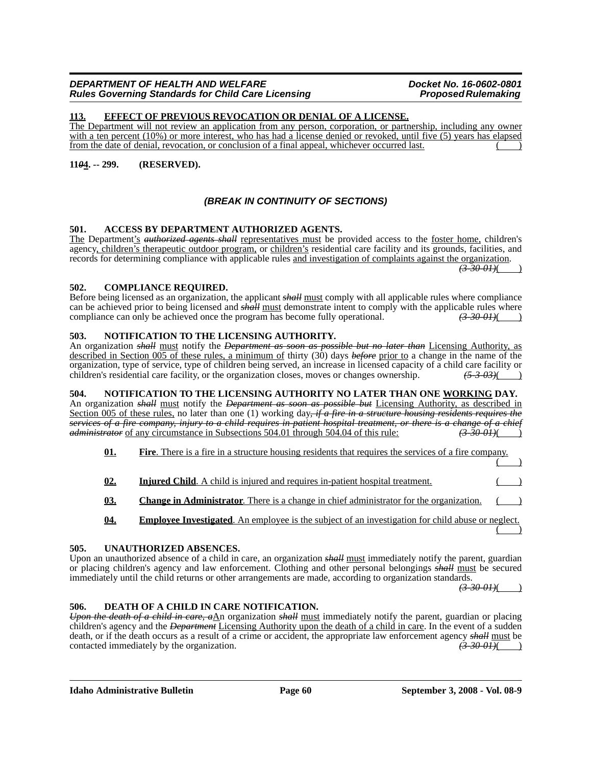**113. EFFECT OF PREVIOUS REVOCATION OR DENIAL OF A LICENSE.**
The Department will not review an application from any person, corporation, or partnership, including any owner with a ten percent (10%) or more interest, who has had a license denied or revoked, until five (5) years has elapsed from the date of denial, revocation, or conclusion of a final appeal, whichever occurred last. ( )

**11~~0~~4. -- 299. (RESERVED).**

***(BREAK IN CONTINUITY OF SECTIONS)***

**501. ACCESS BY DEPARTMENT AUTHORIZED AGENTS.**
The Department's ~~*authorized agents shall*~~ representatives must be provided access to the foster home, children's agency, children's therapeutic outdoor program, or children's residential care facility and its grounds, facilities, and records for determining compliance with applicable rules and investigation of complaints against the organization. ~~*(3-30-01)*~~( )

**502. COMPLIANCE REQUIRED.**
Before being licensed as an organization, the applicant ~~*shall*~~ must comply with all applicable rules where compliance can be achieved prior to being licensed and ~~*shall*~~ must demonstrate intent to comply with the applicable rules where compliance can only be achieved once the program has become fully operational. ~~*(3-30-01)*~~( )

**503. NOTIFICATION TO THE LICENSING AUTHORITY.**
An organization ~~*shall*~~ must notify the ~~*Department as soon as possible but no later than*~~ Licensing Authority, as described in Section 005 of these rules, a minimum of thirty (30) days ~~*before*~~ prior to a change in the name of the organization, type of service, type of children being served, an increase in licensed capacity of a child care facility or children's residential care facility, or the organization closes, moves or changes ownership. ~~*(5-3-03)*~~( )

**504. NOTIFICATION TO THE LICENSING AUTHORITY NO LATER THAN ONE WORKING DAY.**
An organization ~~*shall*~~ must notify the ~~*Department as soon as possible but*~~ Licensing Authority, as described in Section 005 of these rules, no later than one (1) working day~~*, if a fire in a structure housing residents requires the services of a fire company, injury to a child requires in-patient hospital treatment, or there is a change of a chief administrator*~~ of any circumstance in Subsections 504.01 through 504.04 of this rule: ~~*(3-30-01)*~~( )

**01. Fire**. There is a fire in a structure housing residents that requires the services of a fire company. ( )

**02. Injured Child**. A child is injured and requires in-patient hospital treatment. ( )

**03. Change in Administrator**. There is a change in chief administrator for the organization. ( )

**04. Employee Investigated**. An employee is the subject of an investigation for child abuse or neglect. ( )

**505. UNAUTHORIZED ABSENCES.**
Upon an unauthorized absence of a child in care, an organization ~~*shall*~~ must immediately notify the parent, guardian or placing children's agency and law enforcement. Clothing and other personal belongings ~~*shall*~~ must be secured immediately until the child returns or other arrangements are made, according to organization standards. ~~*(3-30-01)*~~( )

**506. DEATH OF A CHILD IN CARE NOTIFICATION.**
~~*Upon the death of a child in care, a*~~An organization ~~*shall*~~ must immediately notify the parent, guardian or placing children's agency and the ~~*Department*~~ Licensing Authority upon the death of a child in care. In the event of a sudden death, or if the death occurs as a result of a crime or accident, the appropriate law enforcement agency ~~*shall*~~ must be contacted immediately by the organization. ~~*(3-30-01)*~~( )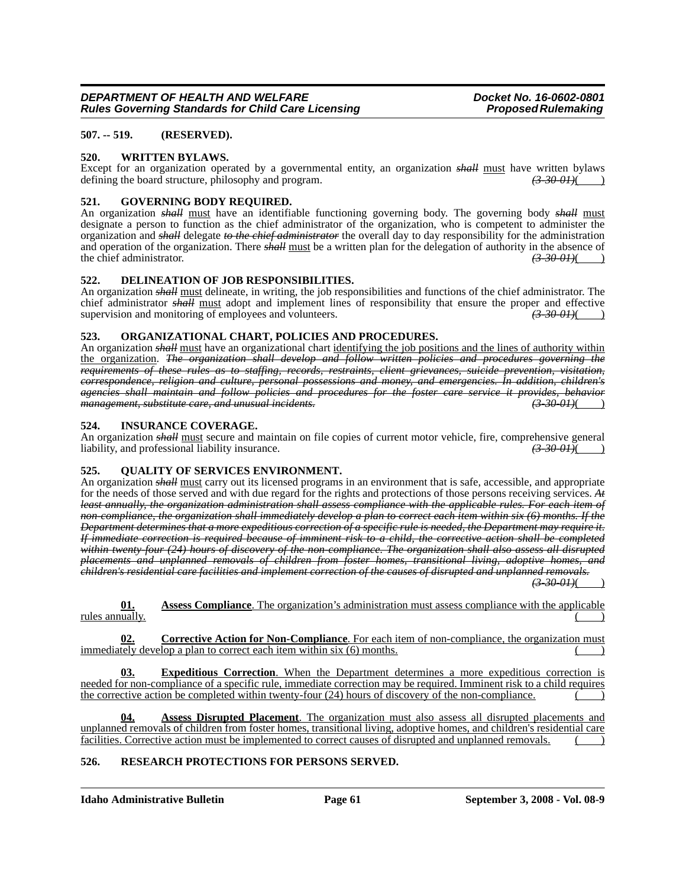**507. -- 519. (RESERVED).**

**520. WRITTEN BYLAWS.**

Except for an organization operated by a governmental entity, an organization ~~*shall*~~ <u>must</u> have written bylaws defining the board structure, philosophy and program. ~~*(3-30-01)*~~( )

**521. GOVERNING BODY REQUIRED.**

An organization ~~*shall*~~ <u>must</u> have an identifiable functioning governing body. The governing body ~~*shall*~~ <u>must</u> designate a person to function as the chief administrator of the organization, who is competent to administer the organization and ~~*shall*~~ delegate ~~*to the chief administrator*~~ the overall day to day responsibility for the administration and operation of the organization. There ~~*shall*~~ <u>must</u> be a written plan for the delegation of authority in the absence of the chief administrator. ~~*(3-30-01)*~~( )

**522. DELINEATION OF JOB RESPONSIBILITIES.**

An organization ~~*shall*~~ <u>must</u> delineate, in writing, the job responsibilities and functions of the chief administrator. The chief administrator ~~*shall*~~ <u>must</u> adopt and implement lines of responsibility that ensure the proper and effective supervision and monitoring of employees and volunteers. ~~*(3-30-01)*~~( )

**523. ORGANIZATIONAL CHART, POLICIES AND PROCEDURES.**

An organization ~~*shall*~~ <u>must</u> have an organizational chart <u>identifying the job positions and the lines of authority within the organization</u>. ~~*The organization shall develop and follow written policies and procedures governing the requirements of these rules as to staffing, records, restraints, client grievances, suicide prevention, visitation, correspondence, religion and culture, personal possessions and money, and emergencies. In addition, children's agencies shall maintain and follow policies and procedures for the foster care service it provides, behavior management, substitute care, and unusual incidents.*~~ ~~*(3-30-01)*~~( )

**524. INSURANCE COVERAGE.**

An organization ~~*shall*~~ <u>must</u> secure and maintain on file copies of current motor vehicle, fire, comprehensive general liability, and professional liability insurance. ~~*(3-30-01)*~~( )

**525. QUALITY OF SERVICES ENVIRONMENT.**

An organization ~~*shall*~~ <u>must</u> carry out its licensed programs in an environment that is safe, accessible, and appropriate for the needs of those served and with due regard for the rights and protections of those persons receiving services. ~~*At least annually, the organization administration shall assess compliance with the applicable rules. For each item of non-compliance, the organization shall immediately develop a plan to correct each item within six (6) months. If the Department determines that a more expeditious correction of a specific rule is needed, the Department may require it. If immediate correction is required because of imminent risk to a child, the corrective action shall be completed within twenty-four (24) hours of discovery of the non-compliance. The organization shall also assess all disrupted placements and unplanned removals of children from foster homes, transitional living, adoptive homes, and children's residential care facilities and implement correction of the causes of disrupted and unplanned removals.*~~ ~~*(3-30-01)*~~( )

<u>**01.** **Assess Compliance**. The organization's administration must assess compliance with the applicable rules annually.</u> ( )

<u>**02.** **Corrective Action for Non-Compliance**. For each item of non-compliance, the organization must immediately develop a plan to correct each item within six (6) months.</u> ( )

<u>**03.** **Expeditious Correction**. When the Department determines a more expeditious correction is needed for non-compliance of a specific rule, immediate correction may be required. Imminent risk to a child requires the corrective action be completed within twenty-four (24) hours of discovery of the non-compliance.</u> ( )

<u>**04.** **Assess Disrupted Placement**. The organization must also assess all disrupted placements and unplanned removals of children from foster homes, transitional living, adoptive homes, and children's residential care facilities. Corrective action must be implemented to correct causes of disrupted and unplanned removals.</u> ( )

**526. RESEARCH PROTECTIONS FOR PERSONS SERVED.**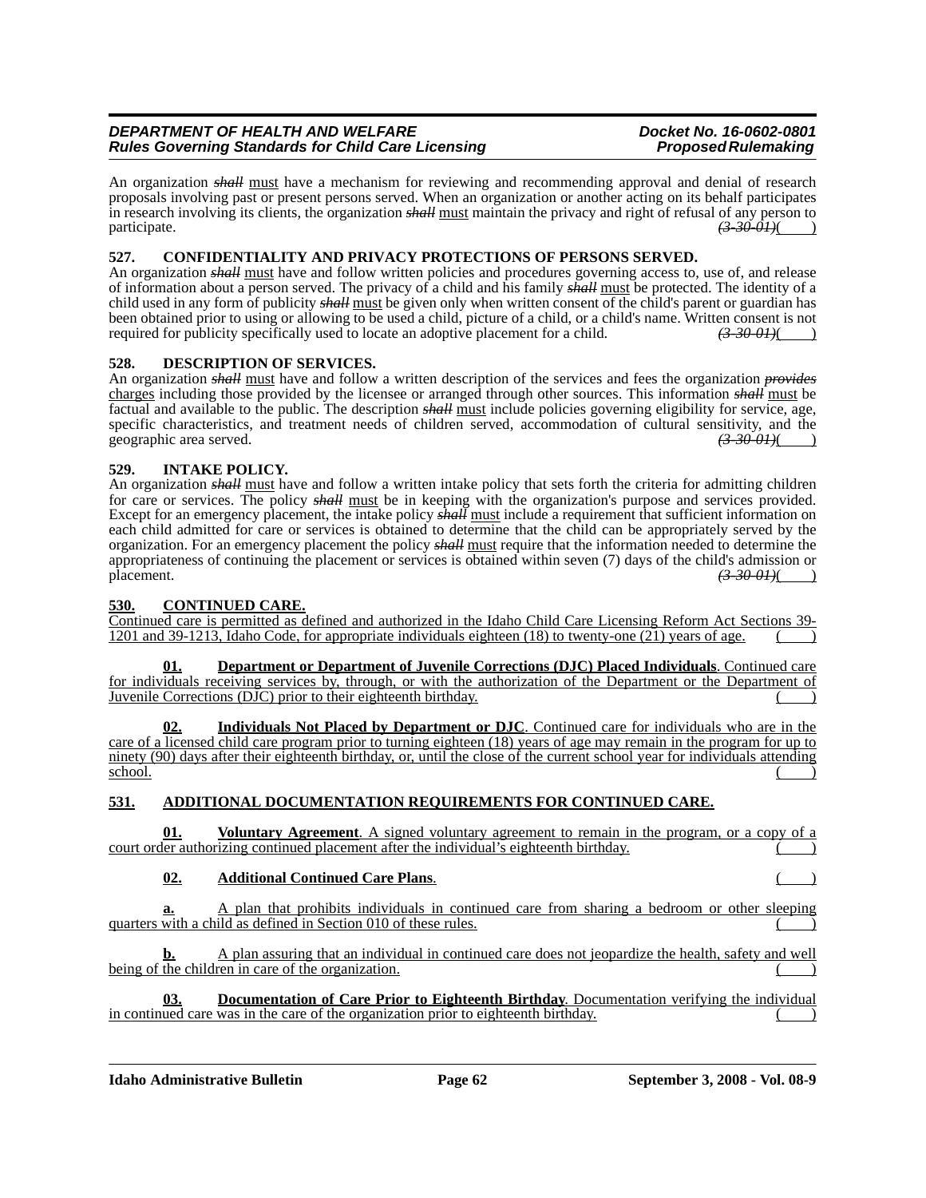An organization ~~*shall*~~ must have a mechanism for reviewing and recommending approval and denial of research proposals involving past or present persons served. When an organization or another acting on its behalf participates in research involving its clients, the organization ~~*shall*~~ must maintain the privacy and right of refusal of any person to participate. ~~*(3-30-01)*~~( )

**527. CONFIDENTIALITY AND PRIVACY PROTECTIONS OF PERSONS SERVED.**

An organization ~~*shall*~~ must have and follow written policies and procedures governing access to, use of, and release of information about a person served. The privacy of a child and his family ~~*shall*~~ must be protected. The identity of a child used in any form of publicity ~~*shall*~~ must be given only when written consent of the child's parent or guardian has been obtained prior to using or allowing to be used a child, picture of a child, or a child's name. Written consent is not required for publicity specifically used to locate an adoptive placement for a child. ~~*(3-30-01)*~~( )

**528. DESCRIPTION OF SERVICES.**

An organization ~~*shall*~~ must have and follow a written description of the services and fees the organization ~~*provides*~~ charges including those provided by the licensee or arranged through other sources. This information ~~*shall*~~ must be factual and available to the public. The description ~~*shall*~~ must include policies governing eligibility for service, age, specific characteristics, and treatment needs of children served, accommodation of cultural sensitivity, and the geographic area served. ~~*(3-30-01)*~~( )

**529. INTAKE POLICY.**

An organization ~~*shall*~~ must have and follow a written intake policy that sets forth the criteria for admitting children for care or services. The policy ~~*shall*~~ must be in keeping with the organization's purpose and services provided. Except for an emergency placement, the intake policy ~~*shall*~~ must include a requirement that sufficient information on each child admitted for care or services is obtained to determine that the child can be appropriately served by the organization. For an emergency placement the policy ~~*shall*~~ must require that the information needed to determine the appropriateness of continuing the placement or services is obtained within seven (7) days of the child's admission or placement. ~~*(3-30-01)*~~( )

**530. CONTINUED CARE.**

Continued care is permitted as defined and authorized in the Idaho Child Care Licensing Reform Act Sections 39-1201 and 39-1213, Idaho Code, for appropriate individuals eighteen (18) to twenty-one (21) years of age. ( )

**01. Department or Department of Juvenile Corrections (DJC) Placed Individuals**. Continued care for individuals receiving services by, through, or with the authorization of the Department or the Department of Juvenile Corrections (DJC) prior to their eighteenth birthday. ( )

**02. Individuals Not Placed by Department or DJC**. Continued care for individuals who are in the care of a licensed child care program prior to turning eighteen (18) years of age may remain in the program for up to ninety (90) days after their eighteenth birthday, or, until the close of the current school year for individuals attending school. ( )

**531. ADDITIONAL DOCUMENTATION REQUIREMENTS FOR CONTINUED CARE.**

**01. Voluntary Agreement**. A signed voluntary agreement to remain in the program, or a copy of a court order authorizing continued placement after the individual's eighteenth birthday. ( )

**02. Additional Continued Care Plans**. ( )

**a.** A plan that prohibits individuals in continued care from sharing a bedroom or other sleeping quarters with a child as defined in Section 010 of these rules. ( )

**b.** A plan assuring that an individual in continued care does not jeopardize the health, safety and well being of the children in care of the organization. ( )

**03. Documentation of Care Prior to Eighteenth Birthday**. Documentation verifying the individual in continued care was in the care of the organization prior to eighteenth birthday. ( )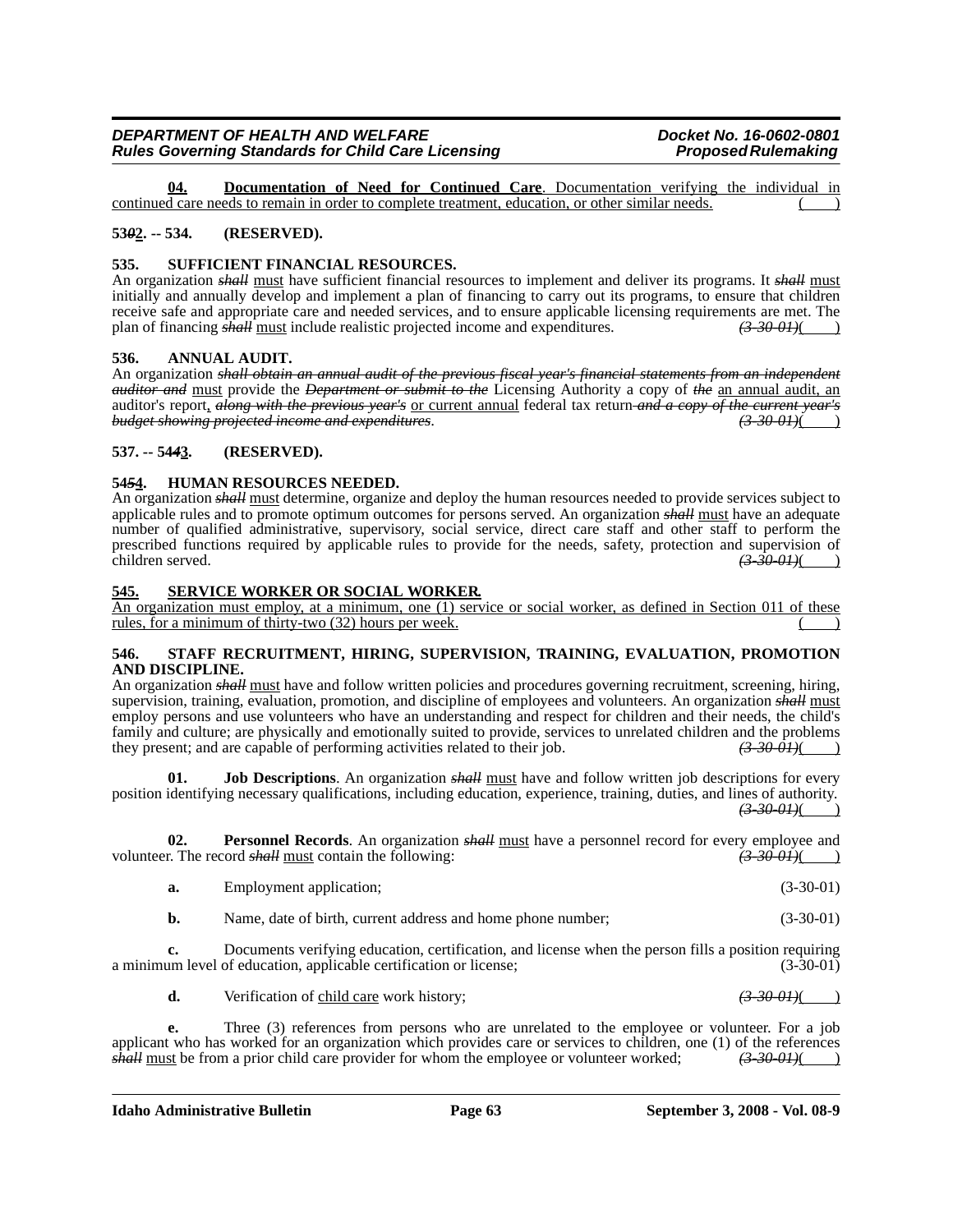**04. Documentation of Need for Continued Care**. Documentation verifying the individual in continued care needs to remain in order to complete treatment, education, or other similar needs. ( )

**53~~0~~2. -- 534. (RESERVED).**

**535. SUFFICIENT FINANCIAL RESOURCES.**

An organization ~~*shall*~~ must have sufficient financial resources to implement and deliver its programs. It ~~*shall*~~ must initially and annually develop and implement a plan of financing to carry out its programs, to ensure that children receive safe and appropriate care and needed services, and to ensure applicable licensing requirements are met. The plan of financing ~~*shall*~~ must include realistic projected income and expenditures. ~~*(3-30-01)*~~( )

**536. ANNUAL AUDIT.**

An organization ~~*shall obtain an annual audit of the previous fiscal year's financial statements from an independent auditor and*~~ must provide the ~~*Department or submit to the*~~ Licensing Authority a copy of ~~*the*~~ an annual audit, an auditor's report, ~~*along with the previous year's*~~ or current annual federal tax return ~~*and a copy of the current year's budget showing projected income and expenditures*~~. ~~*(3-30-01)*~~( )

**537. -- 54~~4~~3. (RESERVED).**

**54~~5~~4. HUMAN RESOURCES NEEDED.**

An organization ~~*shall*~~ must determine, organize and deploy the human resources needed to provide services subject to applicable rules and to promote optimum outcomes for persons served. An organization ~~*shall*~~ must have an adequate number of qualified administrative, supervisory, social service, direct care staff and other staff to perform the prescribed functions required by applicable rules to provide for the needs, safety, protection and supervision of children served. ~~*(3-30-01)*~~( )

**545. SERVICE WORKER OR SOCIAL WORKER.**

An organization must employ, at a minimum, one (1) service or social worker, as defined in Section 011 of these rules, for a minimum of thirty-two (32) hours per week. ( )

**546. STAFF RECRUITMENT, HIRING, SUPERVISION, TRAINING, EVALUATION, PROMOTION AND DISCIPLINE.**

An organization ~~*shall*~~ must have and follow written policies and procedures governing recruitment, screening, hiring, supervision, training, evaluation, promotion, and discipline of employees and volunteers. An organization ~~*shall*~~ must employ persons and use volunteers who have an understanding and respect for children and their needs, the child's family and culture; are physically and emotionally suited to provide, services to unrelated children and the problems they present; and are capable of performing activities related to their job. ~~*(3-30-01)*~~( )

**01. Job Descriptions**. An organization ~~*shall*~~ must have and follow written job descriptions for every position identifying necessary qualifications, including education, experience, training, duties, and lines of authority. ~~*(3-30-01)*~~( )

**02. Personnel Records**. An organization ~~*shall*~~ must have a personnel record for every employee and volunteer. The record ~~*shall*~~ must contain the following: ~~*(3-30-01)*~~( )

**a.** Employment application; (3-30-01)

**b.** Name, date of birth, current address and home phone number; (3-30-01)

**c.** Documents verifying education, certification, and license when the person fills a position requiring a minimum level of education, applicable certification or license; (3-30-01)

**d.** Verification of child care work history; ~~*(3-30-01)*~~( )

**e.** Three (3) references from persons who are unrelated to the employee or volunteer. For a job applicant who has worked for an organization which provides care or services to children, one (1) of the references ~~*shall*~~ must be from a prior child care provider for whom the employee or volunteer worked; ~~*(3-30-01)*~~( )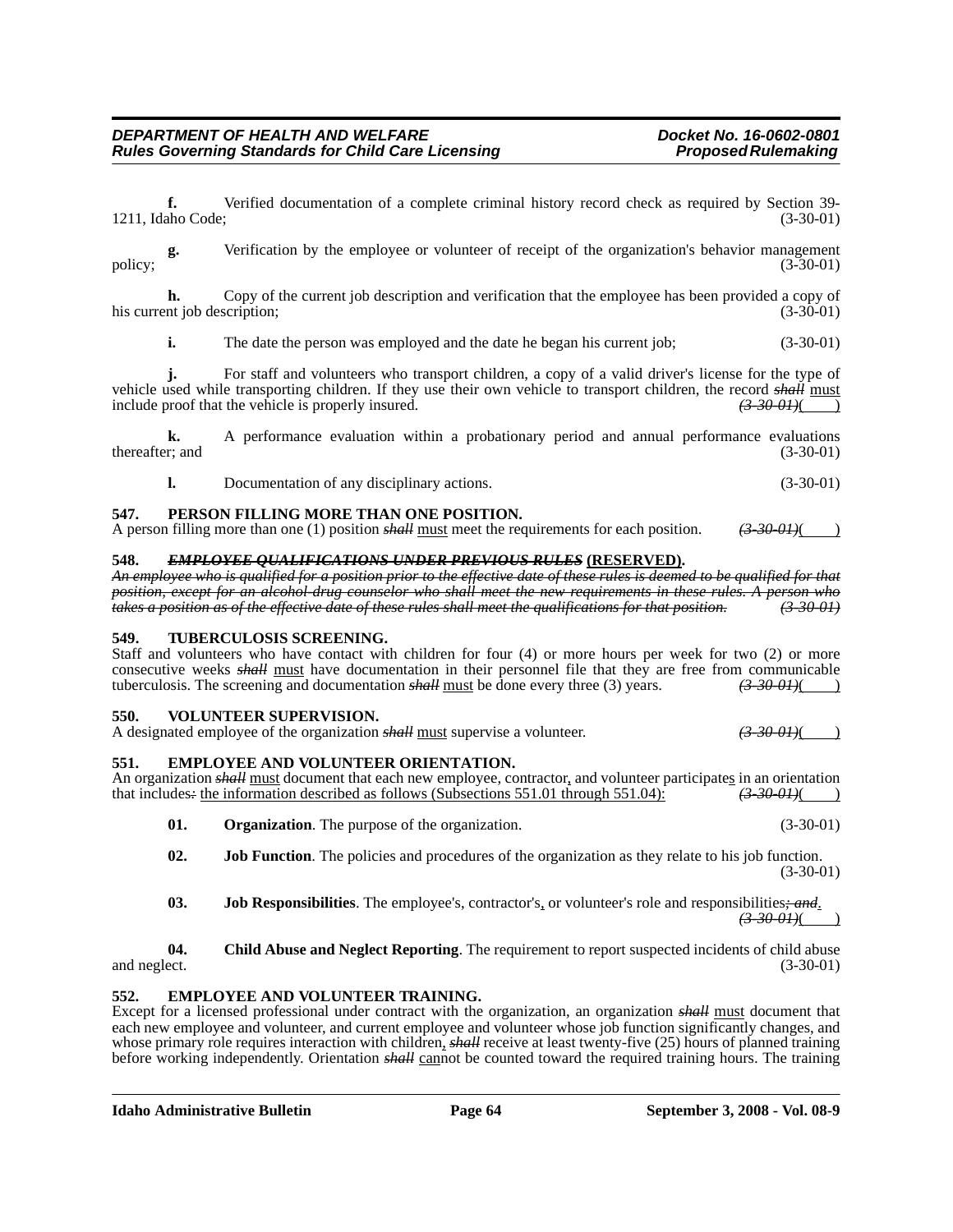**f.** Verified documentation of a complete criminal history record check as required by Section 39-1211, Idaho Code; (3-30-01)

**g.** Verification by the employee or volunteer of receipt of the organization's behavior management policy; (3-30-01)

**h.** Copy of the current job description and verification that the employee has been provided a copy of his current job description; (3-30-01)

**i.** The date the person was employed and the date he began his current job; (3-30-01)

**j.** For staff and volunteers who transport children, a copy of a valid driver's license for the type of vehicle used while transporting children. If they use their own vehicle to transport children, the record ~~*shall*~~ must include proof that the vehicle is properly insured. ~~*(3-30-01)*~~(     )

**k.** A performance evaluation within a probationary period and annual performance evaluations thereafter; and (3-30-01)

**l.** Documentation of any disciplinary actions. (3-30-01)

**547. PERSON FILLING MORE THAN ONE POSITION.**
A person filling more than one (1) position ~~*shall*~~ must meet the requirements for each position. ~~*(3-30-01)*~~(     )

**548. ~~*EMPLOYEE QUALIFICATIONS UNDER PREVIOUS RULES*~~ (RESERVED).**
~~*An employee who is qualified for a position prior to the effective date of these rules is deemed to be qualified for that position, except for an alcohol-drug counselor who shall meet the new requirements in these rules. A person who takes a position as of the effective date of these rules shall meet the qualifications for that position.*~~ ~~*(3-30-01)*~~

**549. TUBERCULOSIS SCREENING.**
Staff and volunteers who have contact with children for four (4) or more hours per week for two (2) or more consecutive weeks ~~*shall*~~ must have documentation in their personnel file that they are free from communicable tuberculosis. The screening and documentation ~~*shall*~~ must be done every three (3) years. ~~*(3-30-01)*~~(     )

**550. VOLUNTEER SUPERVISION.**
A designated employee of the organization ~~*shall*~~ must supervise a volunteer. ~~*(3-30-01)*~~(     )

**551. EMPLOYEE AND VOLUNTEER ORIENTATION.**
An organization ~~*shall*~~ must document that each new employee, contractor, and volunteer participates in an orientation that includes~~*:*~~ the information described as follows (Subsections 551.01 through 551.04): ~~*(3-30-01)*~~(     )

**01. Organization**. The purpose of the organization. (3-30-01)

**02. Job Function**. The policies and procedures of the organization as they relate to his job function. (3-30-01)

**03. Job Responsibilities**. The employee's, contractor's, or volunteer's role and responsibilities~~*; and*~~. ~~*(3-30-01)*~~(     )

**04. Child Abuse and Neglect Reporting**. The requirement to report suspected incidents of child abuse and neglect. (3-30-01)

**552. EMPLOYEE AND VOLUNTEER TRAINING.**
Except for a licensed professional under contract with the organization, an organization ~~*shall*~~ must document that each new employee and volunteer, and current employee and volunteer whose job function significantly changes, and whose primary role requires interaction with children, ~~*shall*~~ receive at least twenty-five (25) hours of planned training before working independently. Orientation ~~*shall*~~ cannot be counted toward the required training hours. The training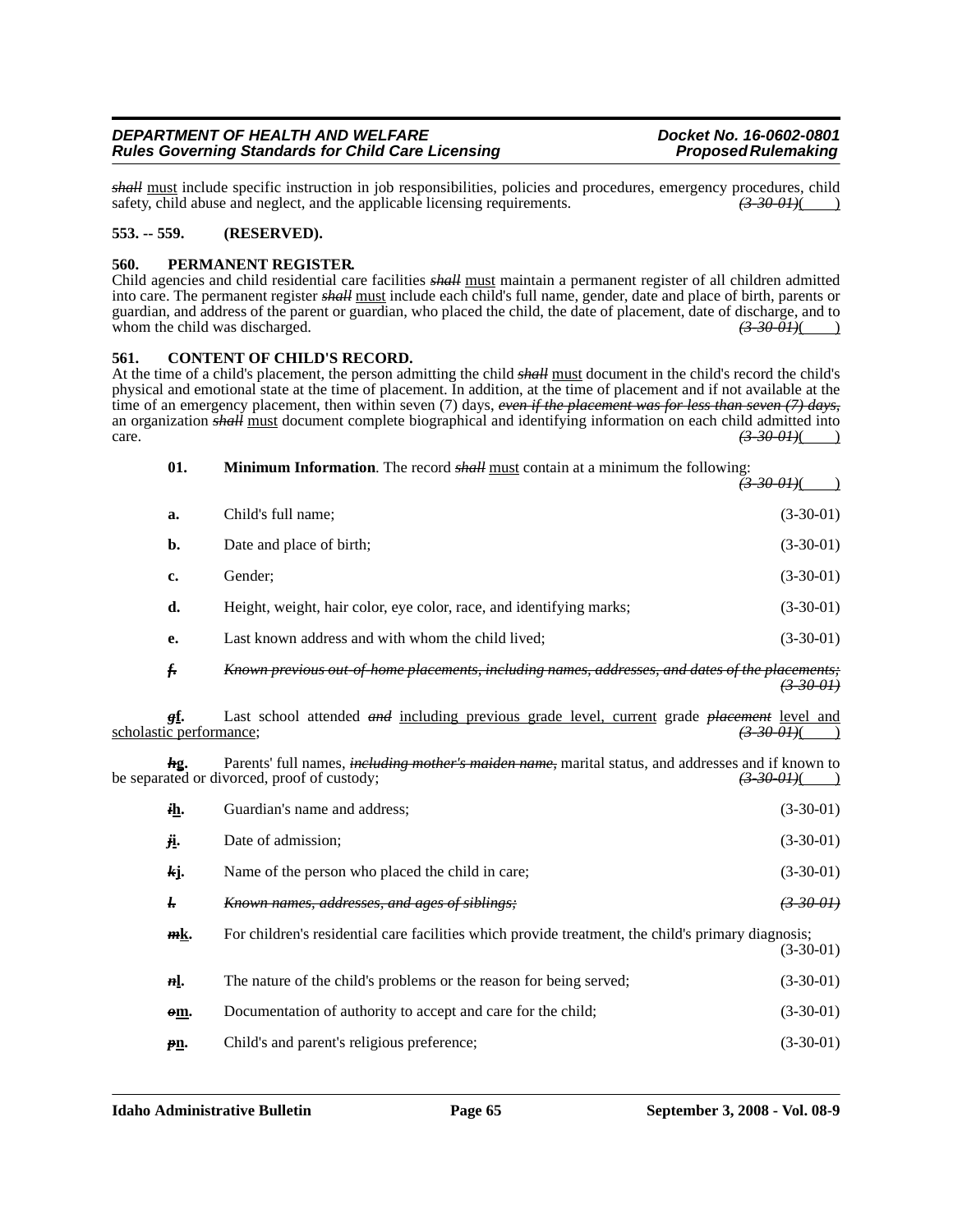~~*shall*~~ must include specific instruction in job responsibilities, policies and procedures, emergency procedures, child safety, child abuse and neglect, and the applicable licensing requirements. ~~*(3-30-01)*~~( )

**553. -- 559. (RESERVED).**

**560. PERMANENT REGISTER.**

Child agencies and child residential care facilities ~~*shall*~~ must maintain a permanent register of all children admitted into care. The permanent register ~~*shall*~~ must include each child's full name, gender, date and place of birth, parents or guardian, and address of the parent or guardian, who placed the child, the date of placement, date of discharge, and to whom the child was discharged. ~~*(3-30-01)*~~( )

**561. CONTENT OF CHILD'S RECORD.**

At the time of a child's placement, the person admitting the child ~~*shall*~~ must document in the child's record the child's physical and emotional state at the time of placement. In addition, at the time of placement and if not available at the time of an emergency placement, then within seven (7) days, ~~*even if the placement was for less than seven (7) days,*~~ an organization ~~*shall*~~ must document complete biographical and identifying information on each child admitted into care. ~~*(3-30-01)*~~( )

**01. Minimum Information**. The record ~~*shall*~~ must contain at a minimum the following: ~~*(3-30-01)*~~( )

**a.** Child's full name; (3-30-01)

**b.** Date and place of birth; (3-30-01)

**c.** Gender; (3-30-01)

**d.** Height, weight, hair color, eye color, race, and identifying marks; (3-30-01)

**e.** Last known address and with whom the child lived; (3-30-01)

~~***f.*** *Known previous out-of-home placements, including names, addresses, and dates of the placements; (3-30-01)*~~

~~***g***~~**f.** Last school attended ~~*and*~~ including previous grade level, current grade ~~*placement*~~ level and scholastic performance; ~~*(3-30-01)*~~( )

~~***h***~~**g.** Parents' full names, ~~*including mother's maiden name,*~~ marital status, and addresses and if known to be separated or divorced, proof of custody; ~~*(3-30-01)*~~( )

~~***i***~~**h.** Guardian's name and address; (3-30-01)

~~***j***~~**i.** Date of admission; (3-30-01)

~~***k***~~**j.** Name of the person who placed the child in care; (3-30-01)

~~***l.*** *Known names, addresses, and ages of siblings; (3-30-01)*~~

~~***m***~~**k.** For children's residential care facilities which provide treatment, the child's primary diagnosis; (3-30-01)

~~***n***~~**l.** The nature of the child's problems or the reason for being served; (3-30-01)

~~***o***~~**m.** Documentation of authority to accept and care for the child; (3-30-01)

~~***p***~~**n.** Child's and parent's religious preference; (3-30-01)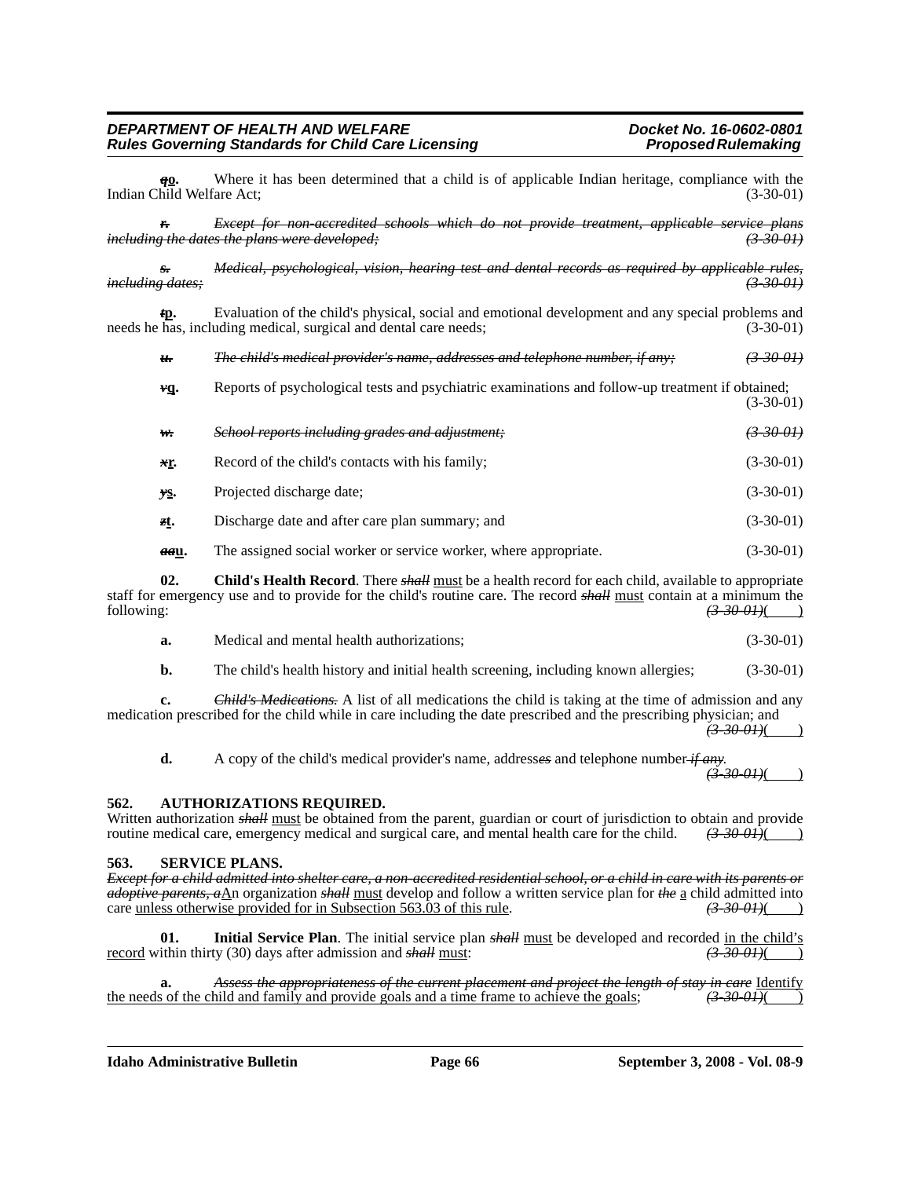~~*q*~~**o.** Where it has been determined that a child is of applicable Indian heritage, compliance with the Indian Child Welfare Act; (3-30-01)

~~***r.*** *Except for non-accredited schools which do not provide treatment, applicable service plans including the dates the plans were developed;* *(3-30-01)*~~

~~***s.*** *Medical, psychological, vision, hearing test and dental records as required by applicable rules, including dates;* *(3-30-01)*~~

~~*t*~~**p.** Evaluation of the child's physical, social and emotional development and any special problems and needs he has, including medical, surgical and dental care needs; (3-30-01)

~~***u.*** *The child's medical provider's name, addresses and telephone number, if any;* *(3-30-01)*~~

~~*v*~~**q.** Reports of psychological tests and psychiatric examinations and follow-up treatment if obtained; (3-30-01)

~~***w.*** *School reports including grades and adjustment;* *(3-30-01)*~~

~~*x*~~**r.** Record of the child's contacts with his family; (3-30-01)

~~*y*~~**s.** Projected discharge date; (3-30-01)

~~*z*~~**t.** Discharge date and after care plan summary; and (3-30-01)

~~*aa*~~**u.** The assigned social worker or service worker, where appropriate. (3-30-01)

**02. Child's Health Record**. There ~~*shall*~~ must be a health record for each child, available to appropriate staff for emergency use and to provide for the child's routine care. The record ~~*shall*~~ must contain at a minimum the following: ~~*(3-30-01)*~~( )

**a.** Medical and mental health authorizations; (3-30-01)

**b.** The child's health history and initial health screening, including known allergies; (3-30-01)

**c.** ~~*Child's Medications.*~~ A list of all medications the child is taking at the time of admission and any medication prescribed for the child while in care including the date prescribed and the prescribing physician; and ~~*(3-30-01)*~~( )

**d.** A copy of the child's medical provider's name, address~~*es*~~ and telephone number~~*, if any*~~. ~~*(3-30-01)*~~( )

## 562. AUTHORIZATIONS REQUIRED.

Written authorization ~~*shall*~~ must be obtained from the parent, guardian or court of jurisdiction to obtain and provide routine medical care, emergency medical and surgical care, and mental health care for the child. ~~*(3-30-01)*~~( )

## 563. SERVICE PLANS.

~~***Except for a child admitted into shelter care, a non-accredited residential school, or a child in care with its parents or adoptive parents, a***~~An organization ~~*shall*~~ must develop and follow a written service plan for ~~*the*~~ a child admitted into care unless otherwise provided for in Subsection 563.03 of this rule. ~~*(3-30-01)*~~( )

**01. Initial Service Plan**. The initial service plan ~~*shall*~~ must be developed and recorded in the child's record within thirty (30) days after admission and ~~*shall*~~ must: ~~*(3-30-01)*~~( )

**a.** ~~*Assess the appropriateness of the current placement and project the length of stay in care*~~ Identify the needs of the child and family and provide goals and a time frame to achieve the goals; ~~*(3-30-01)*~~( )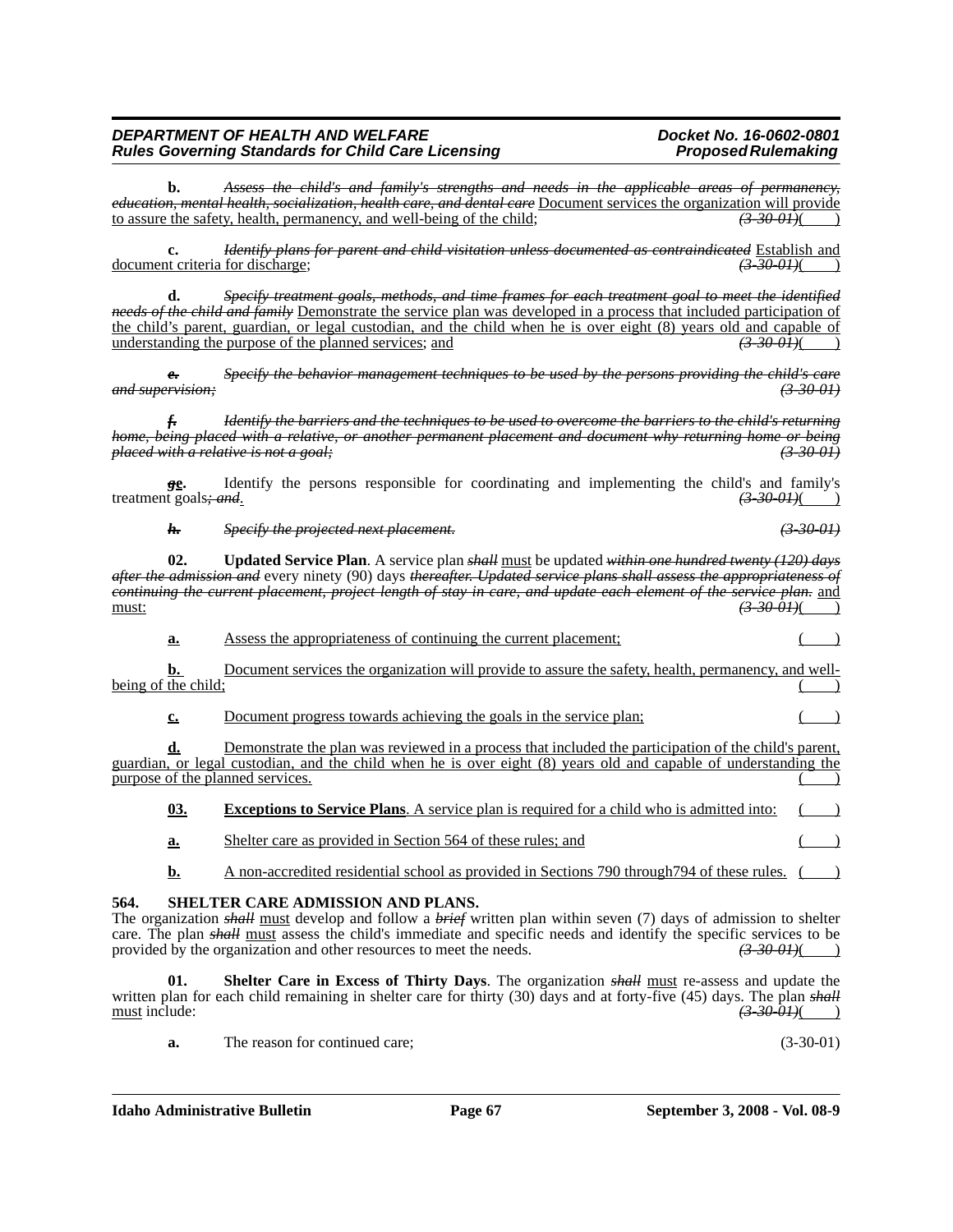**b.** ~~*Assess the child's and family's strengths and needs in the applicable areas of permanency, education, mental health, socialization, health care, and dental care*~~ <u>Document services the organization will provide to assure the safety, health, permanency, and well-being of the child</u>; ~~*(3-30-01)*~~( )

**c.** ~~*Identify plans for parent and child visitation unless documented as contraindicated*~~ <u>Establish and document criteria for discharge</u>; ~~*(3-30-01)*~~( )

**d.** ~~*Specify treatment goals, methods, and time frames for each treatment goal to meet the identified needs of the child and family*~~ <u>Demonstrate the service plan was developed in a process that included participation of the child's parent, guardian, or legal custodian, and the child when he is over eight (8) years old and capable of understanding the purpose of the planned services</u>; <u>and</u> ~~*(3-30-01)*~~( )

~~***e.***~~ ~~*Specify the behavior management techniques to be used by the persons providing the child's care and supervision;*~~ ~~*(3-30-01)*~~

~~***f.***~~ ~~*Identify the barriers and the techniques to be used to overcome the barriers to the child's returning home, being placed with a relative, or another permanent placement and document why returning home or being placed with a relative is not a goal;*~~ ~~*(3-30-01)*~~

**~~*g*~~<u>e</u>.** Identify the persons responsible for coordinating and implementing the child's and family's treatment goals~~*; and*~~<u>.</u> ~~*(3-30-01)*~~( )

~~***h.***~~ ~~*Specify the projected next placement.*~~ ~~*(3-30-01)*~~

**02. Updated Service Plan**. A service plan ~~*shall*~~ <u>must</u> be updated ~~*within one hundred twenty (120) days after the admission and*~~ every ninety (90) days ~~*thereafter. Updated service plans shall assess the appropriateness of continuing the current placement, project length of stay in care, and update each element of the service plan.*~~ <u>and must:</u> ~~*(3-30-01)*~~( )

<u>**a.**</u> <u>Assess the appropriateness of continuing the current placement;</u> ( )

<u>**b.**</u> <u>Document services the organization will provide to assure the safety, health, permanency, and well-being of the child;</u> ( )

<u>**c.**</u> <u>Document progress towards achieving the goals in the service plan;</u> ( )

<u>**d.**</u> <u>Demonstrate the plan was reviewed in a process that included the participation of the child's parent, guardian, or legal custodian, and the child when he is over eight (8) years old and capable of understanding the purpose of the planned services.</u> ( )

<u>**03.**</u> <u>**Exceptions to Service Plans**. A service plan is required for a child who is admitted into:</u> ( )

<u>**a.**</u> <u>Shelter care as provided in Section 564 of these rules; and</u> ( )

<u>**b.**</u> <u>A non-accredited residential school as provided in Sections 790 through794 of these rules.</u> ( )

**564. SHELTER CARE ADMISSION AND PLANS.**

The organization ~~*shall*~~ <u>must</u> develop and follow a ~~*brief*~~ written plan within seven (7) days of admission to shelter care. The plan ~~*shall*~~ <u>must</u> assess the child's immediate and specific needs and identify the specific services to be provided by the organization and other resources to meet the needs. ~~*(3-30-01)*~~( )

**01. Shelter Care in Excess of Thirty Days**. The organization ~~*shall*~~ <u>must</u> re-assess and update the written plan for each child remaining in shelter care for thirty (30) days and at forty-five (45) days. The plan ~~*shall*~~ <u>must</u> include: ~~*(3-30-01)*~~( )

**a.** The reason for continued care; (3-30-01)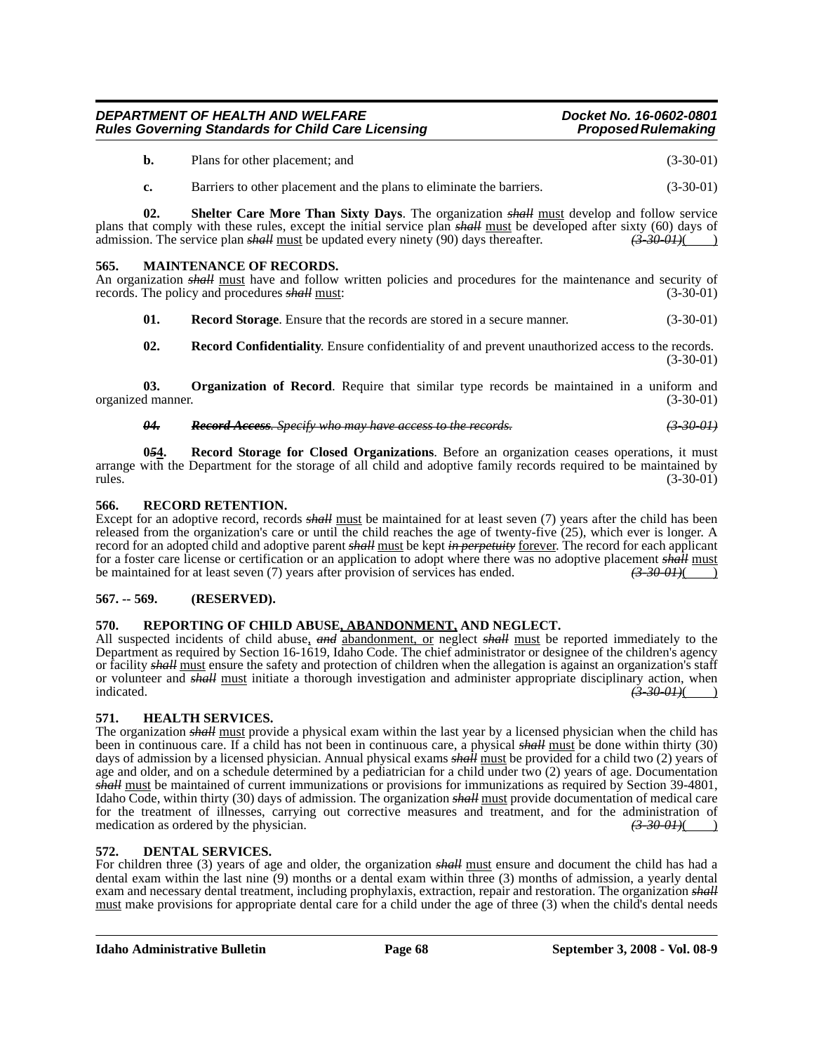**b.** Plans for other placement; and (3-30-01)

**c.** Barriers to other placement and the plans to eliminate the barriers. (3-30-01)

**02. Shelter Care More Than Sixty Days**. The organization ~~*shall*~~ must develop and follow service plans that comply with these rules, except the initial service plan ~~*shall*~~ must be developed after sixty (60) days of admission. The service plan ~~*shall*~~ must be updated every ninety (90) days thereafter. ~~*(3-30-01)*~~(    )

## 565. MAINTENANCE OF RECORDS.

An organization ~~*shall*~~ must have and follow written policies and procedures for the maintenance and security of records. The policy and procedures ~~*shall*~~ must: (3-30-01)

**01. Record Storage**. Ensure that the records are stored in a secure manner. (3-30-01)

**02. Record Confidentiality**. Ensure confidentiality of and prevent unauthorized access to the records. (3-30-01)

**03. Organization of Record**. Require that similar type records be maintained in a uniform and organized manner. (3-30-01)

~~***04. Record Access***. *Specify who may have access to the records.* *(3-30-01)*~~

**0~~*5*~~4. Record Storage for Closed Organizations**. Before an organization ceases operations, it must arrange with the Department for the storage of all child and adoptive family records required to be maintained by rules. (3-30-01)

## 566. RECORD RETENTION.

Except for an adoptive record, records ~~*shall*~~ must be maintained for at least seven (7) years after the child has been released from the organization's care or until the child reaches the age of twenty-five (25), which ever is longer. A record for an adopted child and adoptive parent ~~*shall*~~ must be kept ~~*in perpetuity*~~ forever. The record for each applicant for a foster care license or certification or an application to adopt where there was no adoptive placement ~~*shall*~~ must be maintained for at least seven (7) years after provision of services has ended. ~~*(3-30-01)*~~(    )

## 567. -- 569. (RESERVED).

## 570. REPORTING OF CHILD ABUSE, ABANDONMENT, AND NEGLECT.

All suspected incidents of child abuse, ~~*and*~~ abandonment, or neglect ~~*shall*~~ must be reported immediately to the Department as required by Section 16-1619, Idaho Code. The chief administrator or designee of the children's agency or facility ~~*shall*~~ must ensure the safety and protection of children when the allegation is against an organization's staff or volunteer and ~~*shall*~~ must initiate a thorough investigation and administer appropriate disciplinary action, when indicated. ~~*(3-30-01)*~~(    )

## 571. HEALTH SERVICES.

The organization ~~*shall*~~ must provide a physical exam within the last year by a licensed physician when the child has been in continuous care. If a child has not been in continuous care, a physical ~~*shall*~~ must be done within thirty (30) days of admission by a licensed physician. Annual physical exams ~~*shall*~~ must be provided for a child two (2) years of age and older, and on a schedule determined by a pediatrician for a child under two (2) years of age. Documentation ~~*shall*~~ must be maintained of current immunizations or provisions for immunizations as required by Section 39-4801, Idaho Code, within thirty (30) days of admission. The organization ~~*shall*~~ must provide documentation of medical care for the treatment of illnesses, carrying out corrective measures and treatment, and for the administration of medication as ordered by the physician. ~~*(3-30-01)*~~(    )

## 572. DENTAL SERVICES.

For children three (3) years of age and older, the organization ~~*shall*~~ must ensure and document the child has had a dental exam within the last nine (9) months or a dental exam within three (3) months of admission, a yearly dental exam and necessary dental treatment, including prophylaxis, extraction, repair and restoration. The organization ~~*shall*~~ must make provisions for appropriate dental care for a child under the age of three (3) when the child's dental needs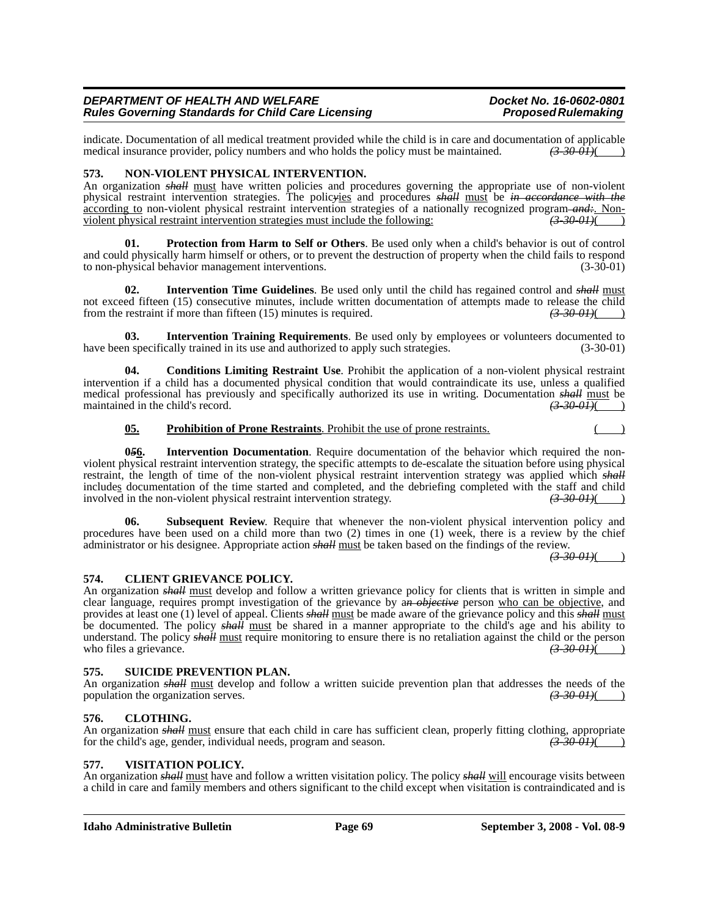indicate. Documentation of all medical treatment provided while the child is in care and documentation of applicable medical insurance provider, policy numbers and who holds the policy must be maintained. ~~(3-30-01)~~( )

**573. NON-VIOLENT PHYSICAL INTERVENTION.**

An organization ~~***shall***~~ must have written policies and procedures governing the appropriate use of non-violent physical restraint intervention strategies. The polic~~y~~ies and procedures ~~***shall***~~ must be ~~*in accordance with the*~~ according to non-violent physical restraint intervention strategies of a nationally recognized program~~-*and*:~~. Non-violent physical restraint intervention strategies must include the following: ~~(3-30-01)~~( )

**01. Protection from Harm to Self or Others**. Be used only when a child's behavior is out of control and could physically harm himself or others, or to prevent the destruction of property when the child fails to respond to non-physical behavior management interventions. (3-30-01)

**02. Intervention Time Guidelines**. Be used only until the child has regained control and ~~***shall***~~ must not exceed fifteen (15) consecutive minutes, include written documentation of attempts made to release the child from the restraint if more than fifteen (15) minutes is required. ~~(3-30-01)~~( )

**03. Intervention Training Requirements**. Be used only by employees or volunteers documented to have been specifically trained in its use and authorized to apply such strategies. (3-30-01)

**04. Conditions Limiting Restraint Use**. Prohibit the application of a non-violent physical restraint intervention if a child has a documented physical condition that would contraindicate its use, unless a qualified medical professional has previously and specifically authorized its use in writing. Documentation ~~***shall***~~ must be maintained in the child's record. ~~(3-30-01)~~( )

**05. Prohibition of Prone Restraints**. Prohibit the use of prone restraints. ( )

**0~~5~~6. Intervention Documentation**. Require documentation of the behavior which required the non-violent physical restraint intervention strategy, the specific attempts to de-escalate the situation before using physical restraint, the length of time of the non-violent physical restraint intervention strategy was applied which ~~***shall***~~ includes documentation of the time started and completed, and the debriefing completed with the staff and child involved in the non-violent physical restraint intervention strategy. ~~(3-30-01)~~( )

**06. Subsequent Review**. Require that whenever the non-violent physical intervention policy and procedures have been used on a child more than two (2) times in one (1) week, there is a review by the chief administrator or his designee. Appropriate action ~~***shall***~~ must be taken based on the findings of the review. ~~(3-30-01)~~( )

**574. CLIENT GRIEVANCE POLICY.**

An organization ~~***shall***~~ must develop and follow a written grievance policy for clients that is written in simple and clear language, requires prompt investigation of the grievance by a~~*n objective*~~ person who can be objective, and provides at least one (1) level of appeal. Clients ~~***shall***~~ must be made aware of the grievance policy and this ~~***shall***~~ must be documented. The policy ~~***shall***~~ must be shared in a manner appropriate to the child's age and his ability to understand. The policy ~~***shall***~~ must require monitoring to ensure there is no retaliation against the child or the person who files a grievance. ~~(3-30-01)~~( )

**575. SUICIDE PREVENTION PLAN.**

An organization ~~***shall***~~ must develop and follow a written suicide prevention plan that addresses the needs of the population the organization serves. ~~(3-30-01)~~( )

**576. CLOTHING.**

An organization ~~***shall***~~ must ensure that each child in care has sufficient clean, properly fitting clothing, appropriate for the child's age, gender, individual needs, program and season. ~~(3-30-01)~~( )

**577. VISITATION POLICY.**

An organization ~~***shall***~~ must have and follow a written visitation policy. The policy ~~***shall***~~ will encourage visits between a child in care and family members and others significant to the child except when visitation is contraindicated and is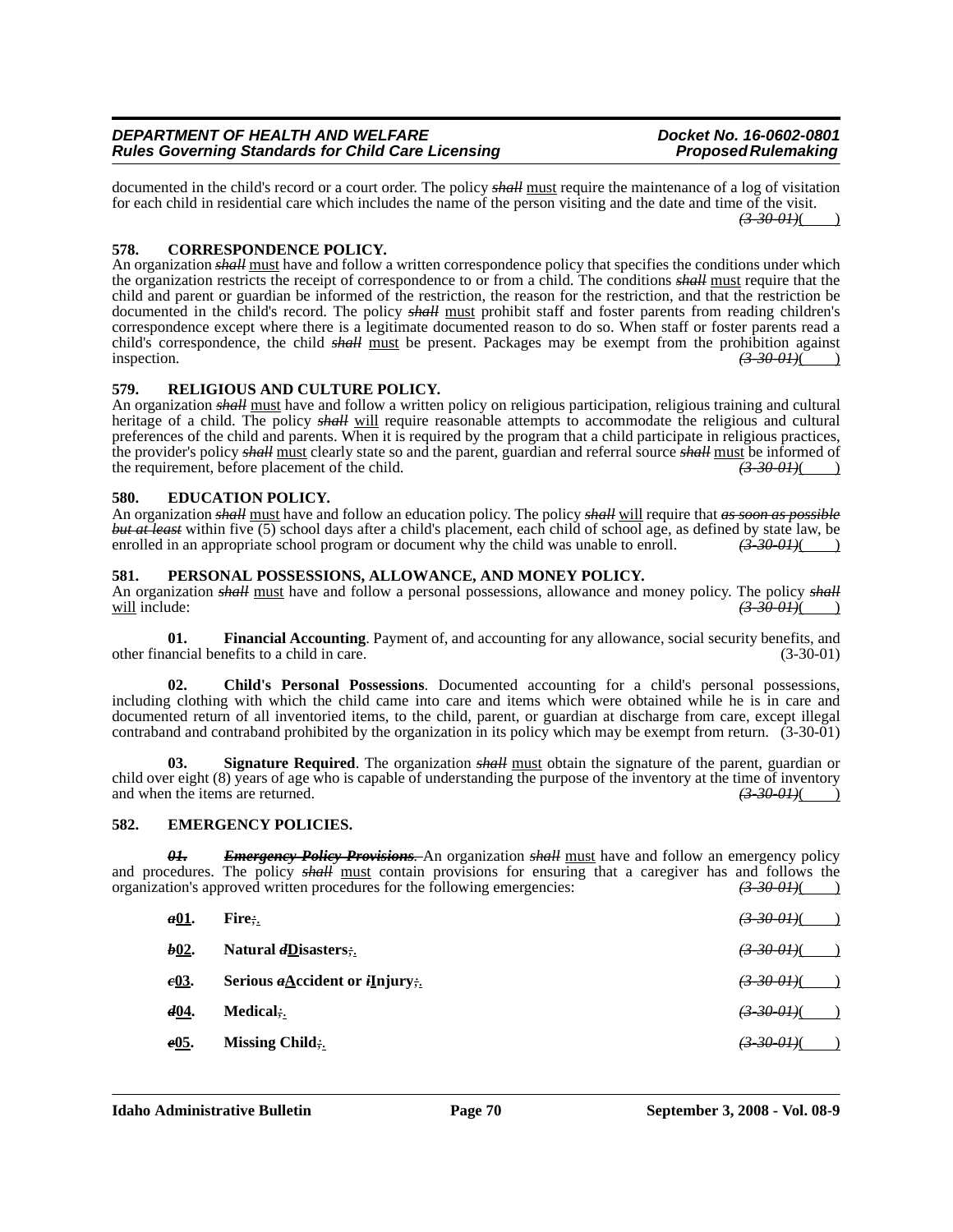documented in the child's record or a court order. The policy ~~*shall*~~ must require the maintenance of a log of visitation for each child in residential care which includes the name of the person visiting and the date and time of the visit. ~~*(3-30-01)*~~(    )

### 578. CORRESPONDENCE POLICY.

An organization ~~*shall*~~ must have and follow a written correspondence policy that specifies the conditions under which the organization restricts the receipt of correspondence to or from a child. The conditions ~~*shall*~~ must require that the child and parent or guardian be informed of the restriction, the reason for the restriction, and that the restriction be documented in the child's record. The policy ~~*shall*~~ must prohibit staff and foster parents from reading children's correspondence except where there is a legitimate documented reason to do so. When staff or foster parents read a child's correspondence, the child ~~*shall*~~ must be present. Packages may be exempt from the prohibition against inspection. ~~*(3-30-01)*~~(    )

### 579. RELIGIOUS AND CULTURE POLICY.

An organization ~~*shall*~~ must have and follow a written policy on religious participation, religious training and cultural heritage of a child. The policy ~~*shall*~~ will require reasonable attempts to accommodate the religious and cultural preferences of the child and parents. When it is required by the program that a child participate in religious practices, the provider's policy ~~*shall*~~ must clearly state so and the parent, guardian and referral source ~~*shall*~~ must be informed of the requirement, before placement of the child. ~~*(3-30-01)*~~(    )

### 580. EDUCATION POLICY.

An organization ~~*shall*~~ must have and follow an education policy. The policy ~~*shall*~~ will require that ~~*as soon as possible but at least*~~ within five (5) school days after a child's placement, each child of school age, as defined by state law, be enrolled in an appropriate school program or document why the child was unable to enroll. ~~*(3-30-01)*~~(    )

### 581. PERSONAL POSSESSIONS, ALLOWANCE, AND MONEY POLICY.

An organization ~~*shall*~~ must have and follow a personal possessions, allowance and money policy. The policy ~~*shall*~~ will include: ~~*(3-30-01)*~~(    )

**01. Financial Accounting**. Payment of, and accounting for any allowance, social security benefits, and other financial benefits to a child in care. (3-30-01)

**02. Child's Personal Possessions**. Documented accounting for a child's personal possessions, including clothing with which the child came into care and items which were obtained while he is in care and documented return of all inventoried items, to the child, parent, or guardian at discharge from care, except illegal contraband and contraband prohibited by the organization in its policy which may be exempt from return. (3-30-01)

**03. Signature Required**. The organization ~~*shall*~~ must obtain the signature of the parent, guardian or child over eight (8) years of age who is capable of understanding the purpose of the inventory at the time of inventory and when the items are returned. ~~*(3-30-01)*~~(    )

### 582. EMERGENCY POLICIES.

~~***01. Emergency Policy Provisions.***~~ An organization ~~*shall*~~ must have and follow an emergency policy and procedures. The policy ~~*shall*~~ must contain provisions for ensuring that a caregiver has and follows the organization's approved written procedures for the following emergencies: ~~*(3-30-01)*~~(    )

~~*a*~~**01. Fire**~~;~~. ~~*(3-30-01)*~~(    )

~~*b*~~**02. Natural** ~~*d*~~**Disasters**~~;~~. ~~*(3-30-01)*~~(    )

~~*c*~~**03. Serious** ~~*a*~~**Accident or** ~~*i*~~**Injury**~~;~~. ~~*(3-30-01)*~~(    )

~~*d*~~**04. Medical**~~;~~. ~~*(3-30-01)*~~(    )

~~*e*~~**05. Missing Child**~~;~~. ~~*(3-30-01)*~~(    )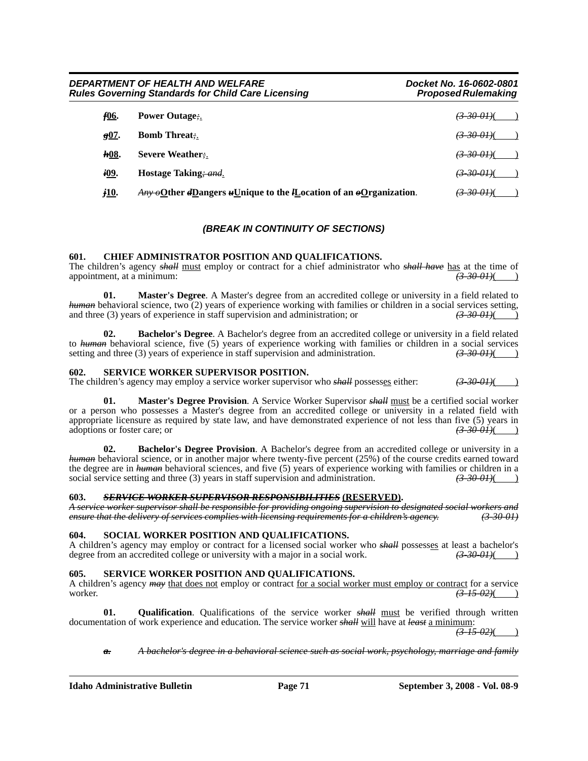~~f~~**06.** **Power Outage**~~;~~. ~~(3-30-01)~~(____)

~~g~~**07.** **Bomb Threat**~~;~~. ~~(3-30-01)~~(____)

~~h~~**08.** **Severe Weather**~~;~~. ~~(3-30-01)~~(____)

~~i~~**09.** **Hostage Taking**~~; and~~. ~~(3-30-01)~~(____)

~~j~~**10.** ~~*Any o*~~**Other** ~~*d*~~**Dangers** ~~*u*~~**Unique to the** ~~*l*~~**Location of an** ~~*o*~~**Organization**. ~~(3-30-01)~~(____)

*(BREAK IN CONTINUITY OF SECTIONS)*

**601. CHIEF ADMINISTRATOR POSITION AND QUALIFICATIONS.**

The children's agency ~~*shall*~~ must employ or contract for a chief administrator who ~~*shall have*~~ has at the time of appointment, at a minimum: ~~(3-30-01)~~(____)

**01. Master's Degree**. A Master's degree from an accredited college or university in a field related to ~~*human*~~ behavioral science, two (2) years of experience working with families or children in a social services setting, and three (3) years of experience in staff supervision and administration; or ~~(3-30-01)~~(____)

**02. Bachelor's Degree**. A Bachelor's degree from an accredited college or university in a field related to ~~*human*~~ behavioral science, five (5) years of experience working with families or children in a social services setting and three (3) years of experience in staff supervision and administration. ~~(3-30-01)~~(____)

**602. SERVICE WORKER SUPERVISOR POSITION.**

The children's agency may employ a service worker supervisor who ~~*shall*~~ possesses either: ~~(3-30-01)~~(____)

**01. Master's Degree Provision**. A Service Worker Supervisor ~~*shall*~~ must be a certified social worker or a person who possesses a Master's degree from an accredited college or university in a related field with appropriate licensure as required by state law, and have demonstrated experience of not less than five (5) years in adoptions or foster care; or ~~(3-30-01)~~(____)

**02. Bachelor's Degree Provision**. A Bachelor's degree from an accredited college or university in a ~~*human*~~ behavioral science, or in another major where twenty-five percent (25%) of the course credits earned toward the degree are in ~~*human*~~ behavioral sciences, and five (5) years of experience working with families or children in a social service setting and three (3) years in staff supervision and administration. ~~(3-30-01)~~(____)

**603. ~~*SERVICE WORKER SUPERVISOR RESPONSIBILITIES*~~ (RESERVED).**

~~*A service worker supervisor shall be responsible for providing ongoing supervision to designated social workers and ensure that the delivery of services complies with licensing requirements for a children's agency.*~~ ~~*(3-30-01)*~~

**604. SOCIAL WORKER POSITION AND QUALIFICATIONS.**

A children's agency may employ or contract for a licensed social worker who ~~*shall*~~ possesses at least a bachelor's degree from an accredited college or university with a major in a social work. ~~(3-30-01)~~(____)

**605. SERVICE WORKER POSITION AND QUALIFICATIONS.**

A children's agency ~~*may*~~ that does not employ or contract for a social worker must employ or contract for a service worker. ~~(3-15-02)~~(____)

**01. Qualification**. Qualifications of the service worker ~~*shall*~~ must be verified through written documentation of work experience and education. The service worker ~~*shall*~~ will have at ~~*least*~~ a minimum: ~~(3-15-02)~~(____)

~~*a. A bachelor's degree in a behavioral science such as social work, psychology, marriage and family*~~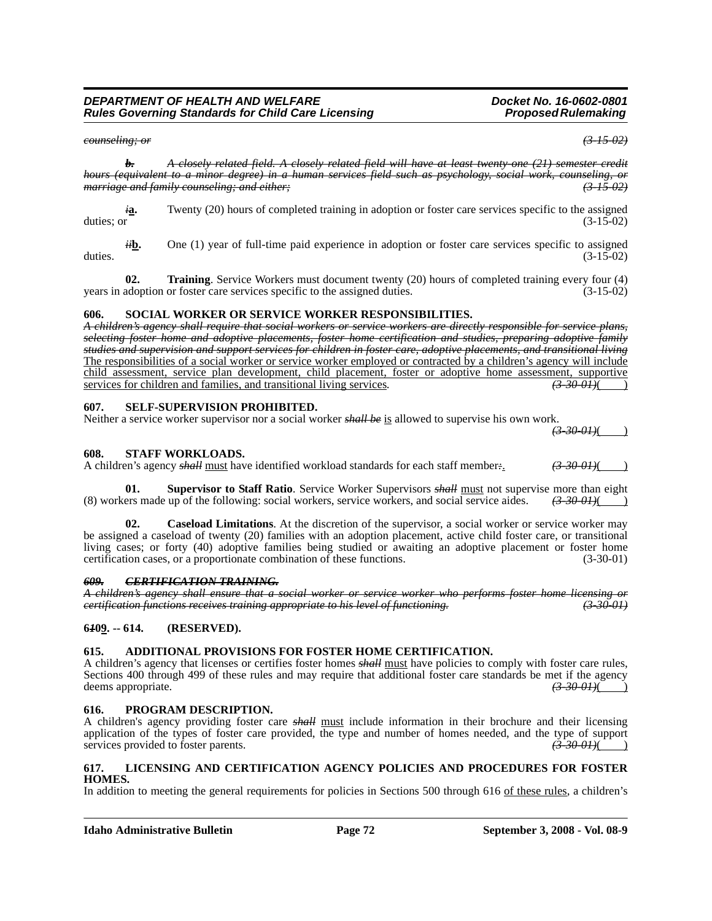~~*counseling; or*~~ ~~*(3-15-02)*~~

~~*b.*~~ ~~*A closely related field. A closely related field will have at least twenty-one (21) semester credit hours (equivalent to a minor degree) in a human services field such as psychology, social work, counseling, or marriage and family counseling; and either;*~~ ~~*(3-15-02)*~~

~~*i*~~**a.** Twenty (20) hours of completed training in adoption or foster care services specific to the assigned duties; or (3-15-02)

~~*ii*~~**b.** One (1) year of full-time paid experience in adoption or foster care services specific to assigned duties. (3-15-02)

**02. Training**. Service Workers must document twenty (20) hours of completed training every four (4) years in adoption or foster care services specific to the assigned duties. (3-15-02)

**606. SOCIAL WORKER OR SERVICE WORKER RESPONSIBILITIES.**

~~*A children's agency shall require that social workers or service workers are directly responsible for service plans, selecting foster home and adoptive placements, foster home certification and studies, preparing adoptive family studies and supervision and support services for children in foster care, adoptive placements, and transitional living*~~ The responsibilities of a social worker or service worker employed or contracted by a children's agency will include child assessment, service plan development, child placement, foster or adoptive home assessment, supportive services for children and families, and transitional living services. ~~*(3-30-01)*~~( )

**607. SELF-SUPERVISION PROHIBITED.**

Neither a service worker supervisor nor a social worker ~~***shall be***~~ is allowed to supervise his own work. ~~*(3-30-01)*~~( )

**608. STAFF WORKLOADS.**

A children's agency ~~***shall***~~ must have identified workload standards for each staff member~~*:*~~. ~~*(3-30-01)*~~( )

**01. Supervisor to Staff Ratio**. Service Worker Supervisors ~~***shall***~~ must not supervise more than eight (8) workers made up of the following: social workers, service workers, and social service aides. ~~*(3-30-01)*~~( )

**02. Caseload Limitations**. At the discretion of the supervisor, a social worker or service worker may be assigned a caseload of twenty (20) families with an adoption placement, active child foster care, or transitional living cases; or forty (40) adoptive families being studied or awaiting an adoptive placement or foster home certification cases, or a proportionate combination of these functions. (3-30-01)

~~***609. CERTIFICATION TRAINING.***~~

~~*A children's agency shall ensure that a social worker or service worker who performs foster home licensing or certification functions receives training appropriate to his level of functioning.*~~ ~~*(3-30-01)*~~

**6~~1~~09. -- 614. (RESERVED).**

**615. ADDITIONAL PROVISIONS FOR FOSTER HOME CERTIFICATION.**

A children's agency that licenses or certifies foster homes ~~***shall***~~ must have policies to comply with foster care rules, Sections 400 through 499 of these rules and may require that additional foster care standards be met if the agency deems appropriate. ~~*(3-30-01)*~~( )

**616. PROGRAM DESCRIPTION.**

A children's agency providing foster care ~~***shall***~~ must include information in their brochure and their licensing application of the types of foster care provided, the type and number of homes needed, and the type of support services provided to foster parents. ~~*(3-30-01)*~~( )

**617. LICENSING AND CERTIFICATION AGENCY POLICIES AND PROCEDURES FOR FOSTER HOMES.**

In addition to meeting the general requirements for policies in Sections 500 through 616 of these rules, a children's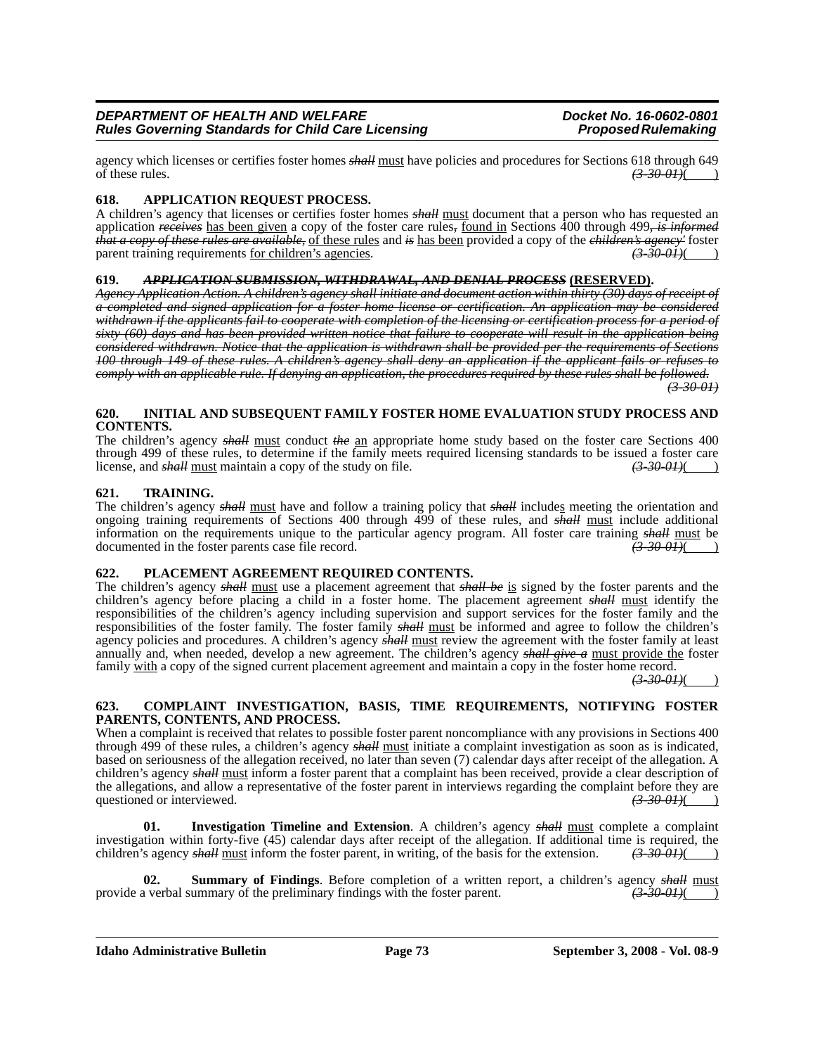agency which licenses or certifies foster homes ~~*shall*~~ <u>must</u> have policies and procedures for Sections 618 through 649 of these rules. ~~*(3-30-01)*~~(    )

### 618. APPLICATION REQUEST PROCESS.

A children's agency that licenses or certifies foster homes ~~*shall*~~ <u>must</u> document that a person who has requested an application ~~*receives*~~ <u>has been given</u> a copy of the foster care rules~~,~~ <u>found in</u> Sections 400 through 499~~*, is informed that a copy of these rules are available*~~, <u>of these rules</u> and ~~*is*~~ <u>has been</u> provided a copy of the ~~*children's agency'*~~ foster parent training requirements <u>for children's agencies</u>. ~~*(3-30-01)*~~(    )

### 619. ~~*APPLICATION SUBMISSION, WITHDRAWAL, AND DENIAL PROCESS*~~ <u>(RESERVED)</u>.

~~*Agency Application Action. A children's agency shall initiate and document action within thirty (30) days of receipt of a completed and signed application for a foster home license or certification. An application may be considered withdrawn if the applicants fail to cooperate with completion of the licensing or certification process for a period of sixty (60) days and has been provided written notice that failure to cooperate will result in the application being considered withdrawn. Notice that the application is withdrawn shall be provided per the requirements of Sections 100 through 149 of these rules. A children's agency shall deny an application if the applicant fails or refuses to comply with an applicable rule. If denying an application, the procedures required by these rules shall be followed. (3-30-01)*~~

### 620. INITIAL AND SUBSEQUENT FAMILY FOSTER HOME EVALUATION STUDY PROCESS AND CONTENTS.

The children's agency ~~*shall*~~ <u>must</u> conduct ~~*the*~~ <u>an</u> appropriate home study based on the foster care Sections 400 through 499 of these rules, to determine if the family meets required licensing standards to be issued a foster care license, and ~~*shall*~~ <u>must</u> maintain a copy of the study on file. ~~*(3-30-01)*~~(    )

### 621. TRAINING.

The children's agency ~~*shall*~~ <u>must</u> have and follow a training policy that ~~*shall*~~ include<u>s</u> meeting the orientation and ongoing training requirements of Sections 400 through 499 of these rules, and ~~*shall*~~ <u>must</u> include additional information on the requirements unique to the particular agency program. All foster care training ~~*shall*~~ <u>must</u> be documented in the foster parents case file record. ~~*(3-30-01)*~~(    )

### 622. PLACEMENT AGREEMENT REQUIRED CONTENTS.

The children's agency ~~*shall*~~ <u>must</u> use a placement agreement that ~~*shall be*~~ <u>is</u> signed by the foster parents and the children's agency before placing a child in a foster home. The placement agreement ~~*shall*~~ <u>must</u> identify the responsibilities of the children's agency including supervision and support services for the foster family and the responsibilities of the foster family. The foster family ~~*shall*~~ <u>must</u> be informed and agree to follow the children's agency policies and procedures. A children's agency ~~*shall*~~ <u>must</u> review the agreement with the foster family at least annually and, when needed, develop a new agreement. The children's agency ~~*shall give a*~~ <u>must provide the</u> foster family <u>with</u> a copy of the signed current placement agreement and maintain a copy in the foster home record. ~~*(3-30-01)*~~(    )

### 623. COMPLAINT INVESTIGATION, BASIS, TIME REQUIREMENTS, NOTIFYING FOSTER PARENTS, CONTENTS, AND PROCESS.

When a complaint is received that relates to possible foster parent noncompliance with any provisions in Sections 400 through 499 of these rules, a children's agency ~~*shall*~~ <u>must</u> initiate a complaint investigation as soon as is indicated, based on seriousness of the allegation received, no later than seven (7) calendar days after receipt of the allegation. A children's agency ~~*shall*~~ <u>must</u> inform a foster parent that a complaint has been received, provide a clear description of the allegations, and allow a representative of the foster parent in interviews regarding the complaint before they are questioned or interviewed. ~~*(3-30-01)*~~(    )

**01. Investigation Timeline and Extension**. A children's agency ~~*shall*~~ <u>must</u> complete a complaint investigation within forty-five (45) calendar days after receipt of the allegation. If additional time is required, the children's agency ~~*shall*~~ <u>must</u> inform the foster parent, in writing, of the basis for the extension. ~~*(3-30-01)*~~(    )

**02. Summary of Findings**. Before completion of a written report, a children's agency ~~*shall*~~ <u>must</u> provide a verbal summary of the preliminary findings with the foster parent. ~~*(3-30-01)*~~(    )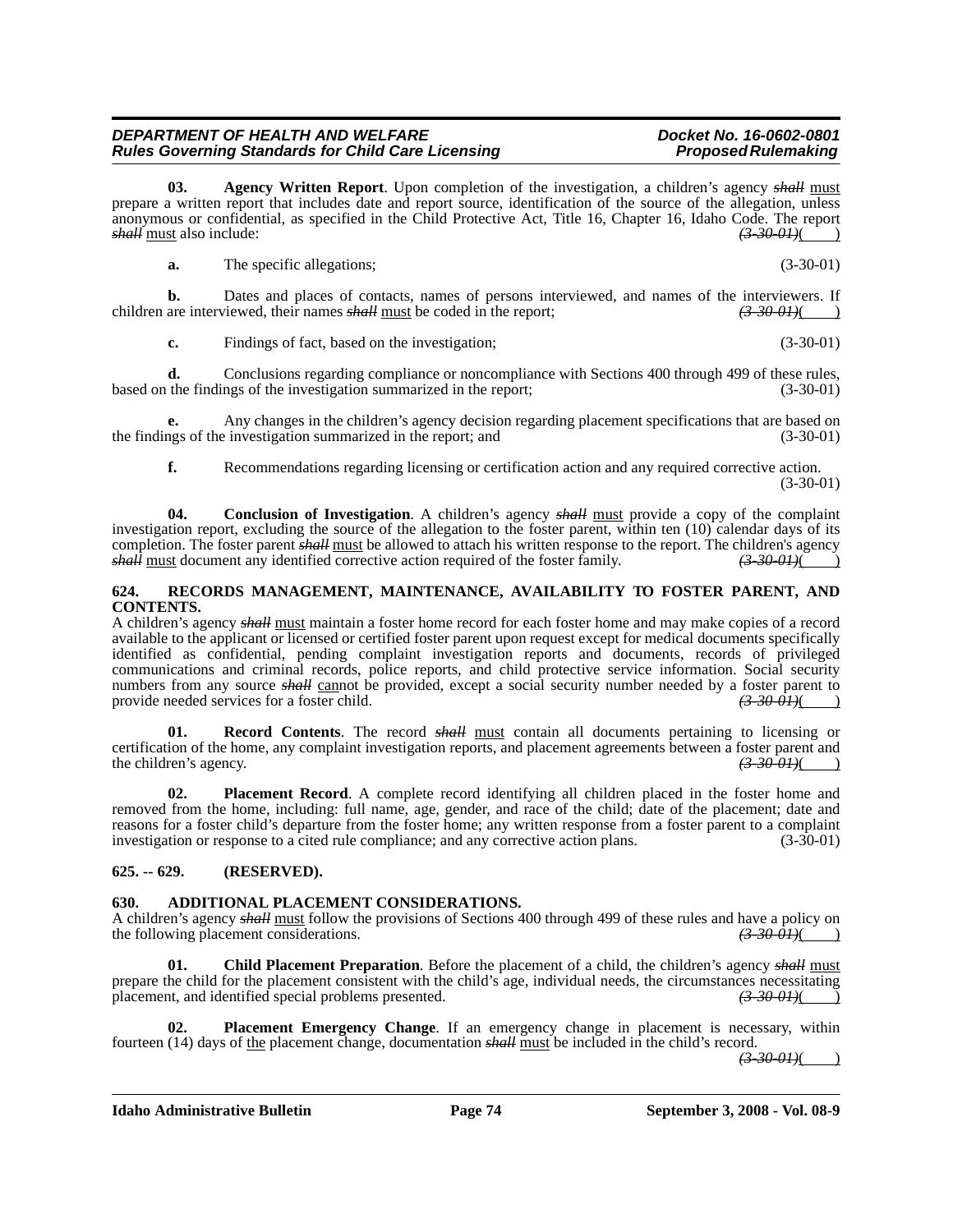**03. Agency Written Report**. Upon completion of the investigation, a children's agency ~~*shall*~~ <u>must</u> prepare a written report that includes date and report source, identification of the source of the allegation, unless anonymous or confidential, as specified in the Child Protective Act, Title 16, Chapter 16, Idaho Code. The report ~~*shall*~~ <u>must</u> also include: ~~*(3-30-01)*~~( )

**a.** The specific allegations; (3-30-01)

**b.** Dates and places of contacts, names of persons interviewed, and names of the interviewers. If children are interviewed, their names ~~*shall*~~ <u>must</u> be coded in the report; ~~*(3-30-01)*~~( )

**c.** Findings of fact, based on the investigation; (3-30-01)

**d.** Conclusions regarding compliance or noncompliance with Sections 400 through 499 of these rules, based on the findings of the investigation summarized in the report; (3-30-01)

**e.** Any changes in the children's agency decision regarding placement specifications that are based on the findings of the investigation summarized in the report; and (3-30-01)

**f.** Recommendations regarding licensing or certification action and any required corrective action. (3-30-01)

**04. Conclusion of Investigation**. A children's agency ~~*shall*~~ <u>must</u> provide a copy of the complaint investigation report, excluding the source of the allegation to the foster parent, within ten (10) calendar days of its completion. The foster parent ~~*shall*~~ <u>must</u> be allowed to attach his written response to the report. The children's agency ~~*shall*~~ <u>must</u> document any identified corrective action required of the foster family. ~~*(3-30-01)*~~( )

**624. RECORDS MANAGEMENT, MAINTENANCE, AVAILABILITY TO FOSTER PARENT, AND CONTENTS.**

A children's agency ~~*shall*~~ <u>must</u> maintain a foster home record for each foster home and may make copies of a record available to the applicant or licensed or certified foster parent upon request except for medical documents specifically identified as confidential, pending complaint investigation reports and documents, records of privileged communications and criminal records, police reports, and child protective service information. Social security numbers from any source ~~*shall*~~ <u>can</u>not be provided, except a social security number needed by a foster parent to provide needed services for a foster child. ~~*(3-30-01)*~~( )

**01. Record Contents**. The record ~~*shall*~~ <u>must</u> contain all documents pertaining to licensing or certification of the home, any complaint investigation reports, and placement agreements between a foster parent and the children's agency. ~~*(3-30-01)*~~( )

**02. Placement Record**. A complete record identifying all children placed in the foster home and removed from the home, including: full name, age, gender, and race of the child; date of the placement; date and reasons for a foster child's departure from the foster home; any written response from a foster parent to a complaint investigation or response to a cited rule compliance; and any corrective action plans. (3-30-01)

**625. -- 629. (RESERVED).**

**630. ADDITIONAL PLACEMENT CONSIDERATIONS.**

A children's agency ~~*shall*~~ <u>must</u> follow the provisions of Sections 400 through 499 of these rules and have a policy on the following placement considerations. ~~*(3-30-01)*~~( )

**01. Child Placement Preparation**. Before the placement of a child, the children's agency ~~*shall*~~ <u>must</u> prepare the child for the placement consistent with the child's age, individual needs, the circumstances necessitating placement, and identified special problems presented. ~~*(3-30-01)*~~( )

**02. Placement Emergency Change**. If an emergency change in placement is necessary, within fourteen (14) days of <u>the</u> placement change, documentation ~~*shall*~~ <u>must</u> be included in the child's record. ~~*(3-30-01)*~~( )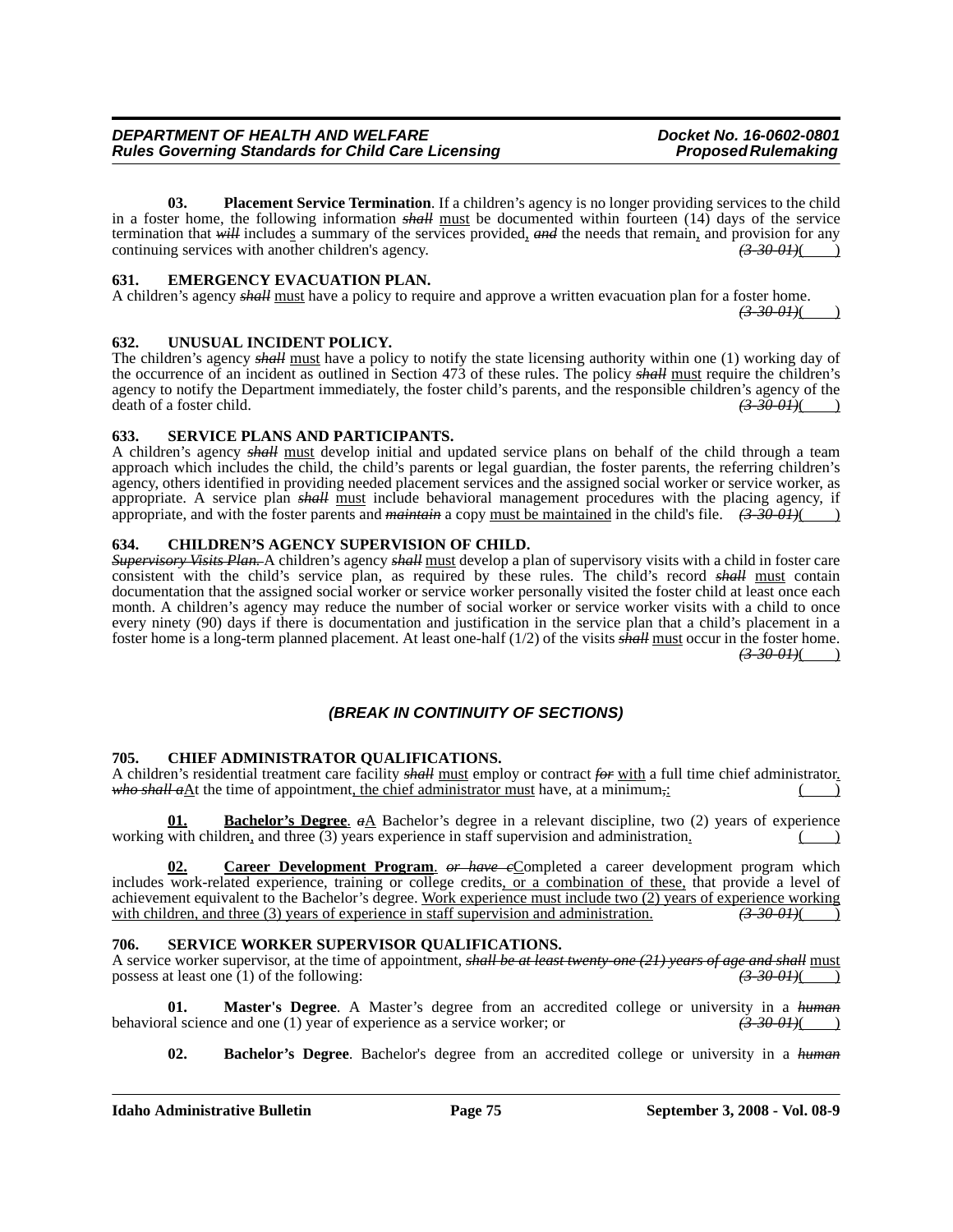**03. Placement Service Termination**. If a children's agency is no longer providing services to the child in a foster home, the following information ~~*shall*~~ must be documented within fourteen (14) days of the service termination that ~~*will*~~ includes a summary of the services provided, ~~*and*~~ the needs that remain, and provision for any continuing services with another children's agency. ~~*(3-30-01)*~~(    )

### 631. EMERGENCY EVACUATION PLAN.

A children's agency ~~*shall*~~ must have a policy to require and approve a written evacuation plan for a foster home. ~~*(3-30-01)*~~(    )

### 632. UNUSUAL INCIDENT POLICY.

The children's agency ~~*shall*~~ must have a policy to notify the state licensing authority within one (1) working day of the occurrence of an incident as outlined in Section 473 of these rules. The policy ~~*shall*~~ must require the children's agency to notify the Department immediately, the foster child's parents, and the responsible children's agency of the death of a foster child. ~~*(3-30-01)*~~(    )

### 633. SERVICE PLANS AND PARTICIPANTS.

A children's agency ~~*shall*~~ must develop initial and updated service plans on behalf of the child through a team approach which includes the child, the child's parents or legal guardian, the foster parents, the referring children's agency, others identified in providing needed placement services and the assigned social worker or service worker, as appropriate. A service plan ~~*shall*~~ must include behavioral management procedures with the placing agency, if appropriate, and with the foster parents and ~~*maintain*~~ a copy must be maintained in the child's file. ~~*(3-30-01)*~~(    )

### 634. CHILDREN'S AGENCY SUPERVISION OF CHILD.

~~*Supervisory Visits Plan.*~~ A children's agency ~~*shall*~~ must develop a plan of supervisory visits with a child in foster care consistent with the child's service plan, as required by these rules. The child's record ~~*shall*~~ must contain documentation that the assigned social worker or service worker personally visited the foster child at least once each month. A children's agency may reduce the number of social worker or service worker visits with a child to once every ninety (90) days if there is documentation and justification in the service plan that a child's placement in a foster home is a long-term planned placement. At least one-half (1/2) of the visits ~~*shall*~~ must occur in the foster home. ~~*(3-30-01)*~~(    )

***(BREAK IN CONTINUITY OF SECTIONS)***

### 705. CHIEF ADMINISTRATOR QUALIFICATIONS.

A children's residential treatment care facility ~~*shall*~~ must employ or contract ~~*for*~~ with a full time chief administrator. ~~*who shall a*~~At the time of appointment, the chief administrator must have, at a minimum~~,~~: (    )

**01. Bachelor's Degree**. ~~*a*~~A Bachelor's degree in a relevant discipline, two (2) years of experience working with children, and three (3) years experience in staff supervision and administration. (    )

**02. Career Development Program**. ~~*or have c*~~Completed a career development program which includes work-related experience, training or college credits, or a combination of these, that provide a level of achievement equivalent to the Bachelor's degree. Work experience must include two (2) years of experience working with children, and three (3) years of experience in staff supervision and administration. ~~*(3-30-01)*~~(    )

### 706. SERVICE WORKER SUPERVISOR QUALIFICATIONS.

A service worker supervisor, at the time of appointment, ~~*shall be at least twenty-one (21) years of age and shall*~~ must possess at least one (1) of the following: ~~*(3-30-01)*~~(    )

**01. Master's Degree**. A Master's degree from an accredited college or university in a ~~*human*~~ behavioral science and one (1) year of experience as a service worker; or ~~*(3-30-01)*~~(    )

**02. Bachelor's Degree**. Bachelor's degree from an accredited college or university in a ~~*human*~~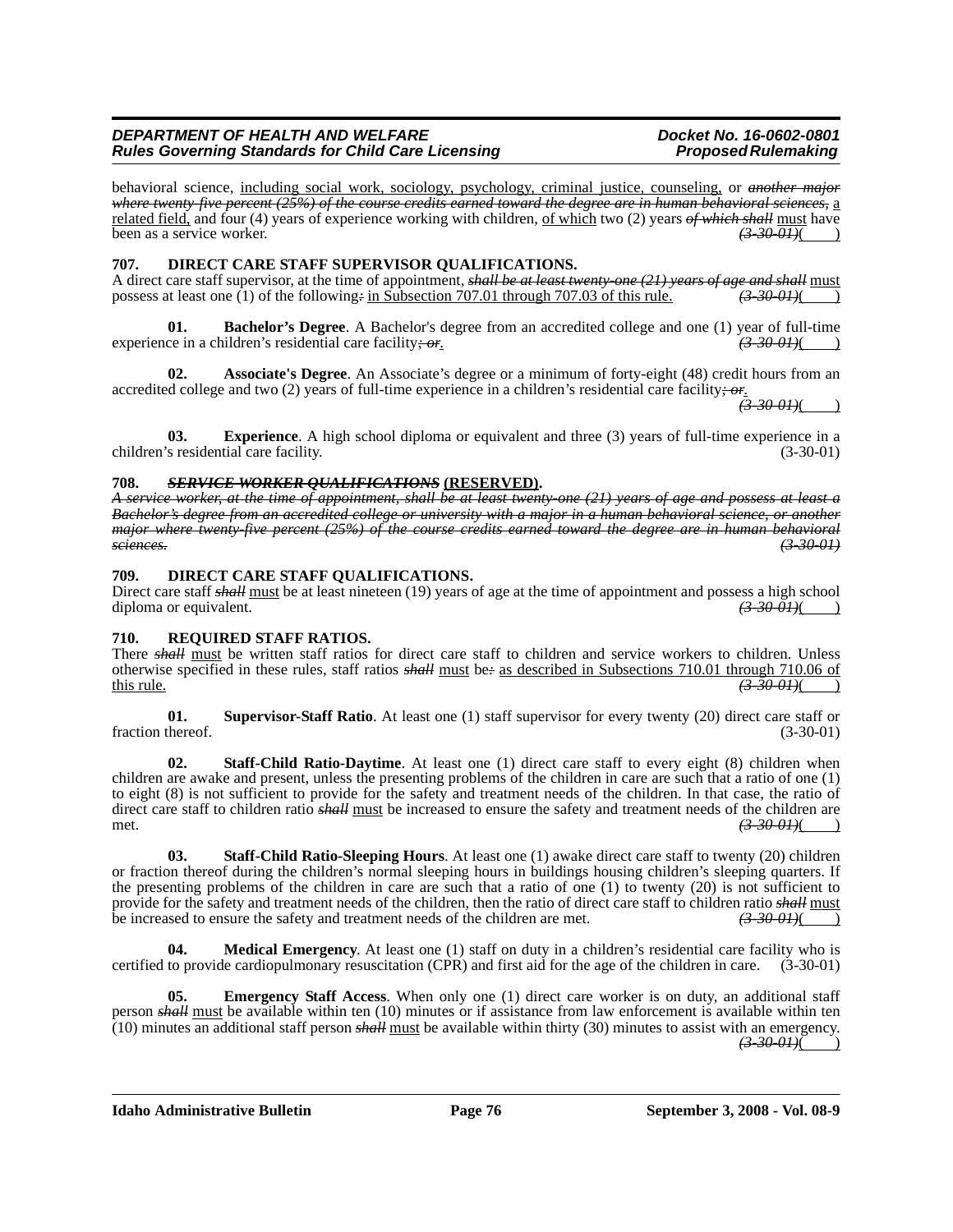behavioral science, including social work, sociology, psychology, criminal justice, counseling, or ~~*another major where twenty-five percent (25%) of the course credits earned toward the degree are in human behavioral sciences*~~, a related field, and four (4) years of experience working with children, of which two (2) years ~~*of which shall*~~ must have been as a service worker. ~~*(3-30-01)*~~( )

### 707. DIRECT CARE STAFF SUPERVISOR QUALIFICATIONS.

A direct care staff supervisor, at the time of appointment, ~~*shall be at least twenty-one (21) years of age and shall*~~ must possess at least one (1) of the following~~*:*~~ in Subsection 707.01 through 707.03 of this rule. ~~*(3-30-01)*~~( )

**01. Bachelor's Degree**. A Bachelor's degree from an accredited college and one (1) year of full-time experience in a children's residential care facility~~*; or*~~. ~~*(3-30-01)*~~( )

**02. Associate's Degree**. An Associate's degree or a minimum of forty-eight (48) credit hours from an accredited college and two (2) years of full-time experience in a children's residential care facility~~*; or*~~. ~~*(3-30-01)*~~( )

**03. Experience**. A high school diploma or equivalent and three (3) years of full-time experience in a children's residential care facility. (3-30-01)

### 708. ~~*SERVICE WORKER QUALIFICATIONS*~~ (RESERVED).

~~*A service worker, at the time of appointment, shall be at least twenty-one (21) years of age and possess at least a Bachelor's degree from an accredited college or university with a major in a human behavioral science, or another major where twenty-five percent (25%) of the course credits earned toward the degree are in human behavioral sciences.*~~ ~~*(3-30-01)*~~

### 709. DIRECT CARE STAFF QUALIFICATIONS.

Direct care staff ~~*shall*~~ must be at least nineteen (19) years of age at the time of appointment and possess a high school diploma or equivalent. ~~*(3-30-01)*~~( )

### 710. REQUIRED STAFF RATIOS.

There ~~*shall*~~ must be written staff ratios for direct care staff to children and service workers to children. Unless otherwise specified in these rules, staff ratios ~~*shall*~~ must be~~*:*~~ as described in Subsections 710.01 through 710.06 of this rule. ~~*(3-30-01)*~~( )

**01. Supervisor-Staff Ratio**. At least one (1) staff supervisor for every twenty (20) direct care staff or fraction thereof. (3-30-01)

**02. Staff-Child Ratio-Daytime**. At least one (1) direct care staff to every eight (8) children when children are awake and present, unless the presenting problems of the children in care are such that a ratio of one (1) to eight (8) is not sufficient to provide for the safety and treatment needs of the children. In that case, the ratio of direct care staff to children ratio ~~*shall*~~ must be increased to ensure the safety and treatment needs of the children are met. ~~*(3-30-01)*~~( )

**03. Staff-Child Ratio-Sleeping Hours**. At least one (1) awake direct care staff to twenty (20) children or fraction thereof during the children's normal sleeping hours in buildings housing children's sleeping quarters. If the presenting problems of the children in care are such that a ratio of one (1) to twenty (20) is not sufficient to provide for the safety and treatment needs of the children, then the ratio of direct care staff to children ratio ~~*shall*~~ must be increased to ensure the safety and treatment needs of the children are met. ~~*(3-30-01)*~~( )

**04. Medical Emergency**. At least one (1) staff on duty in a children's residential care facility who is certified to provide cardiopulmonary resuscitation (CPR) and first aid for the age of the children in care. (3-30-01)

**05. Emergency Staff Access**. When only one (1) direct care worker is on duty, an additional staff person ~~*shall*~~ must be available within ten (10) minutes or if assistance from law enforcement is available within ten (10) minutes an additional staff person ~~*shall*~~ must be available within thirty (30) minutes to assist with an emergency. ~~*(3-30-01)*~~( )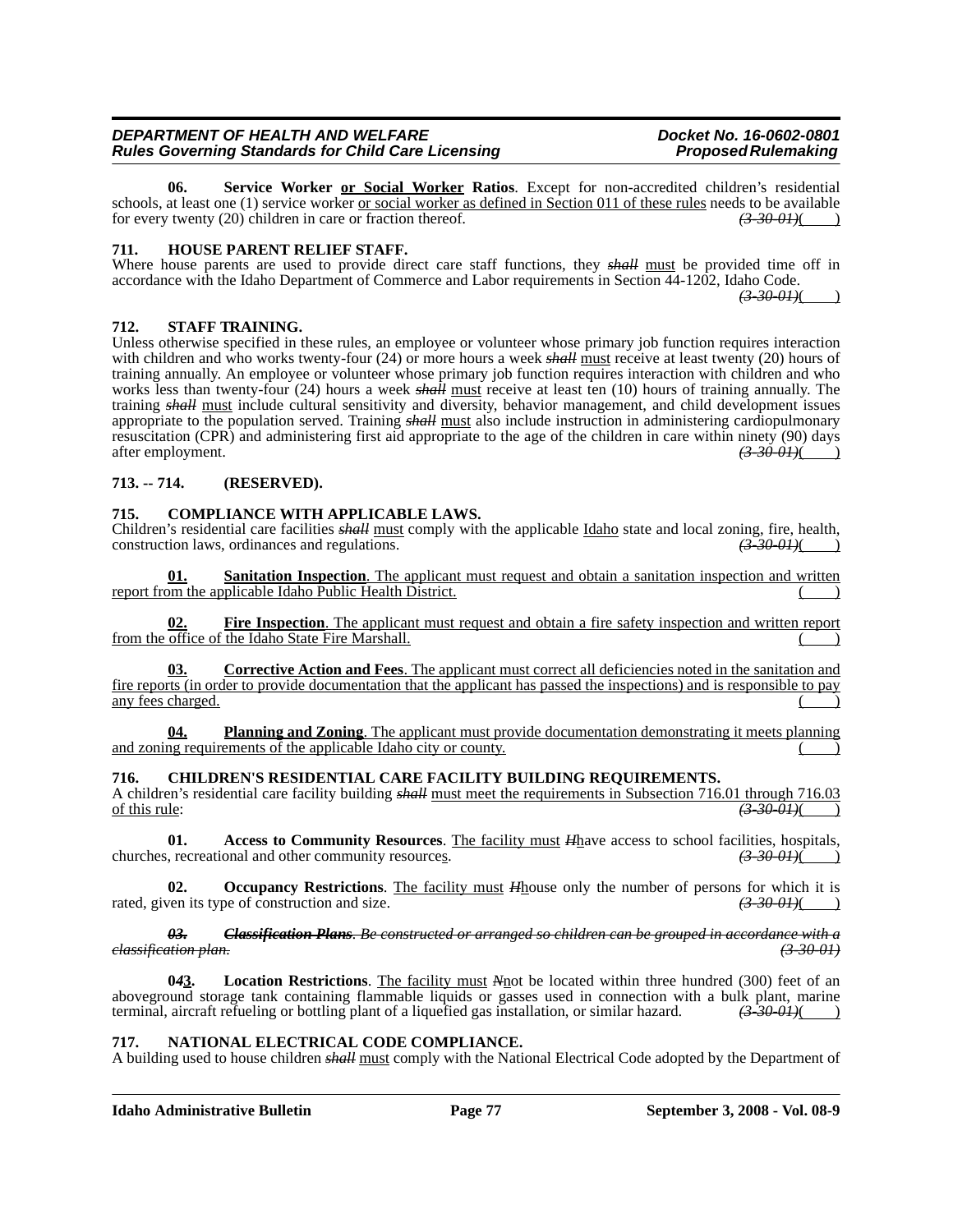**06. Service Worker or Social Worker Ratios**. Except for non-accredited children's residential schools, at least one (1) service worker or social worker as defined in Section 011 of these rules needs to be available for every twenty (20) children in care or fraction thereof. *(3-30-01)*( )

**711. HOUSE PARENT RELIEF STAFF.**

Where house parents are used to provide direct care staff functions, they ~~*shall*~~ must be provided time off in accordance with the Idaho Department of Commerce and Labor requirements in Section 44-1202, Idaho Code. *(3-30-01)*( )

**712. STAFF TRAINING.**

Unless otherwise specified in these rules, an employee or volunteer whose primary job function requires interaction with children and who works twenty-four (24) or more hours a week ~~*shall*~~ must receive at least twenty (20) hours of training annually. An employee or volunteer whose primary job function requires interaction with children and who works less than twenty-four (24) hours a week ~~*shall*~~ must receive at least ten (10) hours of training annually. The training ~~*shall*~~ must include cultural sensitivity and diversity, behavior management, and child development issues appropriate to the population served. Training ~~*shall*~~ must also include instruction in administering cardiopulmonary resuscitation (CPR) and administering first aid appropriate to the age of the children in care within ninety (90) days after employment. *(3-30-01)*( )

**713. -- 714. (RESERVED).**

**715. COMPLIANCE WITH APPLICABLE LAWS.**

Children's residential care facilities ~~*shall*~~ must comply with the applicable Idaho state and local zoning, fire, health, construction laws, ordinances and regulations. *(3-30-01)*( )

**01. Sanitation Inspection**. The applicant must request and obtain a sanitation inspection and written report from the applicable Idaho Public Health District. ( )

**02. Fire Inspection**. The applicant must request and obtain a fire safety inspection and written report from the office of the Idaho State Fire Marshall. ( )

**03. Corrective Action and Fees**. The applicant must correct all deficiencies noted in the sanitation and fire reports (in order to provide documentation that the applicant has passed the inspections) and is responsible to pay any fees charged. ( )

**04. Planning and Zoning**. The applicant must provide documentation demonstrating it meets planning and zoning requirements of the applicable Idaho city or county. ( )

**716. CHILDREN'S RESIDENTIAL CARE FACILITY BUILDING REQUIREMENTS.**

A children's residential care facility building ~~*shall*~~ must meet the requirements in Subsection 716.01 through 716.03 of this rule: *(3-30-01)*( )

**01. Access to Community Resources**. The facility must ~~*H*~~have access to school facilities, hospitals, churches, recreational and other community resources. *(3-30-01)*( )

**02. Occupancy Restrictions**. The facility must ~~*H*~~house only the number of persons for which it is rated, given its type of construction and size. *(3-30-01)*( )

~~***03. Classification Plans**. Be constructed or arranged so children can be grouped in accordance with a classification plan.* *(3-30-01)*~~

**0~~*4*~~3. Location Restrictions**. The facility must ~~*N*~~not be located within three hundred (300) feet of an aboveground storage tank containing flammable liquids or gasses used in connection with a bulk plant, marine terminal, aircraft refueling or bottling plant of a liquefied gas installation, or similar hazard. *(3-30-01)*( )

**717. NATIONAL ELECTRICAL CODE COMPLIANCE.**

A building used to house children ~~*shall*~~ must comply with the National Electrical Code adopted by the Department of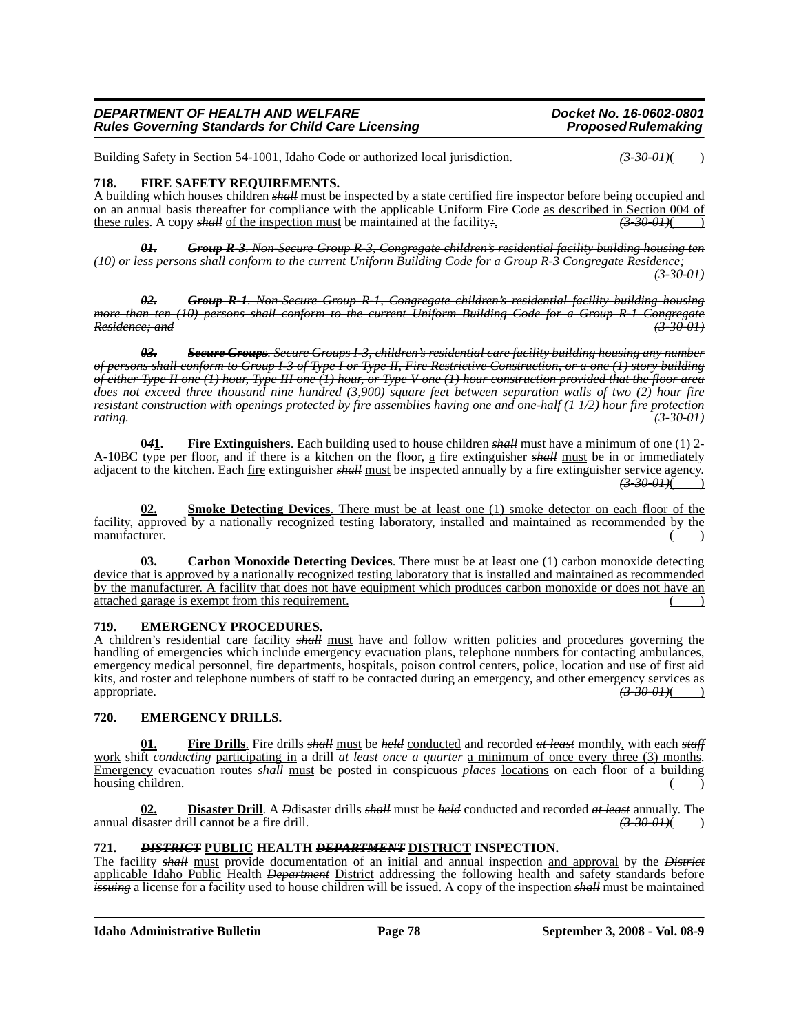Building Safety in Section 54-1001, Idaho Code or authorized local jurisdiction. *(3-30-01)*( )

**718. FIRE SAFETY REQUIREMENTS.**

A building which houses children ~~*shall*~~ must be inspected by a state certified fire inspector before being occupied and on an annual basis thereafter for compliance with the applicable Uniform Fire Code as described in Section 004 of these rules. A copy ~~*shall*~~ of the inspection must be maintained at the facility~~:~~. ~~*(3-30-01)*~~( )

~~***01. Group R-3**. Non-Secure Group R-3, Congregate children's residential facility building housing ten (10) or less persons shall conform to the current Uniform Building Code for a Group R-3 Congregate Residence;*~~ ~~*(3-30-01)*~~

~~***02. Group R-1**. Non-Secure Group R-1, Congregate children's residential facility building housing more than ten (10) persons shall conform to the current Uniform Building Code for a Group R-1 Congregate Residence; and*~~ ~~*(3-30-01)*~~

~~***03. Secure Groups**. Secure Groups I-3, children's residential care facility building housing any number of persons shall conform to Group I-3 of Type I or Type II, Fire Restrictive Construction, or a one (1) story building of either Type II one (1) hour, Type III one (1) hour, or Type V one (1) hour construction provided that the floor area does not exceed three thousand nine hundred (3,900) square feet between separation walls of two (2) hour fire resistant construction with openings protected by fire assemblies having one and one-half (1 1/2) hour fire protection rating.*~~ ~~*(3-30-01)*~~

**0~~4~~1. Fire Extinguishers**. Each building used to house children ~~*shall*~~ must have a minimum of one (1) 2-A-10BC type per floor, and if there is a kitchen on the floor, a fire extinguisher ~~*shall*~~ must be in or immediately adjacent to the kitchen. Each fire extinguisher ~~*shall*~~ must be inspected annually by a fire extinguisher service agency. ~~*(3-30-01)*~~( )

**02. Smoke Detecting Devices**. There must be at least one (1) smoke detector on each floor of the facility, approved by a nationally recognized testing laboratory, installed and maintained as recommended by the manufacturer. ( )

**03. Carbon Monoxide Detecting Devices**. There must be at least one (1) carbon monoxide detecting device that is approved by a nationally recognized testing laboratory that is installed and maintained as recommended by the manufacturer. A facility that does not have equipment which produces carbon monoxide or does not have an attached garage is exempt from this requirement. ( )

**719. EMERGENCY PROCEDURES.**

A children's residential care facility ~~*shall*~~ must have and follow written policies and procedures governing the handling of emergencies which include emergency evacuation plans, telephone numbers for contacting ambulances, emergency medical personnel, fire departments, hospitals, poison control centers, police, location and use of first aid kits, and roster and telephone numbers of staff to be contacted during an emergency, and other emergency services as appropriate. ~~*(3-30-01)*~~( )

**720. EMERGENCY DRILLS.**

**01. Fire Drills**. Fire drills ~~*shall*~~ must be ~~*held*~~ conducted and recorded ~~*at least*~~ monthly, with each ~~*staff*~~ work shift ~~*conducting*~~ participating in a drill ~~*at least once a quarter*~~ a minimum of once every three (3) months. Emergency evacuation routes ~~*shall*~~ must be posted in conspicuous ~~*places*~~ locations on each floor of a building housing children. ( )

**02. Disaster Drill**. A ~~*D*~~disaster drills ~~*shall*~~ must be ~~*held*~~ conducted and recorded ~~*at least*~~ annually. The annual disaster drill cannot be a fire drill. ~~*(3-30-01)*~~( )

**721. ~~*DISTRICT*~~ PUBLIC HEALTH ~~*DEPARTMENT*~~ DISTRICT INSPECTION.**

The facility ~~*shall*~~ must provide documentation of an initial and annual inspection and approval by the ~~*District*~~ applicable Idaho Public Health ~~*Department*~~ District addressing the following health and safety standards before ~~*issuing*~~ a license for a facility used to house children will be issued. A copy of the inspection ~~*shall*~~ must be maintained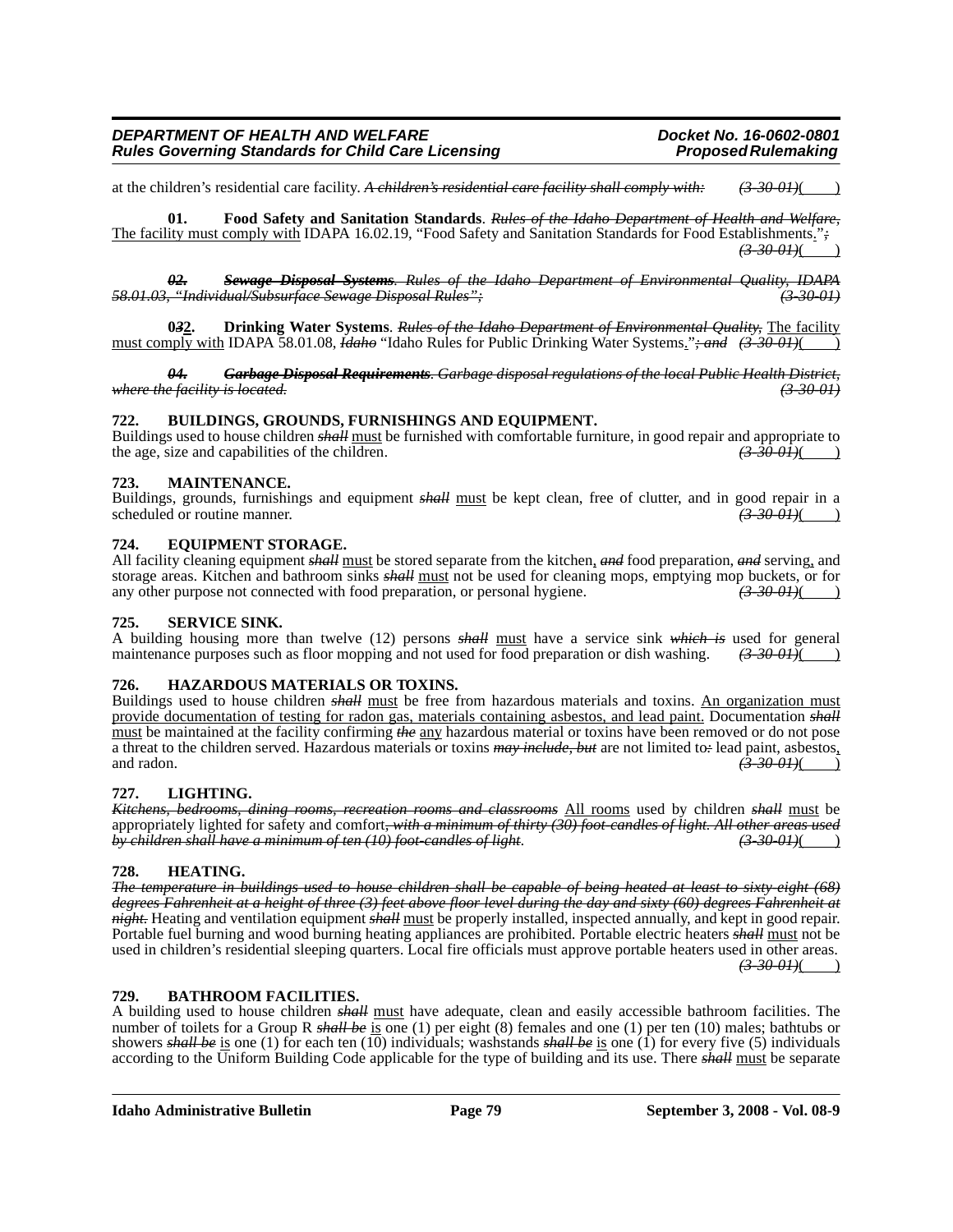at the children's residential care facility. ~~*A children's residential care facility shall comply with:*~~ ~~*(3-30-01)*~~( )

**01. Food Safety and Sanitation Standards**. ~~*Rules of the Idaho Department of Health and Welfare,*~~ The facility must comply with IDAPA 16.02.19, "Food Safety and Sanitation Standards for Food Establishments."~~*;*~~ ~~*(3-30-01)*~~( )

~~***02. Sewage Disposal Systems**. Rules of the Idaho Department of Environmental Quality, IDAPA 58.01.03, "Individual/Subsurface Sewage Disposal Rules"; (3-30-01)*~~

**0~~*3*~~2. Drinking Water Systems**. ~~*Rules of the Idaho Department of Environmental Quality,*~~ The facility must comply with IDAPA 58.01.08, ~~*Idaho*~~ "Idaho Rules for Public Drinking Water Systems."~~*; and*~~ ~~*(3-30-01)*~~( )

~~***04. Garbage Disposal Requirements**. Garbage disposal regulations of the local Public Health District, where the facility is located. (3-30-01)*~~

### 722. BUILDINGS, GROUNDS, FURNISHINGS AND EQUIPMENT.

Buildings used to house children ~~*shall*~~ must be furnished with comfortable furniture, in good repair and appropriate to the age, size and capabilities of the children. ~~*(3-30-01)*~~( )

### 723. MAINTENANCE.

Buildings, grounds, furnishings and equipment ~~*shall*~~ must be kept clean, free of clutter, and in good repair in a scheduled or routine manner. ~~*(3-30-01)*~~( )

### 724. EQUIPMENT STORAGE.

All facility cleaning equipment ~~*shall*~~ must be stored separate from the kitchen, ~~*and*~~ food preparation, ~~*and*~~ serving, and storage areas. Kitchen and bathroom sinks ~~*shall*~~ must not be used for cleaning mops, emptying mop buckets, or for any other purpose not connected with food preparation, or personal hygiene. ~~*(3-30-01)*~~( )

### 725. SERVICE SINK.

A building housing more than twelve (12) persons ~~*shall*~~ must have a service sink ~~*which is*~~ used for general maintenance purposes such as floor mopping and not used for food preparation or dish washing. ~~*(3-30-01)*~~( )

### 726. HAZARDOUS MATERIALS OR TOXINS.

Buildings used to house children ~~*shall*~~ must be free from hazardous materials and toxins. An organization must provide documentation of testing for radon gas, materials containing asbestos, and lead paint. Documentation ~~*shall*~~ must be maintained at the facility confirming ~~*the*~~ any hazardous material or toxins have been removed or do not pose a threat to the children served. Hazardous materials or toxins ~~*may include, but*~~ are not limited to~~*:*~~ lead paint, asbestos, and radon. ~~*(3-30-01)*~~( )

### 727. LIGHTING.

~~*Kitchens, bedrooms, dining rooms, recreation rooms and classrooms*~~ All rooms used by children ~~*shall*~~ must be appropriately lighted for safety and comfort~~*, with a minimum of thirty (30) foot-candles of light. All other areas used by children shall have a minimum of ten (10) foot-candles of light*~~. ~~*(3-30-01)*~~( )

### 728. HEATING.

~~*The temperature in buildings used to house children shall be capable of being heated at least to sixty-eight (68) degrees Fahrenheit at a height of three (3) feet above floor level during the day and sixty (60) degrees Fahrenheit at night.*~~ Heating and ventilation equipment ~~*shall*~~ must be properly installed, inspected annually, and kept in good repair. Portable fuel burning and wood burning heating appliances are prohibited. Portable electric heaters ~~*shall*~~ must not be used in children's residential sleeping quarters. Local fire officials must approve portable heaters used in other areas. ~~*(3-30-01)*~~( )

### 729. BATHROOM FACILITIES.

A building used to house children ~~*shall*~~ must have adequate, clean and easily accessible bathroom facilities. The number of toilets for a Group R ~~*shall be*~~ is one (1) per eight (8) females and one (1) per ten (10) males; bathtubs or showers ~~*shall be*~~ is one (1) for each ten (10) individuals; washstands ~~*shall be*~~ is one (1) for every five (5) individuals according to the Uniform Building Code applicable for the type of building and its use. There ~~*shall*~~ must be separate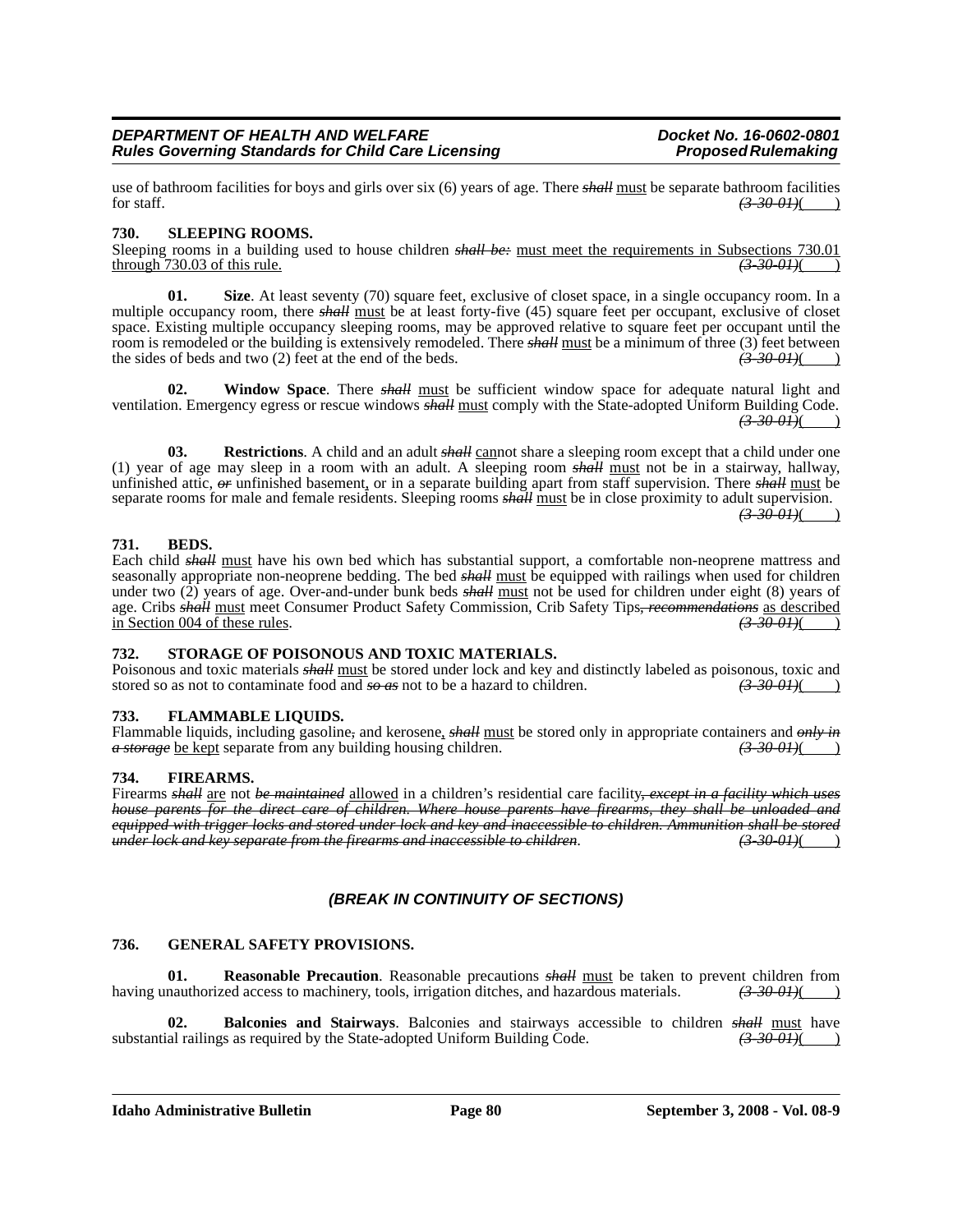use of bathroom facilities for boys and girls over six (6) years of age. There ~~*shall*~~ must be separate bathroom facilities for staff. ~~*(3-30-01)*~~( )

### 730. SLEEPING ROOMS.

Sleeping rooms in a building used to house children ~~*shall be:*~~ must meet the requirements in Subsections 730.01 through 730.03 of this rule. ~~*(3-30-01)*~~( )

**01. Size**. At least seventy (70) square feet, exclusive of closet space, in a single occupancy room. In a multiple occupancy room, there ~~*shall*~~ must be at least forty-five (45) square feet per occupant, exclusive of closet space. Existing multiple occupancy sleeping rooms, may be approved relative to square feet per occupant until the room is remodeled or the building is extensively remodeled. There ~~*shall*~~ must be a minimum of three (3) feet between the sides of beds and two (2) feet at the end of the beds. ~~*(3-30-01)*~~( )

**02. Window Space**. There ~~*shall*~~ must be sufficient window space for adequate natural light and ventilation. Emergency egress or rescue windows ~~*shall*~~ must comply with the State-adopted Uniform Building Code. ~~*(3-30-01)*~~( )

**03. Restrictions**. A child and an adult ~~*shall*~~ cannot share a sleeping room except that a child under one (1) year of age may sleep in a room with an adult. A sleeping room ~~*shall*~~ must not be in a stairway, hallway, unfinished attic, ~~*or*~~ unfinished basement, or in a separate building apart from staff supervision. There ~~*shall*~~ must be separate rooms for male and female residents. Sleeping rooms ~~*shall*~~ must be in close proximity to adult supervision. ~~*(3-30-01)*~~( )

### 731. BEDS.

Each child ~~*shall*~~ must have his own bed which has substantial support, a comfortable non-neoprene mattress and seasonally appropriate non-neoprene bedding. The bed ~~*shall*~~ must be equipped with railings when used for children under two (2) years of age. Over-and-under bunk beds ~~*shall*~~ must not be used for children under eight (8) years of age. Cribs ~~*shall*~~ must meet Consumer Product Safety Commission, Crib Safety Tips~~*, recommendations*~~ as described in Section 004 of these rules. ~~*(3-30-01)*~~( )

### 732. STORAGE OF POISONOUS AND TOXIC MATERIALS.

Poisonous and toxic materials ~~*shall*~~ must be stored under lock and key and distinctly labeled as poisonous, toxic and stored so as not to contaminate food and ~~*so as*~~ not to be a hazard to children. ~~*(3-30-01)*~~( )

### 733. FLAMMABLE LIQUIDS.

Flammable liquids, including gasoline~~,~~ and kerosene, ~~*shall*~~ must be stored only in appropriate containers and ~~*only in a storage*~~ be kept separate from any building housing children. ~~*(3-30-01)*~~( )

### 734. FIREARMS.

Firearms ~~*shall*~~ are not ~~*be maintained*~~ allowed in a children's residential care facility~~*, except in a facility which uses house parents for the direct care of children. Where house parents have firearms, they shall be unloaded and equipped with trigger locks and stored under lock and key and inaccessible to children. Ammunition shall be stored under lock and key separate from the firearms and inaccessible to children*~~. ~~*(3-30-01)*~~( )

***(BREAK IN CONTINUITY OF SECTIONS)***

### 736. GENERAL SAFETY PROVISIONS.

**01. Reasonable Precaution**. Reasonable precautions ~~*shall*~~ must be taken to prevent children from having unauthorized access to machinery, tools, irrigation ditches, and hazardous materials. ~~*(3-30-01)*~~( )

**02. Balconies and Stairways**. Balconies and stairways accessible to children ~~*shall*~~ must have substantial railings as required by the State-adopted Uniform Building Code. ~~*(3-30-01)*~~( )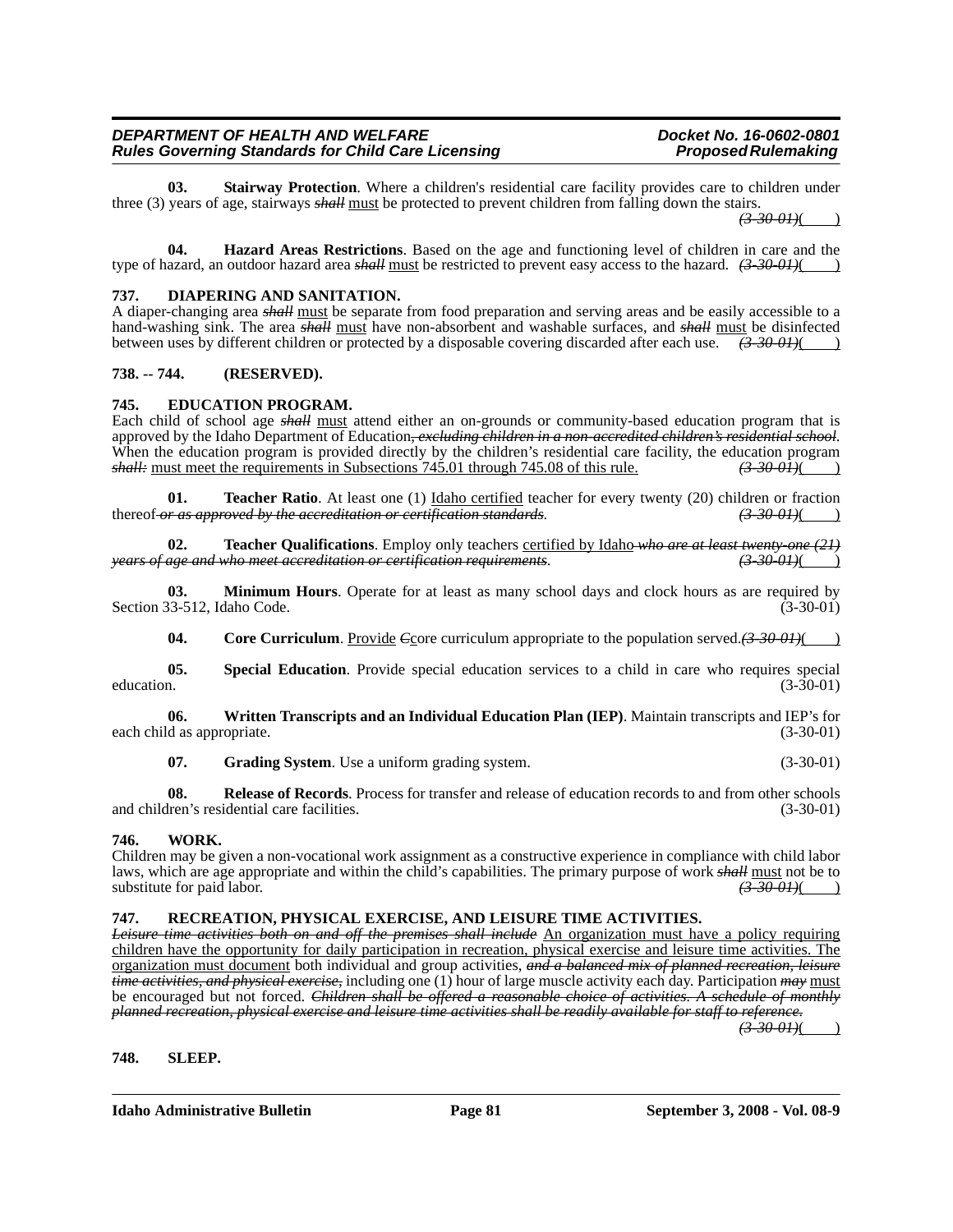**03. Stairway Protection**. Where a children's residential care facility provides care to children under three (3) years of age, stairways ~~*shall*~~ must be protected to prevent children from falling down the stairs. ~~*(3-30-01)*~~( )

**04. Hazard Areas Restrictions**. Based on the age and functioning level of children in care and the type of hazard, an outdoor hazard area ~~*shall*~~ must be restricted to prevent easy access to the hazard. ~~*(3-30-01)*~~( )

### 737. DIAPERING AND SANITATION.

A diaper-changing area ~~*shall*~~ must be separate from food preparation and serving areas and be easily accessible to a hand-washing sink. The area ~~*shall*~~ must have non-absorbent and washable surfaces, and ~~*shall*~~ must be disinfected between uses by different children or protected by a disposable covering discarded after each use. ~~*(3-30-01)*~~( )

### 738. -- 744. (RESERVED).

### 745. EDUCATION PROGRAM.

Each child of school age ~~*shall*~~ must attend either an on-grounds or community-based education program that is approved by the Idaho Department of Education~~*, excluding children in a non-accredited children's residential school*~~. When the education program is provided directly by the children's residential care facility, the education program ~~*shall:*~~ must meet the requirements in Subsections 745.01 through 745.08 of this rule. ~~*(3-30-01)*~~( )

**01. Teacher Ratio**. At least one (1) Idaho certified teacher for every twenty (20) children or fraction thereof ~~*or as approved by the accreditation or certification standards*~~. ~~*(3-30-01)*~~( )

**02. Teacher Qualifications**. Employ only teachers certified by Idaho ~~*who are at least twenty-one (21) years of age and who meet accreditation or certification requirements*~~. ~~*(3-30-01)*~~( )

**03. Minimum Hours**. Operate for at least as many school days and clock hours as are required by Section 33-512, Idaho Code. (3-30-01)

**04. Core Curriculum**. Provide ~~*C*~~core curriculum appropriate to the population served. ~~*(3-30-01)*~~( )

**05. Special Education**. Provide special education services to a child in care who requires special education. (3-30-01)

**06. Written Transcripts and an Individual Education Plan (IEP)**. Maintain transcripts and IEP's for each child as appropriate. (3-30-01)

**07. Grading System**. Use a uniform grading system. (3-30-01)

**08. Release of Records**. Process for transfer and release of education records to and from other schools and children's residential care facilities. (3-30-01)

### 746. WORK.

Children may be given a non-vocational work assignment as a constructive experience in compliance with child labor laws, which are age appropriate and within the child's capabilities. The primary purpose of work ~~*shall*~~ must not be to substitute for paid labor. ~~*(3-30-01)*~~( )

### 747. RECREATION, PHYSICAL EXERCISE, AND LEISURE TIME ACTIVITIES.

~~*Leisure time activities both on and off the premises shall include*~~ An organization must have a policy requiring children have the opportunity for daily participation in recreation, physical exercise and leisure time activities. The organization must document both individual and group activities, ~~*and a balanced mix of planned recreation, leisure time activities, and physical exercise,*~~ including one (1) hour of large muscle activity each day. Participation ~~*may*~~ must be encouraged but not forced. ~~*Children shall be offered a reasonable choice of activities. A schedule of monthly planned recreation, physical exercise and leisure time activities shall be readily available for staff to reference.*~~ ~~*(3-30-01)*~~( )

### 748. SLEEP.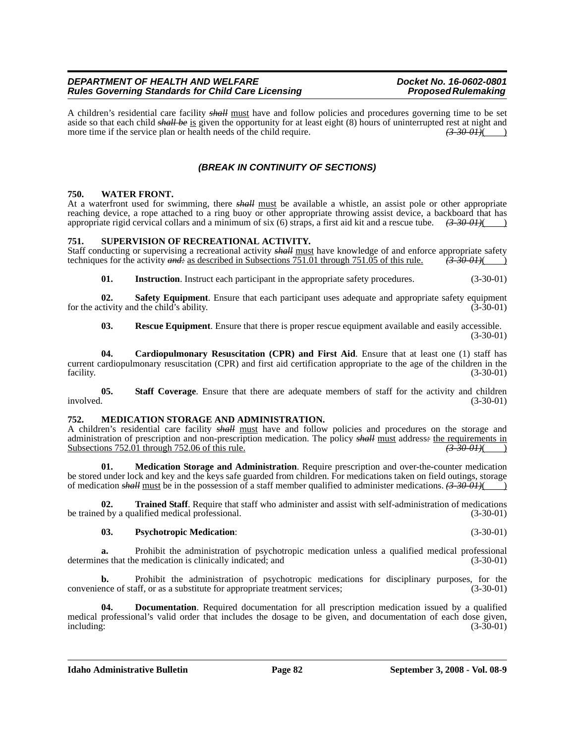A children's residential care facility ~~*shall*~~ must have and follow policies and procedures governing time to be set aside so that each child ~~*shall be*~~ is given the opportunity for at least eight (8) hours of uninterrupted rest at night and more time if the service plan or health needs of the child require. ~~*(3-30-01)*~~(    )

### *(BREAK IN CONTINUITY OF SECTIONS)*

**750. WATER FRONT.**

At a waterfront used for swimming, there ~~*shall*~~ must be available a whistle, an assist pole or other appropriate reaching device, a rope attached to a ring buoy or other appropriate throwing assist device, a backboard that has appropriate rigid cervical collars and a minimum of six (6) straps, a first aid kit and a rescue tube. ~~*(3-30-01)*~~(    )

**751. SUPERVISION OF RECREATIONAL ACTIVITY.**

Staff conducting or supervising a recreational activity ~~*shall*~~ must have knowledge of and enforce appropriate safety techniques for the activity ~~*and:*~~ as described in Subsections 751.01 through 751.05 of this rule. ~~*(3-30-01)*~~(    )

**01. Instruction**. Instruct each participant in the appropriate safety procedures. (3-30-01)

**02. Safety Equipment**. Ensure that each participant uses adequate and appropriate safety equipment for the activity and the child's ability. (3-30-01)

**03. Rescue Equipment**. Ensure that there is proper rescue equipment available and easily accessible. (3-30-01)

**04. Cardiopulmonary Resuscitation (CPR) and First Aid**. Ensure that at least one (1) staff has current cardiopulmonary resuscitation (CPR) and first aid certification appropriate to the age of the children in the facility. (3-30-01)

**05. Staff Coverage**. Ensure that there are adequate members of staff for the activity and children involved. (3-30-01)

**752. MEDICATION STORAGE AND ADMINISTRATION.**

A children's residential care facility ~~*shall*~~ must have and follow policies and procedures on the storage and administration of prescription and non-prescription medication. The policy ~~*shall*~~ must address~~*:*~~ the requirements in Subsections 752.01 through 752.06 of this rule. ~~*(3-30-01)*~~(    )

**01. Medication Storage and Administration**. Require prescription and over-the-counter medication be stored under lock and key and the keys safe guarded from children. For medications taken on field outings, storage of medication ~~*shall*~~ must be in the possession of a staff member qualified to administer medications. ~~*(3-30-01)*~~(    )

**02. Trained Staff**. Require that staff who administer and assist with self-administration of medications be trained by a qualified medical professional. (3-30-01)

**03. Psychotropic Medication**: (3-30-01)

**a.** Prohibit the administration of psychotropic medication unless a qualified medical professional determines that the medication is clinically indicated; and (3-30-01)

**b.** Prohibit the administration of psychotropic medications for disciplinary purposes, for the convenience of staff, or as a substitute for appropriate treatment services; (3-30-01)

**04. Documentation**. Required documentation for all prescription medication issued by a qualified medical professional's valid order that includes the dosage to be given, and documentation of each dose given, including: (3-30-01)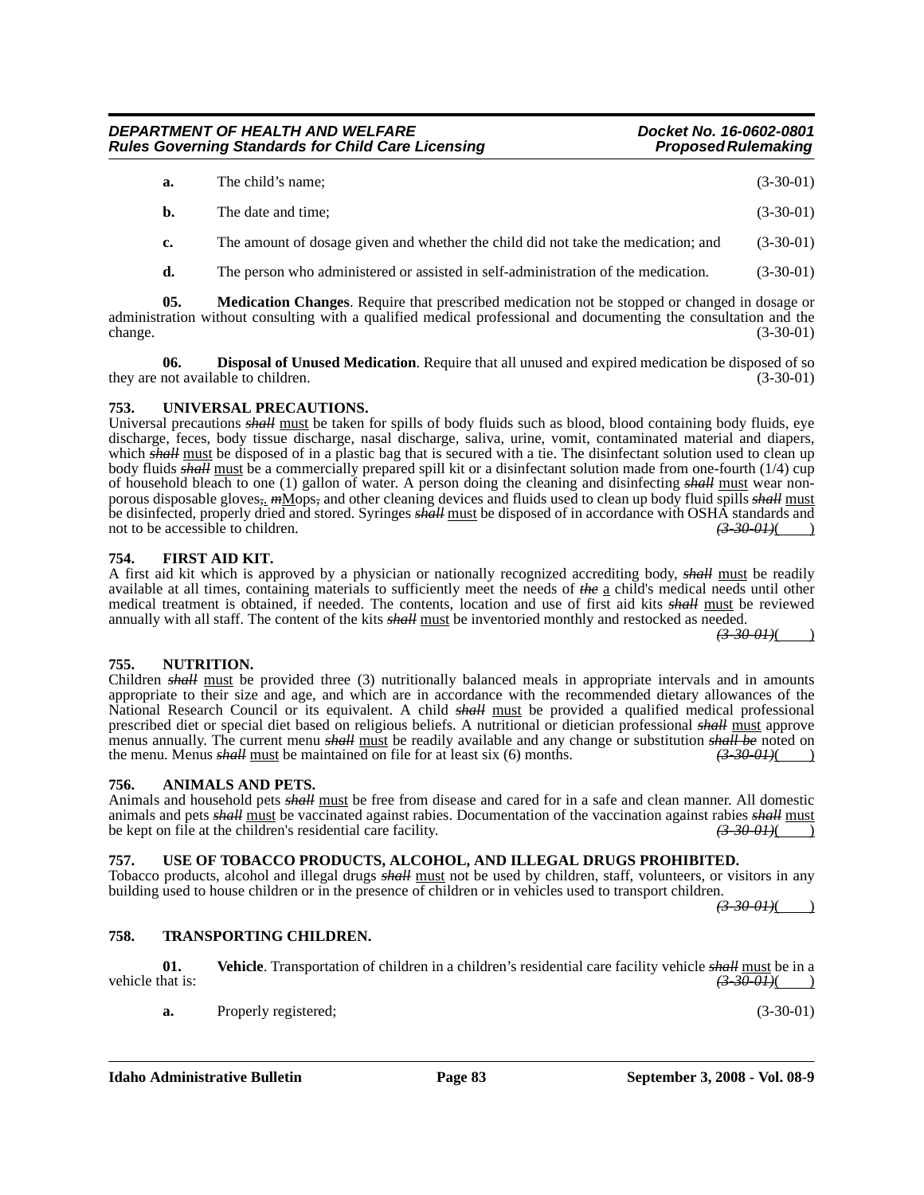**a.** The child's name; (3-30-01)

**b.** The date and time; (3-30-01)

**c.** The amount of dosage given and whether the child did not take the medication; and (3-30-01)

**d.** The person who administered or assisted in self-administration of the medication. (3-30-01)

**05. Medication Changes**. Require that prescribed medication not be stopped or changed in dosage or administration without consulting with a qualified medical professional and documenting the consultation and the change. (3-30-01)

**06. Disposal of Unused Medication**. Require that all unused and expired medication be disposed of so they are not available to children. (3-30-01)

### 753. UNIVERSAL PRECAUTIONS.

Universal precautions ~~*shall*~~ must be taken for spills of body fluids such as blood, blood containing body fluids, eye discharge, feces, body tissue discharge, nasal discharge, saliva, urine, vomit, contaminated material and diapers, which ~~*shall*~~ must be disposed of in a plastic bag that is secured with a tie. The disinfectant solution used to clean up body fluids ~~*shall*~~ must be a commercially prepared spill kit or a disinfectant solution made from one-fourth (1/4) cup of household bleach to one (1) gallon of water. A person doing the cleaning and disinfecting ~~*shall*~~ must wear non-porous disposable gloves~~,~~. ~~*m*~~Mops~~,~~ and other cleaning devices and fluids used to clean up body fluid spills ~~*shall*~~ must be disinfected, properly dried and stored. Syringes ~~*shall*~~ must be disposed of in accordance with OSHA standards and not to be accessible to children. ~~*(3-30-01)*~~(    )

### 754. FIRST AID KIT.

A first aid kit which is approved by a physician or nationally recognized accrediting body, ~~*shall*~~ must be readily available at all times, containing materials to sufficiently meet the needs of ~~*the*~~ a child's medical needs until other medical treatment is obtained, if needed. The contents, location and use of first aid kits ~~*shall*~~ must be reviewed annually with all staff. The content of the kits ~~*shall*~~ must be inventoried monthly and restocked as needed. ~~*(3-30-01)*~~(    )

### 755. NUTRITION.

Children ~~*shall*~~ must be provided three (3) nutritionally balanced meals in appropriate intervals and in amounts appropriate to their size and age, and which are in accordance with the recommended dietary allowances of the National Research Council or its equivalent. A child ~~*shall*~~ must be provided a qualified medical professional prescribed diet or special diet based on religious beliefs. A nutritional or dietician professional ~~*shall*~~ must approve menus annually. The current menu ~~*shall*~~ must be readily available and any change or substitution ~~*shall be*~~ noted on the menu. Menus ~~*shall*~~ must be maintained on file for at least six (6) months. ~~*(3-30-01)*~~(    )

### 756. ANIMALS AND PETS.

Animals and household pets ~~*shall*~~ must be free from disease and cared for in a safe and clean manner. All domestic animals and pets ~~*shall*~~ must be vaccinated against rabies. Documentation of the vaccination against rabies ~~*shall*~~ must be kept on file at the children's residential care facility. ~~*(3-30-01)*~~(    )

### 757. USE OF TOBACCO PRODUCTS, ALCOHOL, AND ILLEGAL DRUGS PROHIBITED.

Tobacco products, alcohol and illegal drugs ~~*shall*~~ must not be used by children, staff, volunteers, or visitors in any building used to house children or in the presence of children or in vehicles used to transport children. ~~*(3-30-01)*~~(    )

### 758. TRANSPORTING CHILDREN.

**01. Vehicle**. Transportation of children in a children's residential care facility vehicle ~~*shall*~~ must be in a vehicle that is: ~~*(3-30-01)*~~(    )

**a.** Properly registered; (3-30-01)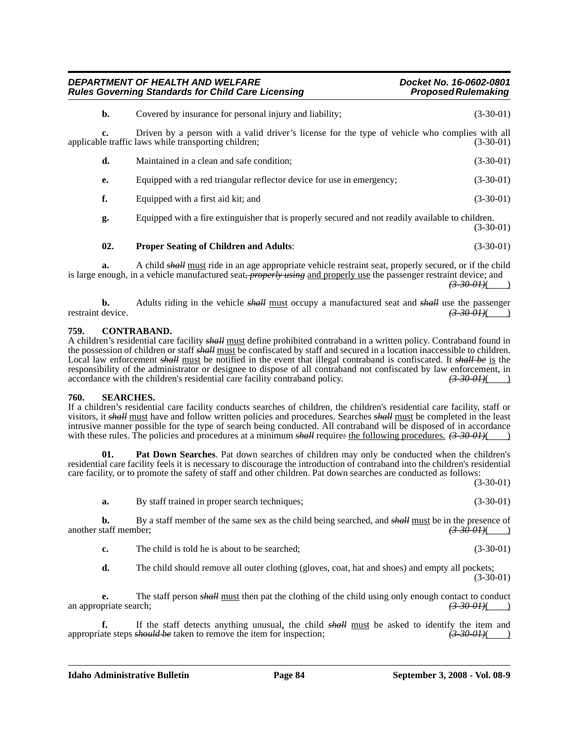**b.** Covered by insurance for personal injury and liability; (3-30-01)

**c.** Driven by a person with a valid driver's license for the type of vehicle who complies with all applicable traffic laws while transporting children; (3-30-01)

**d.** Maintained in a clean and safe condition; (3-30-01)

**e.** Equipped with a red triangular reflector device for use in emergency; (3-30-01)

**f.** Equipped with a first aid kit; and (3-30-01)

**g.** Equipped with a fire extinguisher that is properly secured and not readily available to children. (3-30-01)

**02. Proper Seating of Children and Adults**: (3-30-01)

**a.** A child ~~*shall*~~ must ride in an age appropriate vehicle restraint seat, properly secured, or if the child is large enough, in a vehicle manufactured seat~~*, properly using*~~ and properly use the passenger restraint device; and ~~*(3-30-01)*~~(    )

**b.** Adults riding in the vehicle ~~*shall*~~ must occupy a manufactured seat and ~~*shall*~~ use the passenger restraint device. ~~*(3-30-01)*~~(    )

**759. CONTRABAND.**

A children's residential care facility ~~*shall*~~ must define prohibited contraband in a written policy. Contraband found in the possession of children or staff ~~*shall*~~ must be confiscated by staff and secured in a location inaccessible to children. Local law enforcement ~~*shall*~~ must be notified in the event that illegal contraband is confiscated. It ~~*shall be*~~ is the responsibility of the administrator or designee to dispose of all contraband not confiscated by law enforcement, in accordance with the children's residential care facility contraband policy. ~~*(3-30-01)*~~(    )

**760. SEARCHES.**

If a children's residential care facility conducts searches of children, the children's residential care facility, staff or visitors, it ~~*shall*~~ must have and follow written policies and procedures. Searches ~~*shall*~~ must be completed in the least intrusive manner possible for the type of search being conducted. All contraband will be disposed of in accordance with these rules. The policies and procedures at a minimum ~~*shall*~~ require~~*:*~~ the following procedures. ~~*(3-30-01)*~~(    )

**01. Pat Down Searches**. Pat down searches of children may only be conducted when the children's residential care facility feels it is necessary to discourage the introduction of contraband into the children's residential care facility, or to promote the safety of staff and other children. Pat down searches are conducted as follows: (3-30-01)

**a.** By staff trained in proper search techniques; (3-30-01)

**b.** By a staff member of the same sex as the child being searched, and ~~*shall*~~ must be in the presence of another staff member; ~~*(3-30-01)*~~(    )

**c.** The child is told he is about to be searched; (3-30-01)

**d.** The child should remove all outer clothing (gloves, coat, hat and shoes) and empty all pockets; (3-30-01)

**e.** The staff person ~~*shall*~~ must then pat the clothing of the child using only enough contact to conduct an appropriate search; ~~*(3-30-01)*~~(    )

**f.** If the staff detects anything unusual, the child ~~*shall*~~ must be asked to identify the item and appropriate steps ~~*should be*~~ taken to remove the item for inspection; ~~*(3-30-01)*~~(    )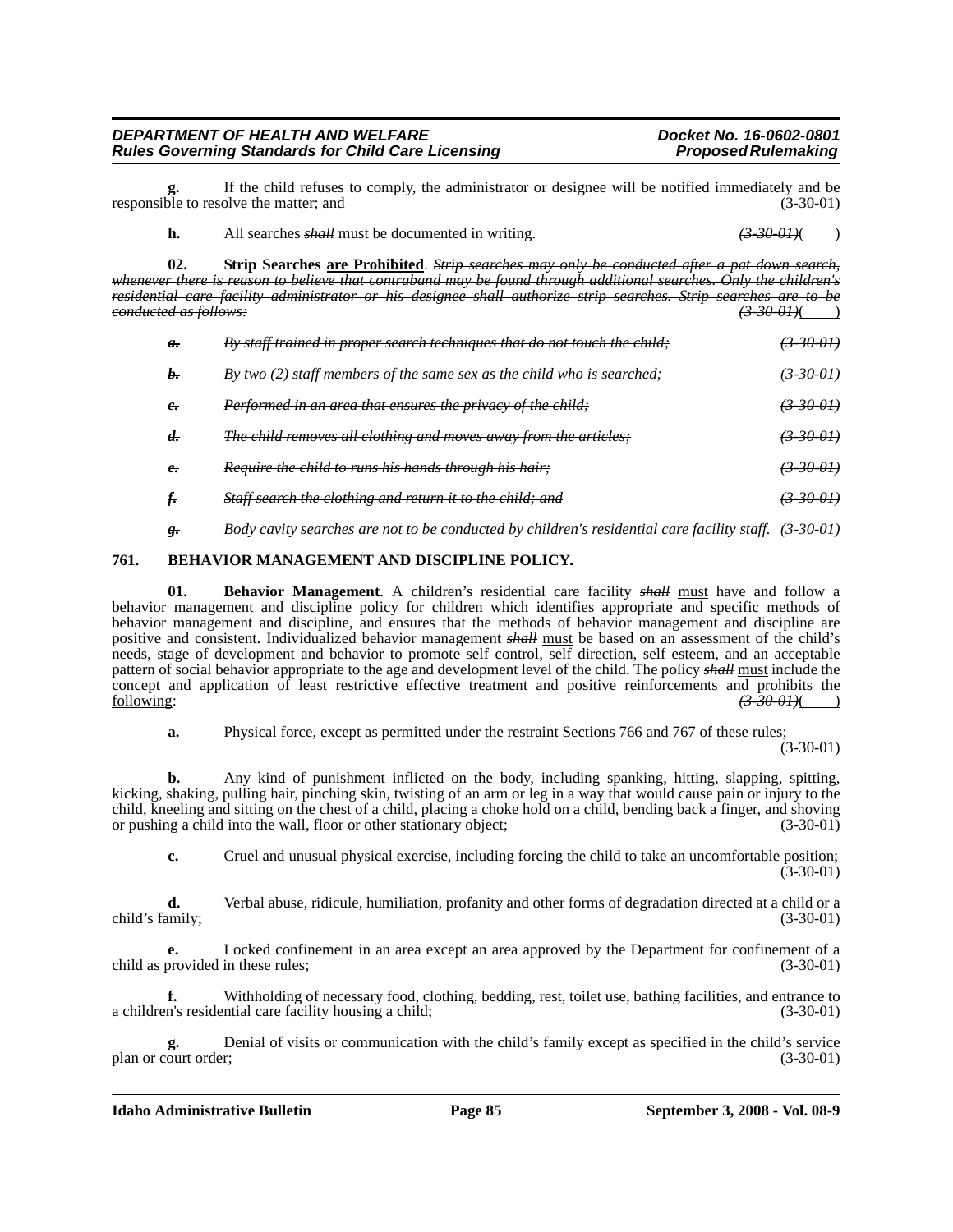**g.** If the child refuses to comply, the administrator or designee will be notified immediately and be responsible to resolve the matter; and (3-30-01)

**h.** All searches ~~*shall*~~ must be documented in writing. ~~*(3-30-01)*~~( )

**02. Strip Searches are Prohibited**. ~~*Strip searches may only be conducted after a pat down search, whenever there is reason to believe that contraband may be found through additional searches. Only the children's residential care facility administrator or his designee shall authorize strip searches. Strip searches are to be conducted as follows:*~~ ~~*(3-30-01)*~~( )

~~***a.*** *By staff trained in proper search techniques that do not touch the child;* *(3-30-01)*~~

~~***b.*** *By two (2) staff members of the same sex as the child who is searched;* *(3-30-01)*~~

~~***c.*** *Performed in an area that ensures the privacy of the child;* *(3-30-01)*~~

~~***d.*** *The child removes all clothing and moves away from the articles;* *(3-30-01)*~~

~~***e.*** *Require the child to runs his hands through his hair;* *(3-30-01)*~~

~~***f.*** *Staff search the clothing and return it to the child; and* *(3-30-01)*~~

~~***g.*** *Body cavity searches are not to be conducted by children's residential care facility staff.* *(3-30-01)*~~

## 761. BEHAVIOR MANAGEMENT AND DISCIPLINE POLICY.

**01. Behavior Management**. A children's residential care facility ~~*shall*~~ must have and follow a behavior management and discipline policy for children which identifies appropriate and specific methods of behavior management and discipline, and ensures that the methods of behavior management and discipline are positive and consistent. Individualized behavior management ~~*shall*~~ must be based on an assessment of the child's needs, stage of development and behavior to promote self control, self direction, self esteem, and an acceptable pattern of social behavior appropriate to the age and development level of the child. The policy ~~*shall*~~ must include the concept and application of least restrictive effective treatment and positive reinforcements and prohibits the following: ~~*(3-30-01)*~~( )

**a.** Physical force, except as permitted under the restraint Sections 766 and 767 of these rules; (3-30-01)

**b.** Any kind of punishment inflicted on the body, including spanking, hitting, slapping, spitting, kicking, shaking, pulling hair, pinching skin, twisting of an arm or leg in a way that would cause pain or injury to the child, kneeling and sitting on the chest of a child, placing a choke hold on a child, bending back a finger, and shoving or pushing a child into the wall, floor or other stationary object; (3-30-01)

**c.** Cruel and unusual physical exercise, including forcing the child to take an uncomfortable position; (3-30-01)

**d.** Verbal abuse, ridicule, humiliation, profanity and other forms of degradation directed at a child or a child's family; (3-30-01)

**e.** Locked confinement in an area except an area approved by the Department for confinement of a child as provided in these rules; (3-30-01)

**f.** Withholding of necessary food, clothing, bedding, rest, toilet use, bathing facilities, and entrance to a children's residential care facility housing a child; (3-30-01)

**g.** Denial of visits or communication with the child's family except as specified in the child's service plan or court order; (3-30-01)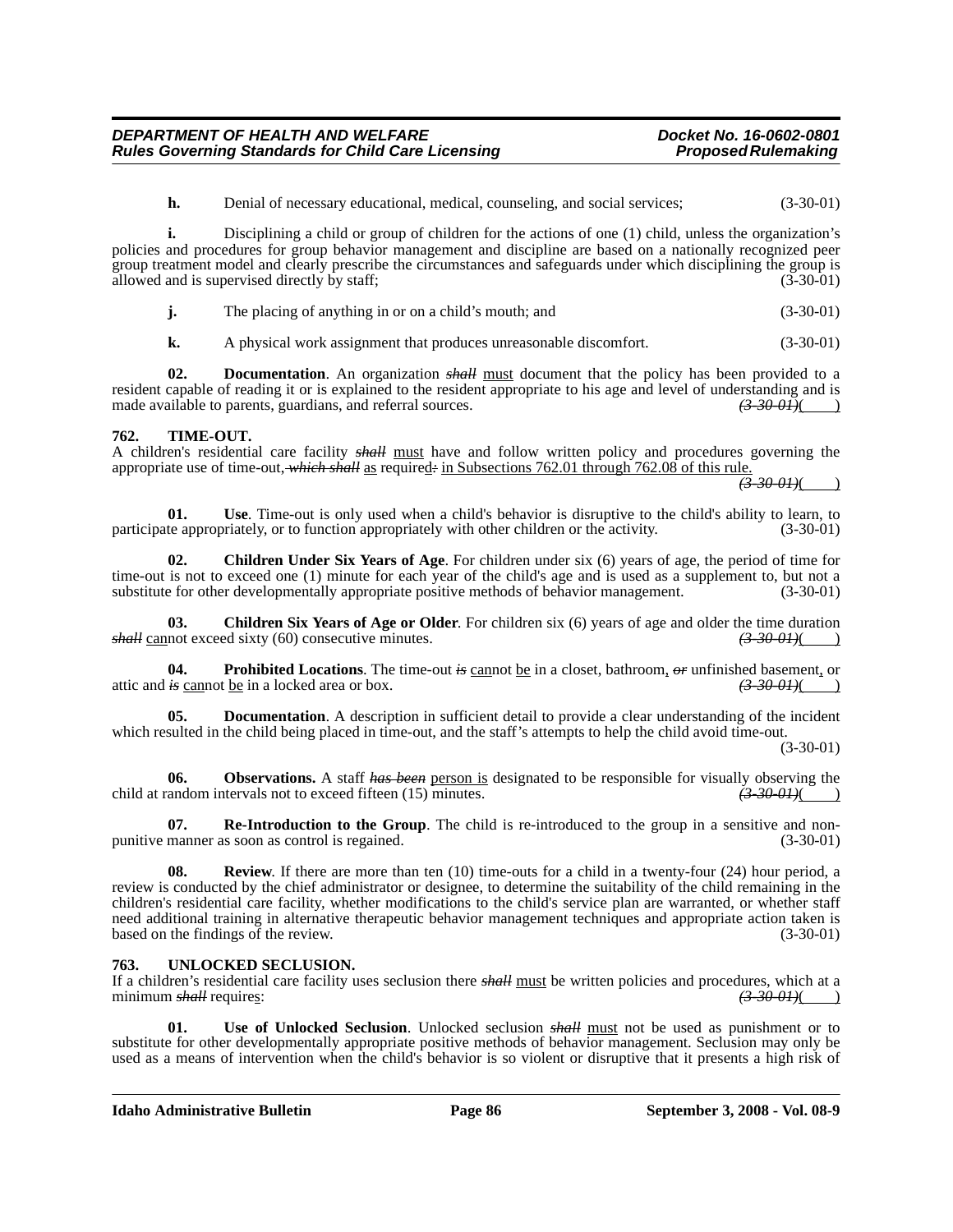**h.** Denial of necessary educational, medical, counseling, and social services; (3-30-01)

**i.** Disciplining a child or group of children for the actions of one (1) child, unless the organization's policies and procedures for group behavior management and discipline are based on a nationally recognized peer group treatment model and clearly prescribe the circumstances and safeguards under which disciplining the group is allowed and is supervised directly by staff; (3-30-01)

**j.** The placing of anything in or on a child's mouth; and (3-30-01)

**k.** A physical work assignment that produces unreasonable discomfort. (3-30-01)

**02. Documentation**. An organization ~~*shall*~~ must document that the policy has been provided to a resident capable of reading it or is explained to the resident appropriate to his age and level of understanding and is made available to parents, guardians, and referral sources. ~~*(3-30-01)*~~( )

**762. TIME-OUT.**

A children's residential care facility ~~*shall*~~ must have and follow written policy and procedures governing the appropriate use of time-out~~, *which shall*~~ as required~~:~~ in Subsections 762.01 through 762.08 of this rule. ~~*(3-30-01)*~~( )

**01. Use**. Time-out is only used when a child's behavior is disruptive to the child's ability to learn, to participate appropriately, or to function appropriately with other children or the activity. (3-30-01)

**02. Children Under Six Years of Age**. For children under six (6) years of age, the period of time for time-out is not to exceed one (1) minute for each year of the child's age and is used as a supplement to, but not a substitute for other developmentally appropriate positive methods of behavior management. (3-30-01)

**03. Children Six Years of Age or Older**. For children six (6) years of age and older the time duration ~~*shall*~~ cannot exceed sixty (60) consecutive minutes. ~~*(3-30-01)*~~( )

**04. Prohibited Locations**. The time-out ~~*is*~~ cannot be in a closet, bathroom, ~~*or*~~ unfinished basement, or attic and ~~*is*~~ cannot be in a locked area or box. ~~*(3-30-01)*~~( )

**05. Documentation**. A description in sufficient detail to provide a clear understanding of the incident which resulted in the child being placed in time-out, and the staff's attempts to help the child avoid time-out. (3-30-01)

**06. Observations.** A staff ~~*has been*~~ person is designated to be responsible for visually observing the child at random intervals not to exceed fifteen (15) minutes. ~~*(3-30-01)*~~( )

**07. Re-Introduction to the Group**. The child is re-introduced to the group in a sensitive and non-punitive manner as soon as control is regained. (3-30-01)

**08. Review**. If there are more than ten (10) time-outs for a child in a twenty-four (24) hour period, a review is conducted by the chief administrator or designee, to determine the suitability of the child remaining in the children's residential care facility, whether modifications to the child's service plan are warranted, or whether staff need additional training in alternative therapeutic behavior management techniques and appropriate action taken is based on the findings of the review. (3-30-01)

**763. UNLOCKED SECLUSION.**

If a children's residential care facility uses seclusion there ~~*shall*~~ must be written policies and procedures, which at a minimum ~~*shall*~~ requires: ~~*(3-30-01)*~~( )

**01. Use of Unlocked Seclusion**. Unlocked seclusion ~~*shall*~~ must not be used as punishment or to substitute for other developmentally appropriate positive methods of behavior management. Seclusion may only be used as a means of intervention when the child's behavior is so violent or disruptive that it presents a high risk of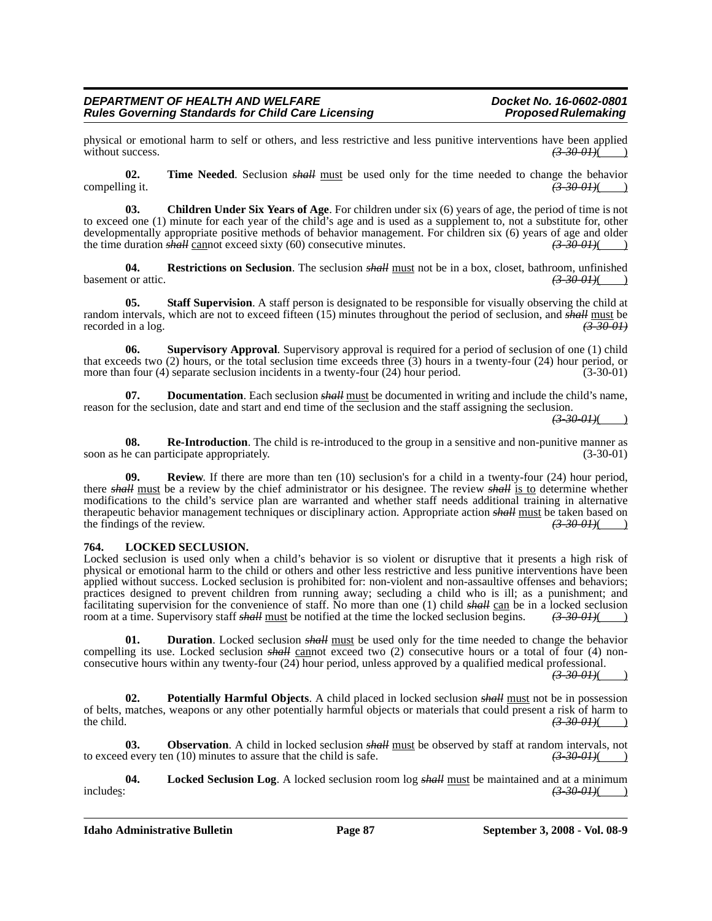physical or emotional harm to self or others, and less restrictive and less punitive interventions have been applied without success. ~~(3-30-01)~~(    )

**02. Time Needed**. Seclusion ~~*shall*~~ must be used only for the time needed to change the behavior compelling it. ~~(3-30-01)~~(    )

**03. Children Under Six Years of Age**. For children under six (6) years of age, the period of time is not to exceed one (1) minute for each year of the child's age and is used as a supplement to, not a substitute for, other developmentally appropriate positive methods of behavior management. For children six (6) years of age and older the time duration ~~*shall*~~ cannot exceed sixty (60) consecutive minutes. ~~(3-30-01)~~(    )

**04. Restrictions on Seclusion**. The seclusion ~~*shall*~~ must not be in a box, closet, bathroom, unfinished basement or attic. ~~(3-30-01)~~(    )

**05. Staff Supervision**. A staff person is designated to be responsible for visually observing the child at random intervals, which are not to exceed fifteen (15) minutes throughout the period of seclusion, and ~~*shall*~~ must be recorded in a log. ~~(3-30-01)~~

**06. Supervisory Approval**. Supervisory approval is required for a period of seclusion of one (1) child that exceeds two (2) hours, or the total seclusion time exceeds three (3) hours in a twenty-four (24) hour period, or more than four (4) separate seclusion incidents in a twenty-four (24) hour period. (3-30-01)

**07. Documentation**. Each seclusion ~~*shall*~~ must be documented in writing and include the child's name, reason for the seclusion, date and start and end time of the seclusion and the staff assigning the seclusion. ~~(3-30-01)~~(    )

**08. Re-Introduction**. The child is re-introduced to the group in a sensitive and non-punitive manner as soon as he can participate appropriately. (3-30-01)

**09. Review**. If there are more than ten (10) seclusion's for a child in a twenty-four (24) hour period, there ~~*shall*~~ must be a review by the chief administrator or his designee. The review ~~*shall*~~ is to determine whether modifications to the child's service plan are warranted and whether staff needs additional training in alternative therapeutic behavior management techniques or disciplinary action. Appropriate action ~~*shall*~~ must be taken based on the findings of the review. ~~(3-30-01)~~(    )

**764. LOCKED SECLUSION.**

Locked seclusion is used only when a child's behavior is so violent or disruptive that it presents a high risk of physical or emotional harm to the child or others and other less restrictive and less punitive interventions have been applied without success. Locked seclusion is prohibited for: non-violent and non-assaultive offenses and behaviors; practices designed to prevent children from running away; secluding a child who is ill; as a punishment; and facilitating supervision for the convenience of staff. No more than one (1) child ~~*shall*~~ can be in a locked seclusion room at a time. Supervisory staff ~~*shall*~~ must be notified at the time the locked seclusion begins. ~~(3-30-01)~~(    )

**01. Duration**. Locked seclusion ~~*shall*~~ must be used only for the time needed to change the behavior compelling its use. Locked seclusion ~~*shall*~~ cannot exceed two (2) consecutive hours or a total of four (4) non-consecutive hours within any twenty-four (24) hour period, unless approved by a qualified medical professional. ~~(3-30-01)~~(    )

**02. Potentially Harmful Objects**. A child placed in locked seclusion ~~*shall*~~ must not be in possession of belts, matches, weapons or any other potentially harmful objects or materials that could present a risk of harm to the child. ~~(3-30-01)~~(    )

**03. Observation**. A child in locked seclusion ~~*shall*~~ must be observed by staff at random intervals, not to exceed every ten (10) minutes to assure that the child is safe. ~~(3-30-01)~~(    )

**04. Locked Seclusion Log**. A locked seclusion room log ~~*shall*~~ must be maintained and at a minimum includes: ~~(3-30-01)~~(    )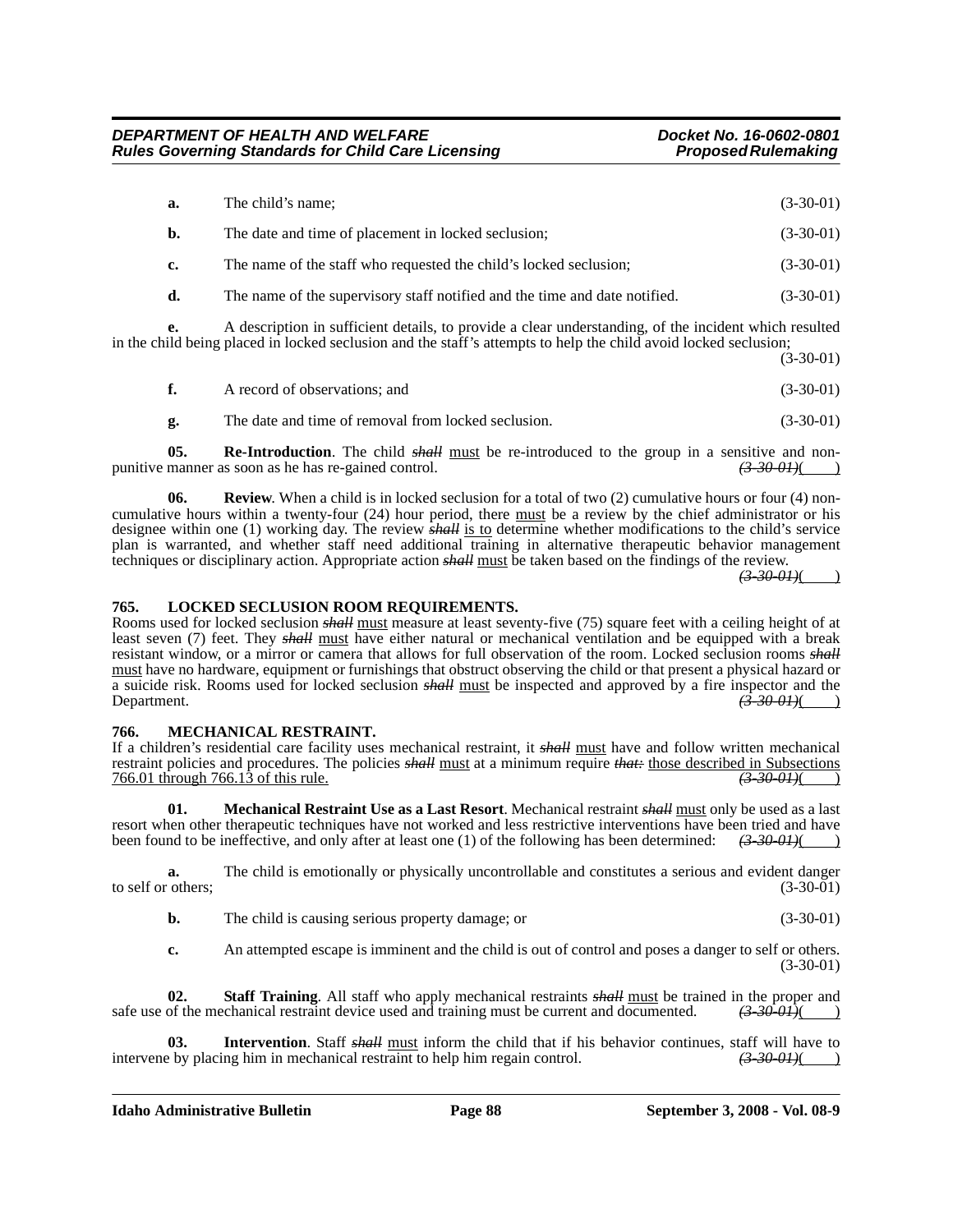**a.** The child's name; (3-30-01)

**b.** The date and time of placement in locked seclusion; (3-30-01)

**c.** The name of the staff who requested the child's locked seclusion; (3-30-01)

**d.** The name of the supervisory staff notified and the time and date notified. (3-30-01)

**e.** A description in sufficient details, to provide a clear understanding, of the incident which resulted in the child being placed in locked seclusion and the staff's attempts to help the child avoid locked seclusion; (3-30-01)

**f.** A record of observations; and (3-30-01)

**g.** The date and time of removal from locked seclusion. (3-30-01)

**05. Re-Introduction**. The child ~~*shall*~~ <u>must</u> be re-introduced to the group in a sensitive and non-punitive manner as soon as he has re-gained control. ~~*(3-30-01)*~~(____)

**06. Review**. When a child is in locked seclusion for a total of two (2) cumulative hours or four (4) non-cumulative hours within a twenty-four (24) hour period, there <u>must</u> be a review by the chief administrator or his designee within one (1) working day. The review ~~*shall*~~ <u>is to</u> determine whether modifications to the child's service plan is warranted, and whether staff need additional training in alternative therapeutic behavior management techniques or disciplinary action. Appropriate action ~~*shall*~~ <u>must</u> be taken based on the findings of the review. ~~*(3-30-01)*~~(____)

### 765. LOCKED SECLUSION ROOM REQUIREMENTS.

Rooms used for locked seclusion ~~*shall*~~ <u>must</u> measure at least seventy-five (75) square feet with a ceiling height of at least seven (7) feet. They ~~*shall*~~ <u>must</u> have either natural or mechanical ventilation and be equipped with a break resistant window, or a mirror or camera that allows for full observation of the room. Locked seclusion rooms ~~*shall*~~ <u>must</u> have no hardware, equipment or furnishings that obstruct observing the child or that present a physical hazard or a suicide risk. Rooms used for locked seclusion ~~*shall*~~ <u>must</u> be inspected and approved by a fire inspector and the Department. ~~*(3-30-01)*~~(____)

### 766. MECHANICAL RESTRAINT.

If a children's residential care facility uses mechanical restraint, it ~~*shall*~~ <u>must</u> have and follow written mechanical restraint policies and procedures. The policies ~~*shall*~~ <u>must</u> at a minimum require ~~*that:*~~ <u>those described in Subsections 766.01 through 766.13 of this rule.</u> ~~*(3-30-01)*~~(____)

**01. Mechanical Restraint Use as a Last Resort**. Mechanical restraint ~~*shall*~~ <u>must</u> only be used as a last resort when other therapeutic techniques have not worked and less restrictive interventions have been tried and have been found to be ineffective, and only after at least one (1) of the following has been determined: ~~*(3-30-01)*~~(____)

**a.** The child is emotionally or physically uncontrollable and constitutes a serious and evident danger to self or others; (3-30-01)

**b.** The child is causing serious property damage; or (3-30-01)

**c.** An attempted escape is imminent and the child is out of control and poses a danger to self or others. (3-30-01)

**02. Staff Training**. All staff who apply mechanical restraints ~~*shall*~~ <u>must</u> be trained in the proper and safe use of the mechanical restraint device used and training must be current and documented. ~~*(3-30-01)*~~(____)

**03. Intervention**. Staff ~~*shall*~~ <u>must</u> inform the child that if his behavior continues, staff will have to intervene by placing him in mechanical restraint to help him regain control. ~~*(3-30-01)*~~(____)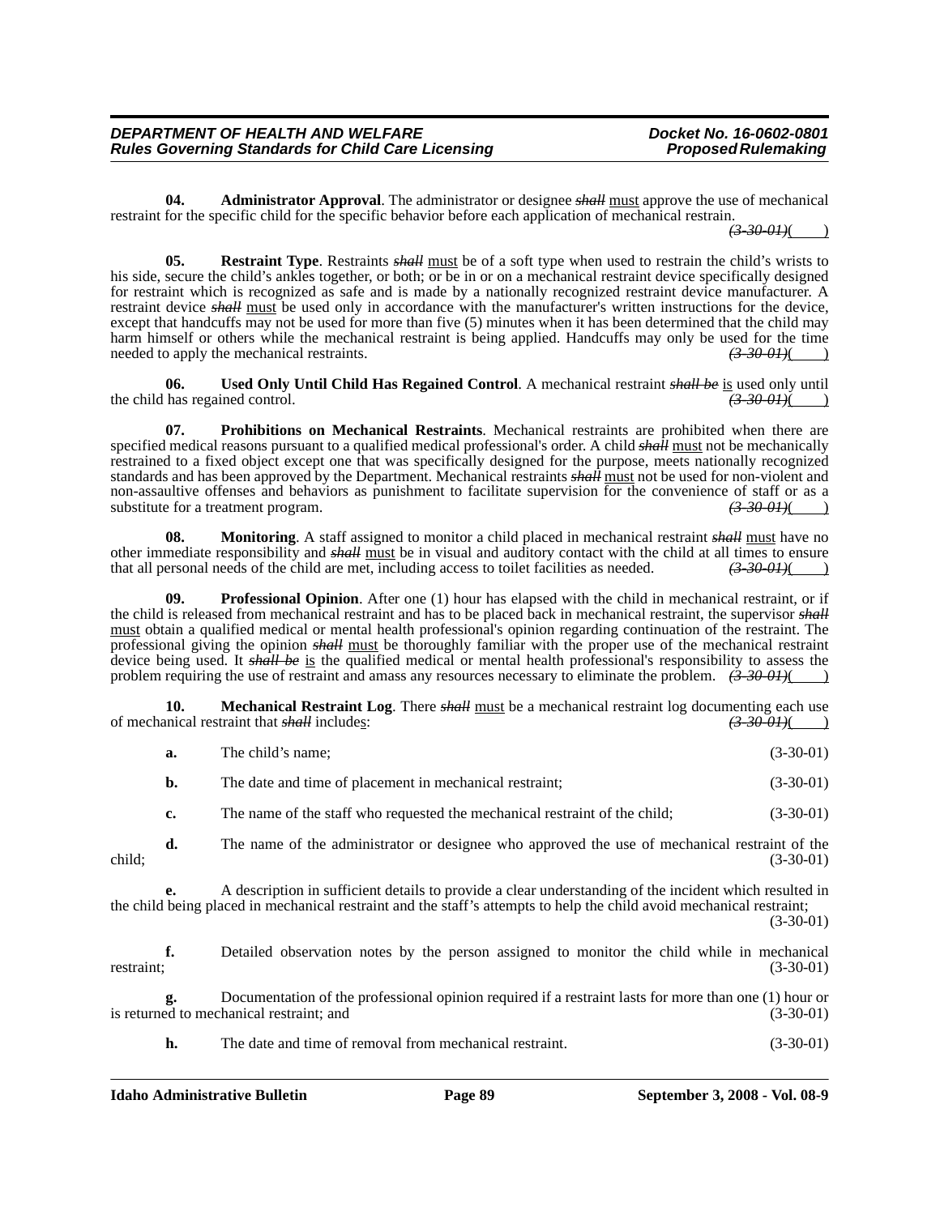**04. Administrator Approval**. The administrator or designee ~~*shall*~~ must approve the use of mechanical restraint for the specific child for the specific behavior before each application of mechanical restrain. ~~*(3-30-01)*~~( )

**05. Restraint Type**. Restraints ~~*shall*~~ must be of a soft type when used to restrain the child's wrists to his side, secure the child's ankles together, or both; or be in or on a mechanical restraint device specifically designed for restraint which is recognized as safe and is made by a nationally recognized restraint device manufacturer. A restraint device ~~*shall*~~ must be used only in accordance with the manufacturer's written instructions for the device, except that handcuffs may not be used for more than five (5) minutes when it has been determined that the child may harm himself or others while the mechanical restraint is being applied. Handcuffs may only be used for the time needed to apply the mechanical restraints. ~~*(3-30-01)*~~( )

**06. Used Only Until Child Has Regained Control**. A mechanical restraint ~~*shall be*~~ is used only until the child has regained control. ~~*(3-30-01)*~~( )

**07. Prohibitions on Mechanical Restraints**. Mechanical restraints are prohibited when there are specified medical reasons pursuant to a qualified medical professional's order. A child ~~*shall*~~ must not be mechanically restrained to a fixed object except one that was specifically designed for the purpose, meets nationally recognized standards and has been approved by the Department. Mechanical restraints ~~*shall*~~ must not be used for non-violent and non-assaultive offenses and behaviors as punishment to facilitate supervision for the convenience of staff or as a substitute for a treatment program. ~~*(3-30-01)*~~( )

**08. Monitoring**. A staff assigned to monitor a child placed in mechanical restraint ~~*shall*~~ must have no other immediate responsibility and ~~*shall*~~ must be in visual and auditory contact with the child at all times to ensure that all personal needs of the child are met, including access to toilet facilities as needed. ~~*(3-30-01)*~~( )

**09. Professional Opinion**. After one (1) hour has elapsed with the child in mechanical restraint, or if the child is released from mechanical restraint and has to be placed back in mechanical restraint, the supervisor ~~*shall*~~ must obtain a qualified medical or mental health professional's opinion regarding continuation of the restraint. The professional giving the opinion ~~*shall*~~ must be thoroughly familiar with the proper use of the mechanical restraint device being used. It ~~*shall be*~~ is the qualified medical or mental health professional's responsibility to assess the problem requiring the use of restraint and amass any resources necessary to eliminate the problem. ~~*(3-30-01)*~~( )

**10. Mechanical Restraint Log**. There ~~*shall*~~ must be a mechanical restraint log documenting each use of mechanical restraint that ~~*shall*~~ includes: ~~*(3-30-01)*~~( )

**a.** The child's name; (3-30-01)

**b.** The date and time of placement in mechanical restraint; (3-30-01)

**c.** The name of the staff who requested the mechanical restraint of the child; (3-30-01)

**d.** The name of the administrator or designee who approved the use of mechanical restraint of the child; (3-30-01)

**e.** A description in sufficient details to provide a clear understanding of the incident which resulted in the child being placed in mechanical restraint and the staff's attempts to help the child avoid mechanical restraint; (3-30-01)

**f.** Detailed observation notes by the person assigned to monitor the child while in mechanical restraint; (3-30-01)

**g.** Documentation of the professional opinion required if a restraint lasts for more than one (1) hour or is returned to mechanical restraint; and (3-30-01)

**h.** The date and time of removal from mechanical restraint. (3-30-01)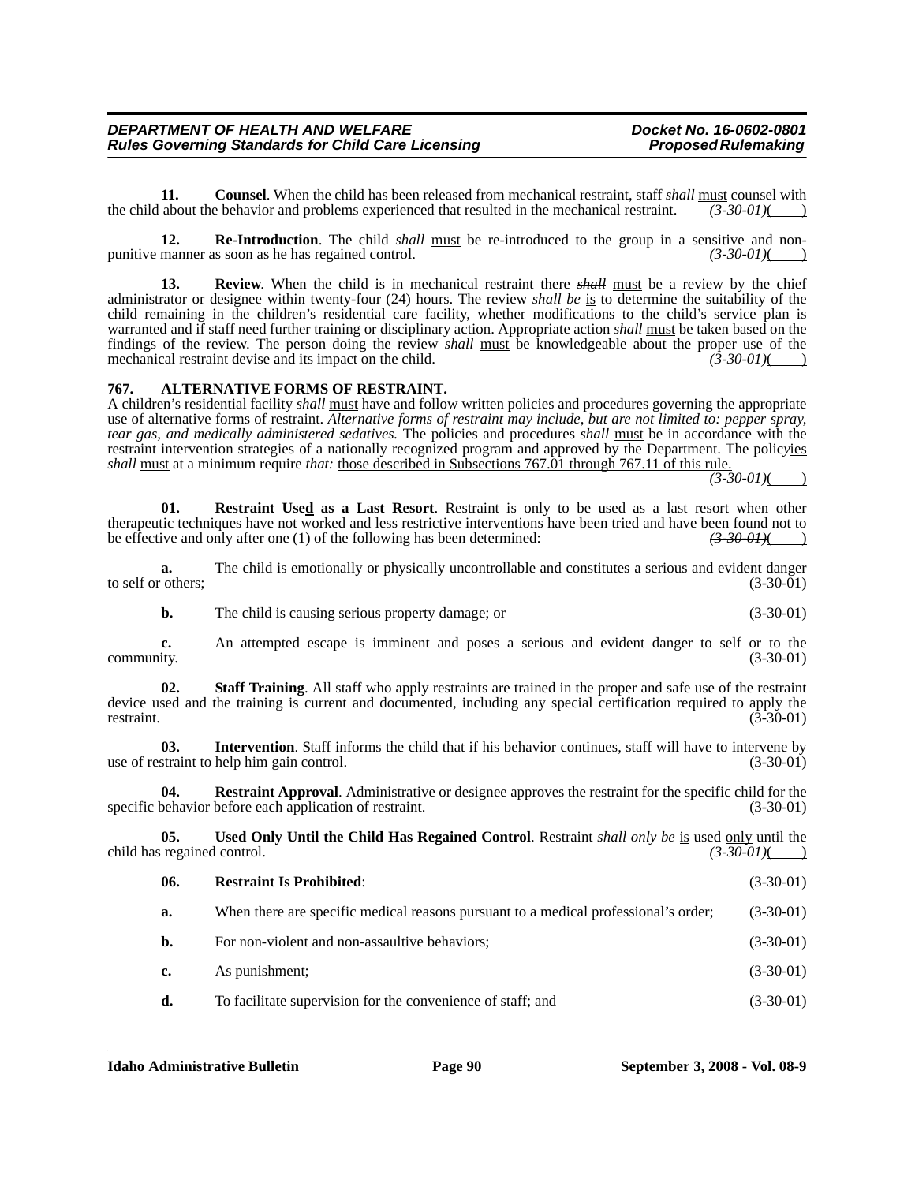**11. Counsel**. When the child has been released from mechanical restraint, staff ~~*shall*~~ <u>must</u> counsel with the child about the behavior and problems experienced that resulted in the mechanical restraint. ~~*(3-30-01)*~~(____)

**12. Re-Introduction**. The child ~~*shall*~~ <u>must</u> be re-introduced to the group in a sensitive and non-punitive manner as soon as he has regained control. ~~*(3-30-01)*~~(____)

**13. Review**. When the child is in mechanical restraint there ~~*shall*~~ <u>must</u> be a review by the chief administrator or designee within twenty-four (24) hours. The review ~~*shall be*~~ <u>is</u> to determine the suitability of the child remaining in the children's residential care facility, whether modifications to the child's service plan is warranted and if staff need further training or disciplinary action. Appropriate action ~~*shall*~~ <u>must</u> be taken based on the findings of the review. The person doing the review ~~*shall*~~ <u>must</u> be knowledgeable about the proper use of the mechanical restraint devise and its impact on the child. ~~*(3-30-01)*~~(____)

## 767. ALTERNATIVE FORMS OF RESTRAINT.

A children's residential facility ~~*shall*~~ <u>must</u> have and follow written policies and procedures governing the appropriate use of alternative forms of restraint. ~~*Alternative forms of restraint may include, but are not limited to: pepper spray, tear gas, and medically administered sedatives.*~~ The policies and procedures ~~*shall*~~ <u>must</u> be in accordance with the restraint intervention strategies of a nationally recognized program and approved by the Department. The polic~~y~~<u>ies</u> ~~*shall*~~ <u>must</u> at a minimum require ~~*that:*~~ <u>those described in Subsections 767.01 through 767.11 of this rule.</u> ~~*(3-30-01)*~~(____)

**01. Restraint Use<u>d</u> as a Last Resort**. Restraint is only to be used as a last resort when other therapeutic techniques have not worked and less restrictive interventions have been tried and have been found not to be effective and only after one (1) of the following has been determined: ~~*(3-30-01)*~~(____)

**a.** The child is emotionally or physically uncontrollable and constitutes a serious and evident danger to self or others; (3-30-01)

**b.** The child is causing serious property damage; or (3-30-01)

**c.** An attempted escape is imminent and poses a serious and evident danger to self or to the community. (3-30-01)

**02. Staff Training**. All staff who apply restraints are trained in the proper and safe use of the restraint device used and the training is current and documented, including any special certification required to apply the restraint. (3-30-01)

**03. Intervention**. Staff informs the child that if his behavior continues, staff will have to intervene by use of restraint to help him gain control. (3-30-01)

**04. Restraint Approval**. Administrative or designee approves the restraint for the specific child for the specific behavior before each application of restraint. (3-30-01)

**05. Used Only Until the Child Has Regained Control**. Restraint ~~*shall only be*~~ <u>is</u> used <u>only</u> until the child has regained control. ~~*(3-30-01)*~~(____)

**06. Restraint Is Prohibited**: (3-30-01)

**a.** When there are specific medical reasons pursuant to a medical professional's order; (3-30-01)

**b.** For non-violent and non-assaultive behaviors; (3-30-01)

**c.** As punishment; (3-30-01)

**d.** To facilitate supervision for the convenience of staff; and (3-30-01)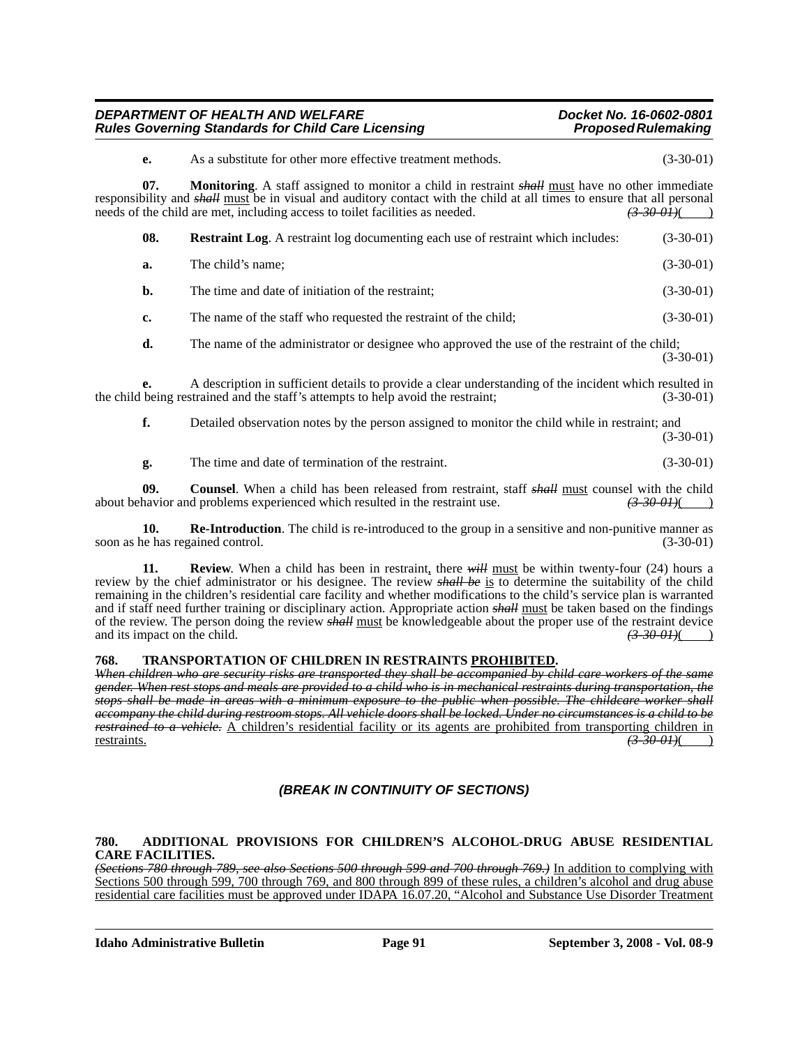**e.** As a substitute for other more effective treatment methods. (3-30-01)

**07. Monitoring**. A staff assigned to monitor a child in restraint ~~*shall*~~ must have no other immediate responsibility and ~~*shall*~~ must be in visual and auditory contact with the child at all times to ensure that all personal needs of the child are met, including access to toilet facilities as needed. ~~*(3-30-01)*~~( )

**08. Restraint Log**. A restraint log documenting each use of restraint which includes: (3-30-01)

**a.** The child's name; (3-30-01)

**b.** The time and date of initiation of the restraint; (3-30-01)

**c.** The name of the staff who requested the restraint of the child; (3-30-01)

**d.** The name of the administrator or designee who approved the use of the restraint of the child; (3-30-01)

**e.** A description in sufficient details to provide a clear understanding of the incident which resulted in the child being restrained and the staff's attempts to help avoid the restraint; (3-30-01)

**f.** Detailed observation notes by the person assigned to monitor the child while in restraint; and (3-30-01)

**g.** The time and date of termination of the restraint. (3-30-01)

**09. Counsel**. When a child has been released from restraint, staff ~~*shall*~~ must counsel with the child about behavior and problems experienced which resulted in the restraint use. ~~*(3-30-01)*~~( )

**10. Re-Introduction**. The child is re-introduced to the group in a sensitive and non-punitive manner as soon as he has regained control. (3-30-01)

**11. Review**. When a child has been in restraint, there ~~*will*~~ must be within twenty-four (24) hours a review by the chief administrator or his designee. The review ~~*shall be*~~ is to determine the suitability of the child remaining in the children's residential care facility and whether modifications to the child's service plan is warranted and if staff need further training or disciplinary action. Appropriate action ~~*shall*~~ must be taken based on the findings of the review. The person doing the review ~~*shall*~~ must be knowledgeable about the proper use of the restraint device and its impact on the child. ~~*(3-30-01)*~~( )

**768. TRANSPORTATION OF CHILDREN IN RESTRAINTS PROHIBITED.**

~~*When children who are security risks are transported they shall be accompanied by child care workers of the same gender. When rest stops and meals are provided to a child who is in mechanical restraints during transportation, the stops shall be made in areas with a minimum exposure to the public when possible. The childcare worker shall accompany the child during restroom stops. All vehicle doors shall be locked. Under no circumstances is a child to be restrained to a vehicle.*~~ A children's residential facility or its agents are prohibited from transporting children in restraints. ~~*(3-30-01)*~~( )

***(BREAK IN CONTINUITY OF SECTIONS)***

**780. ADDITIONAL PROVISIONS FOR CHILDREN'S ALCOHOL-DRUG ABUSE RESIDENTIAL CARE FACILITIES.**

~~*(Sections 780 through 789, see also Sections 500 through 599 and 700 through 769.)*~~ In addition to complying with Sections 500 through 599, 700 through 769, and 800 through 899 of these rules, a children's alcohol and drug abuse residential care facilities must be approved under IDAPA 16.07.20, "Alcohol and Substance Use Disorder Treatment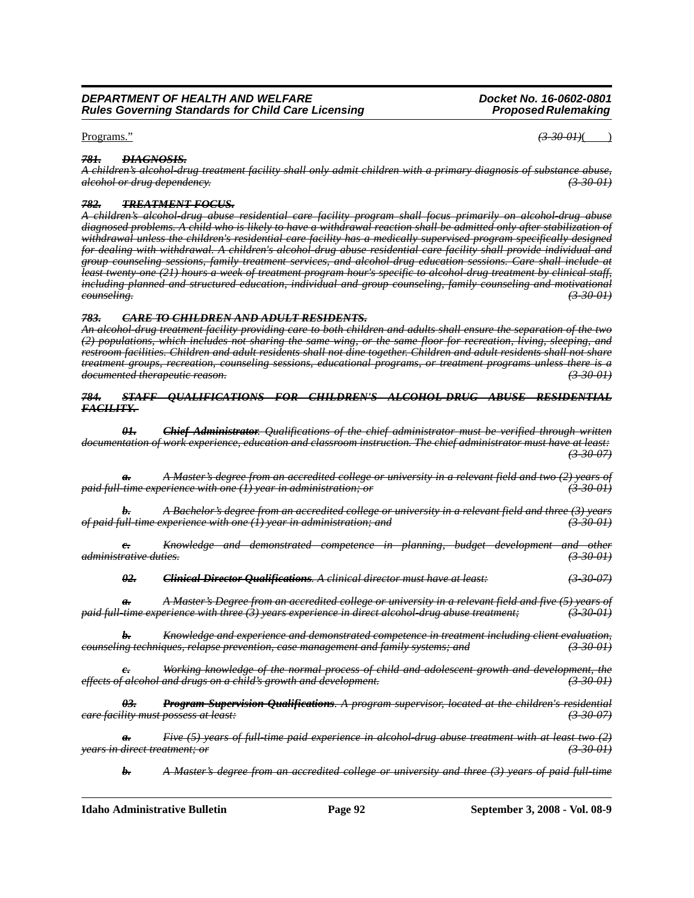Programs." ~~(3-30-01)~~( )

***~~781. DIAGNOSIS.~~***

*~~A children's alcohol-drug treatment facility shall only admit children with a primary diagnosis of substance abuse, alcohol or drug dependency.~~* *~~(3-30-01)~~*

***~~782. TREATMENT FOCUS.~~***

*~~A children's alcohol-drug abuse residential care facility program shall focus primarily on alcohol-drug abuse diagnosed problems. A child who is likely to have a withdrawal reaction shall be admitted only after stabilization of withdrawal unless the children's residential care facility has a medically supervised program specifically designed for dealing with withdrawal. A children's alcohol-drug abuse residential care facility shall provide individual and group counseling sessions, family treatment services, and alcohol-drug education sessions. Care shall include at least twenty-one (21) hours a week of treatment program hour's specific to alcohol-drug treatment by clinical staff, including planned and structured education, individual and group counseling, family counseling and motivational counseling.~~* *~~(3-30-01)~~*

***~~783. CARE TO CHILDREN AND ADULT RESIDENTS.~~***

*~~An alcohol-drug treatment facility providing care to both children and adults shall ensure the separation of the two (2) populations, which includes not sharing the same wing, or the same floor for recreation, living, sleeping, and restroom facilities. Children and adult residents shall not dine together. Children and adult residents shall not share treatment groups, recreation, counseling sessions, educational programs, or treatment programs unless there is a documented therapeutic reason.~~* *~~(3-30-01)~~*

***~~784. STAFF QUALIFICATIONS FOR CHILDREN'S ALCOHOL-DRUG ABUSE RESIDENTIAL FACILITY.~~***

***~~01. Chief Administrator~~****~~. Qualifications of the chief administrator must be verified through written documentation of work experience, education and classroom instruction. The chief administrator must have at least:~~* *~~(3-30-07)~~*

*~~a. A Master's degree from an accredited college or university in a relevant field and two (2) years of paid full-time experience with one (1) year in administration; or~~* *~~(3-30-01)~~*

*~~b. A Bachelor's degree from an accredited college or university in a relevant field and three (3) years of paid full-time experience with one (1) year in administration; and~~* *~~(3-30-01)~~*

*~~c. Knowledge and demonstrated competence in planning, budget development and other administrative duties.~~* *~~(3-30-01)~~*

***~~02. Clinical Director Qualifications~~****~~. A clinical director must have at least:~~* *~~(3-30-07)~~*

*~~a. A Master's Degree from an accredited college or university in a relevant field and five (5) years of paid full-time experience with three (3) years experience in direct alcohol-drug abuse treatment;~~* *~~(3-30-01)~~*

*~~b. Knowledge and experience and demonstrated competence in treatment including client evaluation, counseling techniques, relapse prevention, case management and family systems; and~~* *~~(3-30-01)~~*

*~~c. Working knowledge of the normal process of child and adolescent growth and development, the effects of alcohol and drugs on a child's growth and development.~~* *~~(3-30-01)~~*

***~~03. Program Supervision Qualifications~~****~~. A program supervisor, located at the children's residential care facility must possess at least:~~* *~~(3-30-07)~~*

*~~a. Five (5) years of full-time paid experience in alcohol-drug abuse treatment with at least two (2) years in direct treatment; or~~* *~~(3-30-01)~~*

*~~b. A Master's degree from an accredited college or university and three (3) years of paid full-time~~*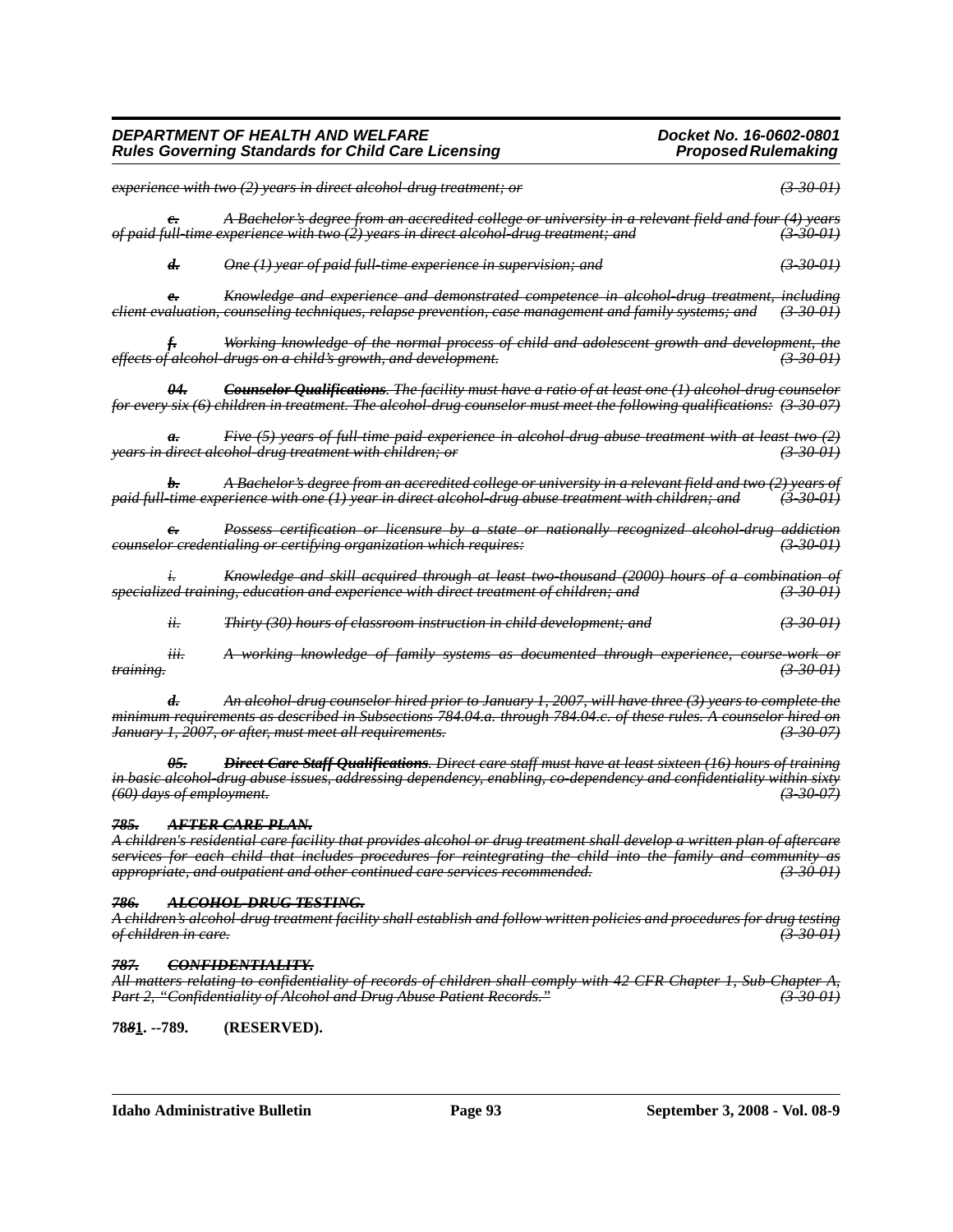*~~experience with two (2) years in direct alcohol-drug treatment; or~~* *~~(3-30-01)~~*

*~~c.~~* *~~A Bachelor's degree from an accredited college or university in a relevant field and four (4) years of paid full-time experience with two (2) years in direct alcohol-drug treatment; and~~* *~~(3-30-01)~~*

*~~d.~~* *~~One (1) year of paid full-time experience in supervision; and~~* *~~(3-30-01)~~*

*~~e.~~* *~~Knowledge and experience and demonstrated competence in alcohol-drug treatment, including client evaluation, counseling techniques, relapse prevention, case management and family systems; and~~* *~~(3-30-01)~~*

*~~f.~~* *~~Working knowledge of the normal process of child and adolescent growth and development, the effects of alcohol-drugs on a child's growth, and development.~~* *~~(3-30-01)~~*

*~~04.~~* ***~~Counselor Qualifications~~****~~. The facility must have a ratio of at least one (1) alcohol-drug counselor for every six (6) children in treatment. The alcohol-drug counselor must meet the following qualifications:~~* *~~(3-30-07)~~*

*~~a.~~* *~~Five (5) years of full-time paid experience in alcohol-drug abuse treatment with at least two (2) years in direct alcohol-drug treatment with children; or~~* *~~(3-30-01)~~*

*~~b.~~* *~~A Bachelor's degree from an accredited college or university in a relevant field and two (2) years of paid full-time experience with one (1) year in direct alcohol-drug abuse treatment with children; and~~* *~~(3-30-01)~~*

*~~c.~~* *~~Possess certification or licensure by a state or nationally recognized alcohol-drug addiction counselor credentialing or certifying organization which requires:~~* *~~(3-30-01)~~*

*~~i.~~* *~~Knowledge and skill acquired through at least two-thousand (2000) hours of a combination of specialized training, education and experience with direct treatment of children; and~~* *~~(3-30-01)~~*

*~~ii.~~* *~~Thirty (30) hours of classroom instruction in child development; and~~* *~~(3-30-01)~~*

*~~iii.~~* *~~A working knowledge of family systems as documented through experience, course-work or training.~~* *~~(3-30-01)~~*

*~~d.~~* *~~An alcohol-drug counselor hired prior to January 1, 2007, will have three (3) years to complete the minimum requirements as described in Subsections 784.04.a. through 784.04.c. of these rules. A counselor hired on January 1, 2007, or after, must meet all requirements.~~* *~~(3-30-07)~~*

*~~05.~~* ***~~Direct Care Staff Qualifications~~****~~. Direct care staff must have at least sixteen (16) hours of training in basic alcohol-drug abuse issues, addressing dependency, enabling, co-dependency and confidentiality within sixty (60) days of employment.~~* *~~(3-30-07)~~*

***~~785.~~*** ***~~AFTER CARE PLAN.~~***

*~~A children's residential care facility that provides alcohol or drug treatment shall develop a written plan of aftercare services for each child that includes procedures for reintegrating the child into the family and community as appropriate, and outpatient and other continued care services recommended.~~* *~~(3-30-01)~~*

***~~786.~~*** ***~~ALCOHOL-DRUG TESTING.~~***

*~~A children's alcohol-drug treatment facility shall establish and follow written policies and procedures for drug testing of children in care.~~* *~~(3-30-01)~~*

***~~787.~~*** ***~~CONFIDENTIALITY.~~***

*~~All matters relating to confidentiality of records of children shall comply with 42 CFR Chapter 1, Sub-Chapter A, Part 2, "Confidentiality of Alcohol and Drug Abuse Patient Records."~~* *~~(3-30-01)~~*

**78~~8~~1. --789. (RESERVED).**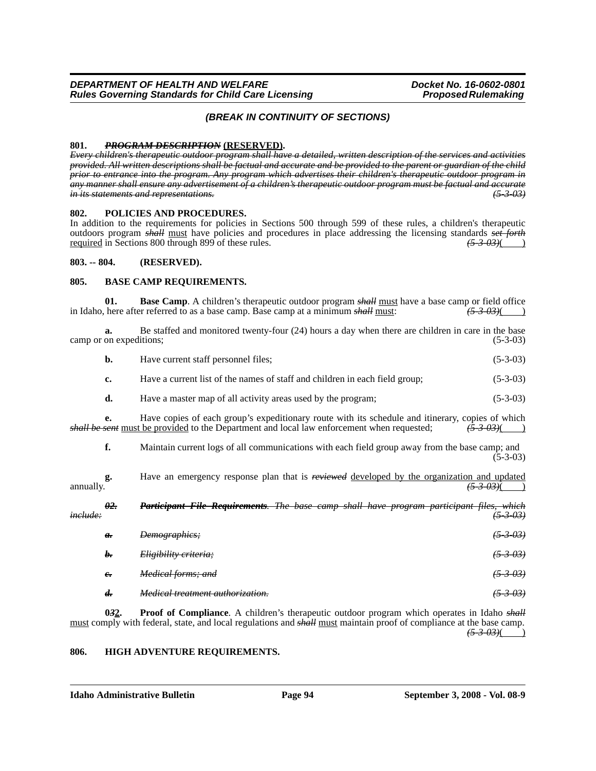*(BREAK IN CONTINUITY OF SECTIONS)*

**801. ~~PROGRAM DESCRIPTION~~ (RESERVED).**

~~*Every children's therapeutic outdoor program shall have a detailed, written description of the services and activities provided. All written descriptions shall be factual and accurate and be provided to the parent or guardian of the child prior to entrance into the program. Any program which advertises their children's therapeutic outdoor program in any manner shall ensure any advertisement of a children's therapeutic outdoor program must be factual and accurate in its statements and representations.*~~ ~~*(5-3-03)*~~

**802. POLICIES AND PROCEDURES.**

In addition to the requirements for policies in Sections 500 through 599 of these rules, a children's therapeutic outdoors program ~~*shall*~~ must have policies and procedures in place addressing the licensing standards ~~*set forth*~~ required in Sections 800 through 899 of these rules. ~~*(5-3-03)*~~(    )

**803. -- 804. (RESERVED).**

**805. BASE CAMP REQUIREMENTS.**

**01. Base Camp**. A children's therapeutic outdoor program ~~*shall*~~ must have a base camp or field office in Idaho, here after referred to as a base camp. Base camp at a minimum ~~*shall*~~ must: ~~*(5-3-03)*~~(    )

**a.** Be staffed and monitored twenty-four (24) hours a day when there are children in care in the base camp or on expeditions; (5-3-03)

**b.** Have current staff personnel files; (5-3-03)

**c.** Have a current list of the names of staff and children in each field group; (5-3-03)

**d.** Have a master map of all activity areas used by the program; (5-3-03)

**e.** Have copies of each group's expeditionary route with its schedule and itinerary, copies of which ~~*shall be sent*~~ must be provided to the Department and local law enforcement when requested; ~~*(5-3-03)*~~(    )

**f.** Maintain current logs of all communications with each field group away from the base camp; and (5-3-03)

**g.** Have an emergency response plan that is ~~*reviewed*~~ developed by the organization and updated annually. ~~*(5-3-03)*~~(    )

~~***02.*** ***Participant File Requirements****. The base camp shall have program participant files, which include:*~~ ~~*(5-3-03)*~~

~~***a.***~~ ~~*Demographics;*~~ ~~*(5-3-03)*~~

~~***b.***~~ ~~*Eligibility criteria;*~~ ~~*(5-3-03)*~~

~~***c.***~~ ~~*Medical forms; and*~~ ~~*(5-3-03)*~~

~~***d.***~~ ~~*Medical treatment authorization.*~~ ~~*(5-3-03)*~~

**0~~*3*~~2. Proof of Compliance**. A children's therapeutic outdoor program which operates in Idaho ~~*shall*~~ must comply with federal, state, and local regulations and ~~*shall*~~ must maintain proof of compliance at the base camp. ~~*(5-3-03)*~~(    )

**806. HIGH ADVENTURE REQUIREMENTS.**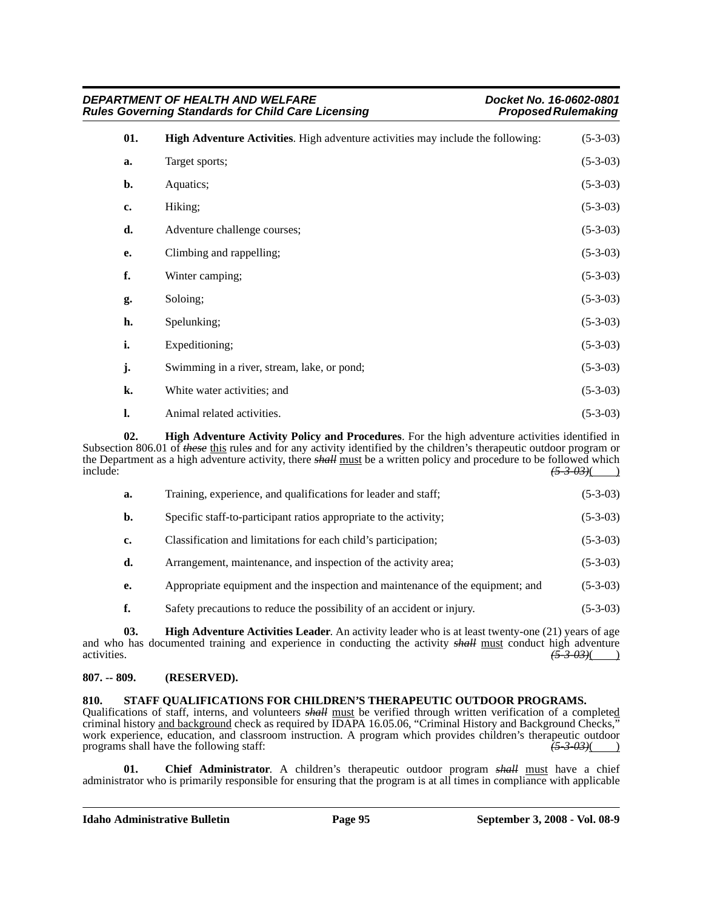**01. High Adventure Activities**. High adventure activities may include the following: (5-3-03)

**a.** Target sports; (5-3-03)

**b.** Aquatics; (5-3-03)

**c.** Hiking; (5-3-03)

**d.** Adventure challenge courses; (5-3-03)

**e.** Climbing and rappelling; (5-3-03)

**f.** Winter camping; (5-3-03)

**g.** Soloing; (5-3-03)

**h.** Spelunking; (5-3-03)

**i.** Expeditioning; (5-3-03)

**j.** Swimming in a river, stream, lake, or pond; (5-3-03)

**k.** White water activities; and (5-3-03)

**l.** Animal related activities. (5-3-03)

**02. High Adventure Activity Policy and Procedures**. For the high adventure activities identified in Subsection 806.01 of ~~*these*~~ <u>this</u> rule~~*s*~~ and for any activity identified by the children's therapeutic outdoor program or the Department as a high adventure activity, there ~~***shall***~~ <u>must</u> be a written policy and procedure to be followed which include: ~~*(5-3-03)*~~( )

**a.** Training, experience, and qualifications for leader and staff; (5-3-03)

**b.** Specific staff-to-participant ratios appropriate to the activity; (5-3-03)

**c.** Classification and limitations for each child's participation; (5-3-03)

**d.** Arrangement, maintenance, and inspection of the activity area; (5-3-03)

**e.** Appropriate equipment and the inspection and maintenance of the equipment; and (5-3-03)

**f.** Safety precautions to reduce the possibility of an accident or injury. (5-3-03)

**03. High Adventure Activities Leader**. An activity leader who is at least twenty-one (21) years of age and who has documented training and experience in conducting the activity ~~***shall***~~ <u>must</u> conduct high adventure activities. ~~*(5-3-03)*~~( )

**807. -- 809. (RESERVED).**

**810. STAFF QUALIFICATIONS FOR CHILDREN'S THERAPEUTIC OUTDOOR PROGRAMS.**

Qualifications of staff, interns, and volunteers ~~***shall***~~ <u>must</u> be verified through written verification of a complete<u>d</u> criminal history <u>and background</u> check as required by IDAPA 16.05.06, "Criminal History and Background Checks," work experience, education, and classroom instruction. A program which provides children's therapeutic outdoor programs shall have the following staff: ~~*(5-3-03)*~~( )

**01. Chief Administrator**. A children's therapeutic outdoor program ~~***shall***~~ <u>must</u> have a chief administrator who is primarily responsible for ensuring that the program is at all times in compliance with applicable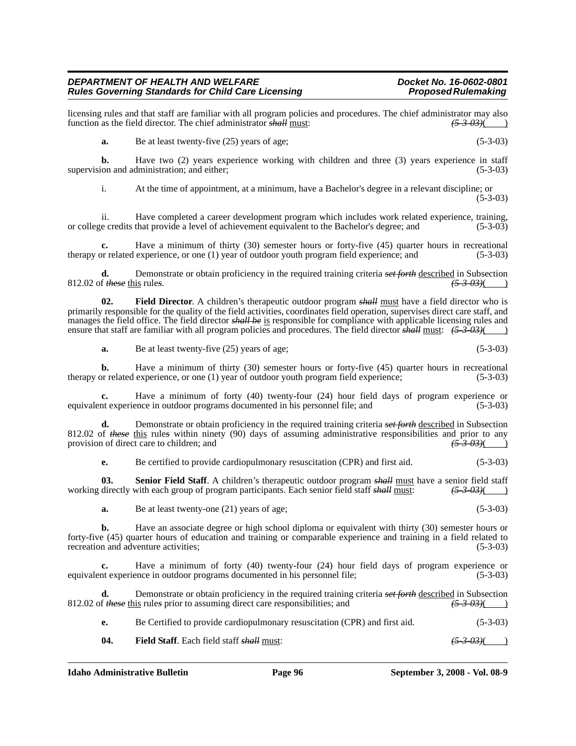licensing rules and that staff are familiar with all program policies and procedures. The chief administrator may also function as the field director. The chief administrator ~~*shall*~~ <u>must</u>: ~~*(5-3-03)*~~( )

**a.** Be at least twenty-five (25) years of age; (5-3-03)

**b.** Have two (2) years experience working with children and three (3) years experience in staff supervision and administration; and either; (5-3-03)

i. At the time of appointment, at a minimum, have a Bachelor's degree in a relevant discipline; or (5-3-03)

ii. Have completed a career development program which includes work related experience, training, or college credits that provide a level of achievement equivalent to the Bachelor's degree; and (5-3-03)

**c.** Have a minimum of thirty (30) semester hours or forty-five (45) quarter hours in recreational therapy or related experience, or one (1) year of outdoor youth program field experience; and (5-3-03)

**d.** Demonstrate or obtain proficiency in the required training criteria ~~*set forth*~~ <u>described</u> in Subsection 812.02 of ~~*these*~~ <u>this</u> rule~~*s*~~. ~~*(5-3-03)*~~( )

**02. Field Director**. A children's therapeutic outdoor program ~~*shall*~~ <u>must</u> have a field director who is primarily responsible for the quality of the field activities, coordinates field operation, supervises direct care staff, and manages the field office. The field director ~~*shall be*~~ <u>is</u> responsible for compliance with applicable licensing rules and ensure that staff are familiar with all program policies and procedures. The field director ~~*shall*~~ <u>must</u>: ~~*(5-3-03)*~~( )

**a.** Be at least twenty-five (25) years of age; (5-3-03)

**b.** Have a minimum of thirty (30) semester hours or forty-five (45) quarter hours in recreational therapy or related experience, or one (1) year of outdoor youth program field experience; (5-3-03)

**c.** Have a minimum of forty (40) twenty-four (24) hour field days of program experience or equivalent experience in outdoor programs documented in his personnel file; and (5-3-03)

**d.** Demonstrate or obtain proficiency in the required training criteria ~~*set forth*~~ <u>described</u> in Subsection 812.02 of ~~*these*~~ <u>this</u> rule~~*s*~~ within ninety (90) days of assuming administrative responsibilities and prior to any provision of direct care to children; and ~~*(5-3-03)*~~( )

**e.** Be certified to provide cardiopulmonary resuscitation (CPR) and first aid. (5-3-03)

**03. Senior Field Staff**. A children's therapeutic outdoor program ~~*shall*~~ <u>must</u> have a senior field staff working directly with each group of program participants. Each senior field staff ~~*shall*~~ <u>must</u>: ~~*(5-3-03)*~~( )

**a.** Be at least twenty-one (21) years of age; (5-3-03)

**b.** Have an associate degree or high school diploma or equivalent with thirty (30) semester hours or forty-five (45) quarter hours of education and training or comparable experience and training in a field related to recreation and adventure activities; (5-3-03)

**c.** Have a minimum of forty (40) twenty-four (24) hour field days of program experience or equivalent experience in outdoor programs documented in his personnel file; (5-3-03)

**d.** Demonstrate or obtain proficiency in the required training criteria ~~*set forth*~~ <u>described</u> in Subsection 812.02 of ~~*these*~~ <u>this</u> rule~~*s*~~ prior to assuming direct care responsibilities; and ~~*(5-3-03)*~~( )

**e.** Be Certified to provide cardiopulmonary resuscitation (CPR) and first aid. (5-3-03)

**04. Field Staff**. Each field staff ~~*shall*~~ <u>must</u>: ~~*(5-3-03)*~~( )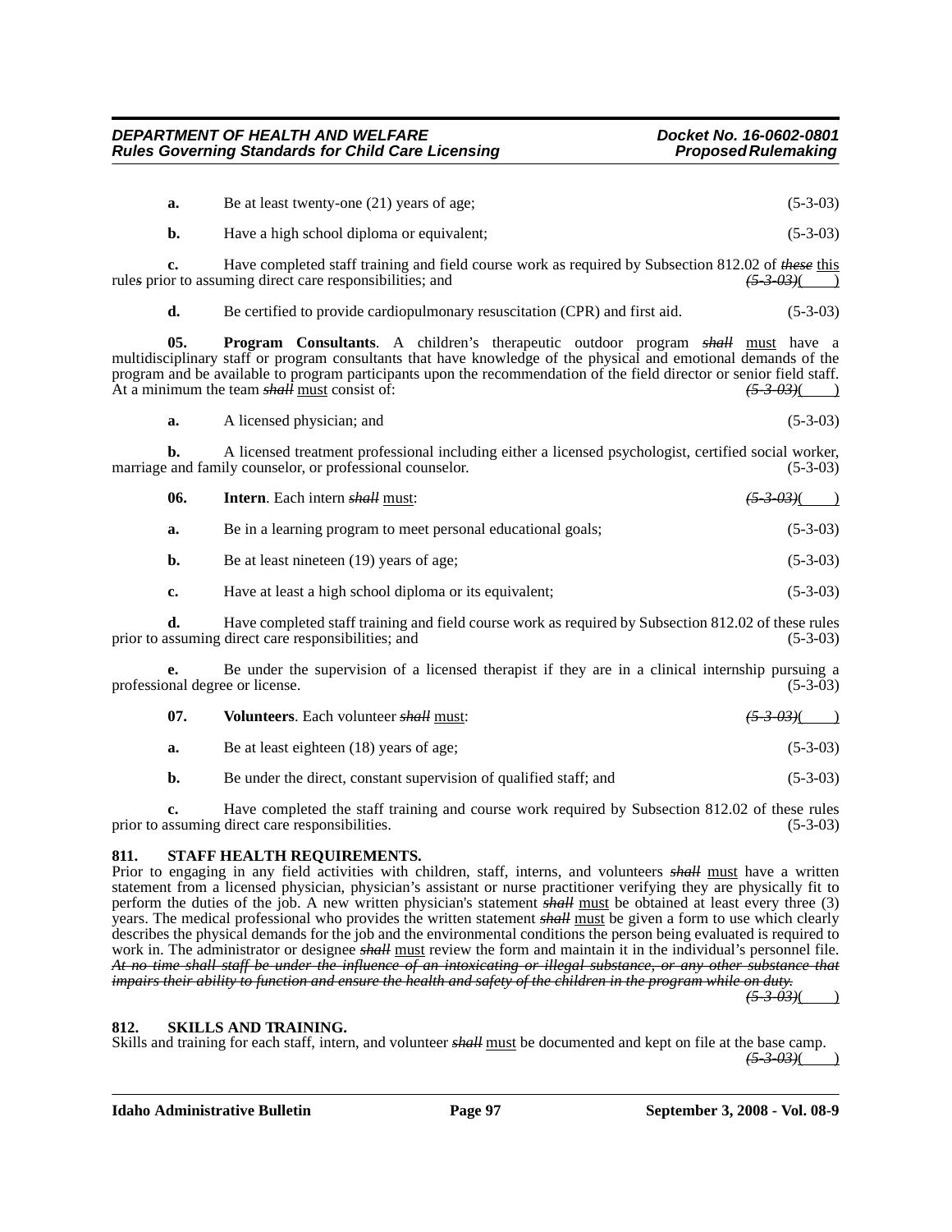**a.** Be at least twenty-one (21) years of age; (5-3-03)

**b.** Have a high school diploma or equivalent; (5-3-03)

**c.** Have completed staff training and field course work as required by Subsection 812.02 of ~~*these*~~ this rule~~s~~ prior to assuming direct care responsibilities; and ~~*(5-3-03)*~~(    )

**d.** Be certified to provide cardiopulmonary resuscitation (CPR) and first aid. (5-3-03)

**05. Program Consultants**. A children's therapeutic outdoor program ~~*shall*~~ must have a multidisciplinary staff or program consultants that have knowledge of the physical and emotional demands of the program and be available to program participants upon the recommendation of the field director or senior field staff. At a minimum the team ~~*shall*~~ must consist of: ~~*(5-3-03)*~~(    )

**a.** A licensed physician; and (5-3-03)

**b.** A licensed treatment professional including either a licensed psychologist, certified social worker, marriage and family counselor, or professional counselor. (5-3-03)

**06. Intern**. Each intern ~~*shall*~~ must: ~~*(5-3-03)*~~(    )

**a.** Be in a learning program to meet personal educational goals; (5-3-03)

**b.** Be at least nineteen (19) years of age; (5-3-03)

**c.** Have at least a high school diploma or its equivalent; (5-3-03)

**d.** Have completed staff training and field course work as required by Subsection 812.02 of these rules prior to assuming direct care responsibilities; and (5-3-03)

**e.** Be under the supervision of a licensed therapist if they are in a clinical internship pursuing a professional degree or license. (5-3-03)

**07. Volunteers**. Each volunteer ~~*shall*~~ must: ~~*(5-3-03)*~~(    )

**a.** Be at least eighteen (18) years of age; (5-3-03)

**b.** Be under the direct, constant supervision of qualified staff; and (5-3-03)

**c.** Have completed the staff training and course work required by Subsection 812.02 of these rules prior to assuming direct care responsibilities. (5-3-03)

**811. STAFF HEALTH REQUIREMENTS.**

Prior to engaging in any field activities with children, staff, interns, and volunteers ~~*shall*~~ must have a written statement from a licensed physician, physician's assistant or nurse practitioner verifying they are physically fit to perform the duties of the job. A new written physician's statement ~~*shall*~~ must be obtained at least every three (3) years. The medical professional who provides the written statement ~~*shall*~~ must be given a form to use which clearly describes the physical demands for the job and the environmental conditions the person being evaluated is required to work in. The administrator or designee ~~*shall*~~ must review the form and maintain it in the individual's personnel file. ~~*At no time shall staff be under the influence of an intoxicating or illegal substance, or any other substance that impairs their ability to function and ensure the health and safety of the children in the program while on duty.*~~ ~~*(5-3-03)*~~(    )

**812. SKILLS AND TRAINING.**

Skills and training for each staff, intern, and volunteer ~~*shall*~~ must be documented and kept on file at the base camp. ~~*(5-3-03)*~~(    )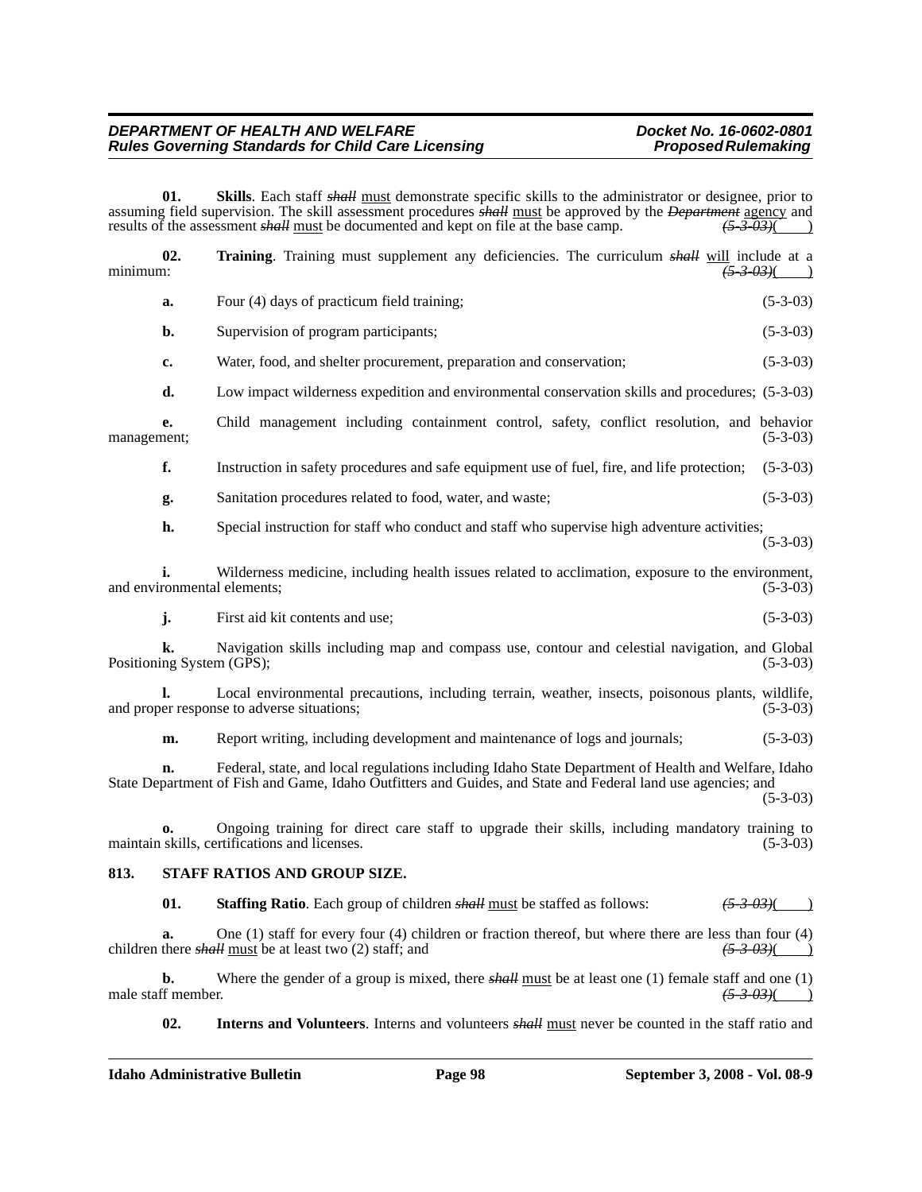**01. Skills**. Each staff ~~*shall*~~ must demonstrate specific skills to the administrator or designee, prior to assuming field supervision. The skill assessment procedures ~~*shall*~~ must be approved by the ~~*Department*~~ agency and results of the assessment ~~*shall*~~ must be documented and kept on file at the base camp. ~~*(5-3-03)*~~(    )

**02. Training**. Training must supplement any deficiencies. The curriculum ~~*shall*~~ will include at a minimum: ~~*(5-3-03)*~~(    )

**a.** Four (4) days of practicum field training; (5-3-03)

**b.** Supervision of program participants; (5-3-03)

**c.** Water, food, and shelter procurement, preparation and conservation; (5-3-03)

**d.** Low impact wilderness expedition and environmental conservation skills and procedures; (5-3-03)

**e.** Child management including containment control, safety, conflict resolution, and behavior management; (5-3-03)

**f.** Instruction in safety procedures and safe equipment use of fuel, fire, and life protection; (5-3-03)

**g.** Sanitation procedures related to food, water, and waste; (5-3-03)

**h.** Special instruction for staff who conduct and staff who supervise high adventure activities; (5-3-03)

**i.** Wilderness medicine, including health issues related to acclimation, exposure to the environment, and environmental elements; (5-3-03)

**j.** First aid kit contents and use; (5-3-03)

**k.** Navigation skills including map and compass use, contour and celestial navigation, and Global Positioning System (GPS); (5-3-03)

**l.** Local environmental precautions, including terrain, weather, insects, poisonous plants, wildlife, and proper response to adverse situations; (5-3-03)

**m.** Report writing, including development and maintenance of logs and journals; (5-3-03)

**n.** Federal, state, and local regulations including Idaho State Department of Health and Welfare, Idaho State Department of Fish and Game, Idaho Outfitters and Guides, and State and Federal land use agencies; and (5-3-03)

**o.** Ongoing training for direct care staff to upgrade their skills, including mandatory training to maintain skills, certifications and licenses. (5-3-03)

### 813. STAFF RATIOS AND GROUP SIZE.

**01. Staffing Ratio**. Each group of children ~~*shall*~~ must be staffed as follows: ~~*(5-3-03)*~~(    )

**a.** One (1) staff for every four (4) children or fraction thereof, but where there are less than four (4) children there ~~*shall*~~ must be at least two (2) staff; and ~~*(5-3-03)*~~(    )

**b.** Where the gender of a group is mixed, there ~~*shall*~~ must be at least one (1) female staff and one (1) male staff member. ~~*(5-3-03)*~~(    )

**02. Interns and Volunteers**. Interns and volunteers ~~*shall*~~ must never be counted in the staff ratio and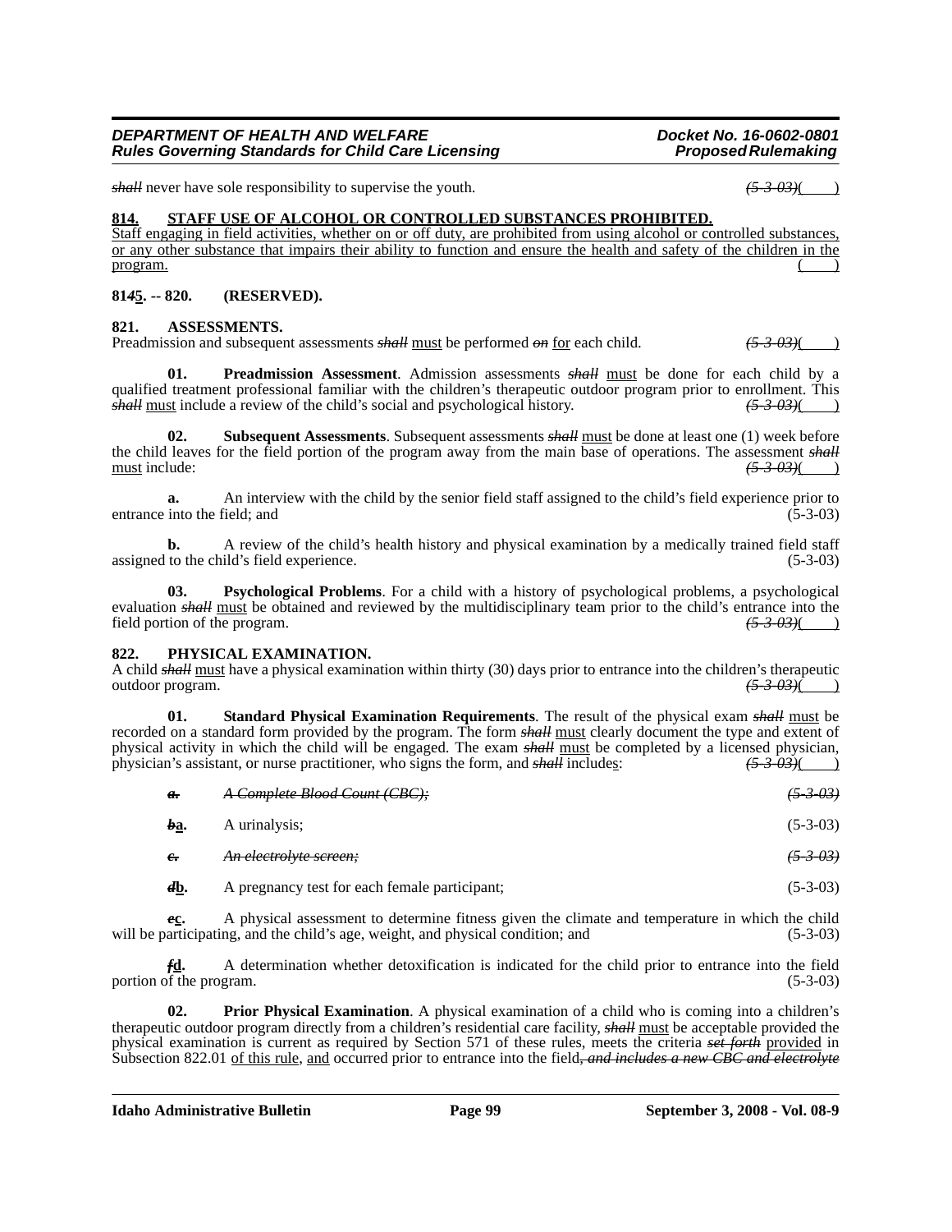*shall* never have sole responsibility to supervise the youth. *(5-3-03)*( )

**814. STAFF USE OF ALCOHOL OR CONTROLLED SUBSTANCES PROHIBITED.**

Staff engaging in field activities, whether on or off duty, are prohibited from using alcohol or controlled substances, or any other substance that impairs their ability to function and ensure the health and safety of the children in the program. ( )

**81*4*5. -- 820. (RESERVED).**

**821. ASSESSMENTS.**

Preadmission and subsequent assessments *shall* must be performed *on* for each child. *(5-3-03)*( )

**01. Preadmission Assessment**. Admission assessments *shall* must be done for each child by a qualified treatment professional familiar with the children's therapeutic outdoor program prior to enrollment. This *shall* must include a review of the child's social and psychological history. *(5-3-03)*( )

**02. Subsequent Assessments**. Subsequent assessments *shall* must be done at least one (1) week before the child leaves for the field portion of the program away from the main base of operations. The assessment *shall* must include: *(5-3-03)*( )

**a.** An interview with the child by the senior field staff assigned to the child's field experience prior to entrance into the field; and (5-3-03)

**b.** A review of the child's health history and physical examination by a medically trained field staff assigned to the child's field experience. (5-3-03)

**03. Psychological Problems**. For a child with a history of psychological problems, a psychological evaluation *shall* must be obtained and reviewed by the multidisciplinary team prior to the child's entrance into the field portion of the program. *(5-3-03)*( )

**822. PHYSICAL EXAMINATION.**

A child *shall* must have a physical examination within thirty (30) days prior to entrance into the children's therapeutic outdoor program. *(5-3-03)*( )

**01. Standard Physical Examination Requirements**. The result of the physical exam *shall* must be recorded on a standard form provided by the program. The form *shall* must clearly document the type and extent of physical activity in which the child will be engaged. The exam *shall* must be completed by a licensed physician, physician's assistant, or nurse practitioner, who signs the form, and *shall* include<u>s</u>: *(5-3-03)*( )

~~*a. A Complete Blood Count (CBC);*~~ ~~*(5-3-03)*~~

***b*a.** A urinalysis; (5-3-03)

~~*c. An electrolyte screen;*~~ ~~*(5-3-03)*~~

***d*b.** A pregnancy test for each female participant; (5-3-03)

***e*c.** A physical assessment to determine fitness given the climate and temperature in which the child will be participating, and the child's age, weight, and physical condition; and (5-3-03)

***f*d.** A determination whether detoxification is indicated for the child prior to entrance into the field portion of the program. (5-3-03)

**02. Prior Physical Examination**. A physical examination of a child who is coming into a children's therapeutic outdoor program directly from a children's residential care facility, *shall* must be acceptable provided the physical examination is current as required by Section 571 of these rules, meets the criteria *set forth* provided in Subsection 822.01 of this rule, and occurred prior to entrance into the field*, and includes a new CBC and electrolyte*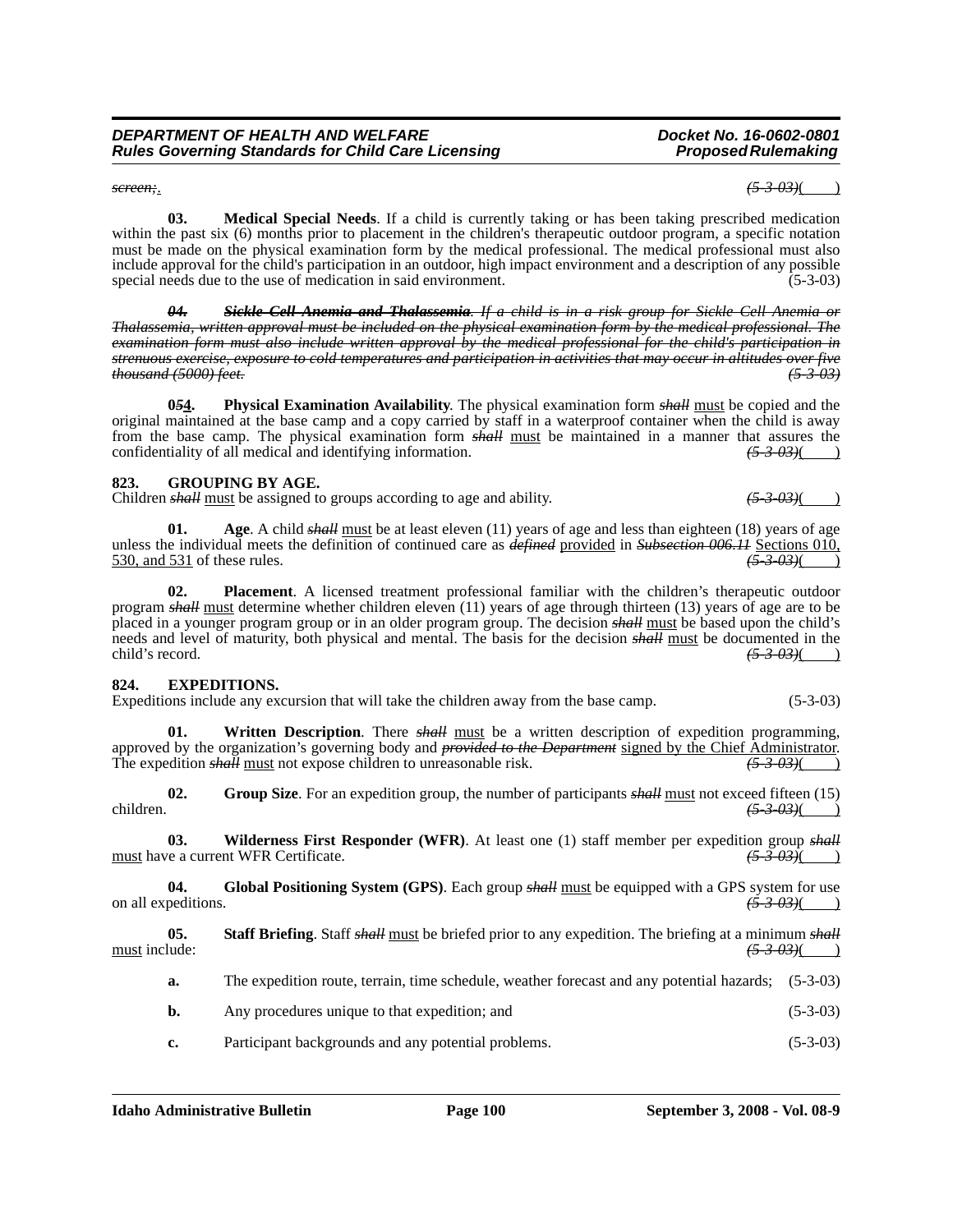~~*screen;*~~.   ~~*(5-3-03)*~~(    )

**03. Medical Special Needs**. If a child is currently taking or has been taking prescribed medication within the past six (6) months prior to placement in the children's therapeutic outdoor program, a specific notation must be made on the physical examination form by the medical professional. The medical professional must also include approval for the child's participation in an outdoor, high impact environment and a description of any possible special needs due to the use of medication in said environment. (5-3-03)

~~***04. Sickle Cell Anemia and Thalassemia**. If a child is in a risk group for Sickle Cell Anemia or Thalassemia, written approval must be included on the physical examination form by the medical professional. The examination form must also include written approval by the medical professional for the child's participation in strenuous exercise, exposure to cold temperatures and participation in activities that may occur in altitudes over five thousand (5000) feet.* (5-3-03)~~

**0~~*5*~~4. Physical Examination Availability**. The physical examination form ~~*shall*~~ must be copied and the original maintained at the base camp and a copy carried by staff in a waterproof container when the child is away from the base camp. The physical examination form ~~*shall*~~ must be maintained in a manner that assures the confidentiality of all medical and identifying information. ~~*(5-3-03)*~~(    )

## 823. GROUPING BY AGE.

Children ~~*shall*~~ must be assigned to groups according to age and ability. ~~*(5-3-03)*~~(    )

**01. Age**. A child ~~*shall*~~ must be at least eleven (11) years of age and less than eighteen (18) years of age unless the individual meets the definition of continued care as ~~*defined*~~ provided in ~~*Subsection 006.11*~~ Sections 010, 530, and 531 of these rules. ~~*(5-3-03)*~~(    )

**02. Placement**. A licensed treatment professional familiar with the children's therapeutic outdoor program ~~*shall*~~ must determine whether children eleven (11) years of age through thirteen (13) years of age are to be placed in a younger program group or in an older program group. The decision ~~*shall*~~ must be based upon the child's needs and level of maturity, both physical and mental. The basis for the decision ~~*shall*~~ must be documented in the child's record. ~~*(5-3-03)*~~(    )

## 824. EXPEDITIONS.

Expeditions include any excursion that will take the children away from the base camp. (5-3-03)

**01. Written Description**. There ~~*shall*~~ must be a written description of expedition programming, approved by the organization's governing body and ~~*provided to the Department*~~ signed by the Chief Administrator. The expedition ~~*shall*~~ must not expose children to unreasonable risk. ~~*(5-3-03)*~~(    )

**02. Group Size**. For an expedition group, the number of participants ~~*shall*~~ must not exceed fifteen (15) children. ~~*(5-3-03)*~~(    )

**03. Wilderness First Responder (WFR)**. At least one (1) staff member per expedition group ~~*shall*~~ must have a current WFR Certificate. ~~*(5-3-03)*~~(    )

**04. Global Positioning System (GPS)**. Each group ~~*shall*~~ must be equipped with a GPS system for use on all expeditions. ~~*(5-3-03)*~~(    )

**05. Staff Briefing**. Staff ~~*shall*~~ must be briefed prior to any expedition. The briefing at a minimum ~~*shall*~~ must include: ~~*(5-3-03)*~~(    )

**a.** The expedition route, terrain, time schedule, weather forecast and any potential hazards; (5-3-03)

**b.** Any procedures unique to that expedition; and (5-3-03)

**c.** Participant backgrounds and any potential problems. (5-3-03)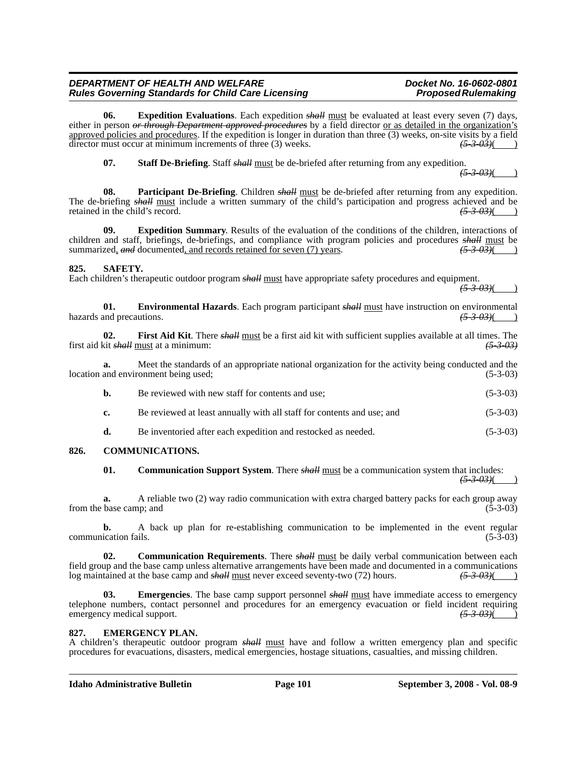**06. Expedition Evaluations**. Each expedition ~~*shall*~~ must be evaluated at least every seven (7) days, either in person ~~*or through Department approved procedures*~~ by a field director or as detailed in the organization's approved policies and procedures. If the expedition is longer in duration than three (3) weeks, on-site visits by a field director must occur at minimum increments of three (3) weeks. ~~*(5-3-03)*~~( )

**07. Staff De-Briefing**. Staff ~~*shall*~~ must be de-briefed after returning from any expedition. ~~*(5-3-03)*~~( )

**08. Participant De-Briefing**. Children ~~*shall*~~ must be de-briefed after returning from any expedition. The de-briefing ~~*shall*~~ must include a written summary of the child's participation and progress achieved and be retained in the child's record. ~~*(5-3-03)*~~( )

**09. Expedition Summary**. Results of the evaluation of the conditions of the children, interactions of children and staff, briefings, de-briefings, and compliance with program policies and procedures ~~*shall*~~ must be summarized, ~~*and*~~ documented, and records retained for seven (7) years. ~~*(5-3-03)*~~( )

**825. SAFETY.**

Each children's therapeutic outdoor program ~~*shall*~~ must have appropriate safety procedures and equipment. ~~*(5-3-03)*~~( )

**01. Environmental Hazards**. Each program participant ~~*shall*~~ must have instruction on environmental hazards and precautions. ~~*(5-3-03)*~~( )

**02. First Aid Kit**. There ~~*shall*~~ must be a first aid kit with sufficient supplies available at all times. The first aid kit ~~*shall*~~ must at a minimum: ~~*(5-3-03)*~~

**a.** Meet the standards of an appropriate national organization for the activity being conducted and the location and environment being used; (5-3-03)

**b.** Be reviewed with new staff for contents and use; (5-3-03)

**c.** Be reviewed at least annually with all staff for contents and use; and (5-3-03)

**d.** Be inventoried after each expedition and restocked as needed. (5-3-03)

**826. COMMUNICATIONS.**

**01. Communication Support System**. There ~~*shall*~~ must be a communication system that includes: ~~*(5-3-03)*~~( )

**a.** A reliable two (2) way radio communication with extra charged battery packs for each group away from the base camp; and (5-3-03)

**b.** A back up plan for re-establishing communication to be implemented in the event regular communication fails. (5-3-03)

**02. Communication Requirements**. There ~~*shall*~~ must be daily verbal communication between each field group and the base camp unless alternative arrangements have been made and documented in a communications log maintained at the base camp and ~~*shall*~~ must never exceed seventy-two (72) hours. ~~*(5-3-03)*~~( )

**03. Emergencies**. The base camp support personnel ~~*shall*~~ must have immediate access to emergency telephone numbers, contact personnel and procedures for an emergency evacuation or field incident requiring emergency medical support. ~~*(5-3-03)*~~( )

**827. EMERGENCY PLAN.**

A children's therapeutic outdoor program ~~*shall*~~ must have and follow a written emergency plan and specific procedures for evacuations, disasters, medical emergencies, hostage situations, casualties, and missing children.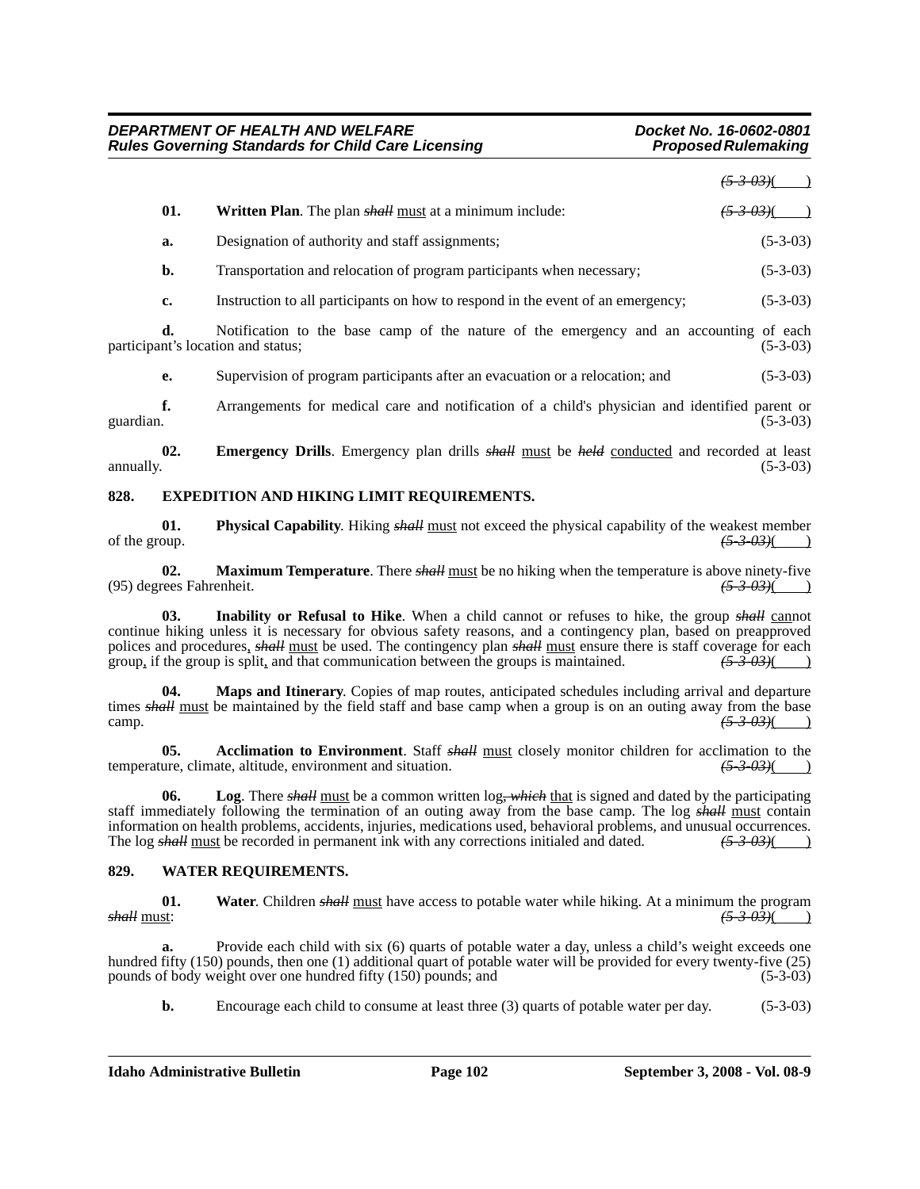~~(5-3-03)~~( )

**01. Written Plan**. The plan ~~*shall*~~ must at a minimum include: ~~(5-3-03)~~( )

**a.** Designation of authority and staff assignments; (5-3-03)

**b.** Transportation and relocation of program participants when necessary; (5-3-03)

**c.** Instruction to all participants on how to respond in the event of an emergency; (5-3-03)

**d.** Notification to the base camp of the nature of the emergency and an accounting of each participant's location and status; (5-3-03)

**e.** Supervision of program participants after an evacuation or a relocation; and (5-3-03)

**f.** Arrangements for medical care and notification of a child's physician and identified parent or guardian. (5-3-03)

**02. Emergency Drills**. Emergency plan drills ~~*shall*~~ must be ~~*held*~~ conducted and recorded at least annually. (5-3-03)

### 828. EXPEDITION AND HIKING LIMIT REQUIREMENTS.

**01. Physical Capability**. Hiking ~~*shall*~~ must not exceed the physical capability of the weakest member of the group. ~~(5-3-03)~~( )

**02. Maximum Temperature**. There ~~*shall*~~ must be no hiking when the temperature is above ninety-five (95) degrees Fahrenheit. ~~(5-3-03)~~( )

**03. Inability or Refusal to Hike**. When a child cannot or refuses to hike, the group ~~*shall*~~ cannot continue hiking unless it is necessary for obvious safety reasons, and a contingency plan, based on preapproved polices and procedures, ~~*shall*~~ must be used. The contingency plan ~~*shall*~~ must ensure there is staff coverage for each group, if the group is split, and that communication between the groups is maintained. ~~(5-3-03)~~( )

**04. Maps and Itinerary**. Copies of map routes, anticipated schedules including arrival and departure times ~~*shall*~~ must be maintained by the field staff and base camp when a group is on an outing away from the base camp. ~~(5-3-03)~~( )

**05. Acclimation to Environment**. Staff ~~*shall*~~ must closely monitor children for acclimation to the temperature, climate, altitude, environment and situation. ~~(5-3-03)~~( )

**06. Log**. There ~~*shall*~~ must be a common written log~~*, which*~~ that is signed and dated by the participating staff immediately following the termination of an outing away from the base camp. The log ~~*shall*~~ must contain information on health problems, accidents, injuries, medications used, behavioral problems, and unusual occurrences. The log ~~*shall*~~ must be recorded in permanent ink with any corrections initialed and dated. ~~(5-3-03)~~( )

### 829. WATER REQUIREMENTS.

**01. Water**. Children ~~*shall*~~ must have access to potable water while hiking. At a minimum the program ~~*shall*~~ must: ~~(5-3-03)~~( )

**a.** Provide each child with six (6) quarts of potable water a day, unless a child's weight exceeds one hundred fifty (150) pounds, then one (1) additional quart of potable water will be provided for every twenty-five (25) pounds of body weight over one hundred fifty (150) pounds; and (5-3-03)

**b.** Encourage each child to consume at least three (3) quarts of potable water per day. (5-3-03)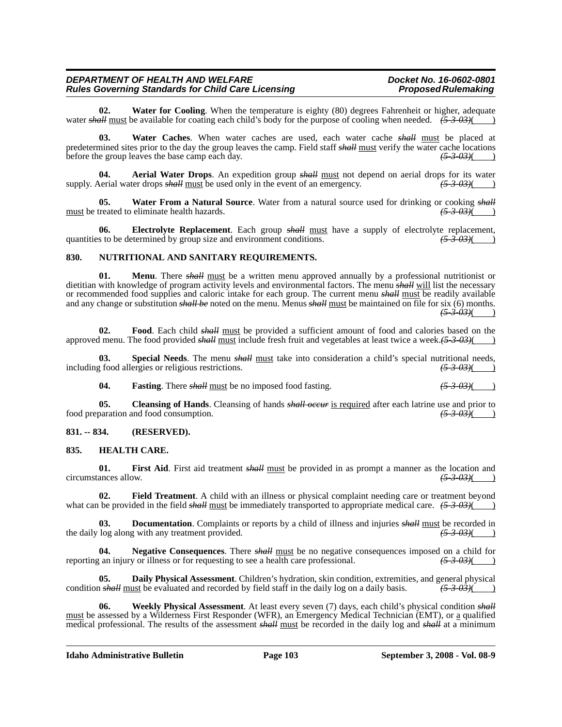**02. Water for Cooling**. When the temperature is eighty (80) degrees Fahrenheit or higher, adequate water ~~*shall*~~ must be available for coating each child's body for the purpose of cooling when needed. ~~*(5-3-03)*~~( )

**03. Water Caches**. When water caches are used, each water cache ~~*shall*~~ must be placed at predetermined sites prior to the day the group leaves the camp. Field staff ~~*shall*~~ must verify the water cache locations before the group leaves the base camp each day. ~~*(5-3-03)*~~( )

**04. Aerial Water Drops**. An expedition group ~~*shall*~~ must not depend on aerial drops for its water supply. Aerial water drops ~~*shall*~~ must be used only in the event of an emergency. ~~*(5-3-03)*~~( )

**05. Water From a Natural Source**. Water from a natural source used for drinking or cooking ~~*shall*~~ must be treated to eliminate health hazards. ~~*(5-3-03)*~~( )

**06. Electrolyte Replacement**. Each group ~~*shall*~~ must have a supply of electrolyte replacement, quantities to be determined by group size and environment conditions. ~~*(5-3-03)*~~( )

## 830. NUTRITIONAL AND SANITARY REQUIREMENTS.

**01. Menu**. There ~~*shall*~~ must be a written menu approved annually by a professional nutritionist or dietitian with knowledge of program activity levels and environmental factors. The menu ~~*shall*~~ will list the necessary or recommended food supplies and caloric intake for each group. The current menu ~~*shall*~~ must be readily available and any change or substitution ~~*shall be*~~ noted on the menu. Menus ~~*shall*~~ must be maintained on file for six (6) months. ~~*(5-3-03)*~~( )

**02. Food**. Each child ~~*shall*~~ must be provided a sufficient amount of food and calories based on the approved menu. The food provided ~~*shall*~~ must include fresh fruit and vegetables at least twice a week. ~~*(5-3-03)*~~( )

**03. Special Needs**. The menu ~~*shall*~~ must take into consideration a child's special nutritional needs, including food allergies or religious restrictions. ~~*(5-3-03)*~~( )

**04. Fasting**. There ~~*shall*~~ must be no imposed food fasting. ~~*(5-3-03)*~~( )

**05. Cleansing of Hands**. Cleansing of hands ~~*shall occur*~~ is required after each latrine use and prior to food preparation and food consumption. ~~*(5-3-03)*~~( )

## 831. -- 834. (RESERVED).

## 835. HEALTH CARE.

**01. First Aid**. First aid treatment ~~*shall*~~ must be provided in as prompt a manner as the location and circumstances allow. ~~*(5-3-03)*~~( )

**02. Field Treatment**. A child with an illness or physical complaint needing care or treatment beyond what can be provided in the field ~~*shall*~~ must be immediately transported to appropriate medical care. ~~*(5-3-03)*~~( )

**03. Documentation**. Complaints or reports by a child of illness and injuries ~~*shall*~~ must be recorded in the daily log along with any treatment provided. ~~*(5-3-03)*~~( )

**04. Negative Consequences**. There ~~*shall*~~ must be no negative consequences imposed on a child for reporting an injury or illness or for requesting to see a health care professional. ~~*(5-3-03)*~~( )

**05. Daily Physical Assessment**. Children's hydration, skin condition, extremities, and general physical condition ~~*shall*~~ must be evaluated and recorded by field staff in the daily log on a daily basis. ~~*(5-3-03)*~~( )

**06. Weekly Physical Assessment**. At least every seven (7) days, each child's physical condition ~~*shall*~~ must be assessed by a Wilderness First Responder (WFR), an Emergency Medical Technician (EMT), or a qualified medical professional. The results of the assessment ~~*shall*~~ must be recorded in the daily log and ~~*shall*~~ at a minimum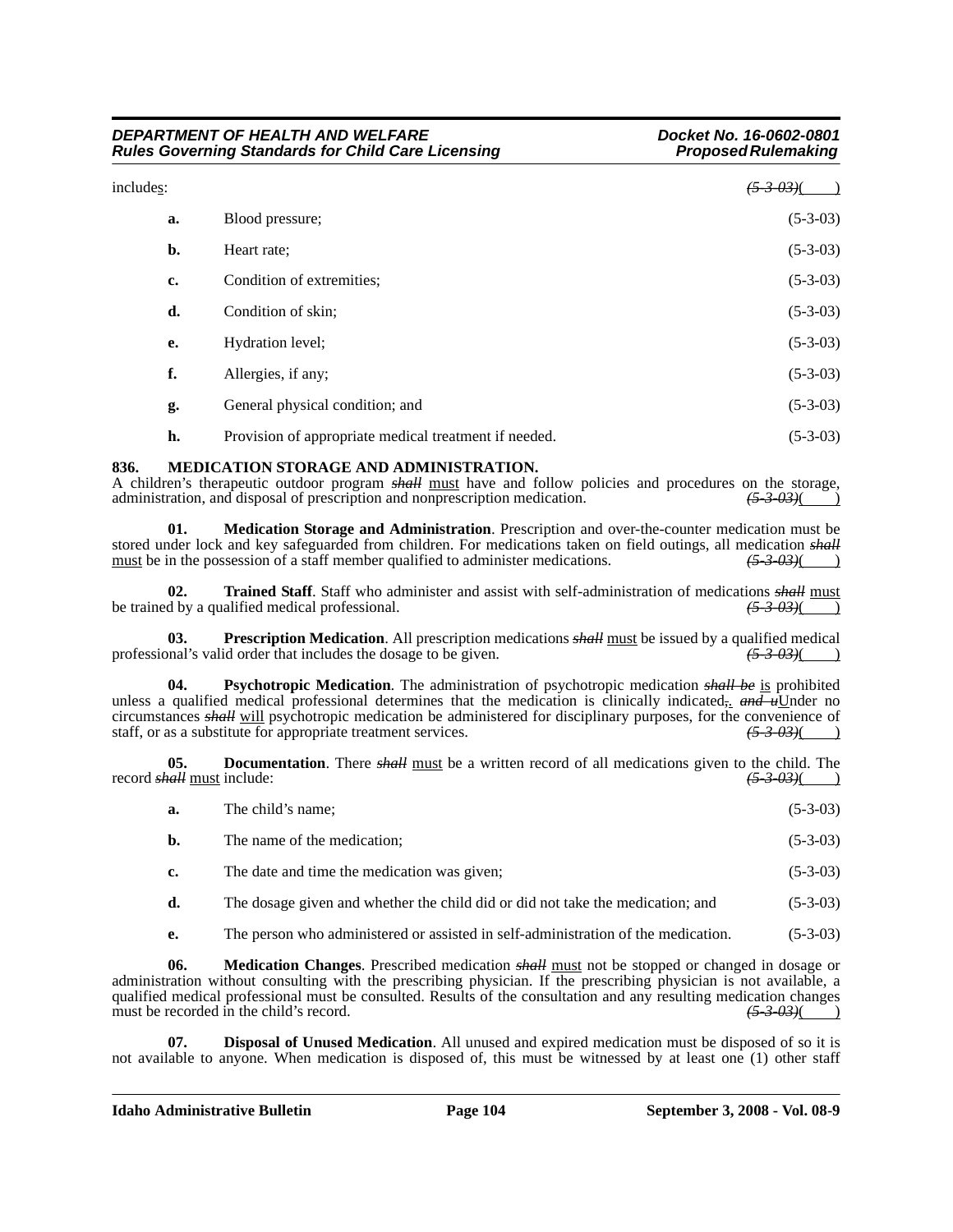includes: ~~(5-3-03)~~(____)

**a.** Blood pressure; (5-3-03)

**b.** Heart rate; (5-3-03)

**c.** Condition of extremities; (5-3-03)

**d.** Condition of skin; (5-3-03)

**e.** Hydration level; (5-3-03)

**f.** Allergies, if any; (5-3-03)

**g.** General physical condition; and (5-3-03)

**h.** Provision of appropriate medical treatment if needed. (5-3-03)

**836. MEDICATION STORAGE AND ADMINISTRATION.**

A children's therapeutic outdoor program ~~*shall*~~ must have and follow policies and procedures on the storage, administration, and disposal of prescription and nonprescription medication. ~~(5-3-03)~~(____)

**01. Medication Storage and Administration**. Prescription and over-the-counter medication must be stored under lock and key safeguarded from children. For medications taken on field outings, all medication ~~*shall*~~ must be in the possession of a staff member qualified to administer medications. ~~(5-3-03)~~(____)

**02. Trained Staff**. Staff who administer and assist with self-administration of medications ~~*shall*~~ must be trained by a qualified medical professional. ~~(5-3-03)~~(____)

**03. Prescription Medication**. All prescription medications ~~*shall*~~ must be issued by a qualified medical professional's valid order that includes the dosage to be given. ~~(5-3-03)~~(____)

**04. Psychotropic Medication**. The administration of psychotropic medication ~~*shall be*~~ is prohibited unless a qualified medical professional determines that the medication is clinically indicated~~,~~. ~~*and u*~~Under no circumstances ~~*shall*~~ will psychotropic medication be administered for disciplinary purposes, for the convenience of staff, or as a substitute for appropriate treatment services. ~~(5-3-03)~~(____)

**05. Documentation**. There ~~*shall*~~ must be a written record of all medications given to the child. The record ~~*shall*~~ must include: ~~(5-3-03)~~(____)

**a.** The child's name; (5-3-03)

**b.** The name of the medication; (5-3-03)

**c.** The date and time the medication was given; (5-3-03)

**d.** The dosage given and whether the child did or did not take the medication; and (5-3-03)

**e.** The person who administered or assisted in self-administration of the medication. (5-3-03)

**06. Medication Changes**. Prescribed medication ~~*shall*~~ must not be stopped or changed in dosage or administration without consulting with the prescribing physician. If the prescribing physician is not available, a qualified medical professional must be consulted. Results of the consultation and any resulting medication changes must be recorded in the child's record. ~~(5-3-03)~~(____)

**07. Disposal of Unused Medication**. All unused and expired medication must be disposed of so it is not available to anyone. When medication is disposed of, this must be witnessed by at least one (1) other staff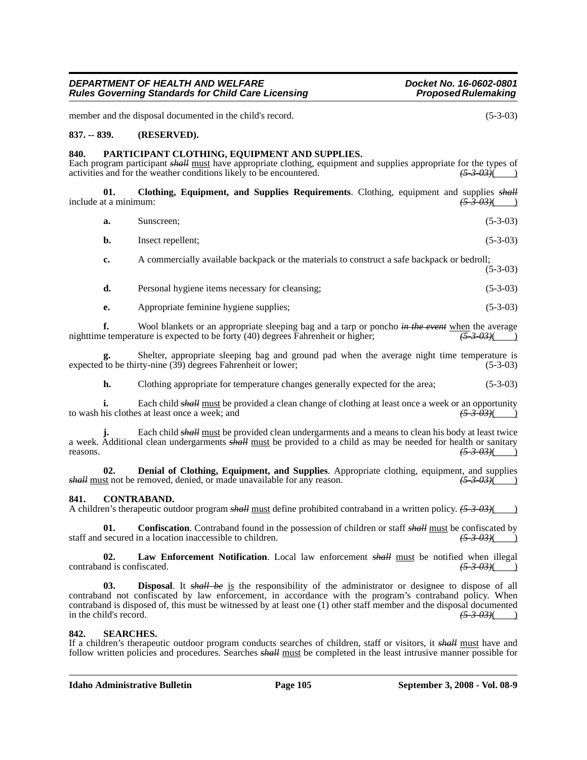member and the disposal documented in the child's record. (5-3-03)

**837. -- 839. (RESERVED).**

**840. PARTICIPANT CLOTHING, EQUIPMENT AND SUPPLIES.**

Each program participant ~~*shall*~~ must have appropriate clothing, equipment and supplies appropriate for the types of activities and for the weather conditions likely to be encountered. ~~*(5-3-03)*~~(____)

**01. Clothing, Equipment, and Supplies Requirements**. Clothing, equipment and supplies ~~*shall*~~ include at a minimum: ~~*(5-3-03)*~~(____)

**a.** Sunscreen; (5-3-03)

**b.** Insect repellent; (5-3-03)

**c.** A commercially available backpack or the materials to construct a safe backpack or bedroll; (5-3-03)

**d.** Personal hygiene items necessary for cleansing; (5-3-03)

**e.** Appropriate feminine hygiene supplies; (5-3-03)

**f.** Wool blankets or an appropriate sleeping bag and a tarp or poncho ~~*in the event*~~ when the average nighttime temperature is expected to be forty (40) degrees Fahrenheit or higher; ~~*(5-3-03)*~~(____)

**g.** Shelter, appropriate sleeping bag and ground pad when the average night time temperature is expected to be thirty-nine (39) degrees Fahrenheit or lower; (5-3-03)

**h.** Clothing appropriate for temperature changes generally expected for the area; (5-3-03)

**i.** Each child ~~*shall*~~ must be provided a clean change of clothing at least once a week or an opportunity to wash his clothes at least once a week; and ~~*(5-3-03)*~~(____)

**j.** Each child ~~*shall*~~ must be provided clean undergarments and a means to clean his body at least twice a week. Additional clean undergarments ~~*shall*~~ must be provided to a child as may be needed for health or sanitary reasons. ~~*(5-3-03)*~~(____)

**02. Denial of Clothing, Equipment, and Supplies**. Appropriate clothing, equipment, and supplies ~~*shall*~~ must not be removed, denied, or made unavailable for any reason. ~~*(5-3-03)*~~(____)

**841. CONTRABAND.**

A children's therapeutic outdoor program ~~*shall*~~ must define prohibited contraband in a written policy. ~~*(5-3-03)*~~(____)

**01. Confiscation**. Contraband found in the possession of children or staff ~~*shall*~~ must be confiscated by staff and secured in a location inaccessible to children. ~~*(5-3-03)*~~(____)

**02. Law Enforcement Notification**. Local law enforcement ~~*shall*~~ must be notified when illegal contraband is confiscated. ~~*(5-3-03)*~~(____)

**03. Disposal**. It ~~*shall be*~~ is the responsibility of the administrator or designee to dispose of all contraband not confiscated by law enforcement, in accordance with the program's contraband policy. When contraband is disposed of, this must be witnessed by at least one (1) other staff member and the disposal documented in the child's record. ~~*(5-3-03)*~~(____)

**842. SEARCHES.**

If a children's therapeutic outdoor program conducts searches of children, staff or visitors, it ~~*shall*~~ must have and follow written policies and procedures. Searches ~~*shall*~~ must be completed in the least intrusive manner possible for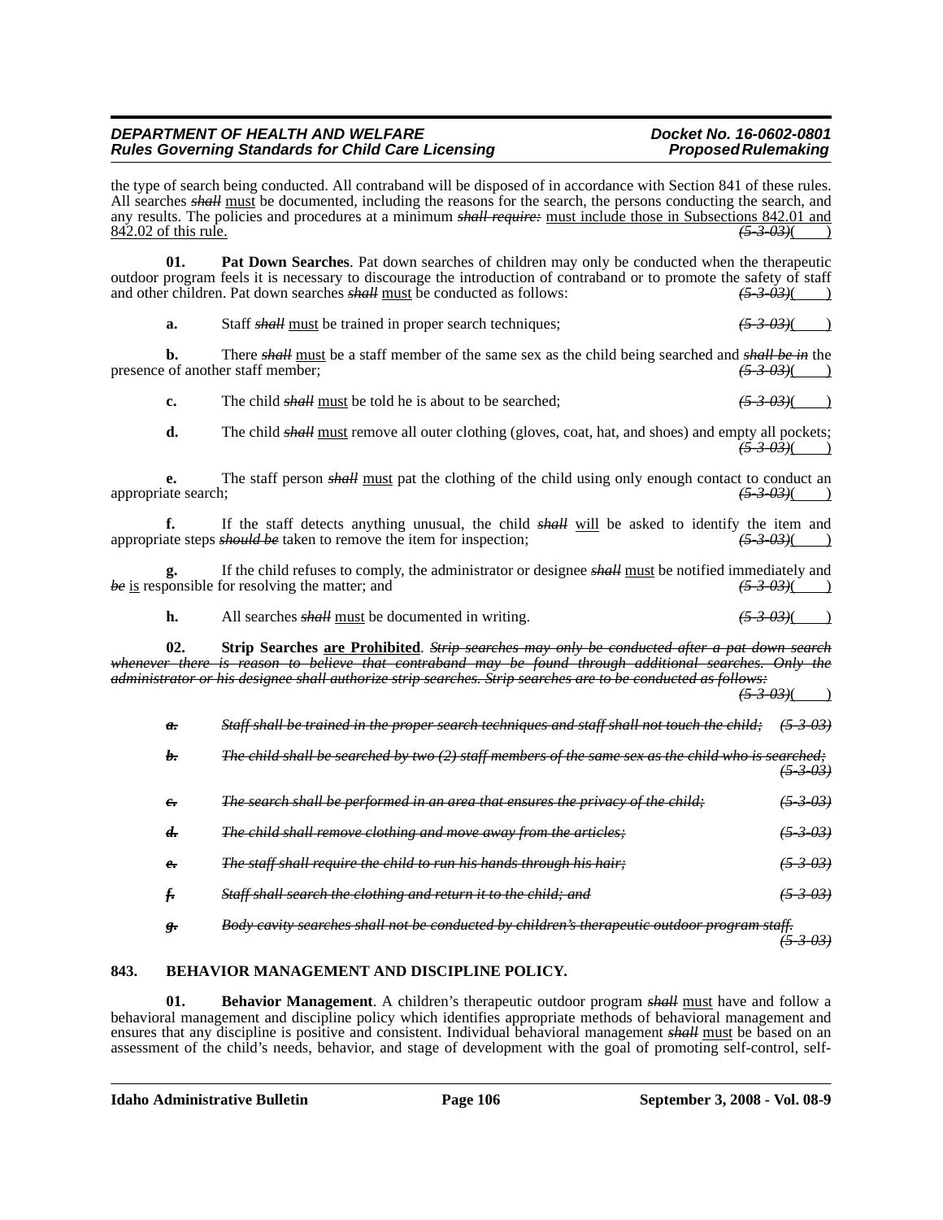the type of search being conducted. All contraband will be disposed of in accordance with Section 841 of these rules. All searches ~~*shall*~~ must be documented, including the reasons for the search, the persons conducting the search, and any results. The policies and procedures at a minimum ~~*shall require:*~~ must include those in Subsections 842.01 and 842.02 of this rule. ~~*(5-3-03)*~~(    )

**01. Pat Down Searches**. Pat down searches of children may only be conducted when the therapeutic outdoor program feels it is necessary to discourage the introduction of contraband or to promote the safety of staff and other children. Pat down searches ~~*shall*~~ must be conducted as follows: ~~*(5-3-03)*~~(    )

**a.** Staff ~~*shall*~~ must be trained in proper search techniques; ~~*(5-3-03)*~~(    )

**b.** There ~~*shall*~~ must be a staff member of the same sex as the child being searched and ~~*shall be in*~~ the presence of another staff member; ~~*(5-3-03)*~~(    )

**c.** The child ~~*shall*~~ must be told he is about to be searched; ~~*(5-3-03)*~~(    )

**d.** The child ~~*shall*~~ must remove all outer clothing (gloves, coat, hat, and shoes) and empty all pockets; ~~*(5-3-03)*~~(    )

**e.** The staff person ~~*shall*~~ must pat the clothing of the child using only enough contact to conduct an appropriate search; ~~*(5-3-03)*~~(    )

**f.** If the staff detects anything unusual, the child ~~*shall*~~ will be asked to identify the item and appropriate steps ~~*should be*~~ taken to remove the item for inspection; ~~*(5-3-03)*~~(    )

**g.** If the child refuses to comply, the administrator or designee ~~*shall*~~ must be notified immediately and ~~*be*~~ is responsible for resolving the matter; and ~~*(5-3-03)*~~(    )

**h.** All searches ~~*shall*~~ must be documented in writing. ~~*(5-3-03)*~~(    )

**02. Strip Searches are Prohibited**. ~~*Strip searches may only be conducted after a pat down search whenever there is reason to believe that contraband may be found through additional searches. Only the administrator or his designee shall authorize strip searches. Strip searches are to be conducted as follows:*~~ ~~*(5-3-03)*~~(    )

~~***a.** Staff shall be trained in the proper search techniques and staff shall not touch the child; (5-3-03)*~~

~~***b.** The child shall be searched by two (2) staff members of the same sex as the child who is searched; (5-3-03)*~~

~~***c.** The search shall be performed in an area that ensures the privacy of the child; (5-3-03)*~~

~~***d.** The child shall remove clothing and move away from the articles; (5-3-03)*~~

~~***e.** The staff shall require the child to run his hands through his hair; (5-3-03)*~~

~~***f.** Staff shall search the clothing and return it to the child; and (5-3-03)*~~

~~***g.** Body cavity searches shall not be conducted by children's therapeutic outdoor program staff. (5-3-03)*~~

## 843. BEHAVIOR MANAGEMENT AND DISCIPLINE POLICY.

**01. Behavior Management**. A children's therapeutic outdoor program ~~*shall*~~ must have and follow a behavioral management and discipline policy which identifies appropriate methods of behavioral management and ensures that any discipline is positive and consistent. Individual behavioral management ~~*shall*~~ must be based on an assessment of the child's needs, behavior, and stage of development with the goal of promoting self-control, self-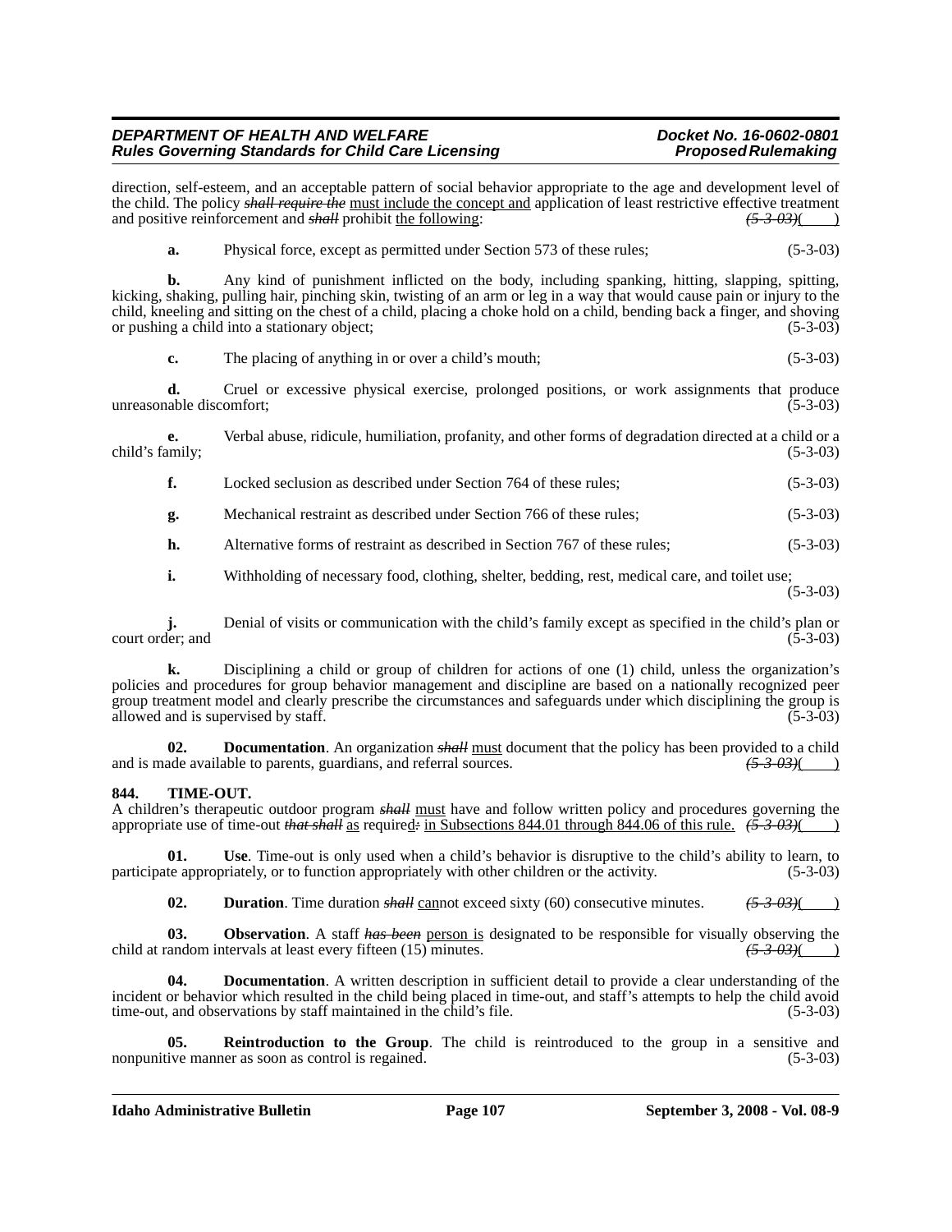direction, self-esteem, and an acceptable pattern of social behavior appropriate to the age and development level of the child. The policy ~~*shall require the*~~ must include the concept and application of least restrictive effective treatment and positive reinforcement and ~~*shall*~~ prohibit the following: ~~*(5-3-03)*~~( )

**a.** Physical force, except as permitted under Section 573 of these rules; (5-3-03)

**b.** Any kind of punishment inflicted on the body, including spanking, hitting, slapping, spitting, kicking, shaking, pulling hair, pinching skin, twisting of an arm or leg in a way that would cause pain or injury to the child, kneeling and sitting on the chest of a child, placing a choke hold on a child, bending back a finger, and shoving or pushing a child into a stationary object; (5-3-03)

**c.** The placing of anything in or over a child's mouth; (5-3-03)

**d.** Cruel or excessive physical exercise, prolonged positions, or work assignments that produce unreasonable discomfort; (5-3-03)

**e.** Verbal abuse, ridicule, humiliation, profanity, and other forms of degradation directed at a child or a child's family; (5-3-03)

**f.** Locked seclusion as described under Section 764 of these rules; (5-3-03)

**g.** Mechanical restraint as described under Section 766 of these rules; (5-3-03)

**h.** Alternative forms of restraint as described in Section 767 of these rules; (5-3-03)

**i.** Withholding of necessary food, clothing, shelter, bedding, rest, medical care, and toilet use; (5-3-03)

**j.** Denial of visits or communication with the child's family except as specified in the child's plan or court order; and (5-3-03)

**k.** Disciplining a child or group of children for actions of one (1) child, unless the organization's policies and procedures for group behavior management and discipline are based on a nationally recognized peer group treatment model and clearly prescribe the circumstances and safeguards under which disciplining the group is allowed and is supervised by staff. (5-3-03)

**02. Documentation**. An organization ~~*shall*~~ must document that the policy has been provided to a child and is made available to parents, guardians, and referral sources. ~~*(5-3-03)*~~( )

### 844. TIME-OUT.

A children's therapeutic outdoor program ~~*shall*~~ must have and follow written policy and procedures governing the appropriate use of time-out ~~*that shall*~~ as required~~:~~ in Subsections 844.01 through 844.06 of this rule. ~~*(5-3-03)*~~( )

**01. Use**. Time-out is only used when a child's behavior is disruptive to the child's ability to learn, to participate appropriately, or to function appropriately with other children or the activity. (5-3-03)

**02. Duration**. Time duration ~~*shall*~~ cannot exceed sixty (60) consecutive minutes. ~~*(5-3-03)*~~( )

**03. Observation**. A staff ~~*has been*~~ person is designated to be responsible for visually observing the child at random intervals at least every fifteen (15) minutes. ~~*(5-3-03)*~~( )

**04. Documentation**. A written description in sufficient detail to provide a clear understanding of the incident or behavior which resulted in the child being placed in time-out, and staff's attempts to help the child avoid time-out, and observations by staff maintained in the child's file. (5-3-03)

**05. Reintroduction to the Group**. The child is reintroduced to the group in a sensitive and nonpunitive manner as soon as control is regained. (5-3-03)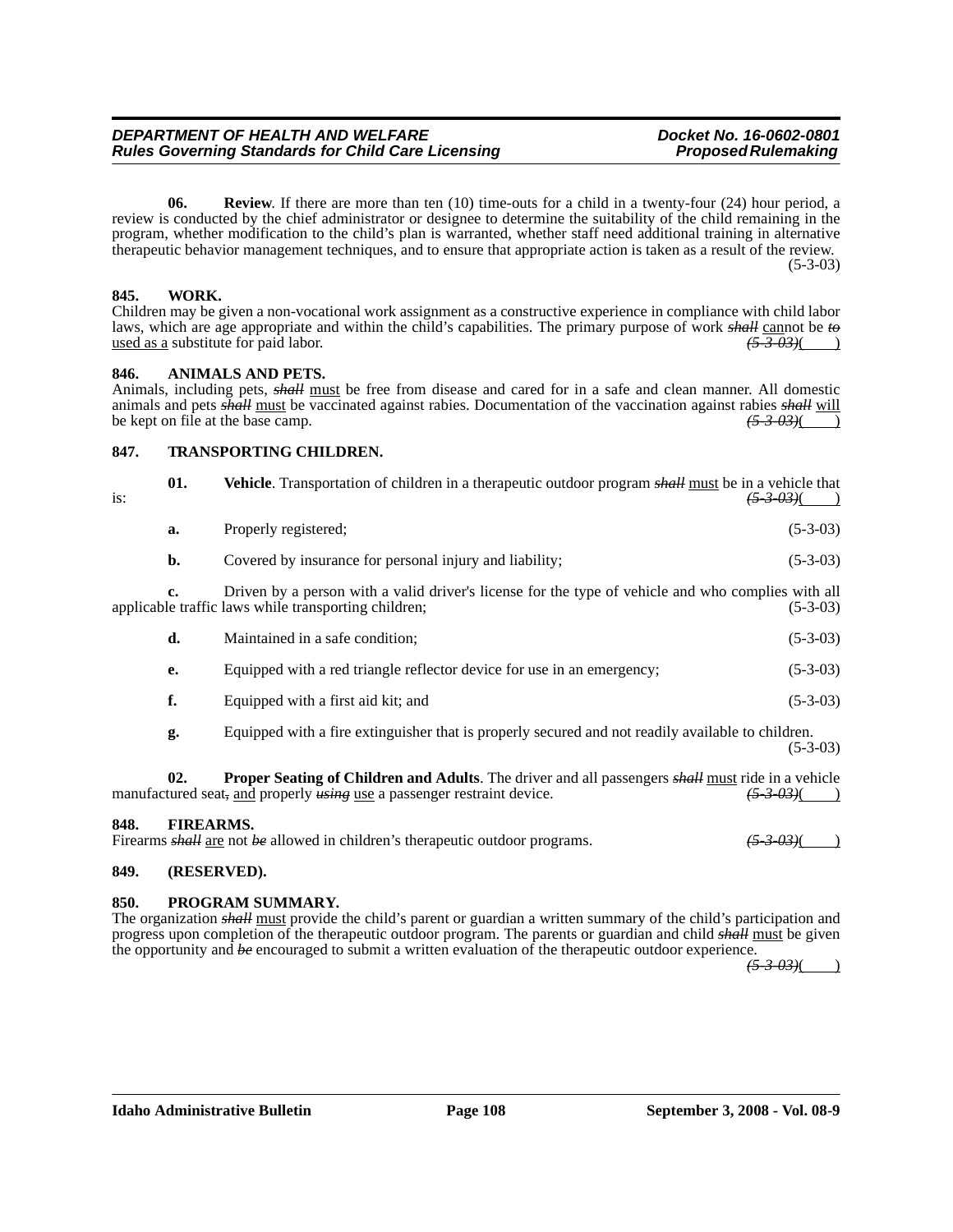**06. Review**. If there are more than ten (10) time-outs for a child in a twenty-four (24) hour period, a review is conducted by the chief administrator or designee to determine the suitability of the child remaining in the program, whether modification to the child's plan is warranted, whether staff need additional training in alternative therapeutic behavior management techniques, and to ensure that appropriate action is taken as a result of the review. (5-3-03)

**845. WORK.**

Children may be given a non-vocational work assignment as a constructive experience in compliance with child labor laws, which are age appropriate and within the child's capabilities. The primary purpose of work ~~*shall*~~ <u>cannot</u> be ~~*to*~~ <u>used as a</u> substitute for paid labor. ~~*(5-3-03)*~~<u>(    )</u>

**846. ANIMALS AND PETS.**

Animals, including pets, ~~*shall*~~ <u>must</u> be free from disease and cared for in a safe and clean manner. All domestic animals and pets ~~*shall*~~ <u>must</u> be vaccinated against rabies. Documentation of the vaccination against rabies ~~*shall*~~ <u>will</u> be kept on file at the base camp. ~~*(5-3-03)*~~<u>(    )</u>

**847. TRANSPORTING CHILDREN.**

**01. Vehicle**. Transportation of children in a therapeutic outdoor program ~~*shall*~~ <u>must</u> be in a vehicle that is: ~~*(5-3-03)*~~<u>(    )</u>

**a.** Properly registered; (5-3-03)

**b.** Covered by insurance for personal injury and liability; (5-3-03)

**c.** Driven by a person with a valid driver's license for the type of vehicle and who complies with all applicable traffic laws while transporting children; (5-3-03)

**d.** Maintained in a safe condition; (5-3-03)

**e.** Equipped with a red triangle reflector device for use in an emergency; (5-3-03)

**f.** Equipped with a first aid kit; and (5-3-03)

**g.** Equipped with a fire extinguisher that is properly secured and not readily available to children. (5-3-03)

**02. Proper Seating of Children and Adults**. The driver and all passengers ~~*shall*~~ <u>must</u> ride in a vehicle manufactured seat~~,~~ <u>and</u> properly ~~*using*~~ <u>use</u> a passenger restraint device. ~~*(5-3-03)*~~<u>(    )</u>

**848. FIREARMS.**

Firearms ~~*shall*~~ <u>are</u> not ~~*be*~~ allowed in children's therapeutic outdoor programs. ~~*(5-3-03)*~~<u>(    )</u>

**849. (RESERVED).**

**850. PROGRAM SUMMARY.**

The organization ~~*shall*~~ <u>must</u> provide the child's parent or guardian a written summary of the child's participation and progress upon completion of the therapeutic outdoor program. The parents or guardian and child ~~*shall*~~ <u>must</u> be given the opportunity and ~~*be*~~ encouraged to submit a written evaluation of the therapeutic outdoor experience. ~~*(5-3-03)*~~<u>(    )</u>